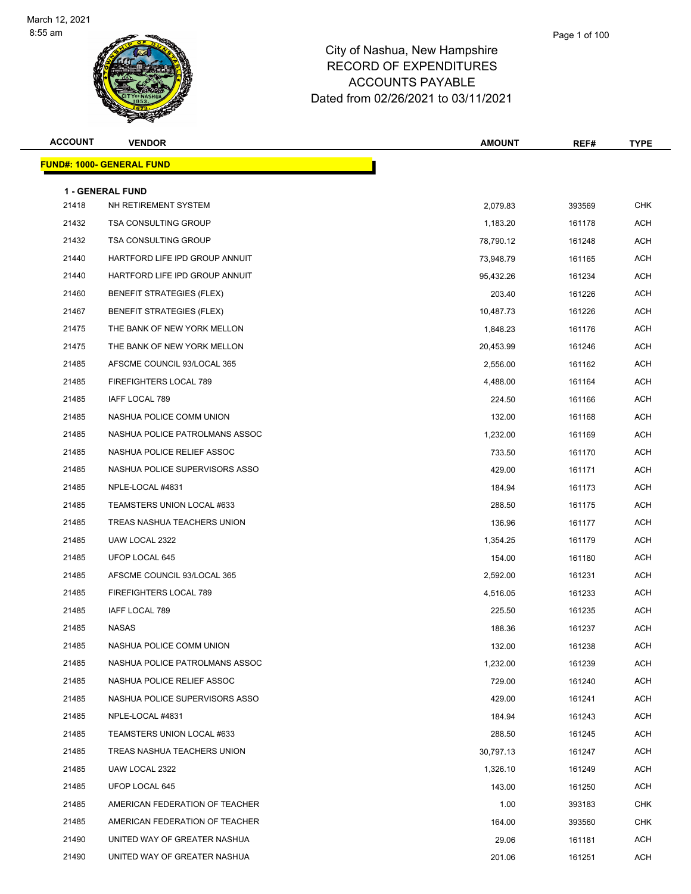March 12, 2021
8:55 am

# City of Nashua, New Hampshire
## RECORD OF EXPENDITURES
## ACCOUNTS PAYABLE
## Dated from 02/26/2021 to 03/11/2021

| ACCOUNT | VENDOR | AMOUNT | REF# | TYPE |
|---|---|---|---|---|
| **FUND#: 1000- GENERAL FUND** | | | | |
| **1 - GENERAL FUND** | | | | |
| 21418 | NH RETIREMENT SYSTEM | 2,079.83 | 393569 | CHK |
| 21432 | TSA CONSULTING GROUP | 1,183.20 | 161178 | ACH |
| 21432 | TSA CONSULTING GROUP | 78,790.12 | 161248 | ACH |
| 21440 | HARTFORD LIFE IPD GROUP ANNUIT | 73,948.79 | 161165 | ACH |
| 21440 | HARTFORD LIFE IPD GROUP ANNUIT | 95,432.26 | 161234 | ACH |
| 21460 | BENEFIT STRATEGIES (FLEX) | 203.40 | 161226 | ACH |
| 21467 | BENEFIT STRATEGIES (FLEX) | 10,487.73 | 161226 | ACH |
| 21475 | THE BANK OF NEW YORK MELLON | 1,848.23 | 161176 | ACH |
| 21475 | THE BANK OF NEW YORK MELLON | 20,453.99 | 161246 | ACH |
| 21485 | AFSCME COUNCIL 93/LOCAL 365 | 2,556.00 | 161162 | ACH |
| 21485 | FIREFIGHTERS LOCAL 789 | 4,488.00 | 161164 | ACH |
| 21485 | IAFF LOCAL 789 | 224.50 | 161166 | ACH |
| 21485 | NASHUA POLICE COMM UNION | 132.00 | 161168 | ACH |
| 21485 | NASHUA POLICE PATROLMANS ASSOC | 1,232.00 | 161169 | ACH |
| 21485 | NASHUA POLICE RELIEF ASSOC | 733.50 | 161170 | ACH |
| 21485 | NASHUA POLICE SUPERVISORS ASSO | 429.00 | 161171 | ACH |
| 21485 | NPLE-LOCAL #4831 | 184.94 | 161173 | ACH |
| 21485 | TEAMSTERS UNION LOCAL #633 | 288.50 | 161175 | ACH |
| 21485 | TREAS NASHUA TEACHERS UNION | 136.96 | 161177 | ACH |
| 21485 | UAW LOCAL 2322 | 1,354.25 | 161179 | ACH |
| 21485 | UFOP LOCAL 645 | 154.00 | 161180 | ACH |
| 21485 | AFSCME COUNCIL 93/LOCAL 365 | 2,592.00 | 161231 | ACH |
| 21485 | FIREFIGHTERS LOCAL 789 | 4,516.05 | 161233 | ACH |
| 21485 | IAFF LOCAL 789 | 225.50 | 161235 | ACH |
| 21485 | NASAS | 188.36 | 161237 | ACH |
| 21485 | NASHUA POLICE COMM UNION | 132.00 | 161238 | ACH |
| 21485 | NASHUA POLICE PATROLMANS ASSOC | 1,232.00 | 161239 | ACH |
| 21485 | NASHUA POLICE RELIEF ASSOC | 729.00 | 161240 | ACH |
| 21485 | NASHUA POLICE SUPERVISORS ASSO | 429.00 | 161241 | ACH |
| 21485 | NPLE-LOCAL #4831 | 184.94 | 161243 | ACH |
| 21485 | TEAMSTERS UNION LOCAL #633 | 288.50 | 161245 | ACH |
| 21485 | TREAS NASHUA TEACHERS UNION | 30,797.13 | 161247 | ACH |
| 21485 | UAW LOCAL 2322 | 1,326.10 | 161249 | ACH |
| 21485 | UFOP LOCAL 645 | 143.00 | 161250 | ACH |
| 21485 | AMERICAN FEDERATION OF TEACHER | 1.00 | 393183 | CHK |
| 21485 | AMERICAN FEDERATION OF TEACHER | 164.00 | 393560 | CHK |
| 21490 | UNITED WAY OF GREATER NASHUA | 29.06 | 161181 | ACH |
| 21490 | UNITED WAY OF GREATER NASHUA | 201.06 | 161251 | ACH |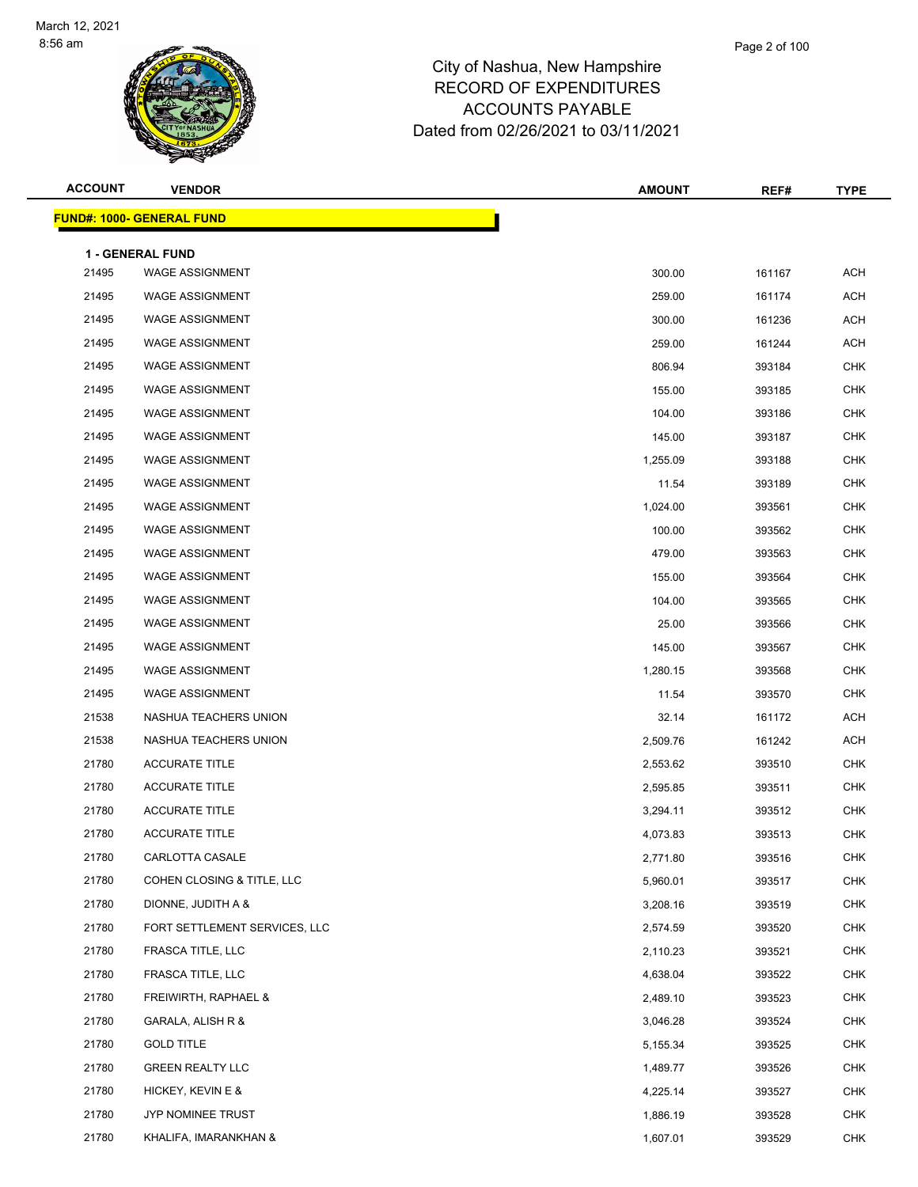City of Nashua, New Hampshire
RECORD OF EXPENDITURES
ACCOUNTS PAYABLE
Dated from 02/26/2021 to 03/11/2021

| ACCOUNT | VENDOR | AMOUNT | REF# | TYPE |
|---|---|---|---|---|

**FUND#: 1000- GENERAL FUND**

**1 - GENERAL FUND**

| ACCOUNT | VENDOR | AMOUNT | REF# | TYPE |
|---|---|---|---|---|
| 21495 | WAGE ASSIGNMENT | 300.00 | 161167 | ACH |
| 21495 | WAGE ASSIGNMENT | 259.00 | 161174 | ACH |
| 21495 | WAGE ASSIGNMENT | 300.00 | 161236 | ACH |
| 21495 | WAGE ASSIGNMENT | 259.00 | 161244 | ACH |
| 21495 | WAGE ASSIGNMENT | 806.94 | 393184 | CHK |
| 21495 | WAGE ASSIGNMENT | 155.00 | 393185 | CHK |
| 21495 | WAGE ASSIGNMENT | 104.00 | 393186 | CHK |
| 21495 | WAGE ASSIGNMENT | 145.00 | 393187 | CHK |
| 21495 | WAGE ASSIGNMENT | 1,255.09 | 393188 | CHK |
| 21495 | WAGE ASSIGNMENT | 11.54 | 393189 | CHK |
| 21495 | WAGE ASSIGNMENT | 1,024.00 | 393561 | CHK |
| 21495 | WAGE ASSIGNMENT | 100.00 | 393562 | CHK |
| 21495 | WAGE ASSIGNMENT | 479.00 | 393563 | CHK |
| 21495 | WAGE ASSIGNMENT | 155.00 | 393564 | CHK |
| 21495 | WAGE ASSIGNMENT | 104.00 | 393565 | CHK |
| 21495 | WAGE ASSIGNMENT | 25.00 | 393566 | CHK |
| 21495 | WAGE ASSIGNMENT | 145.00 | 393567 | CHK |
| 21495 | WAGE ASSIGNMENT | 1,280.15 | 393568 | CHK |
| 21495 | WAGE ASSIGNMENT | 11.54 | 393570 | CHK |
| 21538 | NASHUA TEACHERS UNION | 32.14 | 161172 | ACH |
| 21538 | NASHUA TEACHERS UNION | 2,509.76 | 161242 | ACH |
| 21780 | ACCURATE TITLE | 2,553.62 | 393510 | CHK |
| 21780 | ACCURATE TITLE | 2,595.85 | 393511 | CHK |
| 21780 | ACCURATE TITLE | 3,294.11 | 393512 | CHK |
| 21780 | ACCURATE TITLE | 4,073.83 | 393513 | CHK |
| 21780 | CARLOTTA CASALE | 2,771.80 | 393516 | CHK |
| 21780 | COHEN CLOSING & TITLE, LLC | 5,960.01 | 393517 | CHK |
| 21780 | DIONNE, JUDITH A & | 3,208.16 | 393519 | CHK |
| 21780 | FORT SETTLEMENT SERVICES, LLC | 2,574.59 | 393520 | CHK |
| 21780 | FRASCA TITLE, LLC | 2,110.23 | 393521 | CHK |
| 21780 | FRASCA TITLE, LLC | 4,638.04 | 393522 | CHK |
| 21780 | FREIWIRTH, RAPHAEL & | 2,489.10 | 393523 | CHK |
| 21780 | GARALA, ALISH R & | 3,046.28 | 393524 | CHK |
| 21780 | GOLD TITLE | 5,155.34 | 393525 | CHK |
| 21780 | GREEN REALTY LLC | 1,489.77 | 393526 | CHK |
| 21780 | HICKEY, KEVIN E & | 4,225.14 | 393527 | CHK |
| 21780 | JYP NOMINEE TRUST | 1,886.19 | 393528 | CHK |
| 21780 | KHALIFA, IMARANKHAN & | 1,607.01 | 393529 | CHK |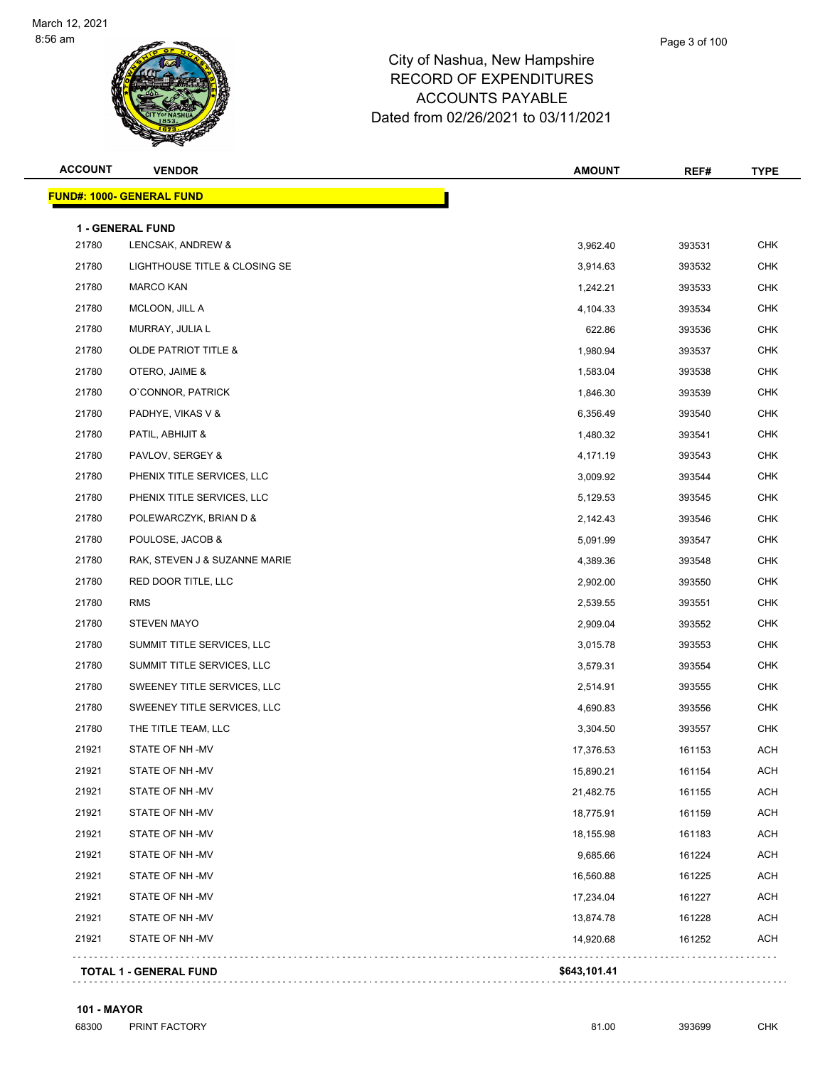# City of Nashua, New Hampshire
## RECORD OF EXPENDITURES
## ACCOUNTS PAYABLE
## Dated from 02/26/2021 to 03/11/2021

| ACCOUNT | VENDOR | AMOUNT | REF# | TYPE |
|---|---|---|---|---|
| **FUND#: 1000- GENERAL FUND** | | | | |
| **1 - GENERAL FUND** | | | | |
| 21780 | LENCSAK, ANDREW & | 3,962.40 | 393531 | CHK |
| 21780 | LIGHTHOUSE TITLE & CLOSING SE | 3,914.63 | 393532 | CHK |
| 21780 | MARCO KAN | 1,242.21 | 393533 | CHK |
| 21780 | MCLOON, JILL A | 4,104.33 | 393534 | CHK |
| 21780 | MURRAY, JULIA L | 622.86 | 393536 | CHK |
| 21780 | OLDE PATRIOT TITLE & | 1,980.94 | 393537 | CHK |
| 21780 | OTERO, JAIME & | 1,583.04 | 393538 | CHK |
| 21780 | O`CONNOR, PATRICK | 1,846.30 | 393539 | CHK |
| 21780 | PADHYE, VIKAS V & | 6,356.49 | 393540 | CHK |
| 21780 | PATIL, ABHIJIT & | 1,480.32 | 393541 | CHK |
| 21780 | PAVLOV, SERGEY & | 4,171.19 | 393543 | CHK |
| 21780 | PHENIX TITLE SERVICES, LLC | 3,009.92 | 393544 | CHK |
| 21780 | PHENIX TITLE SERVICES, LLC | 5,129.53 | 393545 | CHK |
| 21780 | POLEWARCZYK, BRIAN D & | 2,142.43 | 393546 | CHK |
| 21780 | POULOSE, JACOB & | 5,091.99 | 393547 | CHK |
| 21780 | RAK, STEVEN J & SUZANNE MARIE | 4,389.36 | 393548 | CHK |
| 21780 | RED DOOR TITLE, LLC | 2,902.00 | 393550 | CHK |
| 21780 | RMS | 2,539.55 | 393551 | CHK |
| 21780 | STEVEN MAYO | 2,909.04 | 393552 | CHK |
| 21780 | SUMMIT TITLE SERVICES, LLC | 3,015.78 | 393553 | CHK |
| 21780 | SUMMIT TITLE SERVICES, LLC | 3,579.31 | 393554 | CHK |
| 21780 | SWEENEY TITLE SERVICES, LLC | 2,514.91 | 393555 | CHK |
| 21780 | SWEENEY TITLE SERVICES, LLC | 4,690.83 | 393556 | CHK |
| 21780 | THE TITLE TEAM, LLC | 3,304.50 | 393557 | CHK |
| 21921 | STATE OF NH -MV | 17,376.53 | 161153 | ACH |
| 21921 | STATE OF NH -MV | 15,890.21 | 161154 | ACH |
| 21921 | STATE OF NH -MV | 21,482.75 | 161155 | ACH |
| 21921 | STATE OF NH -MV | 18,775.91 | 161159 | ACH |
| 21921 | STATE OF NH -MV | 18,155.98 | 161183 | ACH |
| 21921 | STATE OF NH -MV | 9,685.66 | 161224 | ACH |
| 21921 | STATE OF NH -MV | 16,560.88 | 161225 | ACH |
| 21921 | STATE OF NH -MV | 17,234.04 | 161227 | ACH |
| 21921 | STATE OF NH -MV | 13,874.78 | 161228 | ACH |
| 21921 | STATE OF NH -MV | 14,920.68 | 161252 | ACH |
| **TOTAL 1 - GENERAL FUND** | | **$643,101.41** | | |
| **101 - MAYOR** | | | | |
| 68300 | PRINT FACTORY | 81.00 | 393699 | CHK |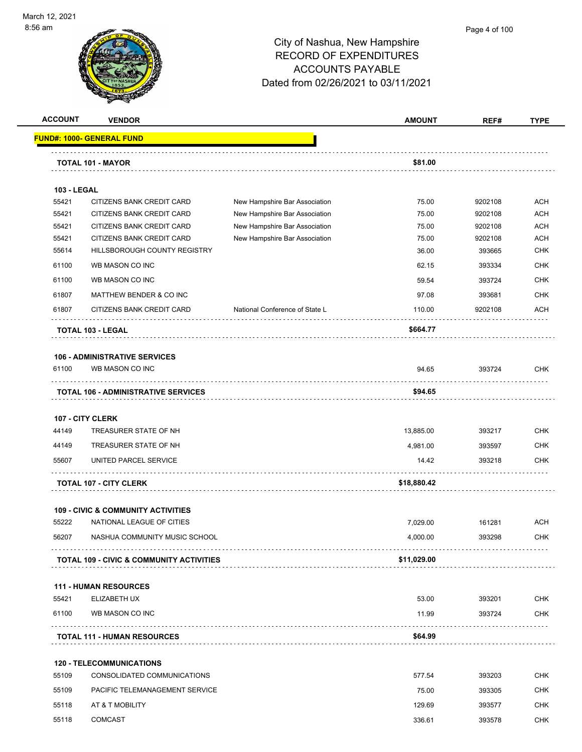City of Nashua, New Hampshire
RECORD OF EXPENDITURES
ACCOUNTS PAYABLE
Dated from 02/26/2021 to 03/11/2021

| ACCOUNT | VENDOR | | AMOUNT | REF# | TYPE |
|---|---|---|---|---|---|
| **FUND#: 1000- GENERAL FUND** | | | | | |
| **TOTAL 101 - MAYOR** | | | **$81.00** | | |
| **103 - LEGAL** | | | | | |
| 55421 | CITIZENS BANK CREDIT CARD | New Hampshire Bar Association | 75.00 | 9202108 | ACH |
| 55421 | CITIZENS BANK CREDIT CARD | New Hampshire Bar Association | 75.00 | 9202108 | ACH |
| 55421 | CITIZENS BANK CREDIT CARD | New Hampshire Bar Association | 75.00 | 9202108 | ACH |
| 55421 | CITIZENS BANK CREDIT CARD | New Hampshire Bar Association | 75.00 | 9202108 | ACH |
| 55614 | HILLSBOROUGH COUNTY REGISTRY | | 36.00 | 393665 | CHK |
| 61100 | WB MASON CO INC | | 62.15 | 393334 | CHK |
| 61100 | WB MASON CO INC | | 59.54 | 393724 | CHK |
| 61807 | MATTHEW BENDER & CO INC | | 97.08 | 393681 | CHK |
| 61807 | CITIZENS BANK CREDIT CARD | National Conference of State L | 110.00 | 9202108 | ACH |
| **TOTAL 103 - LEGAL** | | | **$664.77** | | |
| **106 - ADMINISTRATIVE SERVICES** | | | | | |
| 61100 | WB MASON CO INC | | 94.65 | 393724 | CHK |
| **TOTAL 106 - ADMINISTRATIVE SERVICES** | | | **$94.65** | | |
| **107 - CITY CLERK** | | | | | |
| 44149 | TREASURER STATE OF NH | | 13,885.00 | 393217 | CHK |
| 44149 | TREASURER STATE OF NH | | 4,981.00 | 393597 | CHK |
| 55607 | UNITED PARCEL SERVICE | | 14.42 | 393218 | CHK |
| **TOTAL 107 - CITY CLERK** | | | **$18,880.42** | | |
| **109 - CIVIC & COMMUNITY ACTIVITIES** | | | | | |
| 55222 | NATIONAL LEAGUE OF CITIES | | 7,029.00 | 161281 | ACH |
| 56207 | NASHUA COMMUNITY MUSIC SCHOOL | | 4,000.00 | 393298 | CHK |
| **TOTAL 109 - CIVIC & COMMUNITY ACTIVITIES** | | | **$11,029.00** | | |
| **111 - HUMAN RESOURCES** | | | | | |
| 55421 | ELIZABETH UX | | 53.00 | 393201 | CHK |
| 61100 | WB MASON CO INC | | 11.99 | 393724 | CHK |
| **TOTAL 111 - HUMAN RESOURCES** | | | **$64.99** | | |
| **120 - TELECOMMUNICATIONS** | | | | | |
| 55109 | CONSOLIDATED COMMUNICATIONS | | 577.54 | 393203 | CHK |
| 55109 | PACIFIC TELEMANAGEMENT SERVICE | | 75.00 | 393305 | CHK |
| 55118 | AT & T MOBILITY | | 129.69 | 393577 | CHK |
| 55118 | COMCAST | | 336.61 | 393578 | CHK |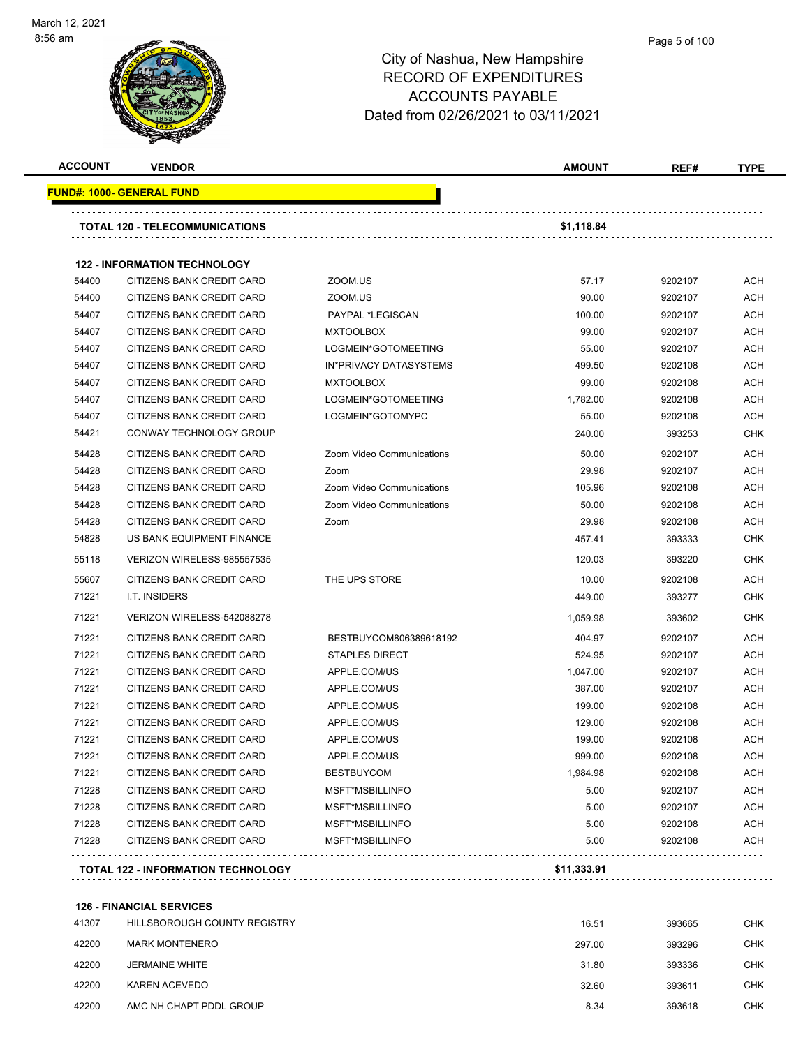March 12, 2021
8:56 am

# City of Nashua, New Hampshire
## RECORD OF EXPENDITURES
## ACCOUNTS PAYABLE
## Dated from 02/26/2021 to 03/11/2021

| ACCOUNT | VENDOR | | AMOUNT | REF# | TYPE |
|---|---|---|---|---|---|
| **FUND#: 1000- GENERAL FUND** | | | | | |
| **TOTAL 120 - TELECOMMUNICATIONS** | | | **$1,118.84** | | |
| **122 - INFORMATION TECHNOLOGY** | | | | | |
| 54400 | CITIZENS BANK CREDIT CARD | ZOOM.US | 57.17 | 9202107 | ACH |
| 54400 | CITIZENS BANK CREDIT CARD | ZOOM.US | 90.00 | 9202107 | ACH |
| 54407 | CITIZENS BANK CREDIT CARD | PAYPAL *LEGISCAN | 100.00 | 9202107 | ACH |
| 54407 | CITIZENS BANK CREDIT CARD | MXTOOLBOX | 99.00 | 9202107 | ACH |
| 54407 | CITIZENS BANK CREDIT CARD | LOGMEIN*GOTOMEETING | 55.00 | 9202107 | ACH |
| 54407 | CITIZENS BANK CREDIT CARD | IN*PRIVACY DATASYSTEMS | 499.50 | 9202108 | ACH |
| 54407 | CITIZENS BANK CREDIT CARD | MXTOOLBOX | 99.00 | 9202108 | ACH |
| 54407 | CITIZENS BANK CREDIT CARD | LOGMEIN*GOTOMEETING | 1,782.00 | 9202108 | ACH |
| 54407 | CITIZENS BANK CREDIT CARD | LOGMEIN*GOTOMYPC | 55.00 | 9202108 | ACH |
| 54421 | CONWAY TECHNOLOGY GROUP | | 240.00 | 393253 | CHK |
| 54428 | CITIZENS BANK CREDIT CARD | Zoom Video Communications | 50.00 | 9202107 | ACH |
| 54428 | CITIZENS BANK CREDIT CARD | Zoom | 29.98 | 9202107 | ACH |
| 54428 | CITIZENS BANK CREDIT CARD | Zoom Video Communications | 105.96 | 9202108 | ACH |
| 54428 | CITIZENS BANK CREDIT CARD | Zoom Video Communications | 50.00 | 9202108 | ACH |
| 54428 | CITIZENS BANK CREDIT CARD | Zoom | 29.98 | 9202108 | ACH |
| 54828 | US BANK EQUIPMENT FINANCE | | 457.41 | 393333 | CHK |
| 55118 | VERIZON WIRELESS-985557535 | | 120.03 | 393220 | CHK |
| 55607 | CITIZENS BANK CREDIT CARD | THE UPS STORE | 10.00 | 9202108 | ACH |
| 71221 | I.T. INSIDERS | | 449.00 | 393277 | CHK |
| 71221 | VERIZON WIRELESS-542088278 | | 1,059.98 | 393602 | CHK |
| 71221 | CITIZENS BANK CREDIT CARD | BESTBUYCOM806389618192 | 404.97 | 9202107 | ACH |
| 71221 | CITIZENS BANK CREDIT CARD | STAPLES DIRECT | 524.95 | 9202107 | ACH |
| 71221 | CITIZENS BANK CREDIT CARD | APPLE.COM/US | 1,047.00 | 9202107 | ACH |
| 71221 | CITIZENS BANK CREDIT CARD | APPLE.COM/US | 387.00 | 9202107 | ACH |
| 71221 | CITIZENS BANK CREDIT CARD | APPLE.COM/US | 199.00 | 9202108 | ACH |
| 71221 | CITIZENS BANK CREDIT CARD | APPLE.COM/US | 129.00 | 9202108 | ACH |
| 71221 | CITIZENS BANK CREDIT CARD | APPLE.COM/US | 199.00 | 9202108 | ACH |
| 71221 | CITIZENS BANK CREDIT CARD | APPLE.COM/US | 999.00 | 9202108 | ACH |
| 71221 | CITIZENS BANK CREDIT CARD | BESTBUYCOM | 1,984.98 | 9202108 | ACH |
| 71228 | CITIZENS BANK CREDIT CARD | MSFT*MSBILLINFO | 5.00 | 9202107 | ACH |
| 71228 | CITIZENS BANK CREDIT CARD | MSFT*MSBILLINFO | 5.00 | 9202107 | ACH |
| 71228 | CITIZENS BANK CREDIT CARD | MSFT*MSBILLINFO | 5.00 | 9202108 | ACH |
| 71228 | CITIZENS BANK CREDIT CARD | MSFT*MSBILLINFO | 5.00 | 9202108 | ACH |
| **TOTAL 122 - INFORMATION TECHNOLOGY** | | | **$11,333.91** | | |
| **126 - FINANCIAL SERVICES** | | | | | |
| 41307 | HILLSBOROUGH COUNTY REGISTRY | | 16.51 | 393665 | CHK |
| 42200 | MARK MONTENERO | | 297.00 | 393296 | CHK |
| 42200 | JERMAINE WHITE | | 31.80 | 393336 | CHK |
| 42200 | KAREN ACEVEDO | | 32.60 | 393611 | CHK |
| 42200 | AMC NH CHAPT PDDL GROUP | | 8.34 | 393618 | CHK |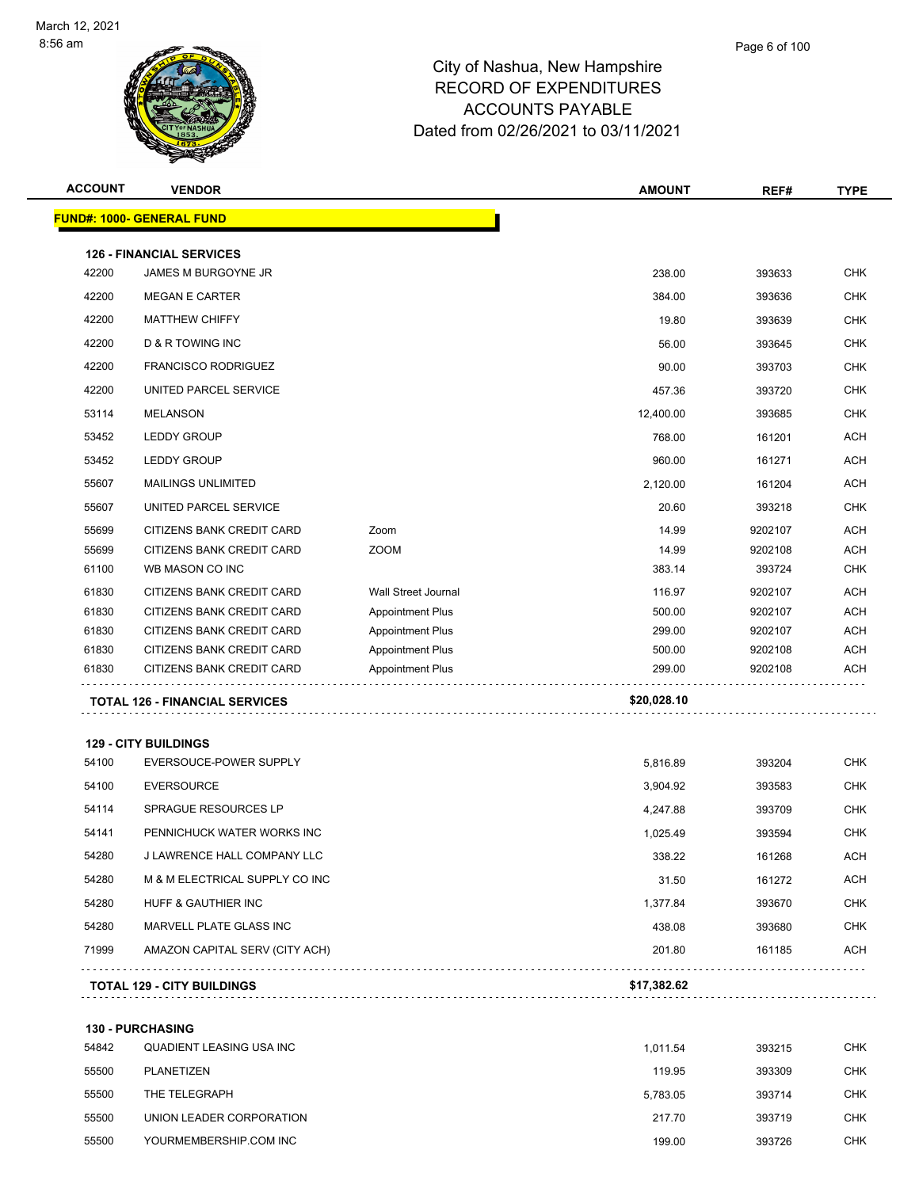# City of Nashua, New Hampshire
## RECORD OF EXPENDITURES
## ACCOUNTS PAYABLE
### Dated from 02/26/2021 to 03/11/2021

| ACCOUNT | VENDOR | | AMOUNT | REF# | TYPE |
|---|---|---|---|---|---|
| **FUND#: 1000- GENERAL FUND** | | | | | |
| **126 - FINANCIAL SERVICES** | | | | | |
| 42200 | JAMES M BURGOYNE JR | | 238.00 | 393633 | CHK |
| 42200 | MEGAN E CARTER | | 384.00 | 393636 | CHK |
| 42200 | MATTHEW CHIFFY | | 19.80 | 393639 | CHK |
| 42200 | D & R TOWING INC | | 56.00 | 393645 | CHK |
| 42200 | FRANCISCO RODRIGUEZ | | 90.00 | 393703 | CHK |
| 42200 | UNITED PARCEL SERVICE | | 457.36 | 393720 | CHK |
| 53114 | MELANSON | | 12,400.00 | 393685 | CHK |
| 53452 | LEDDY GROUP | | 768.00 | 161201 | ACH |
| 53452 | LEDDY GROUP | | 960.00 | 161271 | ACH |
| 55607 | MAILINGS UNLIMITED | | 2,120.00 | 161204 | ACH |
| 55607 | UNITED PARCEL SERVICE | | 20.60 | 393218 | CHK |
| 55699 | CITIZENS BANK CREDIT CARD | Zoom | 14.99 | 9202107 | ACH |
| 55699 | CITIZENS BANK CREDIT CARD | ZOOM | 14.99 | 9202108 | ACH |
| 61100 | WB MASON CO INC | | 383.14 | 393724 | CHK |
| 61830 | CITIZENS BANK CREDIT CARD | Wall Street Journal | 116.97 | 9202107 | ACH |
| 61830 | CITIZENS BANK CREDIT CARD | Appointment Plus | 500.00 | 9202107 | ACH |
| 61830 | CITIZENS BANK CREDIT CARD | Appointment Plus | 299.00 | 9202107 | ACH |
| 61830 | CITIZENS BANK CREDIT CARD | Appointment Plus | 500.00 | 9202108 | ACH |
| 61830 | CITIZENS BANK CREDIT CARD | Appointment Plus | 299.00 | 9202108 | ACH |
| **TOTAL 126 - FINANCIAL SERVICES** | | | **$20,028.10** | | |
| **129 - CITY BUILDINGS** | | | | | |
| 54100 | EVERSOUCE-POWER SUPPLY | | 5,816.89 | 393204 | CHK |
| 54100 | EVERSOURCE | | 3,904.92 | 393583 | CHK |
| 54114 | SPRAGUE RESOURCES LP | | 4,247.88 | 393709 | CHK |
| 54141 | PENNICHUCK WATER WORKS INC | | 1,025.49 | 393594 | CHK |
| 54280 | J LAWRENCE HALL COMPANY LLC | | 338.22 | 161268 | ACH |
| 54280 | M & M ELECTRICAL SUPPLY CO INC | | 31.50 | 161272 | ACH |
| 54280 | HUFF & GAUTHIER INC | | 1,377.84 | 393670 | CHK |
| 54280 | MARVELL PLATE GLASS INC | | 438.08 | 393680 | CHK |
| 71999 | AMAZON CAPITAL SERV (CITY ACH) | | 201.80 | 161185 | ACH |
| **TOTAL 129 - CITY BUILDINGS** | | | **$17,382.62** | | |
| **130 - PURCHASING** | | | | | |
| 54842 | QUADIENT LEASING USA INC | | 1,011.54 | 393215 | CHK |
| 55500 | PLANETIZEN | | 119.95 | 393309 | CHK |
| 55500 | THE TELEGRAPH | | 5,783.05 | 393714 | CHK |
| 55500 | UNION LEADER CORPORATION | | 217.70 | 393719 | CHK |
| 55500 | YOURMEMBERSHIP.COM INC | | 199.00 | 393726 | CHK |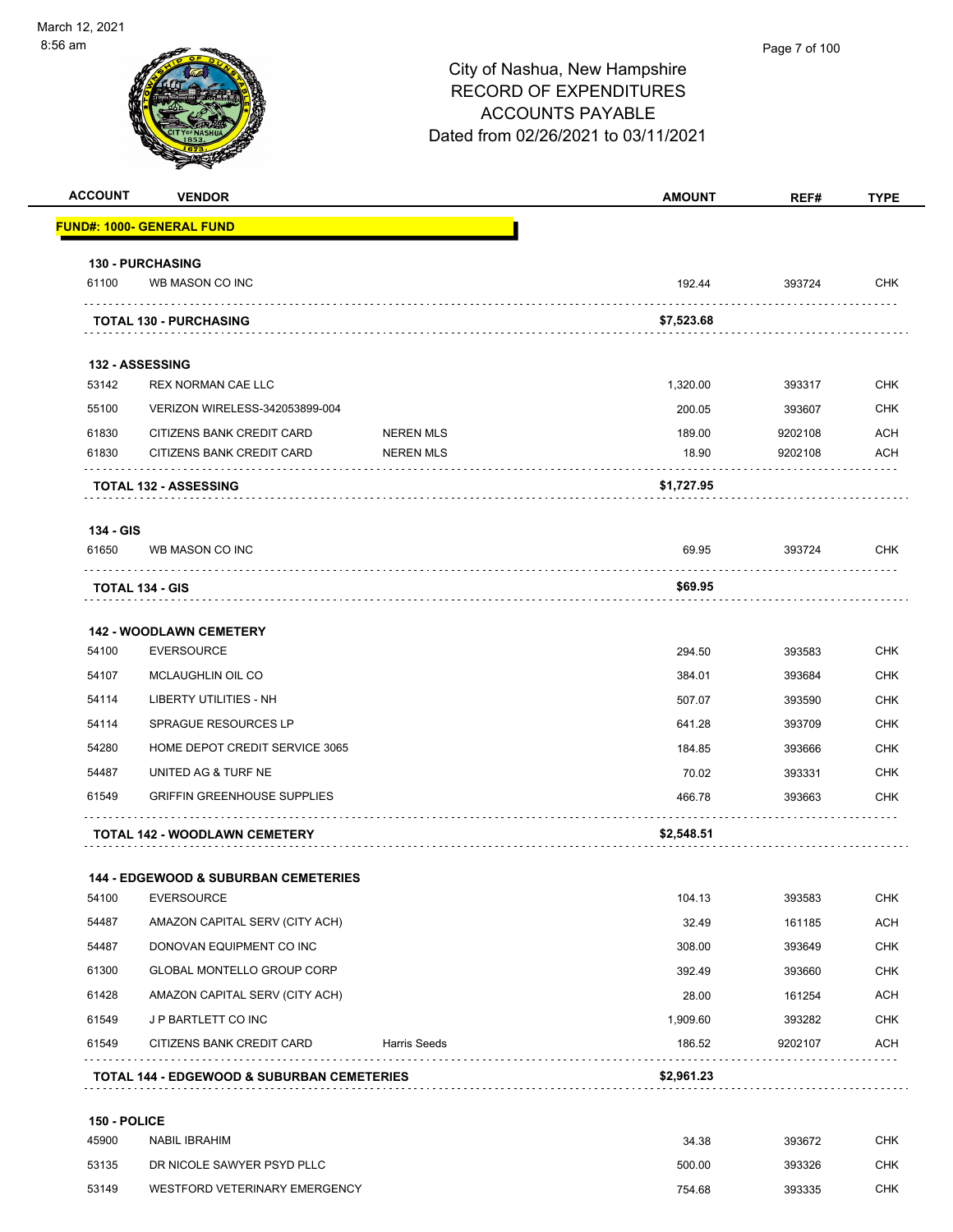City of Nashua, New Hampshire
RECORD OF EXPENDITURES
ACCOUNTS PAYABLE
Dated from 02/26/2021 to 03/11/2021

| ACCOUNT | VENDOR | | AMOUNT | REF# | TYPE |
|---|---|---|---|---|---|
| **FUND#: 1000- GENERAL FUND** | | | | | |
| **130 - PURCHASING** | | | | | |
| 61100 | WB MASON CO INC | | 192.44 | 393724 | CHK |
| | **TOTAL 130 - PURCHASING** | | **$7,523.68** | | |
| **132 - ASSESSING** | | | | | |
| 53142 | REX NORMAN CAE LLC | | 1,320.00 | 393317 | CHK |
| 55100 | VERIZON WIRELESS-342053899-004 | | 200.05 | 393607 | CHK |
| 61830 | CITIZENS BANK CREDIT CARD | NEREN MLS | 189.00 | 9202108 | ACH |
| 61830 | CITIZENS BANK CREDIT CARD | NEREN MLS | 18.90 | 9202108 | ACH |
| | **TOTAL 132 - ASSESSING** | | **$1,727.95** | | |
| **134 - GIS** | | | | | |
| 61650 | WB MASON CO INC | | 69.95 | 393724 | CHK |
| | **TOTAL 134 - GIS** | | **$69.95** | | |
| **142 - WOODLAWN CEMETERY** | | | | | |
| 54100 | EVERSOURCE | | 294.50 | 393583 | CHK |
| 54107 | MCLAUGHLIN OIL CO | | 384.01 | 393684 | CHK |
| 54114 | LIBERTY UTILITIES - NH | | 507.07 | 393590 | CHK |
| 54114 | SPRAGUE RESOURCES LP | | 641.28 | 393709 | CHK |
| 54280 | HOME DEPOT CREDIT SERVICE 3065 | | 184.85 | 393666 | CHK |
| 54487 | UNITED AG & TURF NE | | 70.02 | 393331 | CHK |
| 61549 | GRIFFIN GREENHOUSE SUPPLIES | | 466.78 | 393663 | CHK |
| | **TOTAL 142 - WOODLAWN CEMETERY** | | **$2,548.51** | | |
| **144 - EDGEWOOD & SUBURBAN CEMETERIES** | | | | | |
| 54100 | EVERSOURCE | | 104.13 | 393583 | CHK |
| 54487 | AMAZON CAPITAL SERV (CITY ACH) | | 32.49 | 161185 | ACH |
| 54487 | DONOVAN EQUIPMENT CO INC | | 308.00 | 393649 | CHK |
| 61300 | GLOBAL MONTELLO GROUP CORP | | 392.49 | 393660 | CHK |
| 61428 | AMAZON CAPITAL SERV (CITY ACH) | | 28.00 | 161254 | ACH |
| 61549 | J P BARTLETT CO INC | | 1,909.60 | 393282 | CHK |
| 61549 | CITIZENS BANK CREDIT CARD | Harris Seeds | 186.52 | 9202107 | ACH |
| | **TOTAL 144 - EDGEWOOD & SUBURBAN CEMETERIES** | | **$2,961.23** | | |
| **150 - POLICE** | | | | | |
| 45900 | NABIL IBRAHIM | | 34.38 | 393672 | CHK |
| 53135 | DR NICOLE SAWYER PSYD PLLC | | 500.00 | 393326 | CHK |
| 53149 | WESTFORD VETERINARY EMERGENCY | | 754.68 | 393335 | CHK |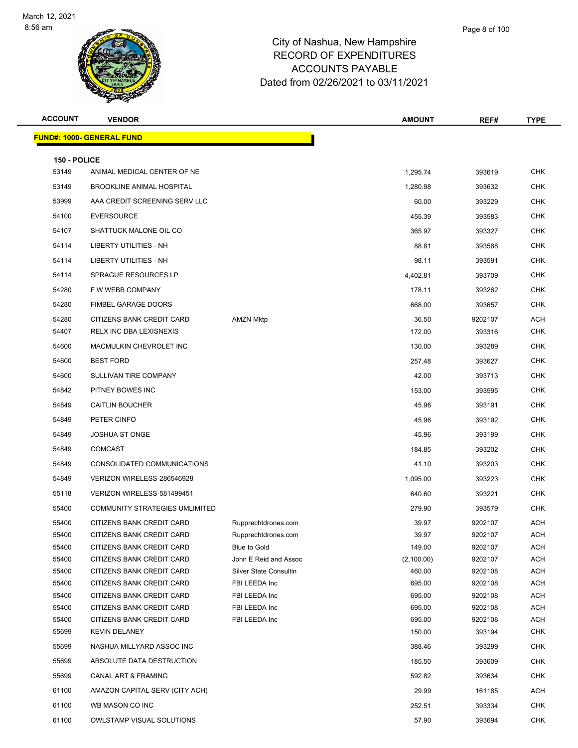# City of Nashua, New Hampshire
## RECORD OF EXPENDITURES
## ACCOUNTS PAYABLE
## Dated from 02/26/2021 to 03/11/2021

| ACCOUNT | VENDOR | | AMOUNT | REF# | TYPE |
|---|---|---|---|---|---|
| **FUND#: 1000- GENERAL FUND** | | | | | |
| **150 - POLICE** | | | | | |
| 53149 | ANIMAL MEDICAL CENTER OF NE | | 1,295.74 | 393619 | CHK |
| 53149 | BROOKLINE ANIMAL HOSPITAL | | 1,280.98 | 393632 | CHK |
| 53999 | AAA CREDIT SCREENING SERV LLC | | 60.00 | 393229 | CHK |
| 54100 | EVERSOURCE | | 455.39 | 393583 | CHK |
| 54107 | SHATTUCK MALONE OIL CO | | 365.97 | 393327 | CHK |
| 54114 | LIBERTY UTILITIES - NH | | 88.81 | 393588 | CHK |
| 54114 | LIBERTY UTILITIES - NH | | 98.11 | 393591 | CHK |
| 54114 | SPRAGUE RESOURCES LP | | 4,402.81 | 393709 | CHK |
| 54280 | F W WEBB COMPANY | | 178.11 | 393262 | CHK |
| 54280 | FIMBEL GARAGE DOORS | | 668.00 | 393657 | CHK |
| 54280 | CITIZENS BANK CREDIT CARD | AMZN Mktp | 36.50 | 9202107 | ACH |
| 54407 | RELX INC DBA LEXISNEXIS | | 172.00 | 393316 | CHK |
| 54600 | MACMULKIN CHEVROLET INC | | 130.00 | 393289 | CHK |
| 54600 | BEST FORD | | 257.48 | 393627 | CHK |
| 54600 | SULLIVAN TIRE COMPANY | | 42.00 | 393713 | CHK |
| 54842 | PITNEY BOWES INC | | 153.00 | 393595 | CHK |
| 54849 | CAITLIN BOUCHER | | 45.96 | 393191 | CHK |
| 54849 | PETER CINFO | | 45.96 | 393192 | CHK |
| 54849 | JOSHUA ST ONGE | | 45.96 | 393199 | CHK |
| 54849 | COMCAST | | 184.85 | 393202 | CHK |
| 54849 | CONSOLIDATED COMMUNICATIONS | | 41.10 | 393203 | CHK |
| 54849 | VERIZON WIRELESS-286546928 | | 1,095.00 | 393223 | CHK |
| 55118 | VERIZON WIRELESS-581499451 | | 640.60 | 393221 | CHK |
| 55400 | COMMUNITY STRATEGIES UMLIMITED | | 279.90 | 393579 | CHK |
| 55400 | CITIZENS BANK CREDIT CARD | Rupprechtdrones.com | 39.97 | 9202107 | ACH |
| 55400 | CITIZENS BANK CREDIT CARD | Rupprechtdrones.com | 39.97 | 9202107 | ACH |
| 55400 | CITIZENS BANK CREDIT CARD | Blue to Gold | 149.00 | 9202107 | ACH |
| 55400 | CITIZENS BANK CREDIT CARD | John E Reid and Assoc | (2,100.00) | 9202107 | ACH |
| 55400 | CITIZENS BANK CREDIT CARD | Silver State Consultin | 460.00 | 9202108 | ACH |
| 55400 | CITIZENS BANK CREDIT CARD | FBI LEEDA Inc | 695.00 | 9202108 | ACH |
| 55400 | CITIZENS BANK CREDIT CARD | FBI LEEDA Inc | 695.00 | 9202108 | ACH |
| 55400 | CITIZENS BANK CREDIT CARD | FBI LEEDA Inc | 695.00 | 9202108 | ACH |
| 55400 | CITIZENS BANK CREDIT CARD | FBI LEEDA Inc | 695.00 | 9202108 | ACH |
| 55699 | KEVIN DELANEY | | 150.00 | 393194 | CHK |
| 55699 | NASHUA MILLYARD ASSOC INC | | 388.46 | 393299 | CHK |
| 55699 | ABSOLUTE DATA DESTRUCTION | | 185.50 | 393609 | CHK |
| 55699 | CANAL ART & FRAMING | | 592.82 | 393634 | CHK |
| 61100 | AMAZON CAPITAL SERV (CITY ACH) | | 29.99 | 161185 | ACH |
| 61100 | WB MASON CO INC | | 252.51 | 393334 | CHK |
| 61100 | OWLSTAMP VISUAL SOLUTIONS | | 57.90 | 393694 | CHK |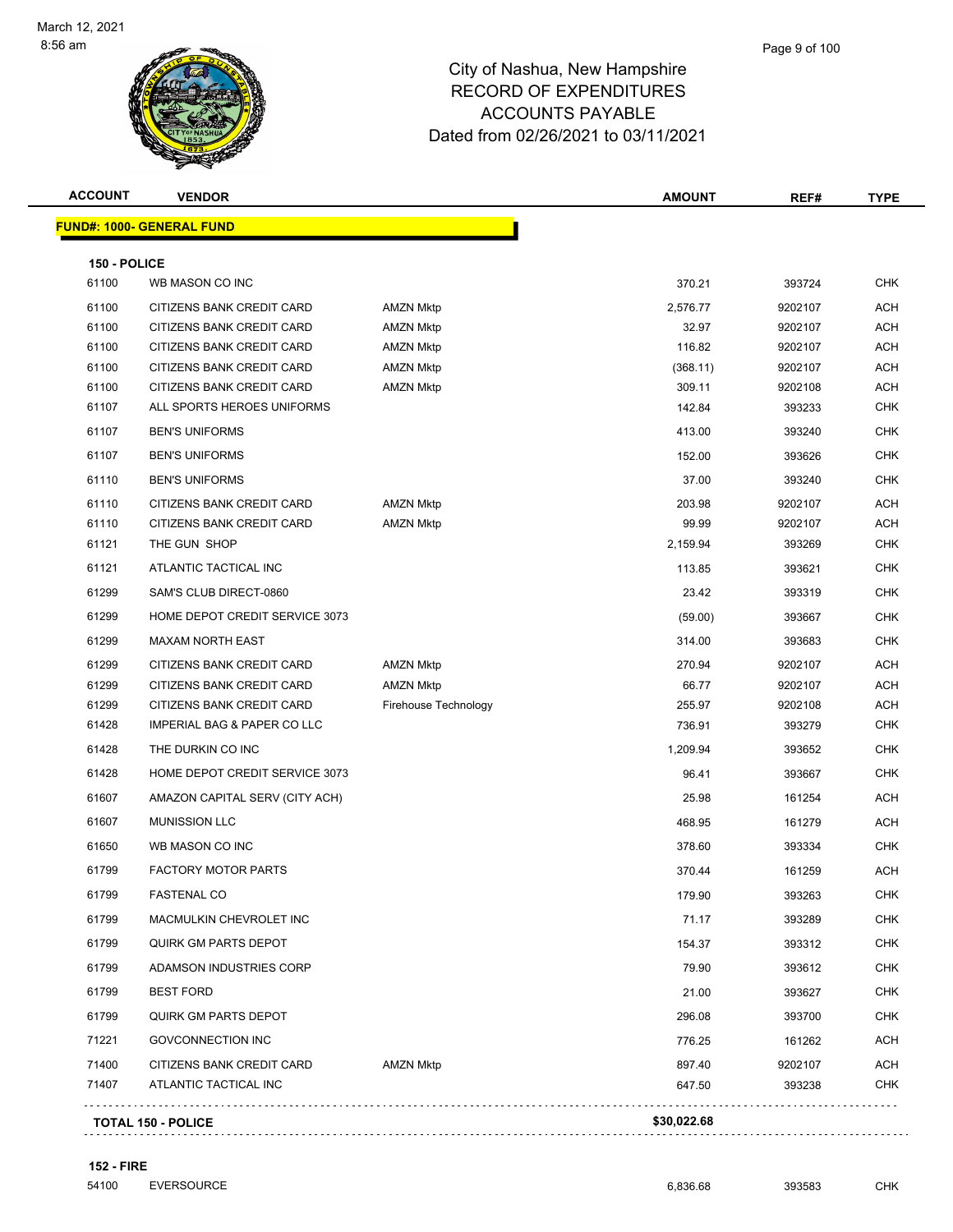# City of Nashua, New Hampshire
## RECORD OF EXPENDITURES
## ACCOUNTS PAYABLE
## Dated from 02/26/2021 to 03/11/2021

| ACCOUNT | VENDOR | | AMOUNT | REF# | TYPE |
|---|---|---|---|---|---|
| **FUND#: 1000- GENERAL FUND** | | | | | |
| **150 - POLICE** | | | | | |
| 61100 | WB MASON CO INC | | 370.21 | 393724 | CHK |
| 61100 | CITIZENS BANK CREDIT CARD | AMZN Mktp | 2,576.77 | 9202107 | ACH |
| 61100 | CITIZENS BANK CREDIT CARD | AMZN Mktp | 32.97 | 9202107 | ACH |
| 61100 | CITIZENS BANK CREDIT CARD | AMZN Mktp | 116.82 | 9202107 | ACH |
| 61100 | CITIZENS BANK CREDIT CARD | AMZN Mktp | (368.11) | 9202107 | ACH |
| 61100 | CITIZENS BANK CREDIT CARD | AMZN Mktp | 309.11 | 9202108 | ACH |
| 61107 | ALL SPORTS HEROES UNIFORMS | | 142.84 | 393233 | CHK |
| 61107 | BEN'S UNIFORMS | | 413.00 | 393240 | CHK |
| 61107 | BEN'S UNIFORMS | | 152.00 | 393626 | CHK |
| 61110 | BEN'S UNIFORMS | | 37.00 | 393240 | CHK |
| 61110 | CITIZENS BANK CREDIT CARD | AMZN Mktp | 203.98 | 9202107 | ACH |
| 61110 | CITIZENS BANK CREDIT CARD | AMZN Mktp | 99.99 | 9202107 | ACH |
| 61121 | THE GUN SHOP | | 2,159.94 | 393269 | CHK |
| 61121 | ATLANTIC TACTICAL INC | | 113.85 | 393621 | CHK |
| 61299 | SAM'S CLUB DIRECT-0860 | | 23.42 | 393319 | CHK |
| 61299 | HOME DEPOT CREDIT SERVICE 3073 | | (59.00) | 393667 | CHK |
| 61299 | MAXAM NORTH EAST | | 314.00 | 393683 | CHK |
| 61299 | CITIZENS BANK CREDIT CARD | AMZN Mktp | 270.94 | 9202107 | ACH |
| 61299 | CITIZENS BANK CREDIT CARD | AMZN Mktp | 66.77 | 9202107 | ACH |
| 61299 | CITIZENS BANK CREDIT CARD | Firehouse Technology | 255.97 | 9202108 | ACH |
| 61428 | IMPERIAL BAG & PAPER CO LLC | | 736.91 | 393279 | CHK |
| 61428 | THE DURKIN CO INC | | 1,209.94 | 393652 | CHK |
| 61428 | HOME DEPOT CREDIT SERVICE 3073 | | 96.41 | 393667 | CHK |
| 61607 | AMAZON CAPITAL SERV (CITY ACH) | | 25.98 | 161254 | ACH |
| 61607 | MUNISSION LLC | | 468.95 | 161279 | ACH |
| 61650 | WB MASON CO INC | | 378.60 | 393334 | CHK |
| 61799 | FACTORY MOTOR PARTS | | 370.44 | 161259 | ACH |
| 61799 | FASTENAL CO | | 179.90 | 393263 | CHK |
| 61799 | MACMULKIN CHEVROLET INC | | 71.17 | 393289 | CHK |
| 61799 | QUIRK GM PARTS DEPOT | | 154.37 | 393312 | CHK |
| 61799 | ADAMSON INDUSTRIES CORP | | 79.90 | 393612 | CHK |
| 61799 | BEST FORD | | 21.00 | 393627 | CHK |
| 61799 | QUIRK GM PARTS DEPOT | | 296.08 | 393700 | CHK |
| 71221 | GOVCONNECTION INC | | 776.25 | 161262 | ACH |
| 71400 | CITIZENS BANK CREDIT CARD | AMZN Mktp | 897.40 | 9202107 | ACH |
| 71407 | ATLANTIC TACTICAL INC | | 647.50 | 393238 | CHK |
| **TOTAL 150 - POLICE** | | | **$30,022.68** | | |
| **152 - FIRE** | | | | | |
| 54100 | EVERSOURCE | | 6,836.68 | 393583 | CHK |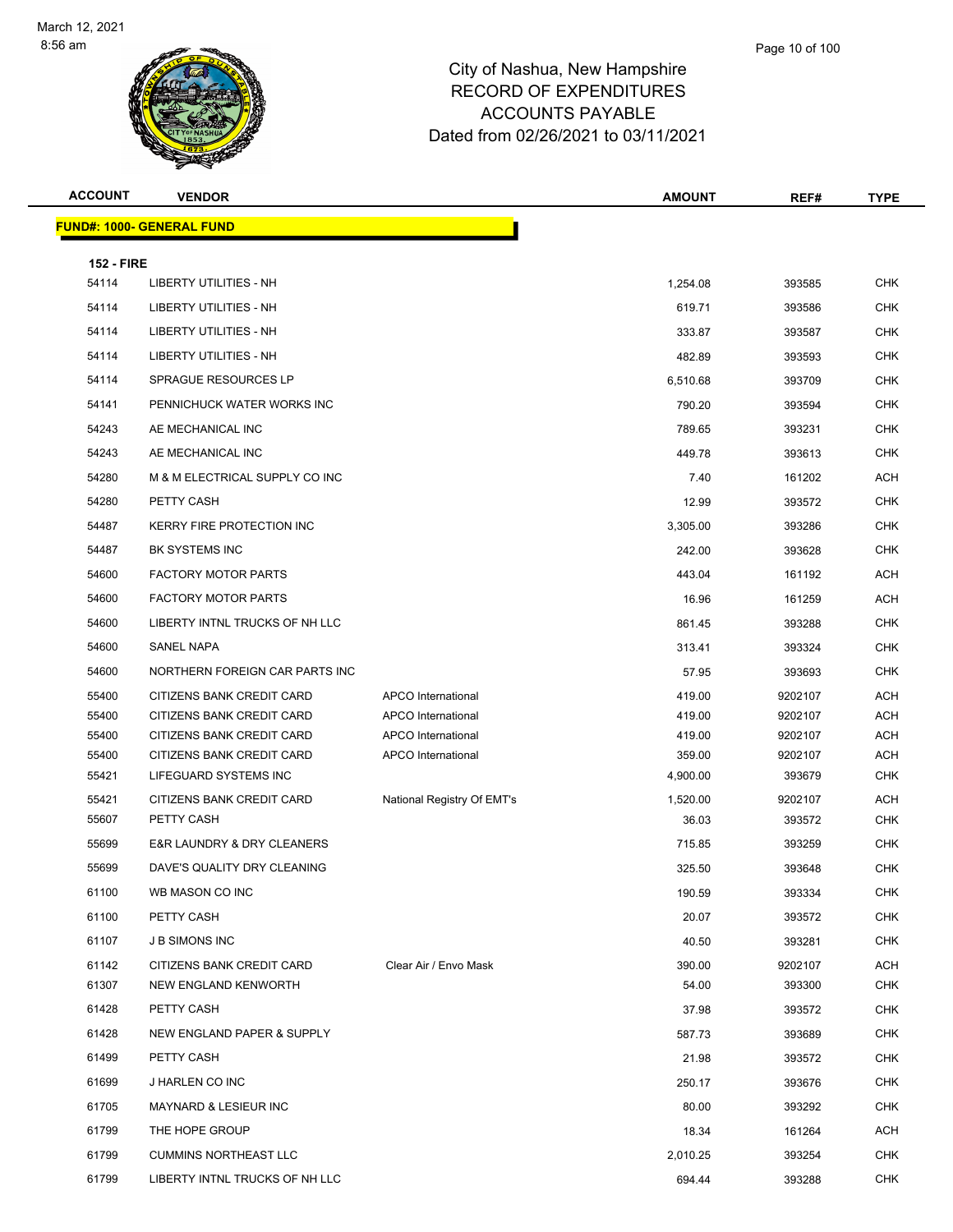# City of Nashua, New Hampshire
## RECORD OF EXPENDITURES
## ACCOUNTS PAYABLE
## Dated from 02/26/2021 to 03/11/2021

| ACCOUNT | VENDOR | | AMOUNT | REF# | TYPE |
|---|---|---|---|---|---|
| **FUND#: 1000- GENERAL FUND** | | | | | |
| **152 - FIRE** | | | | | |
| 54114 | LIBERTY UTILITIES - NH | | 1,254.08 | 393585 | CHK |
| 54114 | LIBERTY UTILITIES - NH | | 619.71 | 393586 | CHK |
| 54114 | LIBERTY UTILITIES - NH | | 333.87 | 393587 | CHK |
| 54114 | LIBERTY UTILITIES - NH | | 482.89 | 393593 | CHK |
| 54114 | SPRAGUE RESOURCES LP | | 6,510.68 | 393709 | CHK |
| 54141 | PENNICHUCK WATER WORKS INC | | 790.20 | 393594 | CHK |
| 54243 | AE MECHANICAL INC | | 789.65 | 393231 | CHK |
| 54243 | AE MECHANICAL INC | | 449.78 | 393613 | CHK |
| 54280 | M & M ELECTRICAL SUPPLY CO INC | | 7.40 | 161202 | ACH |
| 54280 | PETTY CASH | | 12.99 | 393572 | CHK |
| 54487 | KERRY FIRE PROTECTION INC | | 3,305.00 | 393286 | CHK |
| 54487 | BK SYSTEMS INC | | 242.00 | 393628 | CHK |
| 54600 | FACTORY MOTOR PARTS | | 443.04 | 161192 | ACH |
| 54600 | FACTORY MOTOR PARTS | | 16.96 | 161259 | ACH |
| 54600 | LIBERTY INTNL TRUCKS OF NH LLC | | 861.45 | 393288 | CHK |
| 54600 | SANEL NAPA | | 313.41 | 393324 | CHK |
| 54600 | NORTHERN FOREIGN CAR PARTS INC | | 57.95 | 393693 | CHK |
| 55400 | CITIZENS BANK CREDIT CARD | APCO International | 419.00 | 9202107 | ACH |
| 55400 | CITIZENS BANK CREDIT CARD | APCO International | 419.00 | 9202107 | ACH |
| 55400 | CITIZENS BANK CREDIT CARD | APCO International | 419.00 | 9202107 | ACH |
| 55400 | CITIZENS BANK CREDIT CARD | APCO International | 359.00 | 9202107 | ACH |
| 55421 | LIFEGUARD SYSTEMS INC | | 4,900.00 | 393679 | CHK |
| 55421 | CITIZENS BANK CREDIT CARD | National Registry Of EMT's | 1,520.00 | 9202107 | ACH |
| 55607 | PETTY CASH | | 36.03 | 393572 | CHK |
| 55699 | E&R LAUNDRY & DRY CLEANERS | | 715.85 | 393259 | CHK |
| 55699 | DAVE'S QUALITY DRY CLEANING | | 325.50 | 393648 | CHK |
| 61100 | WB MASON CO INC | | 190.59 | 393334 | CHK |
| 61100 | PETTY CASH | | 20.07 | 393572 | CHK |
| 61107 | J B SIMONS INC | | 40.50 | 393281 | CHK |
| 61142 | CITIZENS BANK CREDIT CARD | Clear Air / Envo Mask | 390.00 | 9202107 | ACH |
| 61307 | NEW ENGLAND KENWORTH | | 54.00 | 393300 | CHK |
| 61428 | PETTY CASH | | 37.98 | 393572 | CHK |
| 61428 | NEW ENGLAND PAPER & SUPPLY | | 587.73 | 393689 | CHK |
| 61499 | PETTY CASH | | 21.98 | 393572 | CHK |
| 61699 | J HARLEN CO INC | | 250.17 | 393676 | CHK |
| 61705 | MAYNARD & LESIEUR INC | | 80.00 | 393292 | CHK |
| 61799 | THE HOPE GROUP | | 18.34 | 161264 | ACH |
| 61799 | CUMMINS NORTHEAST LLC | | 2,010.25 | 393254 | CHK |
| 61799 | LIBERTY INTNL TRUCKS OF NH LLC | | 694.44 | 393288 | CHK |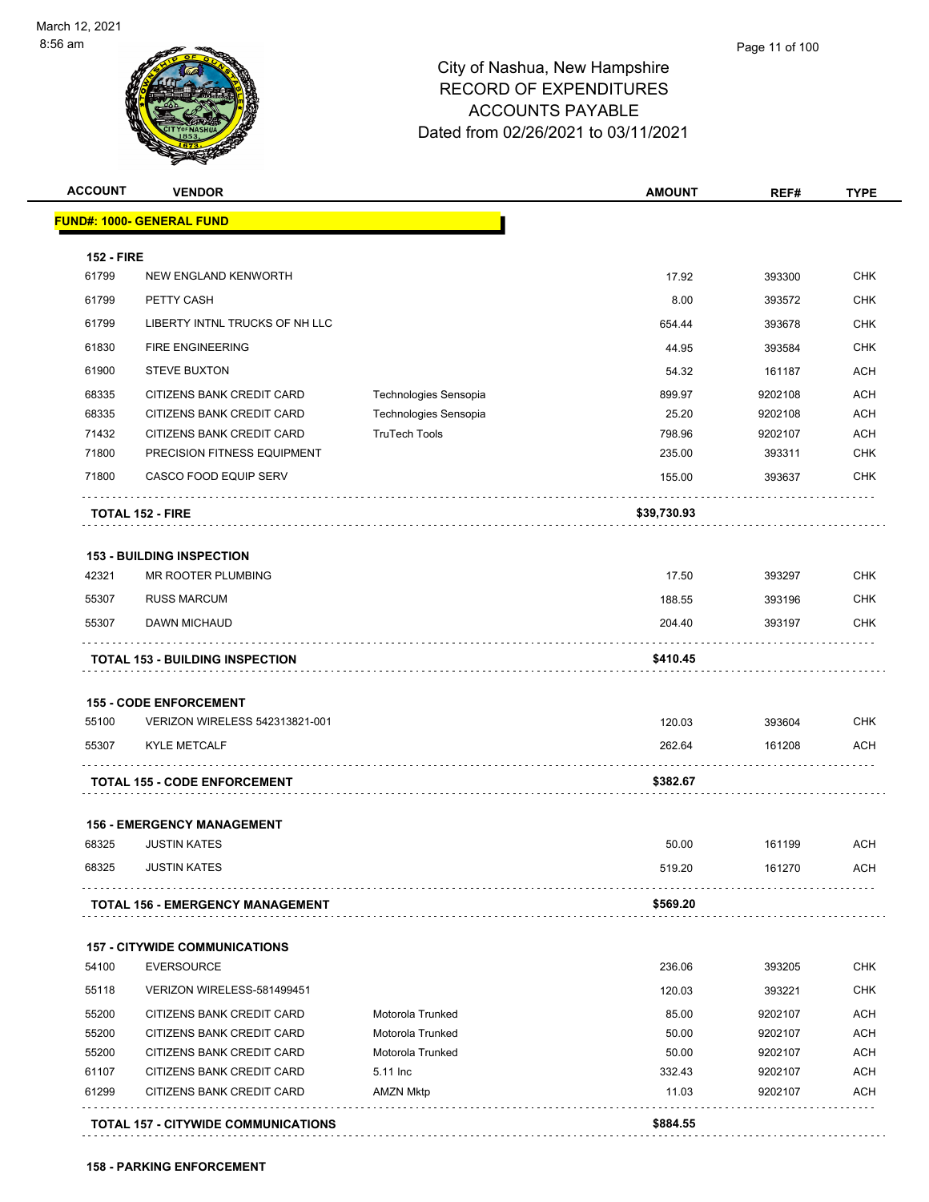City of Nashua, New Hampshire
RECORD OF EXPENDITURES
ACCOUNTS PAYABLE
Dated from 02/26/2021 to 03/11/2021

| ACCOUNT | VENDOR | | AMOUNT | REF# | TYPE |
|---|---|---|---|---|---|
| **FUND#: 1000- GENERAL FUND** | | | | | |
| **152 - FIRE** | | | | | |
| 61799 | NEW ENGLAND KENWORTH | | 17.92 | 393300 | CHK |
| 61799 | PETTY CASH | | 8.00 | 393572 | CHK |
| 61799 | LIBERTY INTNL TRUCKS OF NH LLC | | 654.44 | 393678 | CHK |
| 61830 | FIRE ENGINEERING | | 44.95 | 393584 | CHK |
| 61900 | STEVE BUXTON | | 54.32 | 161187 | ACH |
| 68335 | CITIZENS BANK CREDIT CARD | Technologies Sensopia | 899.97 | 9202108 | ACH |
| 68335 | CITIZENS BANK CREDIT CARD | Technologies Sensopia | 25.20 | 9202108 | ACH |
| 71432 | CITIZENS BANK CREDIT CARD | TruTech Tools | 798.96 | 9202107 | ACH |
| 71800 | PRECISION FITNESS EQUIPMENT | | 235.00 | 393311 | CHK |
| 71800 | CASCO FOOD EQUIP SERV | | 155.00 | 393637 | CHK |
| **TOTAL 152 - FIRE** | | | **$39,730.93** | | |
| **153 - BUILDING INSPECTION** | | | | | |
| 42321 | MR ROOTER PLUMBING | | 17.50 | 393297 | CHK |
| 55307 | RUSS MARCUM | | 188.55 | 393196 | CHK |
| 55307 | DAWN MICHAUD | | 204.40 | 393197 | CHK |
| **TOTAL 153 - BUILDING INSPECTION** | | | **$410.45** | | |
| **155 - CODE ENFORCEMENT** | | | | | |
| 55100 | VERIZON WIRELESS 542313821-001 | | 120.03 | 393604 | CHK |
| 55307 | KYLE METCALF | | 262.64 | 161208 | ACH |
| **TOTAL 155 - CODE ENFORCEMENT** | | | **$382.67** | | |
| **156 - EMERGENCY MANAGEMENT** | | | | | |
| 68325 | JUSTIN KATES | | 50.00 | 161199 | ACH |
| 68325 | JUSTIN KATES | | 519.20 | 161270 | ACH |
| **TOTAL 156 - EMERGENCY MANAGEMENT** | | | **$569.20** | | |
| **157 - CITYWIDE COMMUNICATIONS** | | | | | |
| 54100 | EVERSOURCE | | 236.06 | 393205 | CHK |
| 55118 | VERIZON WIRELESS-581499451 | | 120.03 | 393221 | CHK |
| 55200 | CITIZENS BANK CREDIT CARD | Motorola Trunked | 85.00 | 9202107 | ACH |
| 55200 | CITIZENS BANK CREDIT CARD | Motorola Trunked | 50.00 | 9202107 | ACH |
| 55200 | CITIZENS BANK CREDIT CARD | Motorola Trunked | 50.00 | 9202107 | ACH |
| 61107 | CITIZENS BANK CREDIT CARD | 5.11 Inc | 332.43 | 9202107 | ACH |
| 61299 | CITIZENS BANK CREDIT CARD | AMZN Mktp | 11.03 | 9202107 | ACH |
| **TOTAL 157 - CITYWIDE COMMUNICATIONS** | | | **$884.55** | | |
| **158 - PARKING ENFORCEMENT** | | | | | |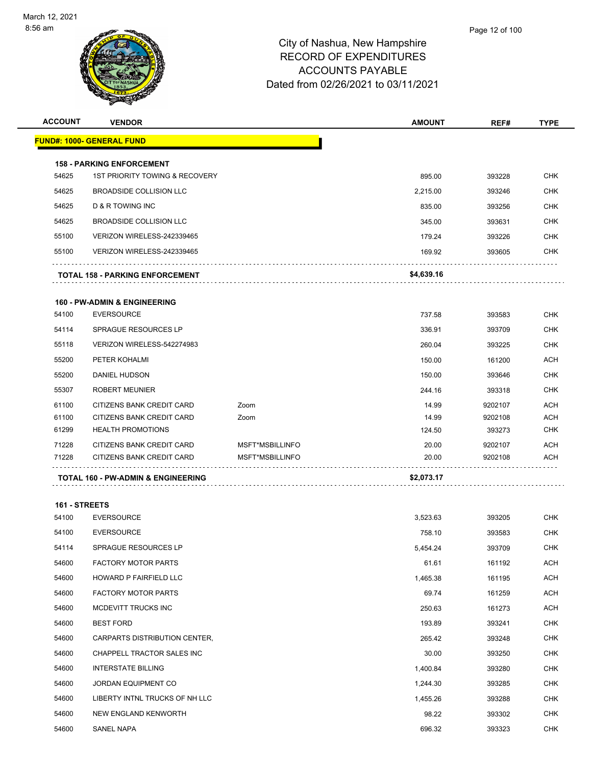City of Nashua, New Hampshire
RECORD OF EXPENDITURES
ACCOUNTS PAYABLE
Dated from 02/26/2021 to 03/11/2021

| ACCOUNT | VENDOR | | AMOUNT | REF# | TYPE |
|---|---|---|---|---|---|
| **FUND#: 1000- GENERAL FUND** | | | | | |
| **158 - PARKING ENFORCEMENT** | | | | | |
| 54625 | 1ST PRIORITY TOWING & RECOVERY | | 895.00 | 393228 | CHK |
| 54625 | BROADSIDE COLLISION LLC | | 2,215.00 | 393246 | CHK |
| 54625 | D & R TOWING INC | | 835.00 | 393256 | CHK |
| 54625 | BROADSIDE COLLISION LLC | | 345.00 | 393631 | CHK |
| 55100 | VERIZON WIRELESS-242339465 | | 179.24 | 393226 | CHK |
| 55100 | VERIZON WIRELESS-242339465 | | 169.92 | 393605 | CHK |
| **TOTAL 158 - PARKING ENFORCEMENT** | | | **$4,639.16** | | |
| **160 - PW-ADMIN & ENGINEERING** | | | | | |
| 54100 | EVERSOURCE | | 737.58 | 393583 | CHK |
| 54114 | SPRAGUE RESOURCES LP | | 336.91 | 393709 | CHK |
| 55118 | VERIZON WIRELESS-542274983 | | 260.04 | 393225 | CHK |
| 55200 | PETER KOHALMI | | 150.00 | 161200 | ACH |
| 55200 | DANIEL HUDSON | | 150.00 | 393646 | CHK |
| 55307 | ROBERT MEUNIER | | 244.16 | 393318 | CHK |
| 61100 | CITIZENS BANK CREDIT CARD | Zoom | 14.99 | 9202107 | ACH |
| 61100 | CITIZENS BANK CREDIT CARD | Zoom | 14.99 | 9202108 | ACH |
| 61299 | HEALTH PROMOTIONS | | 124.50 | 393273 | CHK |
| 71228 | CITIZENS BANK CREDIT CARD | MSFT*MSBILLINFO | 20.00 | 9202107 | ACH |
| 71228 | CITIZENS BANK CREDIT CARD | MSFT*MSBILLINFO | 20.00 | 9202108 | ACH |
| **TOTAL 160 - PW-ADMIN & ENGINEERING** | | | **$2,073.17** | | |
| **161 - STREETS** | | | | | |
| 54100 | EVERSOURCE | | 3,523.63 | 393205 | CHK |
| 54100 | EVERSOURCE | | 758.10 | 393583 | CHK |
| 54114 | SPRAGUE RESOURCES LP | | 5,454.24 | 393709 | CHK |
| 54600 | FACTORY MOTOR PARTS | | 61.61 | 161192 | ACH |
| 54600 | HOWARD P FAIRFIELD LLC | | 1,465.38 | 161195 | ACH |
| 54600 | FACTORY MOTOR PARTS | | 69.74 | 161259 | ACH |
| 54600 | MCDEVITT TRUCKS INC | | 250.63 | 161273 | ACH |
| 54600 | BEST FORD | | 193.89 | 393241 | CHK |
| 54600 | CARPARTS DISTRIBUTION CENTER, | | 265.42 | 393248 | CHK |
| 54600 | CHAPPELL TRACTOR SALES INC | | 30.00 | 393250 | CHK |
| 54600 | INTERSTATE BILLING | | 1,400.84 | 393280 | CHK |
| 54600 | JORDAN EQUIPMENT CO | | 1,244.30 | 393285 | CHK |
| 54600 | LIBERTY INTNL TRUCKS OF NH LLC | | 1,455.26 | 393288 | CHK |
| 54600 | NEW ENGLAND KENWORTH | | 98.22 | 393302 | CHK |
| 54600 | SANEL NAPA | | 696.32 | 393323 | CHK |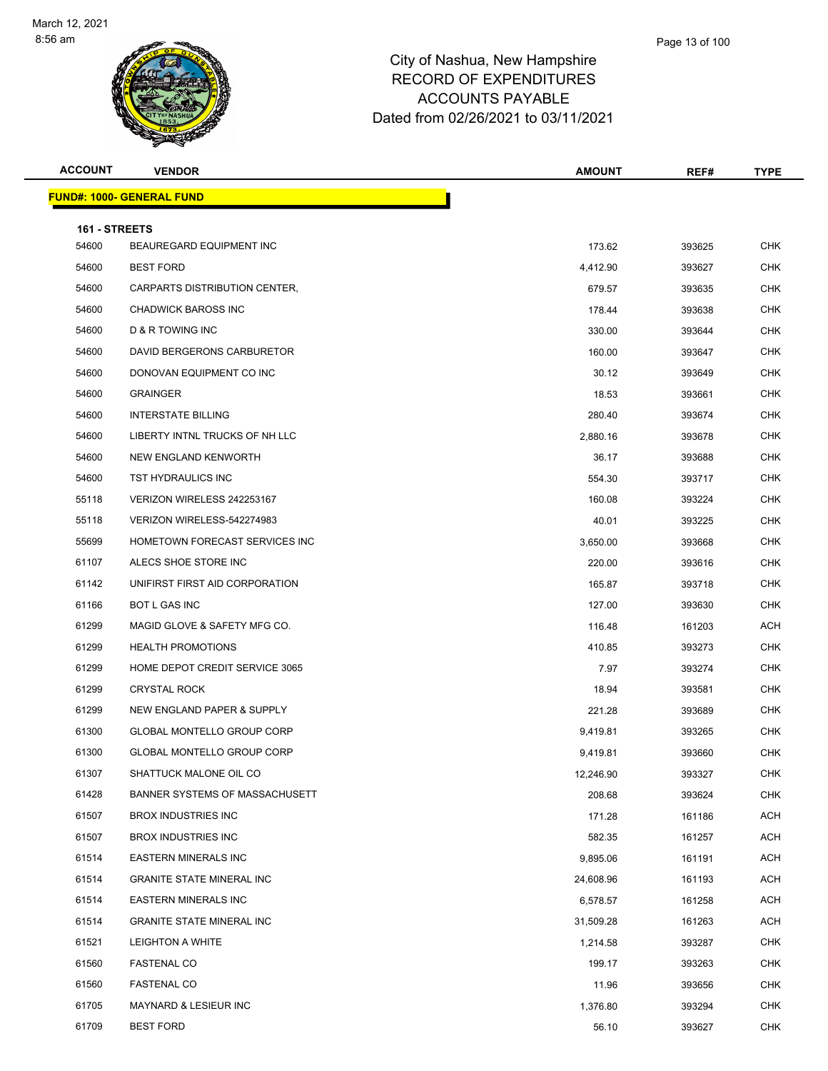# City of Nashua, New Hampshire
## RECORD OF EXPENDITURES
## ACCOUNTS PAYABLE
## Dated from 02/26/2021 to 03/11/2021

March 12, 2021
8:56 am

| ACCOUNT | VENDOR | AMOUNT | REF# | TYPE |
|---|---|---|---|---|
| **FUND#: 1000- GENERAL FUND** | | | | |
| **161 - STREETS** | | | | |
| 54600 | BEAUREGARD EQUIPMENT INC | 173.62 | 393625 | CHK |
| 54600 | BEST FORD | 4,412.90 | 393627 | CHK |
| 54600 | CARPARTS DISTRIBUTION CENTER, | 679.57 | 393635 | CHK |
| 54600 | CHADWICK BAROSS INC | 178.44 | 393638 | CHK |
| 54600 | D & R TOWING INC | 330.00 | 393644 | CHK |
| 54600 | DAVID BERGERONS CARBURETOR | 160.00 | 393647 | CHK |
| 54600 | DONOVAN EQUIPMENT CO INC | 30.12 | 393649 | CHK |
| 54600 | GRAINGER | 18.53 | 393661 | CHK |
| 54600 | INTERSTATE BILLING | 280.40 | 393674 | CHK |
| 54600 | LIBERTY INTNL TRUCKS OF NH LLC | 2,880.16 | 393678 | CHK |
| 54600 | NEW ENGLAND KENWORTH | 36.17 | 393688 | CHK |
| 54600 | TST HYDRAULICS INC | 554.30 | 393717 | CHK |
| 55118 | VERIZON WIRELESS 242253167 | 160.08 | 393224 | CHK |
| 55118 | VERIZON WIRELESS-542274983 | 40.01 | 393225 | CHK |
| 55699 | HOMETOWN FORECAST SERVICES INC | 3,650.00 | 393668 | CHK |
| 61107 | ALECS SHOE STORE INC | 220.00 | 393616 | CHK |
| 61142 | UNIFIRST FIRST AID CORPORATION | 165.87 | 393718 | CHK |
| 61166 | BOT L GAS INC | 127.00 | 393630 | CHK |
| 61299 | MAGID GLOVE & SAFETY MFG CO. | 116.48 | 161203 | ACH |
| 61299 | HEALTH PROMOTIONS | 410.85 | 393273 | CHK |
| 61299 | HOME DEPOT CREDIT SERVICE 3065 | 7.97 | 393274 | CHK |
| 61299 | CRYSTAL ROCK | 18.94 | 393581 | CHK |
| 61299 | NEW ENGLAND PAPER & SUPPLY | 221.28 | 393689 | CHK |
| 61300 | GLOBAL MONTELLO GROUP CORP | 9,419.81 | 393265 | CHK |
| 61300 | GLOBAL MONTELLO GROUP CORP | 9,419.81 | 393660 | CHK |
| 61307 | SHATTUCK MALONE OIL CO | 12,246.90 | 393327 | CHK |
| 61428 | BANNER SYSTEMS OF MASSACHUSETT | 208.68 | 393624 | CHK |
| 61507 | BROX INDUSTRIES INC | 171.28 | 161186 | ACH |
| 61507 | BROX INDUSTRIES INC | 582.35 | 161257 | ACH |
| 61514 | EASTERN MINERALS INC | 9,895.06 | 161191 | ACH |
| 61514 | GRANITE STATE MINERAL INC | 24,608.96 | 161193 | ACH |
| 61514 | EASTERN MINERALS INC | 6,578.57 | 161258 | ACH |
| 61514 | GRANITE STATE MINERAL INC | 31,509.28 | 161263 | ACH |
| 61521 | LEIGHTON A WHITE | 1,214.58 | 393287 | CHK |
| 61560 | FASTENAL CO | 199.17 | 393263 | CHK |
| 61560 | FASTENAL CO | 11.96 | 393656 | CHK |
| 61705 | MAYNARD & LESIEUR INC | 1,376.80 | 393294 | CHK |
| 61709 | BEST FORD | 56.10 | 393627 | CHK |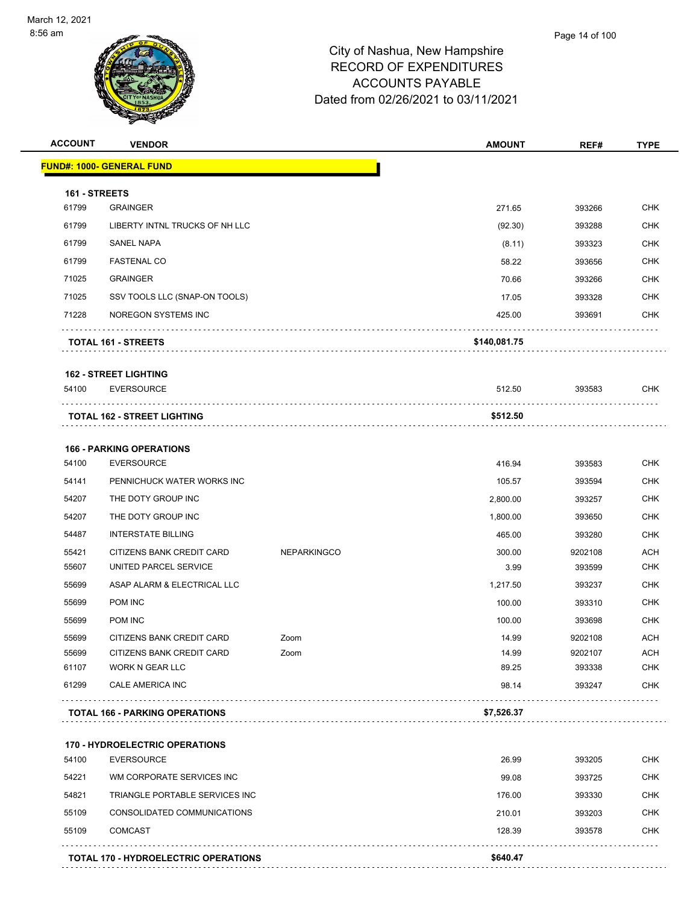City of Nashua, New Hampshire
RECORD OF EXPENDITURES
ACCOUNTS PAYABLE
Dated from 02/26/2021 to 03/11/2021

| ACCOUNT | VENDOR | | AMOUNT | REF# | TYPE |
|---|---|---|---|---|---|
| **FUND#: 1000- GENERAL FUND** | | | | | |
| **161 - STREETS** | | | | | |
| 61799 | GRAINGER | | 271.65 | 393266 | CHK |
| 61799 | LIBERTY INTNL TRUCKS OF NH LLC | | (92.30) | 393288 | CHK |
| 61799 | SANEL NAPA | | (8.11) | 393323 | CHK |
| 61799 | FASTENAL CO | | 58.22 | 393656 | CHK |
| 71025 | GRAINGER | | 70.66 | 393266 | CHK |
| 71025 | SSV TOOLS LLC (SNAP-ON TOOLS) | | 17.05 | 393328 | CHK |
| 71228 | NOREGON SYSTEMS INC | | 425.00 | 393691 | CHK |
| **TOTAL 161 - STREETS** | | | **$140,081.75** | | |
| **162 - STREET LIGHTING** | | | | | |
| 54100 | EVERSOURCE | | 512.50 | 393583 | CHK |
| **TOTAL 162 - STREET LIGHTING** | | | **$512.50** | | |
| **166 - PARKING OPERATIONS** | | | | | |
| 54100 | EVERSOURCE | | 416.94 | 393583 | CHK |
| 54141 | PENNICHUCK WATER WORKS INC | | 105.57 | 393594 | CHK |
| 54207 | THE DOTY GROUP INC | | 2,800.00 | 393257 | CHK |
| 54207 | THE DOTY GROUP INC | | 1,800.00 | 393650 | CHK |
| 54487 | INTERSTATE BILLING | | 465.00 | 393280 | CHK |
| 55421 | CITIZENS BANK CREDIT CARD | NEPARKINGCO | 300.00 | 9202108 | ACH |
| 55607 | UNITED PARCEL SERVICE | | 3.99 | 393599 | CHK |
| 55699 | ASAP ALARM & ELECTRICAL LLC | | 1,217.50 | 393237 | CHK |
| 55699 | POM INC | | 100.00 | 393310 | CHK |
| 55699 | POM INC | | 100.00 | 393698 | CHK |
| 55699 | CITIZENS BANK CREDIT CARD | Zoom | 14.99 | 9202108 | ACH |
| 55699 | CITIZENS BANK CREDIT CARD | Zoom | 14.99 | 9202107 | ACH |
| 61107 | WORK N GEAR LLC | | 89.25 | 393338 | CHK |
| 61299 | CALE AMERICA INC | | 98.14 | 393247 | CHK |
| **TOTAL 166 - PARKING OPERATIONS** | | | **$7,526.37** | | |
| **170 - HYDROELECTRIC OPERATIONS** | | | | | |
| 54100 | EVERSOURCE | | 26.99 | 393205 | CHK |
| 54221 | WM CORPORATE SERVICES INC | | 99.08 | 393725 | CHK |
| 54821 | TRIANGLE PORTABLE SERVICES INC | | 176.00 | 393330 | CHK |
| 55109 | CONSOLIDATED COMMUNICATIONS | | 210.01 | 393203 | CHK |
| 55109 | COMCAST | | 128.39 | 393578 | CHK |
| **TOTAL 170 - HYDROELECTRIC OPERATIONS** | | | **$640.47** | | |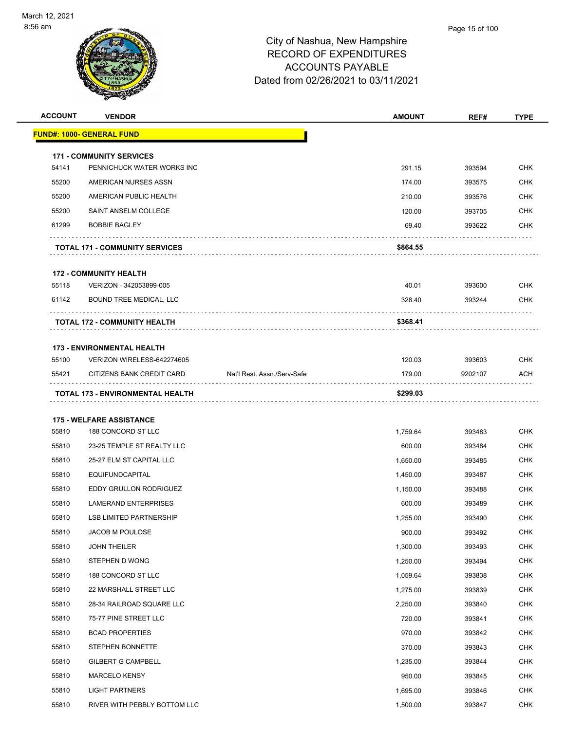March 12, 2021
8:56 am

# City of Nashua, New Hampshire
## RECORD OF EXPENDITURES
## ACCOUNTS PAYABLE
## Dated from 02/26/2021 to 03/11/2021

| ACCOUNT | VENDOR | | AMOUNT | REF# | TYPE |
|---|---|---|---|---|---|
| **FUND#: 1000- GENERAL FUND** | | | | | |
| **171 - COMMUNITY SERVICES** | | | | | |
| 54141 | PENNICHUCK WATER WORKS INC | | 291.15 | 393594 | CHK |
| 55200 | AMERICAN NURSES ASSN | | 174.00 | 393575 | CHK |
| 55200 | AMERICAN PUBLIC HEALTH | | 210.00 | 393576 | CHK |
| 55200 | SAINT ANSELM COLLEGE | | 120.00 | 393705 | CHK |
| 61299 | BOBBIE BAGLEY | | 69.40 | 393622 | CHK |
| **TOTAL 171 - COMMUNITY SERVICES** | | | **$864.55** | | |
| **172 - COMMUNITY HEALTH** | | | | | |
| 55118 | VERIZON - 342053899-005 | | 40.01 | 393600 | CHK |
| 61142 | BOUND TREE MEDICAL, LLC | | 328.40 | 393244 | CHK |
| **TOTAL 172 - COMMUNITY HEALTH** | | | **$368.41** | | |
| **173 - ENVIRONMENTAL HEALTH** | | | | | |
| 55100 | VERIZON WIRELESS-642274605 | | 120.03 | 393603 | CHK |
| 55421 | CITIZENS BANK CREDIT CARD | Nat'l Rest. Assn./Serv-Safe | 179.00 | 9202107 | ACH |
| **TOTAL 173 - ENVIRONMENTAL HEALTH** | | | **$299.03** | | |
| **175 - WELFARE ASSISTANCE** | | | | | |
| 55810 | 188 CONCORD ST LLC | | 1,759.64 | 393483 | CHK |
| 55810 | 23-25 TEMPLE ST REALTY LLC | | 600.00 | 393484 | CHK |
| 55810 | 25-27 ELM ST CAPITAL LLC | | 1,650.00 | 393485 | CHK |
| 55810 | EQUIFUNDCAPITAL | | 1,450.00 | 393487 | CHK |
| 55810 | EDDY GRULLON RODRIGUEZ | | 1,150.00 | 393488 | CHK |
| 55810 | LAMERAND ENTERPRISES | | 600.00 | 393489 | CHK |
| 55810 | LSB LIMITED PARTNERSHIP | | 1,255.00 | 393490 | CHK |
| 55810 | JACOB M POULOSE | | 900.00 | 393492 | CHK |
| 55810 | JOHN THEILER | | 1,300.00 | 393493 | CHK |
| 55810 | STEPHEN D WONG | | 1,250.00 | 393494 | CHK |
| 55810 | 188 CONCORD ST LLC | | 1,059.64 | 393838 | CHK |
| 55810 | 22 MARSHALL STREET LLC | | 1,275.00 | 393839 | CHK |
| 55810 | 28-34 RAILROAD SQUARE LLC | | 2,250.00 | 393840 | CHK |
| 55810 | 75-77 PINE STREET LLC | | 720.00 | 393841 | CHK |
| 55810 | BCAD PROPERTIES | | 970.00 | 393842 | CHK |
| 55810 | STEPHEN BONNETTE | | 370.00 | 393843 | CHK |
| 55810 | GILBERT G CAMPBELL | | 1,235.00 | 393844 | CHK |
| 55810 | MARCELO KENSY | | 950.00 | 393845 | CHK |
| 55810 | LIGHT PARTNERS | | 1,695.00 | 393846 | CHK |
| 55810 | RIVER WITH PEBBLY BOTTOM LLC | | 1,500.00 | 393847 | CHK |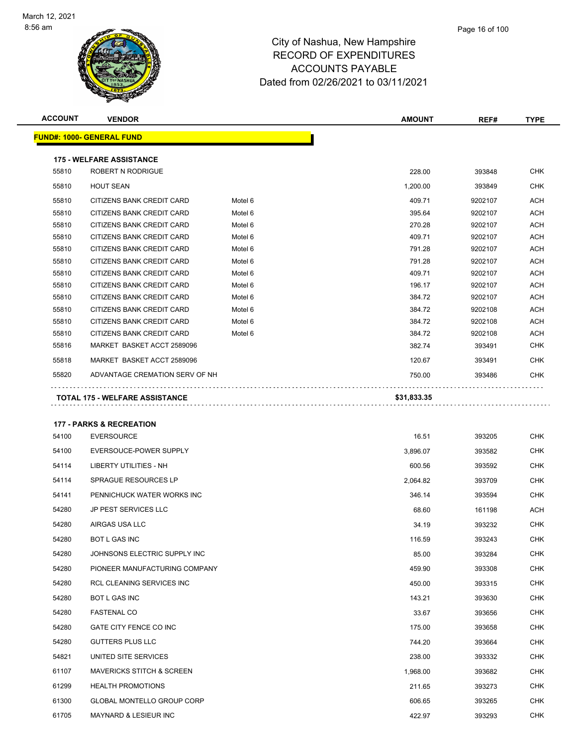# City of Nashua, New Hampshire
## RECORD OF EXPENDITURES
## ACCOUNTS PAYABLE
## Dated from 02/26/2021 to 03/11/2021

| ACCOUNT | VENDOR | | AMOUNT | REF# | TYPE |
|---|---|---|---|---|---|
| **FUND#: 1000- GENERAL FUND** | | | | | |
| **175 - WELFARE ASSISTANCE** | | | | | |
| 55810 | ROBERT N RODRIGUE | | 228.00 | 393848 | CHK |
| 55810 | HOUT SEAN | | 1,200.00 | 393849 | CHK |
| 55810 | CITIZENS BANK CREDIT CARD | Motel 6 | 409.71 | 9202107 | ACH |
| 55810 | CITIZENS BANK CREDIT CARD | Motel 6 | 395.64 | 9202107 | ACH |
| 55810 | CITIZENS BANK CREDIT CARD | Motel 6 | 270.28 | 9202107 | ACH |
| 55810 | CITIZENS BANK CREDIT CARD | Motel 6 | 409.71 | 9202107 | ACH |
| 55810 | CITIZENS BANK CREDIT CARD | Motel 6 | 791.28 | 9202107 | ACH |
| 55810 | CITIZENS BANK CREDIT CARD | Motel 6 | 791.28 | 9202107 | ACH |
| 55810 | CITIZENS BANK CREDIT CARD | Motel 6 | 409.71 | 9202107 | ACH |
| 55810 | CITIZENS BANK CREDIT CARD | Motel 6 | 196.17 | 9202107 | ACH |
| 55810 | CITIZENS BANK CREDIT CARD | Motel 6 | 384.72 | 9202107 | ACH |
| 55810 | CITIZENS BANK CREDIT CARD | Motel 6 | 384.72 | 9202108 | ACH |
| 55810 | CITIZENS BANK CREDIT CARD | Motel 6 | 384.72 | 9202108 | ACH |
| 55810 | CITIZENS BANK CREDIT CARD | Motel 6 | 384.72 | 9202108 | ACH |
| 55816 | MARKET BASKET ACCT 2589096 | | 382.74 | 393491 | CHK |
| 55818 | MARKET BASKET ACCT 2589096 | | 120.67 | 393491 | CHK |
| 55820 | ADVANTAGE CREMATION SERV OF NH | | 750.00 | 393486 | CHK |
| **TOTAL 175 - WELFARE ASSISTANCE** | | | **$31,833.35** | | |
| **177 - PARKS & RECREATION** | | | | | |
| 54100 | EVERSOURCE | | 16.51 | 393205 | CHK |
| 54100 | EVERSOUCE-POWER SUPPLY | | 3,896.07 | 393582 | CHK |
| 54114 | LIBERTY UTILITIES - NH | | 600.56 | 393592 | CHK |
| 54114 | SPRAGUE RESOURCES LP | | 2,064.82 | 393709 | CHK |
| 54141 | PENNICHUCK WATER WORKS INC | | 346.14 | 393594 | CHK |
| 54280 | JP PEST SERVICES LLC | | 68.60 | 161198 | ACH |
| 54280 | AIRGAS USA LLC | | 34.19 | 393232 | CHK |
| 54280 | BOT L GAS INC | | 116.59 | 393243 | CHK |
| 54280 | JOHNSONS ELECTRIC SUPPLY INC | | 85.00 | 393284 | CHK |
| 54280 | PIONEER MANUFACTURING COMPANY | | 459.90 | 393308 | CHK |
| 54280 | RCL CLEANING SERVICES INC | | 450.00 | 393315 | CHK |
| 54280 | BOT L GAS INC | | 143.21 | 393630 | CHK |
| 54280 | FASTENAL CO | | 33.67 | 393656 | CHK |
| 54280 | GATE CITY FENCE CO INC | | 175.00 | 393658 | CHK |
| 54280 | GUTTERS PLUS LLC | | 744.20 | 393664 | CHK |
| 54821 | UNITED SITE SERVICES | | 238.00 | 393332 | CHK |
| 61107 | MAVERICKS STITCH & SCREEN | | 1,968.00 | 393682 | CHK |
| 61299 | HEALTH PROMOTIONS | | 211.65 | 393273 | CHK |
| 61300 | GLOBAL MONTELLO GROUP CORP | | 606.65 | 393265 | CHK |
| 61705 | MAYNARD & LESIEUR INC | | 422.97 | 393293 | CHK |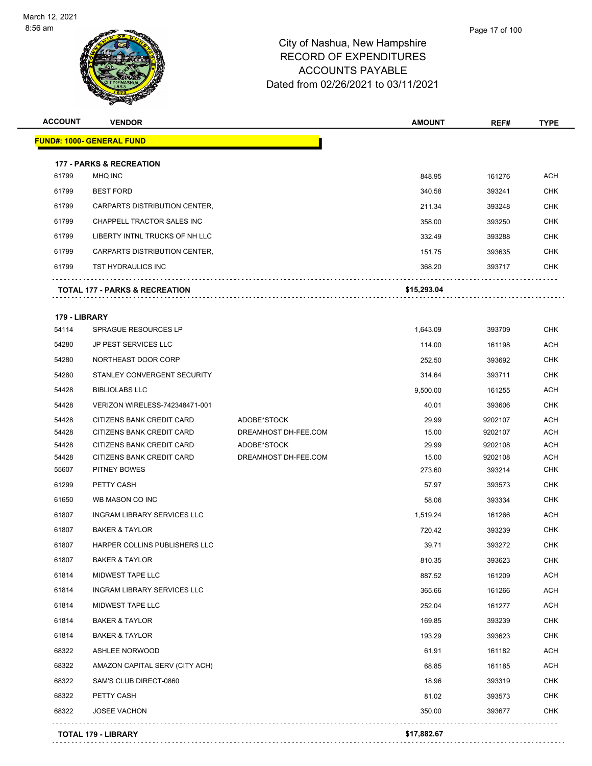# City of Nashua, New Hampshire
## RECORD OF EXPENDITURES
## ACCOUNTS PAYABLE
## Dated from 02/26/2021 to 03/11/2021

| ACCOUNT | VENDOR | | AMOUNT | REF# | TYPE |
|---|---|---|---|---|---|
| **FUND#: 1000- GENERAL FUND** | | | | | |
| **177 - PARKS & RECREATION** | | | | | |
| 61799 | MHQ INC | | 848.95 | 161276 | ACH |
| 61799 | BEST FORD | | 340.58 | 393241 | CHK |
| 61799 | CARPARTS DISTRIBUTION CENTER, | | 211.34 | 393248 | CHK |
| 61799 | CHAPPELL TRACTOR SALES INC | | 358.00 | 393250 | CHK |
| 61799 | LIBERTY INTNL TRUCKS OF NH LLC | | 332.49 | 393288 | CHK |
| 61799 | CARPARTS DISTRIBUTION CENTER, | | 151.75 | 393635 | CHK |
| 61799 | TST HYDRAULICS INC | | 368.20 | 393717 | CHK |
| **TOTAL 177 - PARKS & RECREATION** | | | **$15,293.04** | | |
| **179 - LIBRARY** | | | | | |
| 54114 | SPRAGUE RESOURCES LP | | 1,643.09 | 393709 | CHK |
| 54280 | JP PEST SERVICES LLC | | 114.00 | 161198 | ACH |
| 54280 | NORTHEAST DOOR CORP | | 252.50 | 393692 | CHK |
| 54280 | STANLEY CONVERGENT SECURITY | | 314.64 | 393711 | CHK |
| 54428 | BIBLIOLABS LLC | | 9,500.00 | 161255 | ACH |
| 54428 | VERIZON WIRELESS-742348471-001 | | 40.01 | 393606 | CHK |
| 54428 | CITIZENS BANK CREDIT CARD | ADOBE*STOCK | 29.99 | 9202107 | ACH |
| 54428 | CITIZENS BANK CREDIT CARD | DREAMHOST DH-FEE.COM | 15.00 | 9202107 | ACH |
| 54428 | CITIZENS BANK CREDIT CARD | ADOBE*STOCK | 29.99 | 9202108 | ACH |
| 54428 | CITIZENS BANK CREDIT CARD | DREAMHOST DH-FEE.COM | 15.00 | 9202108 | ACH |
| 55607 | PITNEY BOWES | | 273.60 | 393214 | CHK |
| 61299 | PETTY CASH | | 57.97 | 393573 | CHK |
| 61650 | WB MASON CO INC | | 58.06 | 393334 | CHK |
| 61807 | INGRAM LIBRARY SERVICES LLC | | 1,519.24 | 161266 | ACH |
| 61807 | BAKER & TAYLOR | | 720.42 | 393239 | CHK |
| 61807 | HARPER COLLINS PUBLISHERS LLC | | 39.71 | 393272 | CHK |
| 61807 | BAKER & TAYLOR | | 810.35 | 393623 | CHK |
| 61814 | MIDWEST TAPE LLC | | 887.52 | 161209 | ACH |
| 61814 | INGRAM LIBRARY SERVICES LLC | | 365.66 | 161266 | ACH |
| 61814 | MIDWEST TAPE LLC | | 252.04 | 161277 | ACH |
| 61814 | BAKER & TAYLOR | | 169.85 | 393239 | CHK |
| 61814 | BAKER & TAYLOR | | 193.29 | 393623 | CHK |
| 68322 | ASHLEE NORWOOD | | 61.91 | 161182 | ACH |
| 68322 | AMAZON CAPITAL SERV (CITY ACH) | | 68.85 | 161185 | ACH |
| 68322 | SAM'S CLUB DIRECT-0860 | | 18.96 | 393319 | CHK |
| 68322 | PETTY CASH | | 81.02 | 393573 | CHK |
| 68322 | JOSEE VACHON | | 350.00 | 393677 | CHK |
| **TOTAL 179 - LIBRARY** | | | **$17,882.67** | | |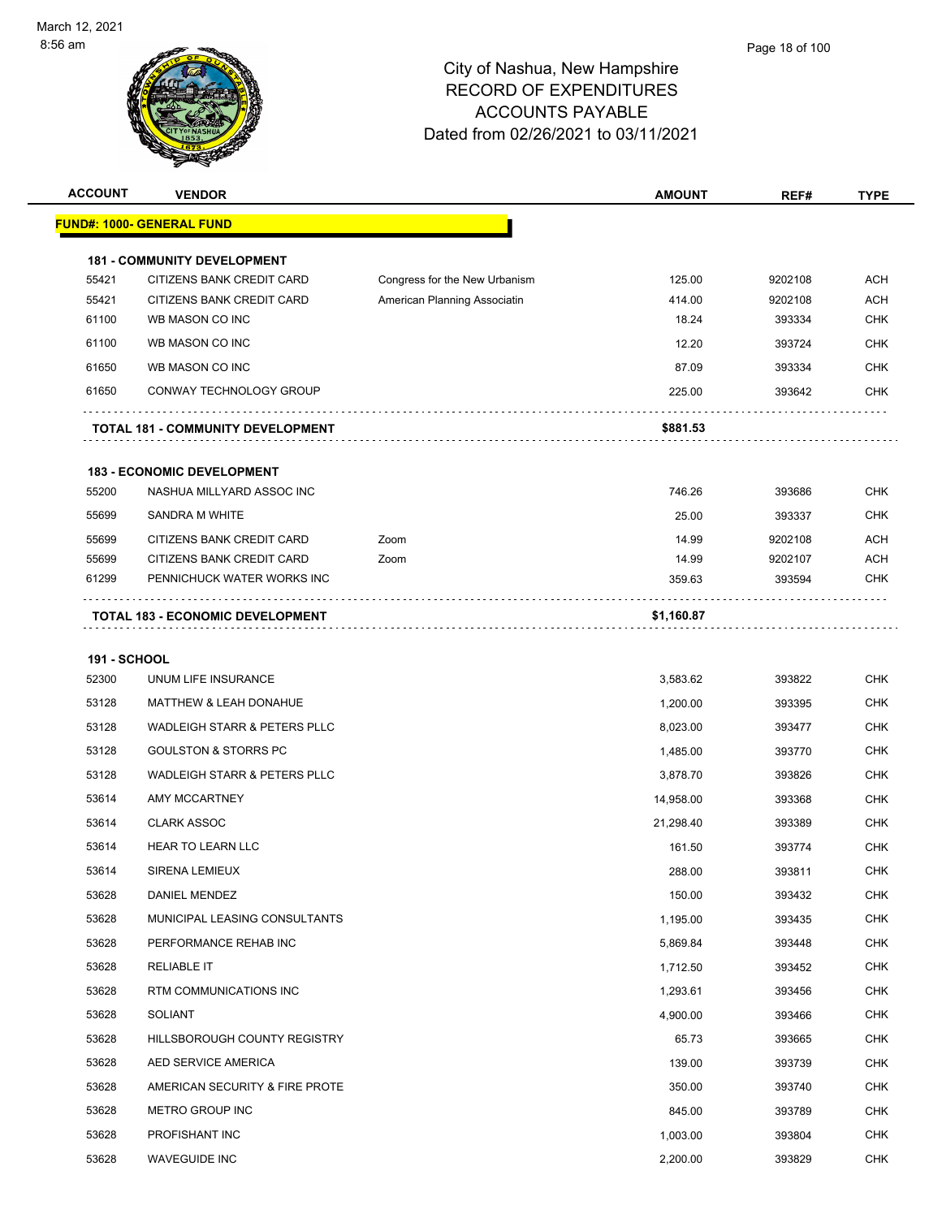# City of Nashua, New Hampshire
# RECORD OF EXPENDITURES
# ACCOUNTS PAYABLE
# Dated from 02/26/2021 to 03/11/2021

March 12, 2021
8:56 am

| ACCOUNT | VENDOR | | AMOUNT | REF# | TYPE |
|---|---|---|---|---|---|
| **FUND#: 1000- GENERAL FUND** | | | | | |
| **181 - COMMUNITY DEVELOPMENT** | | | | | |
| 55421 | CITIZENS BANK CREDIT CARD | Congress for the New Urbanism | 125.00 | 9202108 | ACH |
| 55421 | CITIZENS BANK CREDIT CARD | American Planning Associatin | 414.00 | 9202108 | ACH |
| 61100 | WB MASON CO INC | | 18.24 | 393334 | CHK |
| 61100 | WB MASON CO INC | | 12.20 | 393724 | CHK |
| 61650 | WB MASON CO INC | | 87.09 | 393334 | CHK |
| 61650 | CONWAY TECHNOLOGY GROUP | | 225.00 | 393642 | CHK |
| **TOTAL 181 - COMMUNITY DEVELOPMENT** | | | **$881.53** | | |
| **183 - ECONOMIC DEVELOPMENT** | | | | | |
| 55200 | NASHUA MILLYARD ASSOC INC | | 746.26 | 393686 | CHK |
| 55699 | SANDRA M WHITE | | 25.00 | 393337 | CHK |
| 55699 | CITIZENS BANK CREDIT CARD | Zoom | 14.99 | 9202108 | ACH |
| 55699 | CITIZENS BANK CREDIT CARD | Zoom | 14.99 | 9202107 | ACH |
| 61299 | PENNICHUCK WATER WORKS INC | | 359.63 | 393594 | CHK |
| **TOTAL 183 - ECONOMIC DEVELOPMENT** | | | **$1,160.87** | | |
| **191 - SCHOOL** | | | | | |
| 52300 | UNUM LIFE INSURANCE | | 3,583.62 | 393822 | CHK |
| 53128 | MATTHEW & LEAH DONAHUE | | 1,200.00 | 393395 | CHK |
| 53128 | WADLEIGH STARR & PETERS PLLC | | 8,023.00 | 393477 | CHK |
| 53128 | GOULSTON & STORRS PC | | 1,485.00 | 393770 | CHK |
| 53128 | WADLEIGH STARR & PETERS PLLC | | 3,878.70 | 393826 | CHK |
| 53614 | AMY MCCARTNEY | | 14,958.00 | 393368 | CHK |
| 53614 | CLARK ASSOC | | 21,298.40 | 393389 | CHK |
| 53614 | HEAR TO LEARN LLC | | 161.50 | 393774 | CHK |
| 53614 | SIRENA LEMIEUX | | 288.00 | 393811 | CHK |
| 53628 | DANIEL MENDEZ | | 150.00 | 393432 | CHK |
| 53628 | MUNICIPAL LEASING CONSULTANTS | | 1,195.00 | 393435 | CHK |
| 53628 | PERFORMANCE REHAB INC | | 5,869.84 | 393448 | CHK |
| 53628 | RELIABLE IT | | 1,712.50 | 393452 | CHK |
| 53628 | RTM COMMUNICATIONS INC | | 1,293.61 | 393456 | CHK |
| 53628 | SOLIANT | | 4,900.00 | 393466 | CHK |
| 53628 | HILLSBOROUGH COUNTY REGISTRY | | 65.73 | 393665 | CHK |
| 53628 | AED SERVICE AMERICA | | 139.00 | 393739 | CHK |
| 53628 | AMERICAN SECURITY & FIRE PROTE | | 350.00 | 393740 | CHK |
| 53628 | METRO GROUP INC | | 845.00 | 393789 | CHK |
| 53628 | PROFISHANT INC | | 1,003.00 | 393804 | CHK |
| 53628 | WAVEGUIDE INC | | 2,200.00 | 393829 | CHK |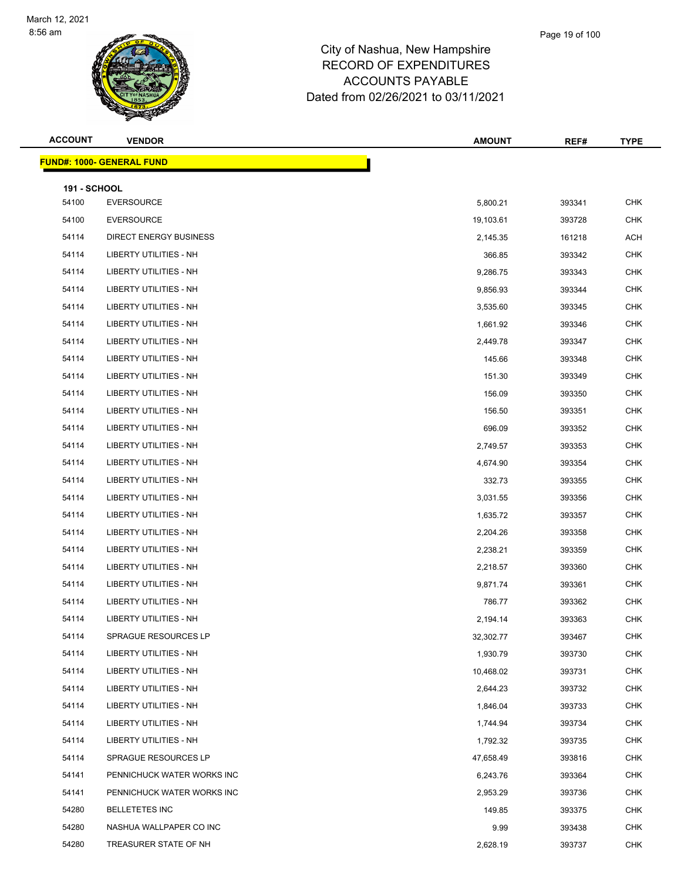City of Nashua, New Hampshire
RECORD OF EXPENDITURES
ACCOUNTS PAYABLE
Dated from 02/26/2021 to 03/11/2021

| ACCOUNT | VENDOR | AMOUNT | REF# | TYPE |
|---|---|---|---|---|
| **FUND#: 1000- GENERAL FUND** | | | | |
| **191 - SCHOOL** | | | | |
| 54100 | EVERSOURCE | 5,800.21 | 393341 | CHK |
| 54100 | EVERSOURCE | 19,103.61 | 393728 | CHK |
| 54114 | DIRECT ENERGY BUSINESS | 2,145.35 | 161218 | ACH |
| 54114 | LIBERTY UTILITIES - NH | 366.85 | 393342 | CHK |
| 54114 | LIBERTY UTILITIES - NH | 9,286.75 | 393343 | CHK |
| 54114 | LIBERTY UTILITIES - NH | 9,856.93 | 393344 | CHK |
| 54114 | LIBERTY UTILITIES - NH | 3,535.60 | 393345 | CHK |
| 54114 | LIBERTY UTILITIES - NH | 1,661.92 | 393346 | CHK |
| 54114 | LIBERTY UTILITIES - NH | 2,449.78 | 393347 | CHK |
| 54114 | LIBERTY UTILITIES - NH | 145.66 | 393348 | CHK |
| 54114 | LIBERTY UTILITIES - NH | 151.30 | 393349 | CHK |
| 54114 | LIBERTY UTILITIES - NH | 156.09 | 393350 | CHK |
| 54114 | LIBERTY UTILITIES - NH | 156.50 | 393351 | CHK |
| 54114 | LIBERTY UTILITIES - NH | 696.09 | 393352 | CHK |
| 54114 | LIBERTY UTILITIES - NH | 2,749.57 | 393353 | CHK |
| 54114 | LIBERTY UTILITIES - NH | 4,674.90 | 393354 | CHK |
| 54114 | LIBERTY UTILITIES - NH | 332.73 | 393355 | CHK |
| 54114 | LIBERTY UTILITIES - NH | 3,031.55 | 393356 | CHK |
| 54114 | LIBERTY UTILITIES - NH | 1,635.72 | 393357 | CHK |
| 54114 | LIBERTY UTILITIES - NH | 2,204.26 | 393358 | CHK |
| 54114 | LIBERTY UTILITIES - NH | 2,238.21 | 393359 | CHK |
| 54114 | LIBERTY UTILITIES - NH | 2,218.57 | 393360 | CHK |
| 54114 | LIBERTY UTILITIES - NH | 9,871.74 | 393361 | CHK |
| 54114 | LIBERTY UTILITIES - NH | 786.77 | 393362 | CHK |
| 54114 | LIBERTY UTILITIES - NH | 2,194.14 | 393363 | CHK |
| 54114 | SPRAGUE RESOURCES LP | 32,302.77 | 393467 | CHK |
| 54114 | LIBERTY UTILITIES - NH | 1,930.79 | 393730 | CHK |
| 54114 | LIBERTY UTILITIES - NH | 10,468.02 | 393731 | CHK |
| 54114 | LIBERTY UTILITIES - NH | 2,644.23 | 393732 | CHK |
| 54114 | LIBERTY UTILITIES - NH | 1,846.04 | 393733 | CHK |
| 54114 | LIBERTY UTILITIES - NH | 1,744.94 | 393734 | CHK |
| 54114 | LIBERTY UTILITIES - NH | 1,792.32 | 393735 | CHK |
| 54114 | SPRAGUE RESOURCES LP | 47,658.49 | 393816 | CHK |
| 54141 | PENNICHUCK WATER WORKS INC | 6,243.76 | 393364 | CHK |
| 54141 | PENNICHUCK WATER WORKS INC | 2,953.29 | 393736 | CHK |
| 54280 | BELLETETES INC | 149.85 | 393375 | CHK |
| 54280 | NASHUA WALLPAPER CO INC | 9.99 | 393438 | CHK |
| 54280 | TREASURER STATE OF NH | 2,628.19 | 393737 | CHK |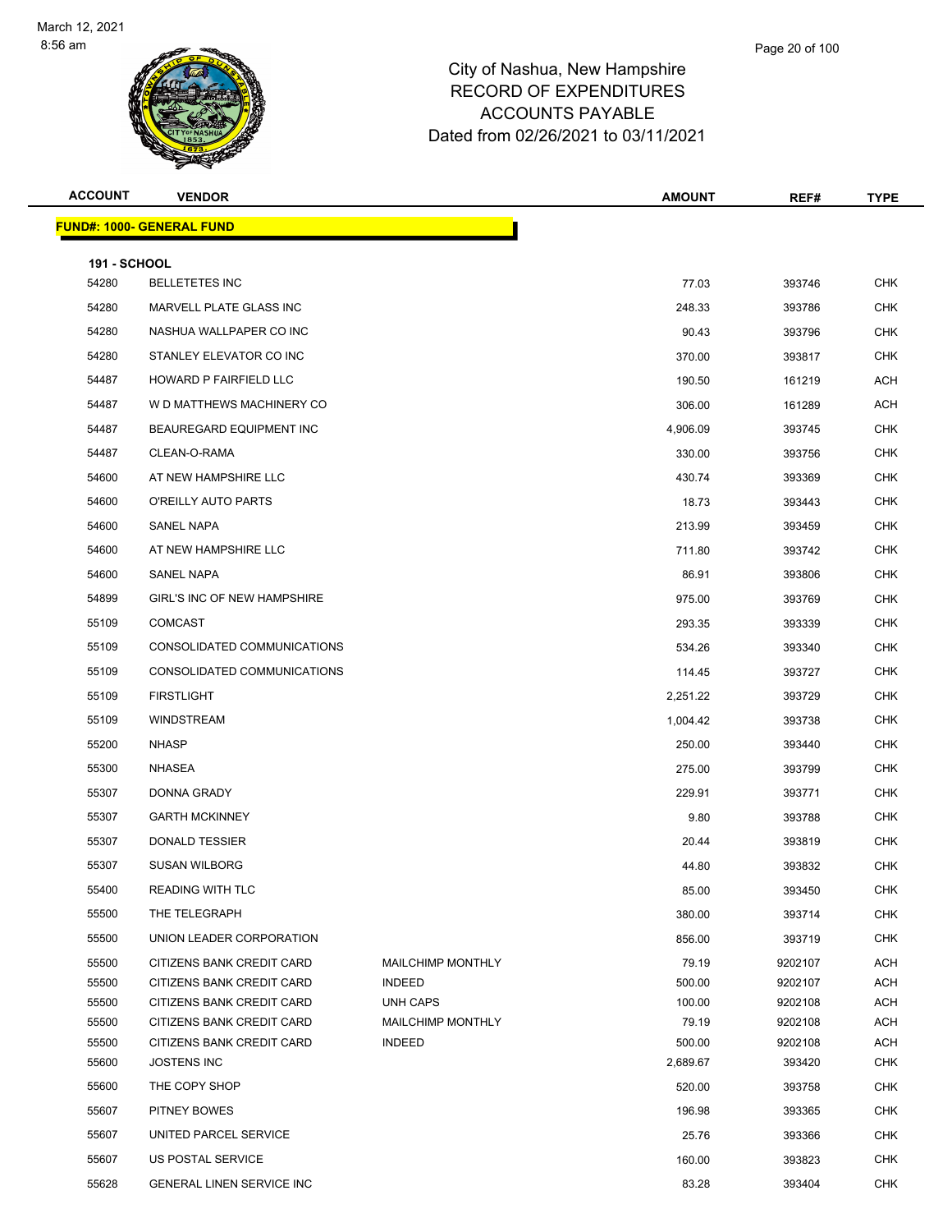March 12, 2021
8:56 am

# City of Nashua, New Hampshire
## RECORD OF EXPENDITURES
## ACCOUNTS PAYABLE
## Dated from 02/26/2021 to 03/11/2021

| ACCOUNT | VENDOR | | AMOUNT | REF# | TYPE |
|---|---|---|---|---|---|
| **FUND#: 1000- GENERAL FUND** | | | | | |
| **191 - SCHOOL** | | | | | |
| 54280 | BELLETETES INC | | 77.03 | 393746 | CHK |
| 54280 | MARVELL PLATE GLASS INC | | 248.33 | 393786 | CHK |
| 54280 | NASHUA WALLPAPER CO INC | | 90.43 | 393796 | CHK |
| 54280 | STANLEY ELEVATOR CO INC | | 370.00 | 393817 | CHK |
| 54487 | HOWARD P FAIRFIELD LLC | | 190.50 | 161219 | ACH |
| 54487 | W D MATTHEWS MACHINERY CO | | 306.00 | 161289 | ACH |
| 54487 | BEAUREGARD EQUIPMENT INC | | 4,906.09 | 393745 | CHK |
| 54487 | CLEAN-O-RAMA | | 330.00 | 393756 | CHK |
| 54600 | AT NEW HAMPSHIRE LLC | | 430.74 | 393369 | CHK |
| 54600 | O'REILLY AUTO PARTS | | 18.73 | 393443 | CHK |
| 54600 | SANEL NAPA | | 213.99 | 393459 | CHK |
| 54600 | AT NEW HAMPSHIRE LLC | | 711.80 | 393742 | CHK |
| 54600 | SANEL NAPA | | 86.91 | 393806 | CHK |
| 54899 | GIRL'S INC OF NEW HAMPSHIRE | | 975.00 | 393769 | CHK |
| 55109 | COMCAST | | 293.35 | 393339 | CHK |
| 55109 | CONSOLIDATED COMMUNICATIONS | | 534.26 | 393340 | CHK |
| 55109 | CONSOLIDATED COMMUNICATIONS | | 114.45 | 393727 | CHK |
| 55109 | FIRSTLIGHT | | 2,251.22 | 393729 | CHK |
| 55109 | WINDSTREAM | | 1,004.42 | 393738 | CHK |
| 55200 | NHASP | | 250.00 | 393440 | CHK |
| 55300 | NHASEA | | 275.00 | 393799 | CHK |
| 55307 | DONNA GRADY | | 229.91 | 393771 | CHK |
| 55307 | GARTH MCKINNEY | | 9.80 | 393788 | CHK |
| 55307 | DONALD TESSIER | | 20.44 | 393819 | CHK |
| 55307 | SUSAN WILBORG | | 44.80 | 393832 | CHK |
| 55400 | READING WITH TLC | | 85.00 | 393450 | CHK |
| 55500 | THE TELEGRAPH | | 380.00 | 393714 | CHK |
| 55500 | UNION LEADER CORPORATION | | 856.00 | 393719 | CHK |
| 55500 | CITIZENS BANK CREDIT CARD | MAILCHIMP MONTHLY | 79.19 | 9202107 | ACH |
| 55500 | CITIZENS BANK CREDIT CARD | INDEED | 500.00 | 9202107 | ACH |
| 55500 | CITIZENS BANK CREDIT CARD | UNH CAPS | 100.00 | 9202108 | ACH |
| 55500 | CITIZENS BANK CREDIT CARD | MAILCHIMP MONTHLY | 79.19 | 9202108 | ACH |
| 55500 | CITIZENS BANK CREDIT CARD | INDEED | 500.00 | 9202108 | ACH |
| 55600 | JOSTENS INC | | 2,689.67 | 393420 | CHK |
| 55600 | THE COPY SHOP | | 520.00 | 393758 | CHK |
| 55607 | PITNEY BOWES | | 196.98 | 393365 | CHK |
| 55607 | UNITED PARCEL SERVICE | | 25.76 | 393366 | CHK |
| 55607 | US POSTAL SERVICE | | 160.00 | 393823 | CHK |
| 55628 | GENERAL LINEN SERVICE INC | | 83.28 | 393404 | CHK |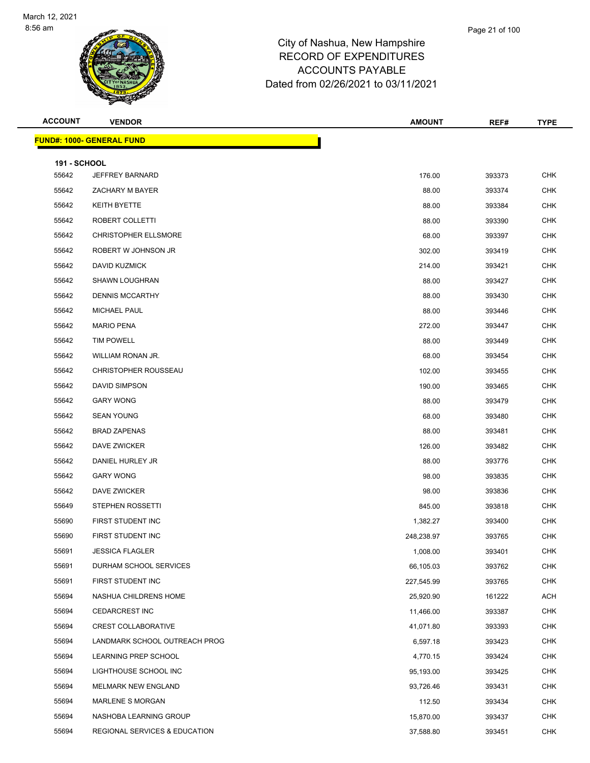March 12, 2021
8:56 am

# City of Nashua, New Hampshire
## RECORD OF EXPENDITURES
## ACCOUNTS PAYABLE
## Dated from 02/26/2021 to 03/11/2021

**FUND#: 1000- GENERAL FUND**

**191 - SCHOOL**

| ACCOUNT | VENDOR | AMOUNT | REF# | TYPE |
|---|---|---|---|---|
| 55642 | JEFFREY BARNARD | 176.00 | 393373 | CHK |
| 55642 | ZACHARY M BAYER | 88.00 | 393374 | CHK |
| 55642 | KEITH BYETTE | 88.00 | 393384 | CHK |
| 55642 | ROBERT COLLETTI | 88.00 | 393390 | CHK |
| 55642 | CHRISTOPHER ELLSMORE | 68.00 | 393397 | CHK |
| 55642 | ROBERT W JOHNSON JR | 302.00 | 393419 | CHK |
| 55642 | DAVID KUZMICK | 214.00 | 393421 | CHK |
| 55642 | SHAWN LOUGHRAN | 88.00 | 393427 | CHK |
| 55642 | DENNIS MCCARTHY | 88.00 | 393430 | CHK |
| 55642 | MICHAEL PAUL | 88.00 | 393446 | CHK |
| 55642 | MARIO PENA | 272.00 | 393447 | CHK |
| 55642 | TIM POWELL | 88.00 | 393449 | CHK |
| 55642 | WILLIAM RONAN JR. | 68.00 | 393454 | CHK |
| 55642 | CHRISTOPHER ROUSSEAU | 102.00 | 393455 | CHK |
| 55642 | DAVID SIMPSON | 190.00 | 393465 | CHK |
| 55642 | GARY WONG | 88.00 | 393479 | CHK |
| 55642 | SEAN YOUNG | 68.00 | 393480 | CHK |
| 55642 | BRAD ZAPENAS | 88.00 | 393481 | CHK |
| 55642 | DAVE ZWICKER | 126.00 | 393482 | CHK |
| 55642 | DANIEL HURLEY JR | 88.00 | 393776 | CHK |
| 55642 | GARY WONG | 98.00 | 393835 | CHK |
| 55642 | DAVE ZWICKER | 98.00 | 393836 | CHK |
| 55649 | STEPHEN ROSSETTI | 845.00 | 393818 | CHK |
| 55690 | FIRST STUDENT INC | 1,382.27 | 393400 | CHK |
| 55690 | FIRST STUDENT INC | 248,238.97 | 393765 | CHK |
| 55691 | JESSICA FLAGLER | 1,008.00 | 393401 | CHK |
| 55691 | DURHAM SCHOOL SERVICES | 66,105.03 | 393762 | CHK |
| 55691 | FIRST STUDENT INC | 227,545.99 | 393765 | CHK |
| 55694 | NASHUA CHILDRENS HOME | 25,920.90 | 161222 | ACH |
| 55694 | CEDARCREST INC | 11,466.00 | 393387 | CHK |
| 55694 | CREST COLLABORATIVE | 41,071.80 | 393393 | CHK |
| 55694 | LANDMARK SCHOOL OUTREACH PROG | 6,597.18 | 393423 | CHK |
| 55694 | LEARNING PREP SCHOOL | 4,770.15 | 393424 | CHK |
| 55694 | LIGHTHOUSE SCHOOL INC | 95,193.00 | 393425 | CHK |
| 55694 | MELMARK NEW ENGLAND | 93,726.46 | 393431 | CHK |
| 55694 | MARLENE S MORGAN | 112.50 | 393434 | CHK |
| 55694 | NASHOBA LEARNING GROUP | 15,870.00 | 393437 | CHK |
| 55694 | REGIONAL SERVICES & EDUCATION | 37,588.80 | 393451 | CHK |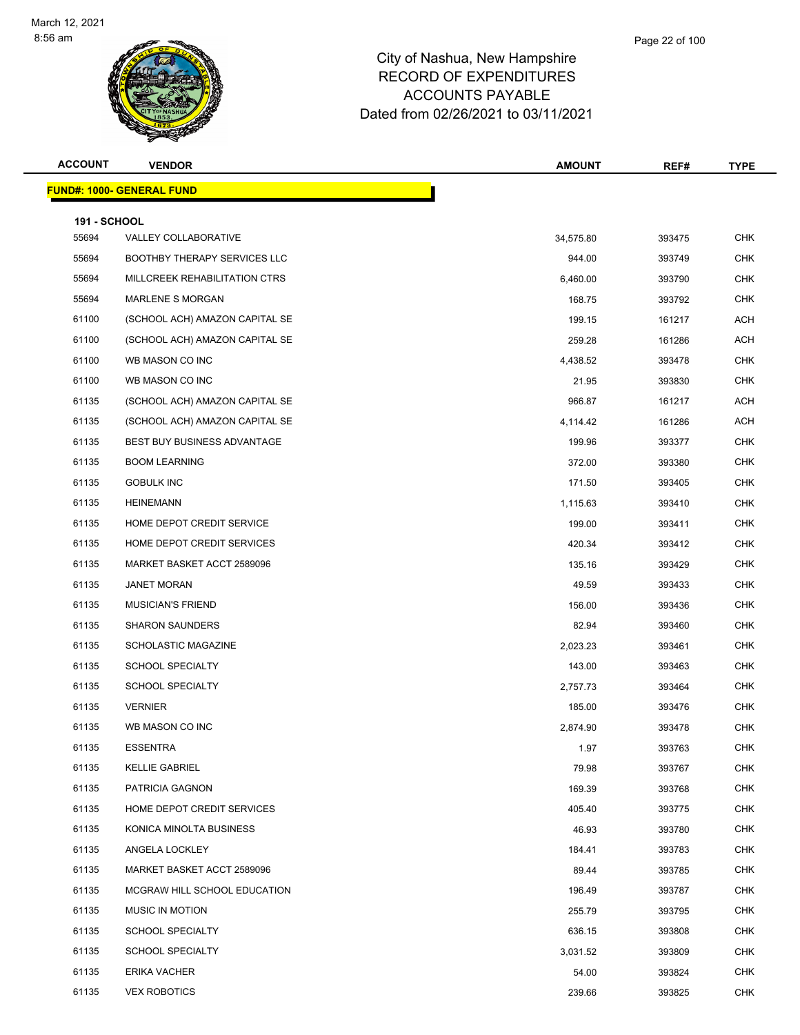# City of Nashua, New Hampshire
## RECORD OF EXPENDITURES
## ACCOUNTS PAYABLE
## Dated from 02/26/2021 to 03/11/2021

| ACCOUNT | VENDOR | AMOUNT | REF# | TYPE |
|---|---|---|---|---|

**FUND#: 1000- GENERAL FUND**

**191 - SCHOOL**

| ACCOUNT | VENDOR | AMOUNT | REF# | TYPE |
|---|---|---|---|---|
| 55694 | VALLEY COLLABORATIVE | 34,575.80 | 393475 | CHK |
| 55694 | BOOTHBY THERAPY SERVICES LLC | 944.00 | 393749 | CHK |
| 55694 | MILLCREEK REHABILITATION CTRS | 6,460.00 | 393790 | CHK |
| 55694 | MARLENE S MORGAN | 168.75 | 393792 | CHK |
| 61100 | (SCHOOL ACH) AMAZON CAPITAL SE | 199.15 | 161217 | ACH |
| 61100 | (SCHOOL ACH) AMAZON CAPITAL SE | 259.28 | 161286 | ACH |
| 61100 | WB MASON CO INC | 4,438.52 | 393478 | CHK |
| 61100 | WB MASON CO INC | 21.95 | 393830 | CHK |
| 61135 | (SCHOOL ACH) AMAZON CAPITAL SE | 966.87 | 161217 | ACH |
| 61135 | (SCHOOL ACH) AMAZON CAPITAL SE | 4,114.42 | 161286 | ACH |
| 61135 | BEST BUY BUSINESS ADVANTAGE | 199.96 | 393377 | CHK |
| 61135 | BOOM LEARNING | 372.00 | 393380 | CHK |
| 61135 | GOBULK INC | 171.50 | 393405 | CHK |
| 61135 | HEINEMANN | 1,115.63 | 393410 | CHK |
| 61135 | HOME DEPOT CREDIT SERVICE | 199.00 | 393411 | CHK |
| 61135 | HOME DEPOT CREDIT SERVICES | 420.34 | 393412 | CHK |
| 61135 | MARKET BASKET ACCT 2589096 | 135.16 | 393429 | CHK |
| 61135 | JANET MORAN | 49.59 | 393433 | CHK |
| 61135 | MUSICIAN'S FRIEND | 156.00 | 393436 | CHK |
| 61135 | SHARON SAUNDERS | 82.94 | 393460 | CHK |
| 61135 | SCHOLASTIC MAGAZINE | 2,023.23 | 393461 | CHK |
| 61135 | SCHOOL SPECIALTY | 143.00 | 393463 | CHK |
| 61135 | SCHOOL SPECIALTY | 2,757.73 | 393464 | CHK |
| 61135 | VERNIER | 185.00 | 393476 | CHK |
| 61135 | WB MASON CO INC | 2,874.90 | 393478 | CHK |
| 61135 | ESSENTRA | 1.97 | 393763 | CHK |
| 61135 | KELLIE GABRIEL | 79.98 | 393767 | CHK |
| 61135 | PATRICIA GAGNON | 169.39 | 393768 | CHK |
| 61135 | HOME DEPOT CREDIT SERVICES | 405.40 | 393775 | CHK |
| 61135 | KONICA MINOLTA BUSINESS | 46.93 | 393780 | CHK |
| 61135 | ANGELA LOCKLEY | 184.41 | 393783 | CHK |
| 61135 | MARKET BASKET ACCT 2589096 | 89.44 | 393785 | CHK |
| 61135 | MCGRAW HILL SCHOOL EDUCATION | 196.49 | 393787 | CHK |
| 61135 | MUSIC IN MOTION | 255.79 | 393795 | CHK |
| 61135 | SCHOOL SPECIALTY | 636.15 | 393808 | CHK |
| 61135 | SCHOOL SPECIALTY | 3,031.52 | 393809 | CHK |
| 61135 | ERIKA VACHER | 54.00 | 393824 | CHK |
| 61135 | VEX ROBOTICS | 239.66 | 393825 | CHK |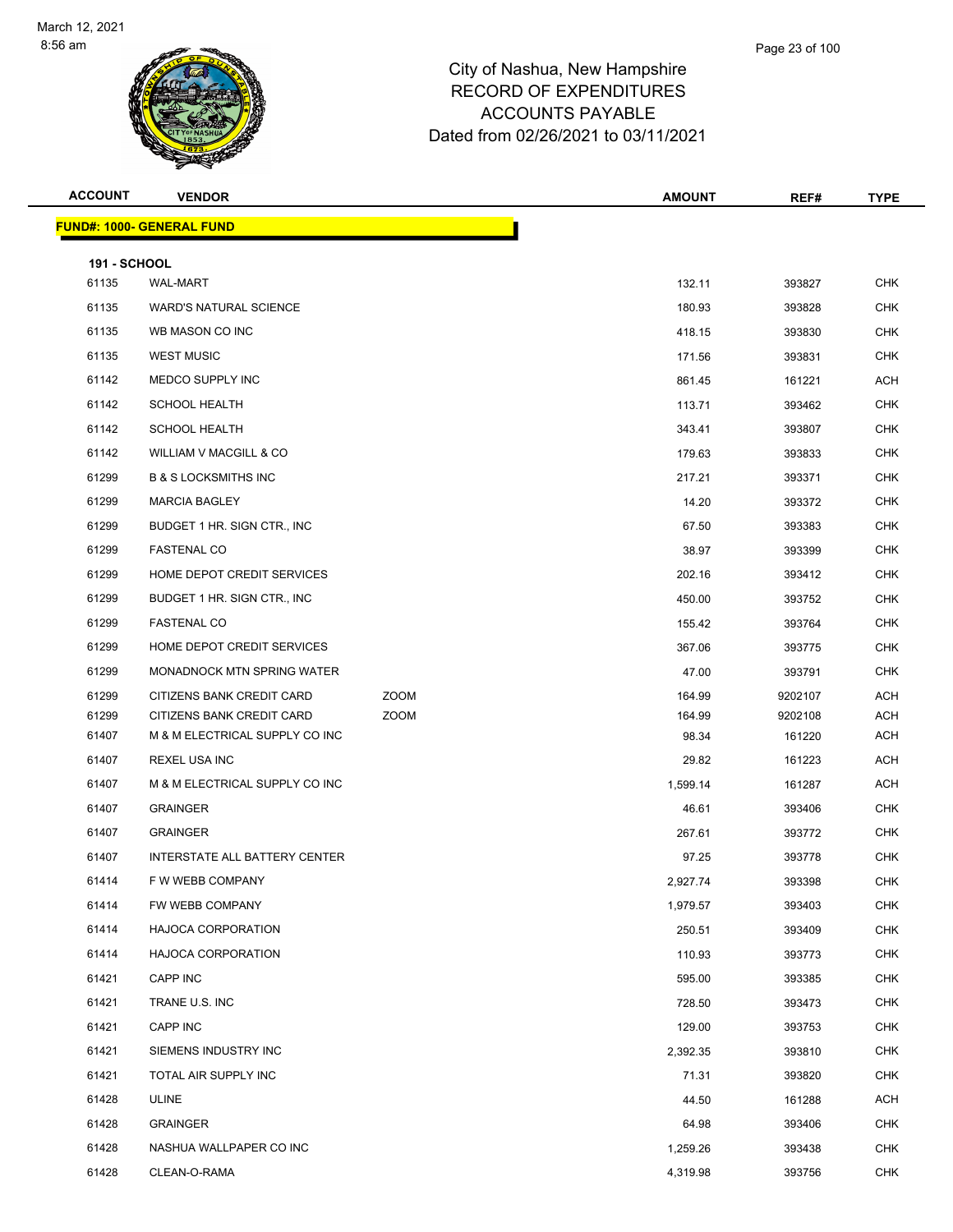# City of Nashua, New Hampshire
## RECORD OF EXPENDITURES
## ACCOUNTS PAYABLE
## Dated from 02/26/2021 to 03/11/2021

**FUND#: 1000- GENERAL FUND**

**191 - SCHOOL**

| ACCOUNT | VENDOR | | AMOUNT | REF# | TYPE |
|---|---|---|---|---|---|
| 61135 | WAL-MART | | 132.11 | 393827 | CHK |
| 61135 | WARD'S NATURAL SCIENCE | | 180.93 | 393828 | CHK |
| 61135 | WB MASON CO INC | | 418.15 | 393830 | CHK |
| 61135 | WEST MUSIC | | 171.56 | 393831 | CHK |
| 61142 | MEDCO SUPPLY INC | | 861.45 | 161221 | ACH |
| 61142 | SCHOOL HEALTH | | 113.71 | 393462 | CHK |
| 61142 | SCHOOL HEALTH | | 343.41 | 393807 | CHK |
| 61142 | WILLIAM V MACGILL & CO | | 179.63 | 393833 | CHK |
| 61299 | B & S LOCKSMITHS INC | | 217.21 | 393371 | CHK |
| 61299 | MARCIA BAGLEY | | 14.20 | 393372 | CHK |
| 61299 | BUDGET 1 HR. SIGN CTR., INC | | 67.50 | 393383 | CHK |
| 61299 | FASTENAL CO | | 38.97 | 393399 | CHK |
| 61299 | HOME DEPOT CREDIT SERVICES | | 202.16 | 393412 | CHK |
| 61299 | BUDGET 1 HR. SIGN CTR., INC | | 450.00 | 393752 | CHK |
| 61299 | FASTENAL CO | | 155.42 | 393764 | CHK |
| 61299 | HOME DEPOT CREDIT SERVICES | | 367.06 | 393775 | CHK |
| 61299 | MONADNOCK MTN SPRING WATER | | 47.00 | 393791 | CHK |
| 61299 | CITIZENS BANK CREDIT CARD | ZOOM | 164.99 | 9202107 | ACH |
| 61299 | CITIZENS BANK CREDIT CARD | ZOOM | 164.99 | 9202108 | ACH |
| 61407 | M & M ELECTRICAL SUPPLY CO INC | | 98.34 | 161220 | ACH |
| 61407 | REXEL USA INC | | 29.82 | 161223 | ACH |
| 61407 | M & M ELECTRICAL SUPPLY CO INC | | 1,599.14 | 161287 | ACH |
| 61407 | GRAINGER | | 46.61 | 393406 | CHK |
| 61407 | GRAINGER | | 267.61 | 393772 | CHK |
| 61407 | INTERSTATE ALL BATTERY CENTER | | 97.25 | 393778 | CHK |
| 61414 | F W WEBB COMPANY | | 2,927.74 | 393398 | CHK |
| 61414 | FW WEBB COMPANY | | 1,979.57 | 393403 | CHK |
| 61414 | HAJOCA CORPORATION | | 250.51 | 393409 | CHK |
| 61414 | HAJOCA CORPORATION | | 110.93 | 393773 | CHK |
| 61421 | CAPP INC | | 595.00 | 393385 | CHK |
| 61421 | TRANE U.S. INC | | 728.50 | 393473 | CHK |
| 61421 | CAPP INC | | 129.00 | 393753 | CHK |
| 61421 | SIEMENS INDUSTRY INC | | 2,392.35 | 393810 | CHK |
| 61421 | TOTAL AIR SUPPLY INC | | 71.31 | 393820 | CHK |
| 61428 | ULINE | | 44.50 | 161288 | ACH |
| 61428 | GRAINGER | | 64.98 | 393406 | CHK |
| 61428 | NASHUA WALLPAPER CO INC | | 1,259.26 | 393438 | CHK |
| 61428 | CLEAN-O-RAMA | | 4,319.98 | 393756 | CHK |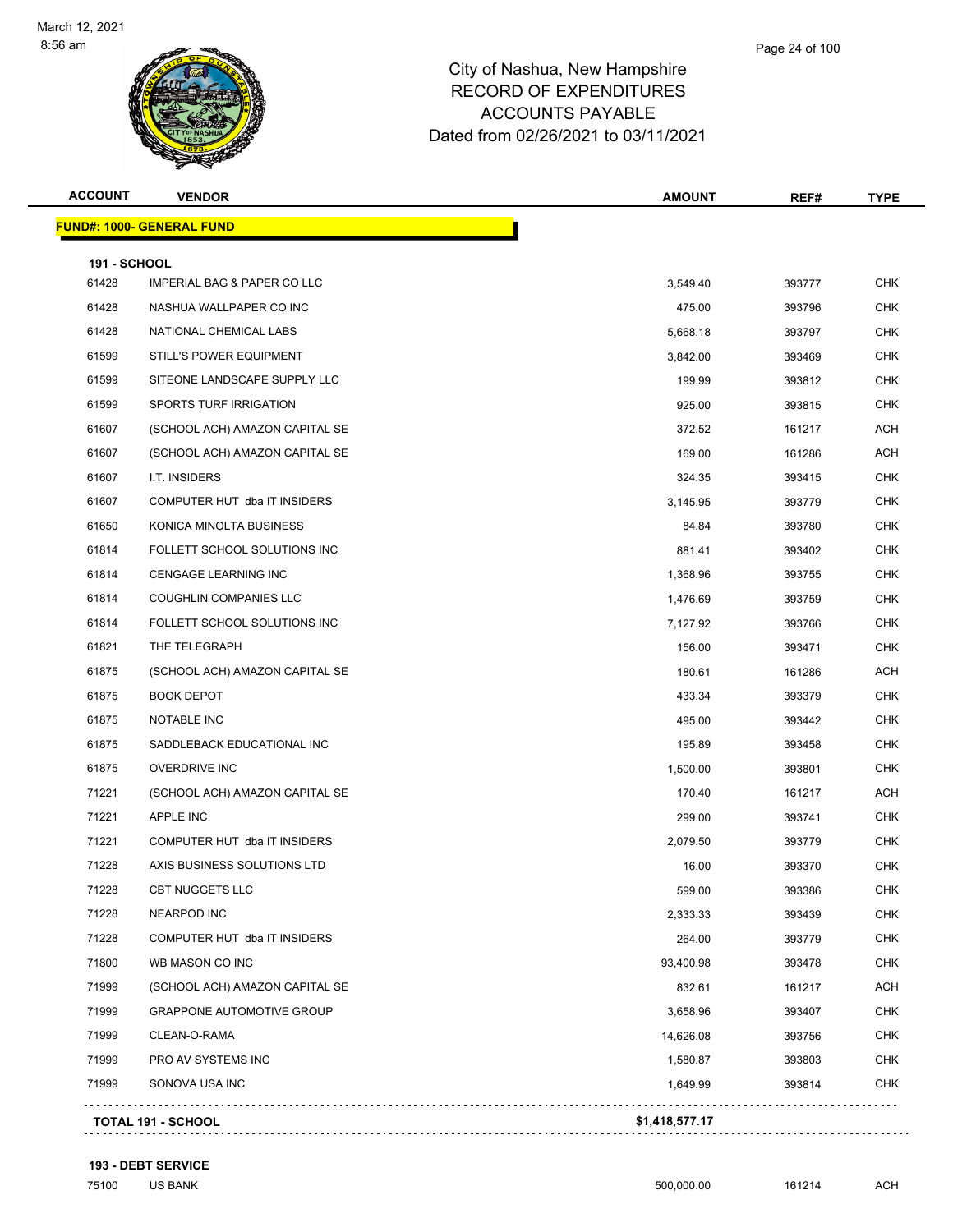City of Nashua, New Hampshire
RECORD OF EXPENDITURES
ACCOUNTS PAYABLE
Dated from 02/26/2021 to 03/11/2021

| ACCOUNT | VENDOR | AMOUNT | REF# | TYPE |
|---|---|---|---|---|
| **FUND#: 1000- GENERAL FUND** | | | | |
| **191 - SCHOOL** | | | | |
| 61428 | IMPERIAL BAG & PAPER CO LLC | 3,549.40 | 393777 | CHK |
| 61428 | NASHUA WALLPAPER CO INC | 475.00 | 393796 | CHK |
| 61428 | NATIONAL CHEMICAL LABS | 5,668.18 | 393797 | CHK |
| 61599 | STILL'S POWER EQUIPMENT | 3,842.00 | 393469 | CHK |
| 61599 | SITEONE LANDSCAPE SUPPLY LLC | 199.99 | 393812 | CHK |
| 61599 | SPORTS TURF IRRIGATION | 925.00 | 393815 | CHK |
| 61607 | (SCHOOL ACH) AMAZON CAPITAL SE | 372.52 | 161217 | ACH |
| 61607 | (SCHOOL ACH) AMAZON CAPITAL SE | 169.00 | 161286 | ACH |
| 61607 | I.T. INSIDERS | 324.35 | 393415 | CHK |
| 61607 | COMPUTER HUT dba IT INSIDERS | 3,145.95 | 393779 | CHK |
| 61650 | KONICA MINOLTA BUSINESS | 84.84 | 393780 | CHK |
| 61814 | FOLLETT SCHOOL SOLUTIONS INC | 881.41 | 393402 | CHK |
| 61814 | CENGAGE LEARNING INC | 1,368.96 | 393755 | CHK |
| 61814 | COUGHLIN COMPANIES LLC | 1,476.69 | 393759 | CHK |
| 61814 | FOLLETT SCHOOL SOLUTIONS INC | 7,127.92 | 393766 | CHK |
| 61821 | THE TELEGRAPH | 156.00 | 393471 | CHK |
| 61875 | (SCHOOL ACH) AMAZON CAPITAL SE | 180.61 | 161286 | ACH |
| 61875 | BOOK DEPOT | 433.34 | 393379 | CHK |
| 61875 | NOTABLE INC | 495.00 | 393442 | CHK |
| 61875 | SADDLEBACK EDUCATIONAL INC | 195.89 | 393458 | CHK |
| 61875 | OVERDRIVE INC | 1,500.00 | 393801 | CHK |
| 71221 | (SCHOOL ACH) AMAZON CAPITAL SE | 170.40 | 161217 | ACH |
| 71221 | APPLE INC | 299.00 | 393741 | CHK |
| 71221 | COMPUTER HUT dba IT INSIDERS | 2,079.50 | 393779 | CHK |
| 71228 | AXIS BUSINESS SOLUTIONS LTD | 16.00 | 393370 | CHK |
| 71228 | CBT NUGGETS LLC | 599.00 | 393386 | CHK |
| 71228 | NEARPOD INC | 2,333.33 | 393439 | CHK |
| 71228 | COMPUTER HUT dba IT INSIDERS | 264.00 | 393779 | CHK |
| 71800 | WB MASON CO INC | 93,400.98 | 393478 | CHK |
| 71999 | (SCHOOL ACH) AMAZON CAPITAL SE | 832.61 | 161217 | ACH |
| 71999 | GRAPPONE AUTOMOTIVE GROUP | 3,658.96 | 393407 | CHK |
| 71999 | CLEAN-O-RAMA | 14,626.08 | 393756 | CHK |
| 71999 | PRO AV SYSTEMS INC | 1,580.87 | 393803 | CHK |
| 71999 | SONOVA USA INC | 1,649.99 | 393814 | CHK |
| **TOTAL 191 - SCHOOL** | | **$1,418,577.17** | | |
| **193 - DEBT SERVICE** | | | | |
| 75100 | US BANK | 500,000.00 | 161214 | ACH |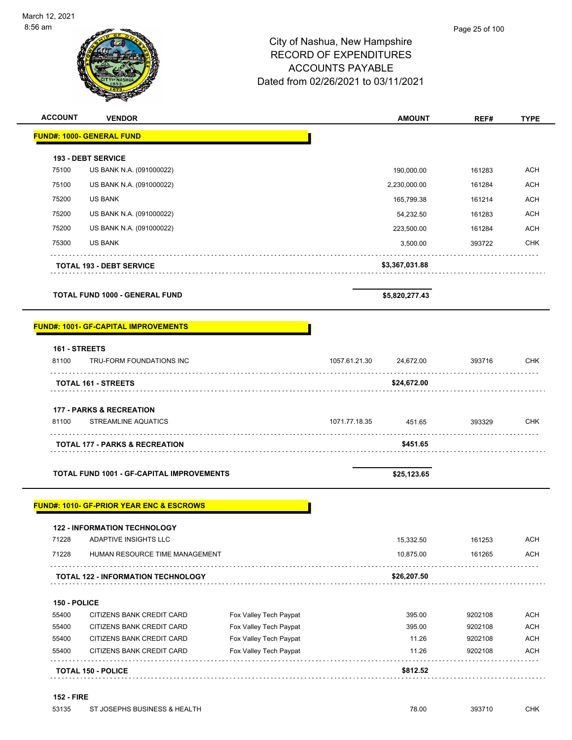City of Nashua, New Hampshire
RECORD OF EXPENDITURES
ACCOUNTS PAYABLE
Dated from 02/26/2021 to 03/11/2021

| ACCOUNT | VENDOR | | AMOUNT | REF# | TYPE |
|---|---|---|---|---|---|
| **FUND#: 1000- GENERAL FUND** | | | | | |
| **193 - DEBT SERVICE** | | | | | |
| 75100 | US BANK N.A. (091000022) | | 190,000.00 | 161283 | ACH |
| 75100 | US BANK N.A. (091000022) | | 2,230,000.00 | 161284 | ACH |
| 75200 | US BANK | | 165,799.38 | 161214 | ACH |
| 75200 | US BANK N.A. (091000022) | | 54,232.50 | 161283 | ACH |
| 75200 | US BANK N.A. (091000022) | | 223,500.00 | 161284 | ACH |
| 75300 | US BANK | | 3,500.00 | 393722 | CHK |
| **TOTAL 193 - DEBT SERVICE** | | | **$3,367,031.88** | | |
| **TOTAL FUND 1000 - GENERAL FUND** | | | **$5,820,277.43** | | |
| **FUND#: 1001- GF-CAPITAL IMPROVEMENTS** | | | | | |
| **161 - STREETS** | | | | | |
| 81100 | TRU-FORM FOUNDATIONS INC | 1057.61.21.30 | 24,672.00 | 393716 | CHK |
| **TOTAL 161 - STREETS** | | | **$24,672.00** | | |
| **177 - PARKS & RECREATION** | | | | | |
| 81100 | STREAMLINE AQUATICS | 1071.77.18.35 | 451.65 | 393329 | CHK |
| **TOTAL 177 - PARKS & RECREATION** | | | **$451.65** | | |
| **TOTAL FUND 1001 - GF-CAPITAL IMPROVEMENTS** | | | **$25,123.65** | | |
| **FUND#: 1010- GF-PRIOR YEAR ENC & ESCROWS** | | | | | |
| **122 - INFORMATION TECHNOLOGY** | | | | | |
| 71228 | ADAPTIVE INSIGHTS LLC | | 15,332.50 | 161253 | ACH |
| 71228 | HUMAN RESOURCE TIME MANAGEMENT | | 10,875.00 | 161265 | ACH |
| **TOTAL 122 - INFORMATION TECHNOLOGY** | | | **$26,207.50** | | |
| **150 - POLICE** | | | | | |
| 55400 | CITIZENS BANK CREDIT CARD | Fox Valley Tech Paypat | 395.00 | 9202108 | ACH |
| 55400 | CITIZENS BANK CREDIT CARD | Fox Valley Tech Paypat | 395.00 | 9202108 | ACH |
| 55400 | CITIZENS BANK CREDIT CARD | Fox Valley Tech Paypat | 11.26 | 9202108 | ACH |
| 55400 | CITIZENS BANK CREDIT CARD | Fox Valley Tech Paypat | 11.26 | 9202108 | ACH |
| **TOTAL 150 - POLICE** | | | **$812.52** | | |
| **152 - FIRE** | | | | | |
| 53135 | ST JOSEPHS BUSINESS & HEALTH | | 78.00 | 393710 | CHK |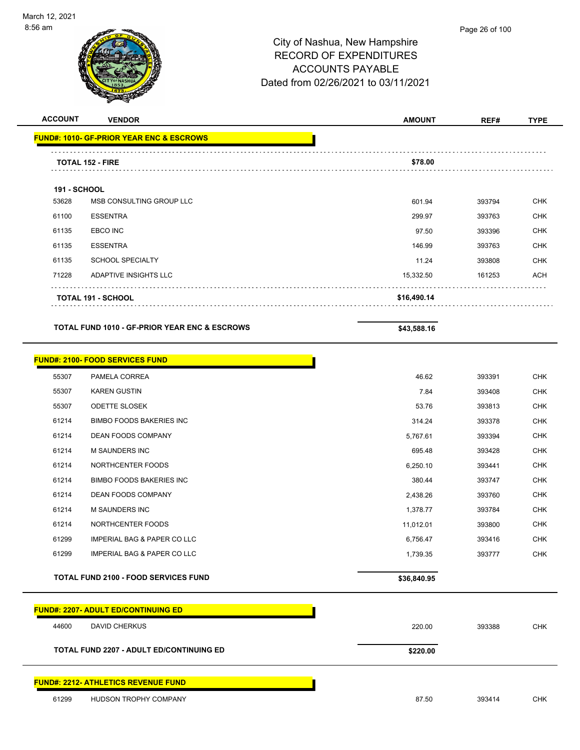City of Nashua, New Hampshire
RECORD OF EXPENDITURES
ACCOUNTS PAYABLE
Dated from 02/26/2021 to 03/11/2021

| ACCOUNT | VENDOR | AMOUNT | REF# | TYPE |
|---|---|---|---|---|
| **FUND#: 1010- GF-PRIOR YEAR ENC & ESCROWS** | | | | |
| **TOTAL 152 - FIRE** | | **$78.00** | | |
| **191 - SCHOOL** | | | | |
| 53628 | MSB CONSULTING GROUP LLC | 601.94 | 393794 | CHK |
| 61100 | ESSENTRA | 299.97 | 393763 | CHK |
| 61135 | EBCO INC | 97.50 | 393396 | CHK |
| 61135 | ESSENTRA | 146.99 | 393763 | CHK |
| 61135 | SCHOOL SPECIALTY | 11.24 | 393808 | CHK |
| 71228 | ADAPTIVE INSIGHTS LLC | 15,332.50 | 161253 | ACH |
| **TOTAL 191 - SCHOOL** | | **$16,490.14** | | |
| **TOTAL FUND 1010 - GF-PRIOR YEAR ENC & ESCROWS** | | **$43,588.16** | | |
| **FUND#: 2100- FOOD SERVICES FUND** | | | | |
| 55307 | PAMELA CORREA | 46.62 | 393391 | CHK |
| 55307 | KAREN GUSTIN | 7.84 | 393408 | CHK |
| 55307 | ODETTE SLOSEK | 53.76 | 393813 | CHK |
| 61214 | BIMBO FOODS BAKERIES INC | 314.24 | 393378 | CHK |
| 61214 | DEAN FOODS COMPANY | 5,767.61 | 393394 | CHK |
| 61214 | M SAUNDERS INC | 695.48 | 393428 | CHK |
| 61214 | NORTHCENTER FOODS | 6,250.10 | 393441 | CHK |
| 61214 | BIMBO FOODS BAKERIES INC | 380.44 | 393747 | CHK |
| 61214 | DEAN FOODS COMPANY | 2,438.26 | 393760 | CHK |
| 61214 | M SAUNDERS INC | 1,378.77 | 393784 | CHK |
| 61214 | NORTHCENTER FOODS | 11,012.01 | 393800 | CHK |
| 61299 | IMPERIAL BAG & PAPER CO LLC | 6,756.47 | 393416 | CHK |
| 61299 | IMPERIAL BAG & PAPER CO LLC | 1,739.35 | 393777 | CHK |
| **TOTAL FUND 2100 - FOOD SERVICES FUND** | | **$36,840.95** | | |
| **FUND#: 2207- ADULT ED/CONTINUING ED** | | | | |
| 44600 | DAVID CHERKUS | 220.00 | 393388 | CHK |
| **TOTAL FUND 2207 - ADULT ED/CONTINUING ED** | | **$220.00** | | |
| **FUND#: 2212- ATHLETICS REVENUE FUND** | | | | |
| 61299 | HUDSON TROPHY COMPANY | 87.50 | 393414 | CHK |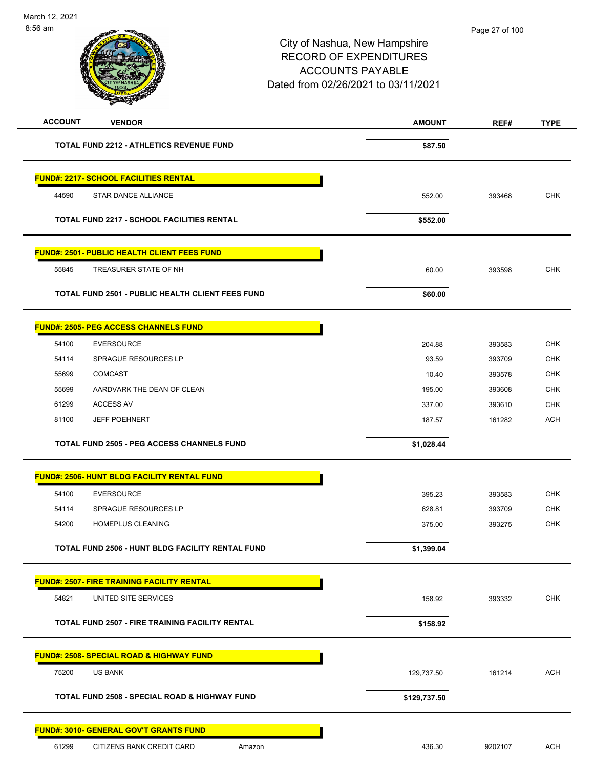City of Nashua, New Hampshire
RECORD OF EXPENDITURES
ACCOUNTS PAYABLE
Dated from 02/26/2021 to 03/11/2021

| ACCOUNT | VENDOR | | AMOUNT | REF# | TYPE |
|---|---|---|---|---|---|
| | **TOTAL FUND 2212 - ATHLETICS REVENUE FUND** | | **$87.50** | | |
| **FUND#: 2217- SCHOOL FACILITIES RENTAL** | | | | | |
| 44590 | STAR DANCE ALLIANCE | | 552.00 | 393468 | CHK |
| | **TOTAL FUND 2217 - SCHOOL FACILITIES RENTAL** | | **$552.00** | | |
| **FUND#: 2501- PUBLIC HEALTH CLIENT FEES FUND** | | | | | |
| 55845 | TREASURER STATE OF NH | | 60.00 | 393598 | CHK |
| | **TOTAL FUND 2501 - PUBLIC HEALTH CLIENT FEES FUND** | | **$60.00** | | |
| **FUND#: 2505- PEG ACCESS CHANNELS FUND** | | | | | |
| 54100 | EVERSOURCE | | 204.88 | 393583 | CHK |
| 54114 | SPRAGUE RESOURCES LP | | 93.59 | 393709 | CHK |
| 55699 | COMCAST | | 10.40 | 393578 | CHK |
| 55699 | AARDVARK THE DEAN OF CLEAN | | 195.00 | 393608 | CHK |
| 61299 | ACCESS AV | | 337.00 | 393610 | CHK |
| 81100 | JEFF POEHNERT | | 187.57 | 161282 | ACH |
| | **TOTAL FUND 2505 - PEG ACCESS CHANNELS FUND** | | **$1,028.44** | | |
| **FUND#: 2506- HUNT BLDG FACILITY RENTAL FUND** | | | | | |
| 54100 | EVERSOURCE | | 395.23 | 393583 | CHK |
| 54114 | SPRAGUE RESOURCES LP | | 628.81 | 393709 | CHK |
| 54200 | HOMEPLUS CLEANING | | 375.00 | 393275 | CHK |
| | **TOTAL FUND 2506 - HUNT BLDG FACILITY RENTAL FUND** | | **$1,399.04** | | |
| **FUND#: 2507- FIRE TRAINING FACILITY RENTAL** | | | | | |
| 54821 | UNITED SITE SERVICES | | 158.92 | 393332 | CHK |
| | **TOTAL FUND 2507 - FIRE TRAINING FACILITY RENTAL** | | **$158.92** | | |
| **FUND#: 2508- SPECIAL ROAD & HIGHWAY FUND** | | | | | |
| 75200 | US BANK | | 129,737.50 | 161214 | ACH |
| | **TOTAL FUND 2508 - SPECIAL ROAD & HIGHWAY FUND** | | **$129,737.50** | | |
| **FUND#: 3010- GENERAL GOV'T GRANTS FUND** | | | | | |
| 61299 | CITIZENS BANK CREDIT CARD | Amazon | 436.30 | 9202107 | ACH |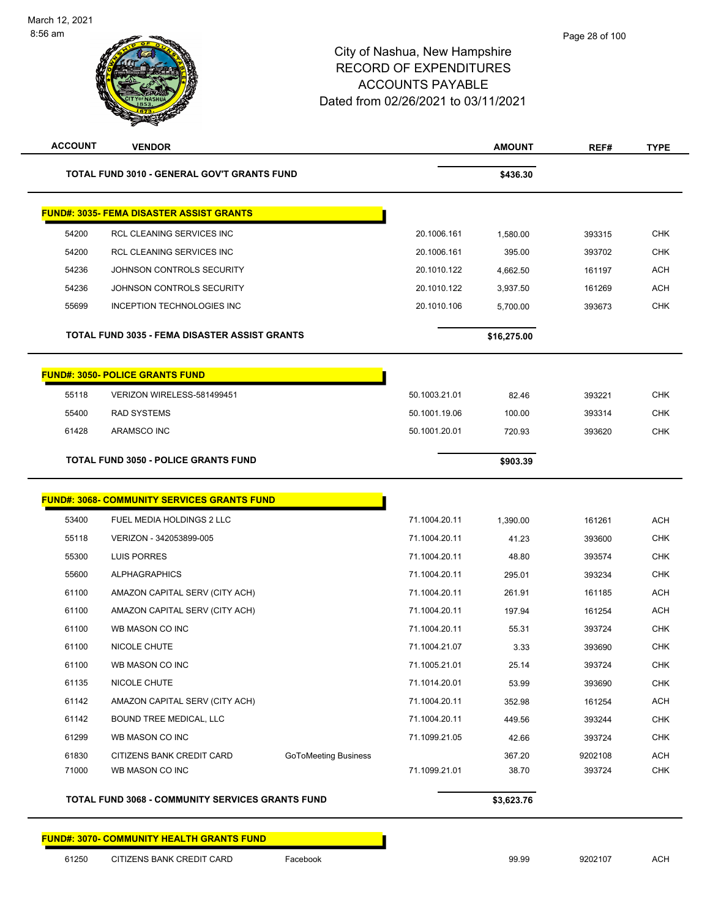# City of Nashua, New Hampshire
## RECORD OF EXPENDITURES
## ACCOUNTS PAYABLE
## Dated from 02/26/2021 to 03/11/2021

| ACCOUNT | VENDOR | | | AMOUNT | REF# | TYPE |
|---|---|---|---|---|---|---|
| **TOTAL FUND 3010 - GENERAL GOV'T GRANTS FUND** | | | | **$436.30** | | |
| **FUND#: 3035- FEMA DISASTER ASSIST GRANTS** | | | | | | |
| 54200 | RCL CLEANING SERVICES INC | | 20.1006.161 | 1,580.00 | 393315 | CHK |
| 54200 | RCL CLEANING SERVICES INC | | 20.1006.161 | 395.00 | 393702 | CHK |
| 54236 | JOHNSON CONTROLS SECURITY | | 20.1010.122 | 4,662.50 | 161197 | ACH |
| 54236 | JOHNSON CONTROLS SECURITY | | 20.1010.122 | 3,937.50 | 161269 | ACH |
| 55699 | INCEPTION TECHNOLOGIES INC | | 20.1010.106 | 5,700.00 | 393673 | CHK |
| **TOTAL FUND 3035 - FEMA DISASTER ASSIST GRANTS** | | | | **$16,275.00** | | |
| **FUND#: 3050- POLICE GRANTS FUND** | | | | | | |
| 55118 | VERIZON WIRELESS-581499451 | | 50.1003.21.01 | 82.46 | 393221 | CHK |
| 55400 | RAD SYSTEMS | | 50.1001.19.06 | 100.00 | 393314 | CHK |
| 61428 | ARAMSCO INC | | 50.1001.20.01 | 720.93 | 393620 | CHK |
| **TOTAL FUND 3050 - POLICE GRANTS FUND** | | | | **$903.39** | | |
| **FUND#: 3068- COMMUNITY SERVICES GRANTS FUND** | | | | | | |
| 53400 | FUEL MEDIA HOLDINGS 2 LLC | | 71.1004.20.11 | 1,390.00 | 161261 | ACH |
| 55118 | VERIZON - 342053899-005 | | 71.1004.20.11 | 41.23 | 393600 | CHK |
| 55300 | LUIS PORRES | | 71.1004.20.11 | 48.80 | 393574 | CHK |
| 55600 | ALPHAGRAPHICS | | 71.1004.20.11 | 295.01 | 393234 | CHK |
| 61100 | AMAZON CAPITAL SERV (CITY ACH) | | 71.1004.20.11 | 261.91 | 161185 | ACH |
| 61100 | AMAZON CAPITAL SERV (CITY ACH) | | 71.1004.20.11 | 197.94 | 161254 | ACH |
| 61100 | WB MASON CO INC | | 71.1004.20.11 | 55.31 | 393724 | CHK |
| 61100 | NICOLE CHUTE | | 71.1004.21.07 | 3.33 | 393690 | CHK |
| 61100 | WB MASON CO INC | | 71.1005.21.01 | 25.14 | 393724 | CHK |
| 61135 | NICOLE CHUTE | | 71.1014.20.01 | 53.99 | 393690 | CHK |
| 61142 | AMAZON CAPITAL SERV (CITY ACH) | | 71.1004.20.11 | 352.98 | 161254 | ACH |
| 61142 | BOUND TREE MEDICAL, LLC | | 71.1004.20.11 | 449.56 | 393244 | CHK |
| 61299 | WB MASON CO INC | | 71.1099.21.05 | 42.66 | 393724 | CHK |
| 61830 | CITIZENS BANK CREDIT CARD | GoToMeeting Business | | 367.20 | 9202108 | ACH |
| 71000 | WB MASON CO INC | | 71.1099.21.01 | 38.70 | 393724 | CHK |
| **TOTAL FUND 3068 - COMMUNITY SERVICES GRANTS FUND** | | | | **$3,623.76** | | |
| **FUND#: 3070- COMMUNITY HEALTH GRANTS FUND** | | | | | | |
| 61250 | CITIZENS BANK CREDIT CARD | Facebook | | 99.99 | 9202107 | ACH |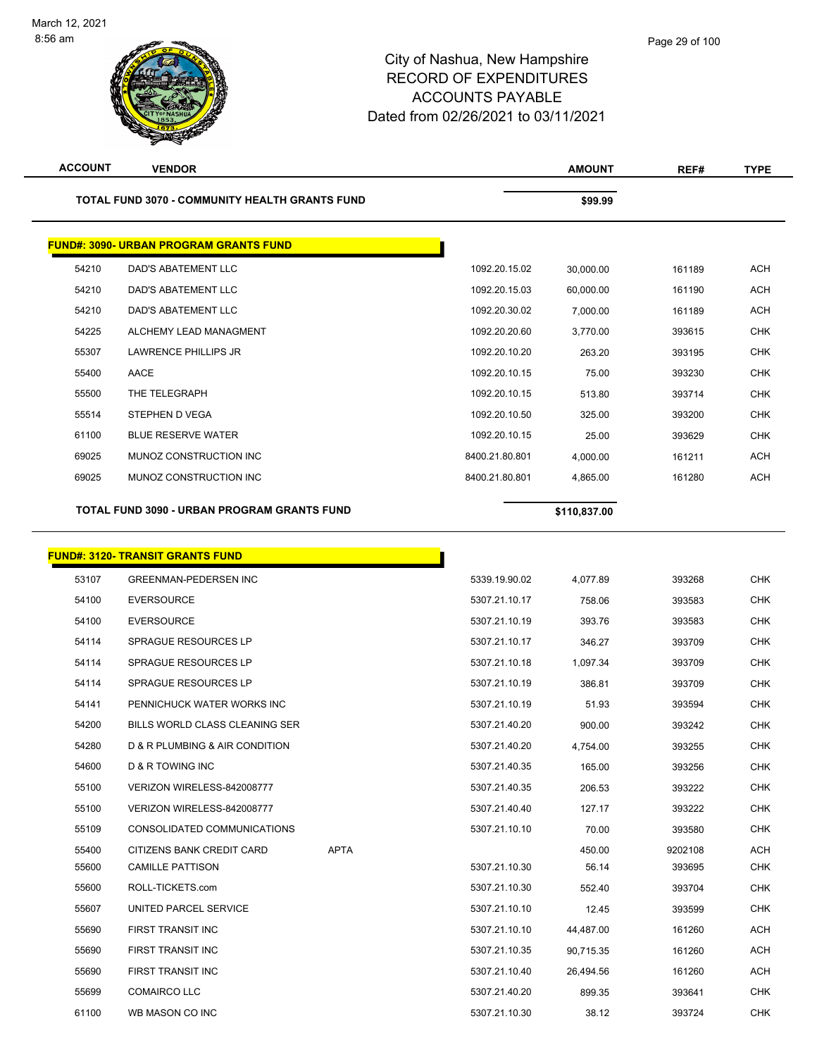# City of Nashua, New Hampshire
## RECORD OF EXPENDITURES
## ACCOUNTS PAYABLE
## Dated from 02/26/2021 to 03/11/2021

| ACCOUNT | VENDOR | | AMOUNT | REF# | TYPE |
|---|---|---|---|---|---|
| **TOTAL FUND 3070 - COMMUNITY HEALTH GRANTS FUND** | | | **$99.99** | | |

**FUND#: 3090- URBAN PROGRAM GRANTS FUND**

| ACCOUNT | VENDOR | | AMOUNT | REF# | TYPE |
|---|---|---|---|---|---|
| 54210 | DAD'S ABATEMENT LLC | 1092.20.15.02 | 30,000.00 | 161189 | ACH |
| 54210 | DAD'S ABATEMENT LLC | 1092.20.15.03 | 60,000.00 | 161190 | ACH |
| 54210 | DAD'S ABATEMENT LLC | 1092.20.30.02 | 7,000.00 | 161189 | ACH |
| 54225 | ALCHEMY LEAD MANAGMENT | 1092.20.20.60 | 3,770.00 | 393615 | CHK |
| 55307 | LAWRENCE PHILLIPS JR | 1092.20.10.20 | 263.20 | 393195 | CHK |
| 55400 | AACE | 1092.20.10.15 | 75.00 | 393230 | CHK |
| 55500 | THE TELEGRAPH | 1092.20.10.15 | 513.80 | 393714 | CHK |
| 55514 | STEPHEN D VEGA | 1092.20.10.50 | 325.00 | 393200 | CHK |
| 61100 | BLUE RESERVE WATER | 1092.20.10.15 | 25.00 | 393629 | CHK |
| 69025 | MUNOZ CONSTRUCTION INC | 8400.21.80.801 | 4,000.00 | 161211 | ACH |
| 69025 | MUNOZ CONSTRUCTION INC | 8400.21.80.801 | 4,865.00 | 161280 | ACH |
| **TOTAL FUND 3090 - URBAN PROGRAM GRANTS FUND** | | | **$110,837.00** | | |

**FUND#: 3120- TRANSIT GRANTS FUND**

| ACCOUNT | VENDOR | | AMOUNT | REF# | TYPE |
|---|---|---|---|---|---|
| 53107 | GREENMAN-PEDERSEN INC | 5339.19.90.02 | 4,077.89 | 393268 | CHK |
| 54100 | EVERSOURCE | 5307.21.10.17 | 758.06 | 393583 | CHK |
| 54100 | EVERSOURCE | 5307.21.10.19 | 393.76 | 393583 | CHK |
| 54114 | SPRAGUE RESOURCES LP | 5307.21.10.17 | 346.27 | 393709 | CHK |
| 54114 | SPRAGUE RESOURCES LP | 5307.21.10.18 | 1,097.34 | 393709 | CHK |
| 54114 | SPRAGUE RESOURCES LP | 5307.21.10.19 | 386.81 | 393709 | CHK |
| 54141 | PENNICHUCK WATER WORKS INC | 5307.21.10.19 | 51.93 | 393594 | CHK |
| 54200 | BILLS WORLD CLASS CLEANING SER | 5307.21.40.20 | 900.00 | 393242 | CHK |
| 54280 | D & R PLUMBING & AIR CONDITION | 5307.21.40.20 | 4,754.00 | 393255 | CHK |
| 54600 | D & R TOWING INC | 5307.21.40.35 | 165.00 | 393256 | CHK |
| 55100 | VERIZON WIRELESS-842008777 | 5307.21.40.35 | 206.53 | 393222 | CHK |
| 55100 | VERIZON WIRELESS-842008777 | 5307.21.40.40 | 127.17 | 393222 | CHK |
| 55109 | CONSOLIDATED COMMUNICATIONS | 5307.21.10.10 | 70.00 | 393580 | CHK |
| 55400 | CITIZENS BANK CREDIT CARD APTA | | 450.00 | 9202108 | ACH |
| 55600 | CAMILLE PATTISON | 5307.21.10.30 | 56.14 | 393695 | CHK |
| 55600 | ROLL-TICKETS.com | 5307.21.10.30 | 552.40 | 393704 | CHK |
| 55607 | UNITED PARCEL SERVICE | 5307.21.10.10 | 12.45 | 393599 | CHK |
| 55690 | FIRST TRANSIT INC | 5307.21.10.10 | 44,487.00 | 161260 | ACH |
| 55690 | FIRST TRANSIT INC | 5307.21.10.35 | 90,715.35 | 161260 | ACH |
| 55690 | FIRST TRANSIT INC | 5307.21.10.40 | 26,494.56 | 161260 | ACH |
| 55699 | COMAIRCO LLC | 5307.21.40.20 | 899.35 | 393641 | CHK |
| 61100 | WB MASON CO INC | 5307.21.10.30 | 38.12 | 393724 | CHK |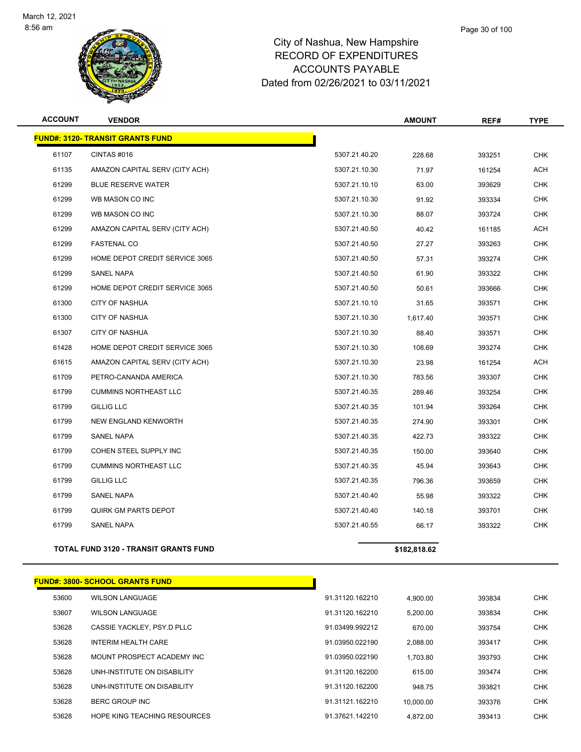City of Nashua, New Hampshire
RECORD OF EXPENDITURES
ACCOUNTS PAYABLE
Dated from 02/26/2021 to 03/11/2021

| ACCOUNT | VENDOR | | AMOUNT | REF# | TYPE |
|---|---|---|---|---|---|
| **FUND#: 3120- TRANSIT GRANTS FUND** | | | | | |
| 61107 | CINTAS #016 | 5307.21.40.20 | 228.68 | 393251 | CHK |
| 61135 | AMAZON CAPITAL SERV (CITY ACH) | 5307.21.10.30 | 71.97 | 161254 | ACH |
| 61299 | BLUE RESERVE WATER | 5307.21.10.10 | 63.00 | 393629 | CHK |
| 61299 | WB MASON CO INC | 5307.21.10.30 | 91.92 | 393334 | CHK |
| 61299 | WB MASON CO INC | 5307.21.10.30 | 88.07 | 393724 | CHK |
| 61299 | AMAZON CAPITAL SERV (CITY ACH) | 5307.21.40.50 | 40.42 | 161185 | ACH |
| 61299 | FASTENAL CO | 5307.21.40.50 | 27.27 | 393263 | CHK |
| 61299 | HOME DEPOT CREDIT SERVICE 3065 | 5307.21.40.50 | 57.31 | 393274 | CHK |
| 61299 | SANEL NAPA | 5307.21.40.50 | 61.90 | 393322 | CHK |
| 61299 | HOME DEPOT CREDIT SERVICE 3065 | 5307.21.40.50 | 50.61 | 393666 | CHK |
| 61300 | CITY OF NASHUA | 5307.21.10.10 | 31.65 | 393571 | CHK |
| 61300 | CITY OF NASHUA | 5307.21.10.30 | 1,617.40 | 393571 | CHK |
| 61307 | CITY OF NASHUA | 5307.21.10.30 | 88.40 | 393571 | CHK |
| 61428 | HOME DEPOT CREDIT SERVICE 3065 | 5307.21.10.30 | 108.69 | 393274 | CHK |
| 61615 | AMAZON CAPITAL SERV (CITY ACH) | 5307.21.10.30 | 23.98 | 161254 | ACH |
| 61709 | PETRO-CANANDA AMERICA | 5307.21.10.30 | 783.56 | 393307 | CHK |
| 61799 | CUMMINS NORTHEAST LLC | 5307.21.40.35 | 289.46 | 393254 | CHK |
| 61799 | GILLIG LLC | 5307.21.40.35 | 101.94 | 393264 | CHK |
| 61799 | NEW ENGLAND KENWORTH | 5307.21.40.35 | 274.90 | 393301 | CHK |
| 61799 | SANEL NAPA | 5307.21.40.35 | 422.73 | 393322 | CHK |
| 61799 | COHEN STEEL SUPPLY INC | 5307.21.40.35 | 150.00 | 393640 | CHK |
| 61799 | CUMMINS NORTHEAST LLC | 5307.21.40.35 | 45.94 | 393643 | CHK |
| 61799 | GILLIG LLC | 5307.21.40.35 | 796.36 | 393659 | CHK |
| 61799 | SANEL NAPA | 5307.21.40.40 | 55.98 | 393322 | CHK |
| 61799 | QUIRK GM PARTS DEPOT | 5307.21.40.40 | 140.18 | 393701 | CHK |
| 61799 | SANEL NAPA | 5307.21.40.55 | 66.17 | 393322 | CHK |
| **TOTAL FUND 3120 - TRANSIT GRANTS FUND** | | | **$182,818.62** | | |
| **FUND#: 3800- SCHOOL GRANTS FUND** | | | | | |
| 53600 | WILSON LANGUAGE | 91.31120.162210 | 4,900.00 | 393834 | CHK |
| 53607 | WILSON LANGUAGE | 91.31120.162210 | 5,200.00 | 393834 | CHK |
| 53628 | CASSIE YACKLEY, PSY.D PLLC | 91.03499.992212 | 670.00 | 393754 | CHK |
| 53628 | INTERIM HEALTH CARE | 91.03950.022190 | 2,088.00 | 393417 | CHK |
| 53628 | MOUNT PROSPECT ACADEMY INC | 91.03950.022190 | 1,703.80 | 393793 | CHK |
| 53628 | UNH-INSTITUTE ON DISABILITY | 91.31120.162200 | 615.00 | 393474 | CHK |
| 53628 | UNH-INSTITUTE ON DISABILITY | 91.31120.162200 | 948.75 | 393821 | CHK |
| 53628 | BERC GROUP INC | 91.31121.162210 | 10,000.00 | 393376 | CHK |
| 53628 | HOPE KING TEACHING RESOURCES | 91.37621.142210 | 4,872.00 | 393413 | CHK |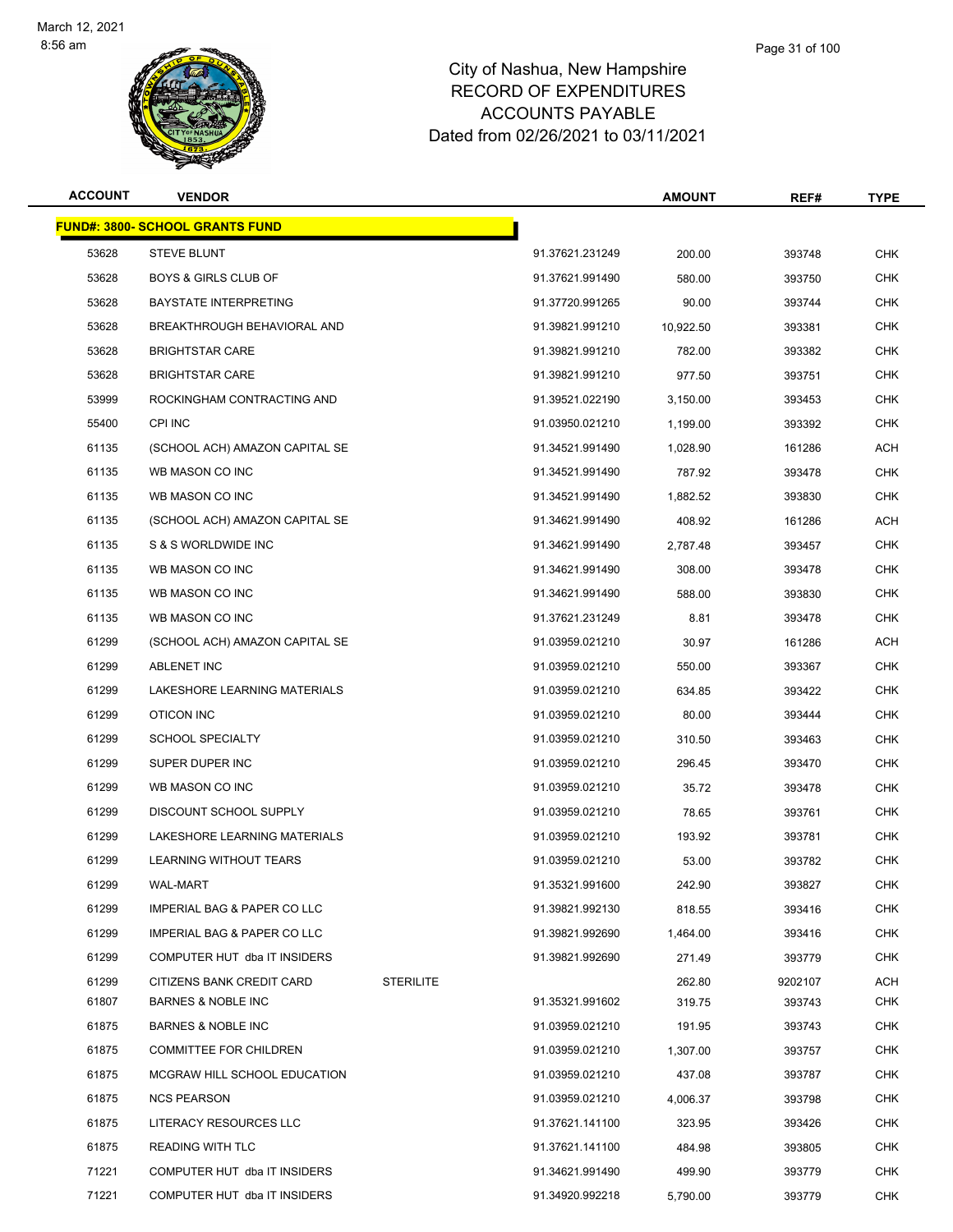City of Nashua, New Hampshire
RECORD OF EXPENDITURES
ACCOUNTS PAYABLE
Dated from 02/26/2021 to 03/11/2021

| ACCOUNT | VENDOR | | | AMOUNT | REF# | TYPE |
|---|---|---|---|---|---|---|
| **FUND#: 3800- SCHOOL GRANTS FUND** | | | | | | |
| 53628 | STEVE BLUNT | | 91.37621.231249 | 200.00 | 393748 | CHK |
| 53628 | BOYS & GIRLS CLUB OF | | 91.37621.991490 | 580.00 | 393750 | CHK |
| 53628 | BAYSTATE INTERPRETING | | 91.37720.991265 | 90.00 | 393744 | CHK |
| 53628 | BREAKTHROUGH BEHAVIORAL AND | | 91.39821.991210 | 10,922.50 | 393381 | CHK |
| 53628 | BRIGHTSTAR CARE | | 91.39821.991210 | 782.00 | 393382 | CHK |
| 53628 | BRIGHTSTAR CARE | | 91.39821.991210 | 977.50 | 393751 | CHK |
| 53999 | ROCKINGHAM CONTRACTING AND | | 91.39521.022190 | 3,150.00 | 393453 | CHK |
| 55400 | CPI INC | | 91.03950.021210 | 1,199.00 | 393392 | CHK |
| 61135 | (SCHOOL ACH) AMAZON CAPITAL SE | | 91.34521.991490 | 1,028.90 | 161286 | ACH |
| 61135 | WB MASON CO INC | | 91.34521.991490 | 787.92 | 393478 | CHK |
| 61135 | WB MASON CO INC | | 91.34521.991490 | 1,882.52 | 393830 | CHK |
| 61135 | (SCHOOL ACH) AMAZON CAPITAL SE | | 91.34621.991490 | 408.92 | 161286 | ACH |
| 61135 | S & S WORLDWIDE INC | | 91.34621.991490 | 2,787.48 | 393457 | CHK |
| 61135 | WB MASON CO INC | | 91.34621.991490 | 308.00 | 393478 | CHK |
| 61135 | WB MASON CO INC | | 91.34621.991490 | 588.00 | 393830 | CHK |
| 61135 | WB MASON CO INC | | 91.37621.231249 | 8.81 | 393478 | CHK |
| 61299 | (SCHOOL ACH) AMAZON CAPITAL SE | | 91.03959.021210 | 30.97 | 161286 | ACH |
| 61299 | ABLENET INC | | 91.03959.021210 | 550.00 | 393367 | CHK |
| 61299 | LAKESHORE LEARNING MATERIALS | | 91.03959.021210 | 634.85 | 393422 | CHK |
| 61299 | OTICON INC | | 91.03959.021210 | 80.00 | 393444 | CHK |
| 61299 | SCHOOL SPECIALTY | | 91.03959.021210 | 310.50 | 393463 | CHK |
| 61299 | SUPER DUPER INC | | 91.03959.021210 | 296.45 | 393470 | CHK |
| 61299 | WB MASON CO INC | | 91.03959.021210 | 35.72 | 393478 | CHK |
| 61299 | DISCOUNT SCHOOL SUPPLY | | 91.03959.021210 | 78.65 | 393761 | CHK |
| 61299 | LAKESHORE LEARNING MATERIALS | | 91.03959.021210 | 193.92 | 393781 | CHK |
| 61299 | LEARNING WITHOUT TEARS | | 91.03959.021210 | 53.00 | 393782 | CHK |
| 61299 | WAL-MART | | 91.35321.991600 | 242.90 | 393827 | CHK |
| 61299 | IMPERIAL BAG & PAPER CO LLC | | 91.39821.992130 | 818.55 | 393416 | CHK |
| 61299 | IMPERIAL BAG & PAPER CO LLC | | 91.39821.992690 | 1,464.00 | 393416 | CHK |
| 61299 | COMPUTER HUT dba IT INSIDERS | | 91.39821.992690 | 271.49 | 393779 | CHK |
| 61299 | CITIZENS BANK CREDIT CARD | STERILITE | | 262.80 | 9202107 | ACH |
| 61807 | BARNES & NOBLE INC | | 91.35321.991602 | 319.75 | 393743 | CHK |
| 61875 | BARNES & NOBLE INC | | 91.03959.021210 | 191.95 | 393743 | CHK |
| 61875 | COMMITTEE FOR CHILDREN | | 91.03959.021210 | 1,307.00 | 393757 | CHK |
| 61875 | MCGRAW HILL SCHOOL EDUCATION | | 91.03959.021210 | 437.08 | 393787 | CHK |
| 61875 | NCS PEARSON | | 91.03959.021210 | 4,006.37 | 393798 | CHK |
| 61875 | LITERACY RESOURCES LLC | | 91.37621.141100 | 323.95 | 393426 | CHK |
| 61875 | READING WITH TLC | | 91.37621.141100 | 484.98 | 393805 | CHK |
| 71221 | COMPUTER HUT dba IT INSIDERS | | 91.34621.991490 | 499.90 | 393779 | CHK |
| 71221 | COMPUTER HUT dba IT INSIDERS | | 91.34920.992218 | 5,790.00 | 393779 | CHK |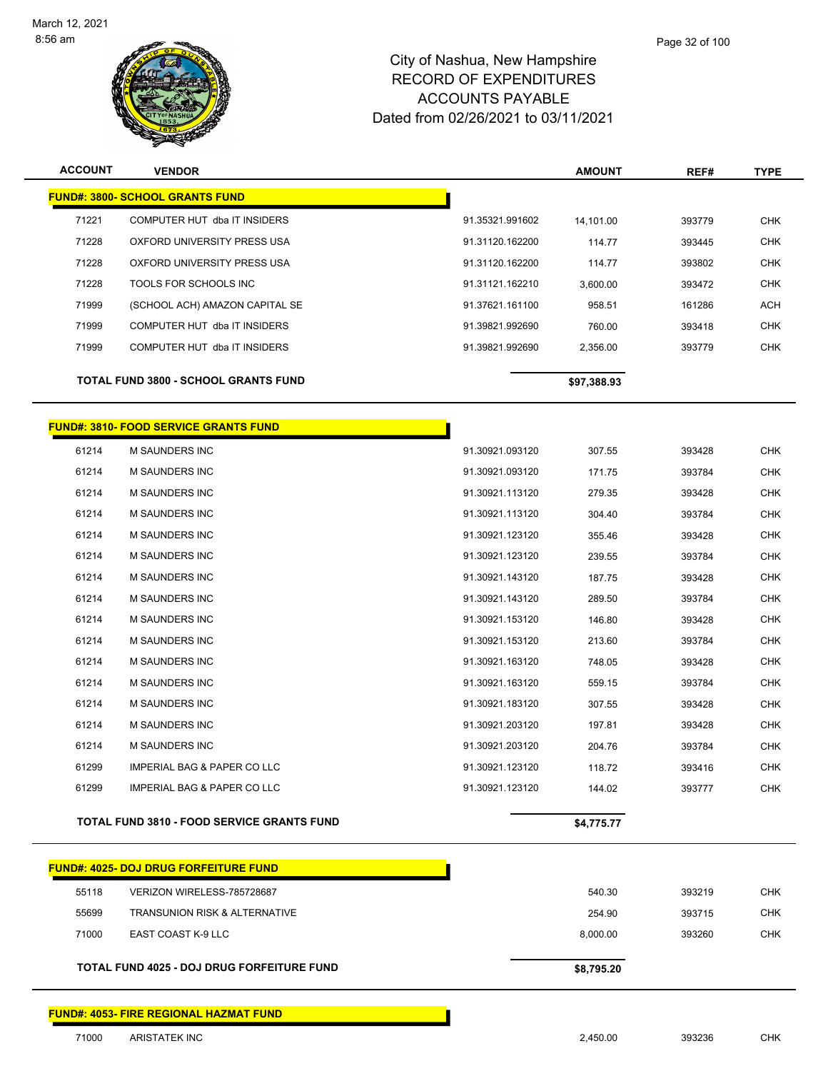March 12, 2021
8:56 am

# City of Nashua, New Hampshire
## RECORD OF EXPENDITURES
## ACCOUNTS PAYABLE
### Dated from 02/26/2021 to 03/11/2021

| ACCOUNT | VENDOR | | AMOUNT | REF# | TYPE |
|---|---|---|---|---|---|
| **FUND#: 3800- SCHOOL GRANTS FUND** | | | | | |
| 71221 | COMPUTER HUT dba IT INSIDERS | 91.35321.991602 | 14,101.00 | 393779 | CHK |
| 71228 | OXFORD UNIVERSITY PRESS USA | 91.31120.162200 | 114.77 | 393445 | CHK |
| 71228 | OXFORD UNIVERSITY PRESS USA | 91.31120.162200 | 114.77 | 393802 | CHK |
| 71228 | TOOLS FOR SCHOOLS INC | 91.31121.162210 | 3,600.00 | 393472 | CHK |
| 71999 | (SCHOOL ACH) AMAZON CAPITAL SE | 91.37621.161100 | 958.51 | 161286 | ACH |
| 71999 | COMPUTER HUT dba IT INSIDERS | 91.39821.992690 | 760.00 | 393418 | CHK |
| 71999 | COMPUTER HUT dba IT INSIDERS | 91.39821.992690 | 2,356.00 | 393779 | CHK |
| **TOTAL FUND 3800 - SCHOOL GRANTS FUND** | | | **$97,388.93** | | |
| **FUND#: 3810- FOOD SERVICE GRANTS FUND** | | | | | |
| 61214 | M SAUNDERS INC | 91.30921.093120 | 307.55 | 393428 | CHK |
| 61214 | M SAUNDERS INC | 91.30921.093120 | 171.75 | 393784 | CHK |
| 61214 | M SAUNDERS INC | 91.30921.113120 | 279.35 | 393428 | CHK |
| 61214 | M SAUNDERS INC | 91.30921.113120 | 304.40 | 393784 | CHK |
| 61214 | M SAUNDERS INC | 91.30921.123120 | 355.46 | 393428 | CHK |
| 61214 | M SAUNDERS INC | 91.30921.123120 | 239.55 | 393784 | CHK |
| 61214 | M SAUNDERS INC | 91.30921.143120 | 187.75 | 393428 | CHK |
| 61214 | M SAUNDERS INC | 91.30921.143120 | 289.50 | 393784 | CHK |
| 61214 | M SAUNDERS INC | 91.30921.153120 | 146.80 | 393428 | CHK |
| 61214 | M SAUNDERS INC | 91.30921.153120 | 213.60 | 393784 | CHK |
| 61214 | M SAUNDERS INC | 91.30921.163120 | 748.05 | 393428 | CHK |
| 61214 | M SAUNDERS INC | 91.30921.163120 | 559.15 | 393784 | CHK |
| 61214 | M SAUNDERS INC | 91.30921.183120 | 307.55 | 393428 | CHK |
| 61214 | M SAUNDERS INC | 91.30921.203120 | 197.81 | 393428 | CHK |
| 61214 | M SAUNDERS INC | 91.30921.203120 | 204.76 | 393784 | CHK |
| 61299 | IMPERIAL BAG & PAPER CO LLC | 91.30921.123120 | 118.72 | 393416 | CHK |
| 61299 | IMPERIAL BAG & PAPER CO LLC | 91.30921.123120 | 144.02 | 393777 | CHK |
| **TOTAL FUND 3810 - FOOD SERVICE GRANTS FUND** | | | **$4,775.77** | | |
| **FUND#: 4025- DOJ DRUG FORFEITURE FUND** | | | | | |
| 55118 | VERIZON WIRELESS-785728687 | | 540.30 | 393219 | CHK |
| 55699 | TRANSUNION RISK & ALTERNATIVE | | 254.90 | 393715 | CHK |
| 71000 | EAST COAST K-9 LLC | | 8,000.00 | 393260 | CHK |
| **TOTAL FUND 4025 - DOJ DRUG FORFEITURE FUND** | | | **$8,795.20** | | |
| **FUND#: 4053- FIRE REGIONAL HAZMAT FUND** | | | | | |
| 71000 | ARISTATEK INC | | 2,450.00 | 393236 | CHK |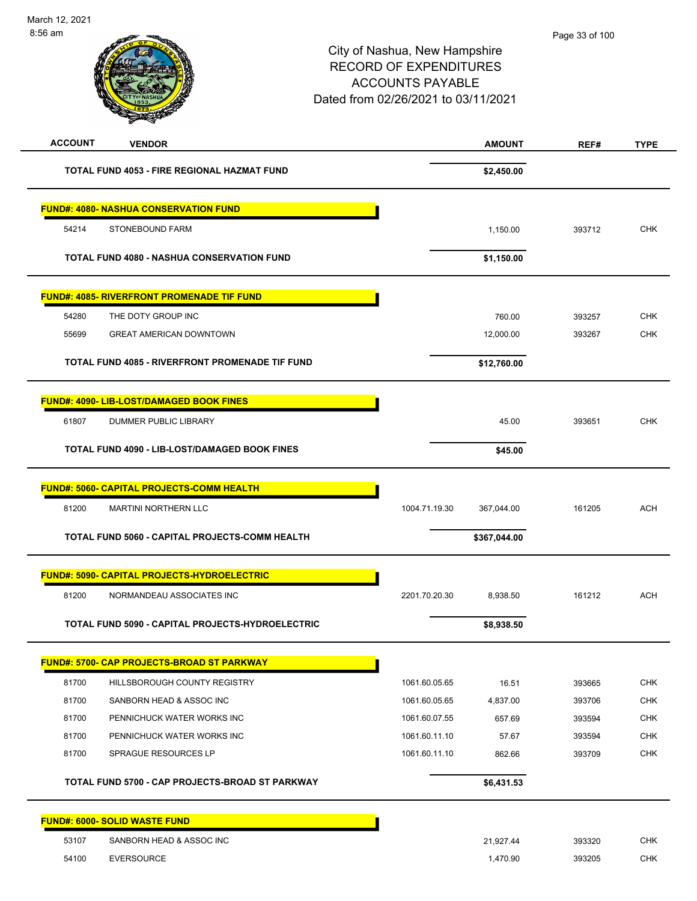City of Nashua, New Hampshire
RECORD OF EXPENDITURES
ACCOUNTS PAYABLE
Dated from 02/26/2021 to 03/11/2021

| ACCOUNT | VENDOR | | AMOUNT | REF# | TYPE |
|---|---|---|---|---|---|
| | **TOTAL FUND 4053 - FIRE REGIONAL HAZMAT FUND** | | **$2,450.00** | | |
| **FUND#: 4080- NASHUA CONSERVATION FUND** | | | | | |
| 54214 | STONEBOUND FARM | | 1,150.00 | 393712 | CHK |
| | **TOTAL FUND 4080 - NASHUA CONSERVATION FUND** | | **$1,150.00** | | |
| **FUND#: 4085- RIVERFRONT PROMENADE TIF FUND** | | | | | |
| 54280 | THE DOTY GROUP INC | | 760.00 | 393257 | CHK |
| 55699 | GREAT AMERICAN DOWNTOWN | | 12,000.00 | 393267 | CHK |
| | **TOTAL FUND 4085 - RIVERFRONT PROMENADE TIF FUND** | | **$12,760.00** | | |
| **FUND#: 4090- LIB-LOST/DAMAGED BOOK FINES** | | | | | |
| 61807 | DUMMER PUBLIC LIBRARY | | 45.00 | 393651 | CHK |
| | **TOTAL FUND 4090 - LIB-LOST/DAMAGED BOOK FINES** | | **$45.00** | | |
| **FUND#: 5060- CAPITAL PROJECTS-COMM HEALTH** | | | | | |
| 81200 | MARTINI NORTHERN LLC | 1004.71.19.30 | 367,044.00 | 161205 | ACH |
| | **TOTAL FUND 5060 - CAPITAL PROJECTS-COMM HEALTH** | | **$367,044.00** | | |
| **FUND#: 5090- CAPITAL PROJECTS-HYDROELECTRIC** | | | | | |
| 81200 | NORMANDEAU ASSOCIATES INC | 2201.70.20.30 | 8,938.50 | 161212 | ACH |
| | **TOTAL FUND 5090 - CAPITAL PROJECTS-HYDROELECTRIC** | | **$8,938.50** | | |
| **FUND#: 5700- CAP PROJECTS-BROAD ST PARKWAY** | | | | | |
| 81700 | HILLSBOROUGH COUNTY REGISTRY | 1061.60.05.65 | 16.51 | 393665 | CHK |
| 81700 | SANBORN HEAD & ASSOC INC | 1061.60.05.65 | 4,837.00 | 393706 | CHK |
| 81700 | PENNICHUCK WATER WORKS INC | 1061.60.07.55 | 657.69 | 393594 | CHK |
| 81700 | PENNICHUCK WATER WORKS INC | 1061.60.11.10 | 57.67 | 393594 | CHK |
| 81700 | SPRAGUE RESOURCES LP | 1061.60.11.10 | 862.66 | 393709 | CHK |
| | **TOTAL FUND 5700 - CAP PROJECTS-BROAD ST PARKWAY** | | **$6,431.53** | | |
| **FUND#: 6000- SOLID WASTE FUND** | | | | | |
| 53107 | SANBORN HEAD & ASSOC INC | | 21,927.44 | 393320 | CHK |
| 54100 | EVERSOURCE | | 1,470.90 | 393205 | CHK |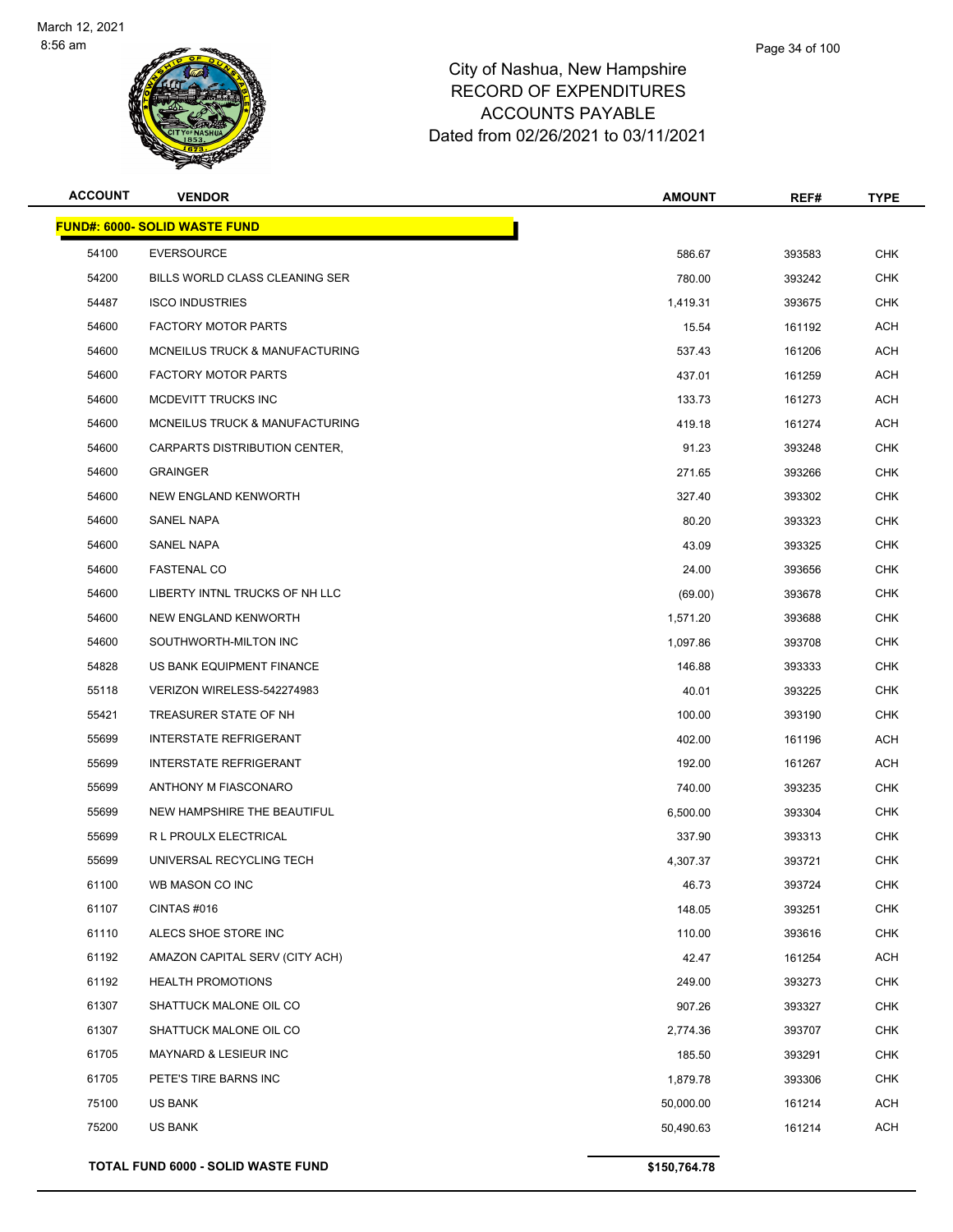March 12, 2021
8:56 am

# City of Nashua, New Hampshire
## RECORD OF EXPENDITURES
## ACCOUNTS PAYABLE
## Dated from 02/26/2021 to 03/11/2021

| ACCOUNT | VENDOR | AMOUNT | REF# | TYPE |
|---|---|---|---|---|
| **FUND#: 6000- SOLID WASTE FUND** | | | | |
| 54100 | EVERSOURCE | 586.67 | 393583 | CHK |
| 54200 | BILLS WORLD CLASS CLEANING SER | 780.00 | 393242 | CHK |
| 54487 | ISCO INDUSTRIES | 1,419.31 | 393675 | CHK |
| 54600 | FACTORY MOTOR PARTS | 15.54 | 161192 | ACH |
| 54600 | MCNEILUS TRUCK & MANUFACTURING | 537.43 | 161206 | ACH |
| 54600 | FACTORY MOTOR PARTS | 437.01 | 161259 | ACH |
| 54600 | MCDEVITT TRUCKS INC | 133.73 | 161273 | ACH |
| 54600 | MCNEILUS TRUCK & MANUFACTURING | 419.18 | 161274 | ACH |
| 54600 | CARPARTS DISTRIBUTION CENTER, | 91.23 | 393248 | CHK |
| 54600 | GRAINGER | 271.65 | 393266 | CHK |
| 54600 | NEW ENGLAND KENWORTH | 327.40 | 393302 | CHK |
| 54600 | SANEL NAPA | 80.20 | 393323 | CHK |
| 54600 | SANEL NAPA | 43.09 | 393325 | CHK |
| 54600 | FASTENAL CO | 24.00 | 393656 | CHK |
| 54600 | LIBERTY INTNL TRUCKS OF NH LLC | (69.00) | 393678 | CHK |
| 54600 | NEW ENGLAND KENWORTH | 1,571.20 | 393688 | CHK |
| 54600 | SOUTHWORTH-MILTON INC | 1,097.86 | 393708 | CHK |
| 54828 | US BANK EQUIPMENT FINANCE | 146.88 | 393333 | CHK |
| 55118 | VERIZON WIRELESS-542274983 | 40.01 | 393225 | CHK |
| 55421 | TREASURER STATE OF NH | 100.00 | 393190 | CHK |
| 55699 | INTERSTATE REFRIGERANT | 402.00 | 161196 | ACH |
| 55699 | INTERSTATE REFRIGERANT | 192.00 | 161267 | ACH |
| 55699 | ANTHONY M FIASCONARO | 740.00 | 393235 | CHK |
| 55699 | NEW HAMPSHIRE THE BEAUTIFUL | 6,500.00 | 393304 | CHK |
| 55699 | R L PROULX ELECTRICAL | 337.90 | 393313 | CHK |
| 55699 | UNIVERSAL RECYCLING TECH | 4,307.37 | 393721 | CHK |
| 61100 | WB MASON CO INC | 46.73 | 393724 | CHK |
| 61107 | CINTAS #016 | 148.05 | 393251 | CHK |
| 61110 | ALECS SHOE STORE INC | 110.00 | 393616 | CHK |
| 61192 | AMAZON CAPITAL SERV (CITY ACH) | 42.47 | 161254 | ACH |
| 61192 | HEALTH PROMOTIONS | 249.00 | 393273 | CHK |
| 61307 | SHATTUCK MALONE OIL CO | 907.26 | 393327 | CHK |
| 61307 | SHATTUCK MALONE OIL CO | 2,774.36 | 393707 | CHK |
| 61705 | MAYNARD & LESIEUR INC | 185.50 | 393291 | CHK |
| 61705 | PETE'S TIRE BARNS INC | 1,879.78 | 393306 | CHK |
| 75100 | US BANK | 50,000.00 | 161214 | ACH |
| 75200 | US BANK | 50,490.63 | 161214 | ACH |
| **TOTAL FUND 6000 - SOLID WASTE FUND** | | **$150,764.78** | | |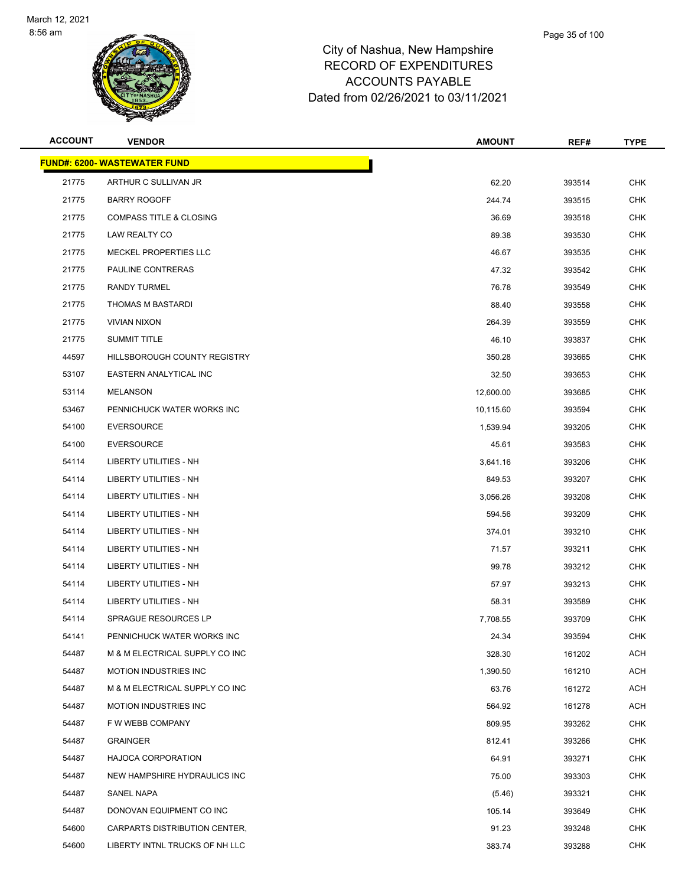# City of Nashua, New Hampshire
# RECORD OF EXPENDITURES
# ACCOUNTS PAYABLE
# Dated from 02/26/2021 to 03/11/2021

| ACCOUNT | VENDOR | AMOUNT | REF# | TYPE |
|---|---|---|---|---|
| **FUND#: 6200- WASTEWATER FUND** | | | | |
| 21775 | ARTHUR C SULLIVAN JR | 62.20 | 393514 | CHK |
| 21775 | BARRY ROGOFF | 244.74 | 393515 | CHK |
| 21775 | COMPASS TITLE & CLOSING | 36.69 | 393518 | CHK |
| 21775 | LAW REALTY CO | 89.38 | 393530 | CHK |
| 21775 | MECKEL PROPERTIES LLC | 46.67 | 393535 | CHK |
| 21775 | PAULINE CONTRERAS | 47.32 | 393542 | CHK |
| 21775 | RANDY TURMEL | 76.78 | 393549 | CHK |
| 21775 | THOMAS M BASTARDI | 88.40 | 393558 | CHK |
| 21775 | VIVIAN NIXON | 264.39 | 393559 | CHK |
| 21775 | SUMMIT TITLE | 46.10 | 393837 | CHK |
| 44597 | HILLSBOROUGH COUNTY REGISTRY | 350.28 | 393665 | CHK |
| 53107 | EASTERN ANALYTICAL INC | 32.50 | 393653 | CHK |
| 53114 | MELANSON | 12,600.00 | 393685 | CHK |
| 53467 | PENNICHUCK WATER WORKS INC | 10,115.60 | 393594 | CHK |
| 54100 | EVERSOURCE | 1,539.94 | 393205 | CHK |
| 54100 | EVERSOURCE | 45.61 | 393583 | CHK |
| 54114 | LIBERTY UTILITIES - NH | 3,641.16 | 393206 | CHK |
| 54114 | LIBERTY UTILITIES - NH | 849.53 | 393207 | CHK |
| 54114 | LIBERTY UTILITIES - NH | 3,056.26 | 393208 | CHK |
| 54114 | LIBERTY UTILITIES - NH | 594.56 | 393209 | CHK |
| 54114 | LIBERTY UTILITIES - NH | 374.01 | 393210 | CHK |
| 54114 | LIBERTY UTILITIES - NH | 71.57 | 393211 | CHK |
| 54114 | LIBERTY UTILITIES - NH | 99.78 | 393212 | CHK |
| 54114 | LIBERTY UTILITIES - NH | 57.97 | 393213 | CHK |
| 54114 | LIBERTY UTILITIES - NH | 58.31 | 393589 | CHK |
| 54114 | SPRAGUE RESOURCES LP | 7,708.55 | 393709 | CHK |
| 54141 | PENNICHUCK WATER WORKS INC | 24.34 | 393594 | CHK |
| 54487 | M & M ELECTRICAL SUPPLY CO INC | 328.30 | 161202 | ACH |
| 54487 | MOTION INDUSTRIES INC | 1,390.50 | 161210 | ACH |
| 54487 | M & M ELECTRICAL SUPPLY CO INC | 63.76 | 161272 | ACH |
| 54487 | MOTION INDUSTRIES INC | 564.92 | 161278 | ACH |
| 54487 | F W WEBB COMPANY | 809.95 | 393262 | CHK |
| 54487 | GRAINGER | 812.41 | 393266 | CHK |
| 54487 | HAJOCA CORPORATION | 64.91 | 393271 | CHK |
| 54487 | NEW HAMPSHIRE HYDRAULICS INC | 75.00 | 393303 | CHK |
| 54487 | SANEL NAPA | (5.46) | 393321 | CHK |
| 54487 | DONOVAN EQUIPMENT CO INC | 105.14 | 393649 | CHK |
| 54600 | CARPARTS DISTRIBUTION CENTER, | 91.23 | 393248 | CHK |
| 54600 | LIBERTY INTNL TRUCKS OF NH LLC | 383.74 | 393288 | CHK |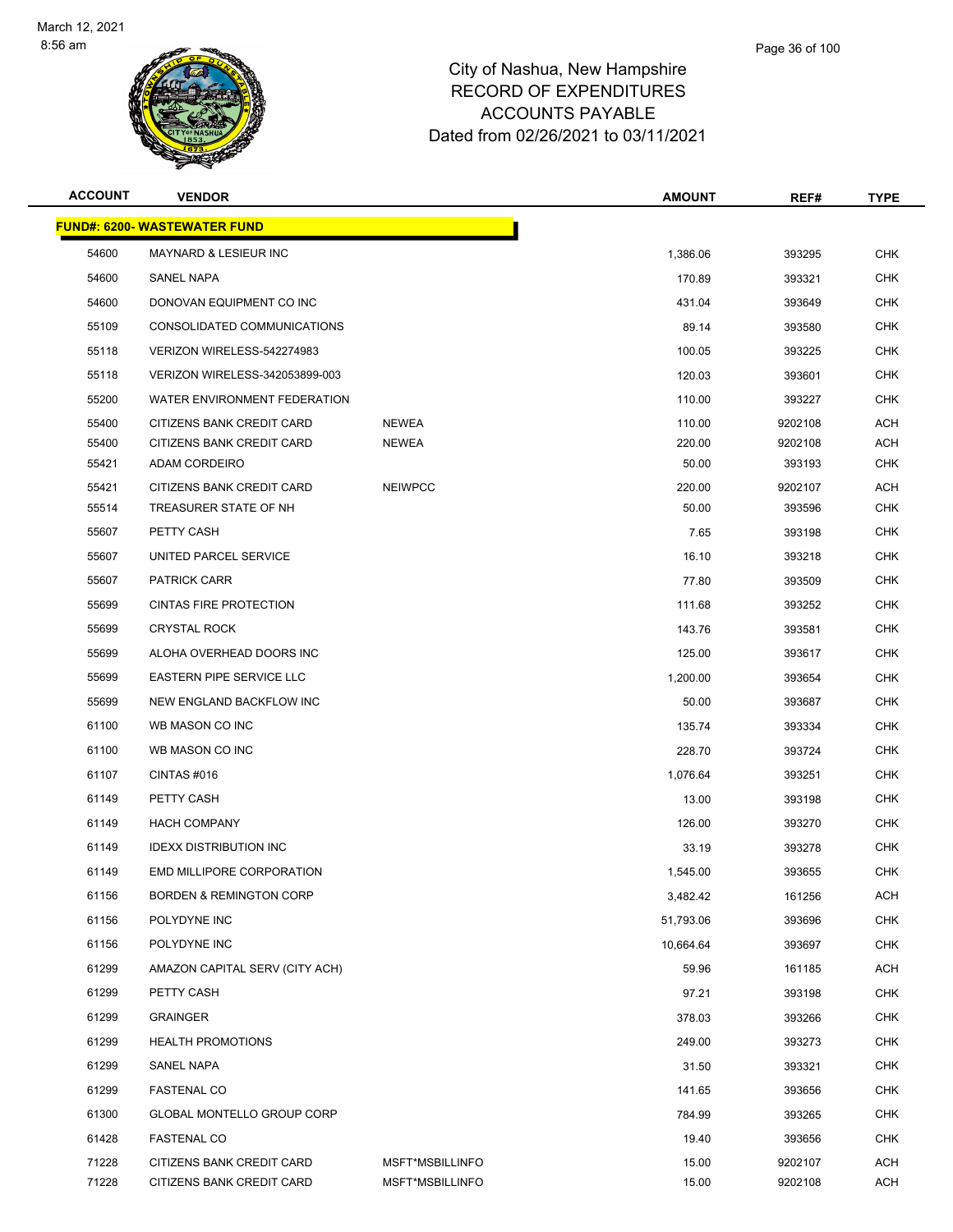# City of Nashua, New Hampshire
## RECORD OF EXPENDITURES
## ACCOUNTS PAYABLE
## Dated from 02/26/2021 to 03/11/2021

| ACCOUNT | VENDOR | | AMOUNT | REF# | TYPE |
|---|---|---|---|---|---|
| **FUND#: 6200- WASTEWATER FUND** | | | | | |
| 54600 | MAYNARD & LESIEUR INC | | 1,386.06 | 393295 | CHK |
| 54600 | SANEL NAPA | | 170.89 | 393321 | CHK |
| 54600 | DONOVAN EQUIPMENT CO INC | | 431.04 | 393649 | CHK |
| 55109 | CONSOLIDATED COMMUNICATIONS | | 89.14 | 393580 | CHK |
| 55118 | VERIZON WIRELESS-542274983 | | 100.05 | 393225 | CHK |
| 55118 | VERIZON WIRELESS-342053899-003 | | 120.03 | 393601 | CHK |
| 55200 | WATER ENVIRONMENT FEDERATION | | 110.00 | 393227 | CHK |
| 55400 | CITIZENS BANK CREDIT CARD | NEWEA | 110.00 | 9202108 | ACH |
| 55400 | CITIZENS BANK CREDIT CARD | NEWEA | 220.00 | 9202108 | ACH |
| 55421 | ADAM CORDEIRO | | 50.00 | 393193 | CHK |
| 55421 | CITIZENS BANK CREDIT CARD | NEIWPCC | 220.00 | 9202107 | ACH |
| 55514 | TREASURER STATE OF NH | | 50.00 | 393596 | CHK |
| 55607 | PETTY CASH | | 7.65 | 393198 | CHK |
| 55607 | UNITED PARCEL SERVICE | | 16.10 | 393218 | CHK |
| 55607 | PATRICK CARR | | 77.80 | 393509 | CHK |
| 55699 | CINTAS FIRE PROTECTION | | 111.68 | 393252 | CHK |
| 55699 | CRYSTAL ROCK | | 143.76 | 393581 | CHK |
| 55699 | ALOHA OVERHEAD DOORS INC | | 125.00 | 393617 | CHK |
| 55699 | EASTERN PIPE SERVICE LLC | | 1,200.00 | 393654 | CHK |
| 55699 | NEW ENGLAND BACKFLOW INC | | 50.00 | 393687 | CHK |
| 61100 | WB MASON CO INC | | 135.74 | 393334 | CHK |
| 61100 | WB MASON CO INC | | 228.70 | 393724 | CHK |
| 61107 | CINTAS #016 | | 1,076.64 | 393251 | CHK |
| 61149 | PETTY CASH | | 13.00 | 393198 | CHK |
| 61149 | HACH COMPANY | | 126.00 | 393270 | CHK |
| 61149 | IDEXX DISTRIBUTION INC | | 33.19 | 393278 | CHK |
| 61149 | EMD MILLIPORE CORPORATION | | 1,545.00 | 393655 | CHK |
| 61156 | BORDEN & REMINGTON CORP | | 3,482.42 | 161256 | ACH |
| 61156 | POLYDYNE INC | | 51,793.06 | 393696 | CHK |
| 61156 | POLYDYNE INC | | 10,664.64 | 393697 | CHK |
| 61299 | AMAZON CAPITAL SERV (CITY ACH) | | 59.96 | 161185 | ACH |
| 61299 | PETTY CASH | | 97.21 | 393198 | CHK |
| 61299 | GRAINGER | | 378.03 | 393266 | CHK |
| 61299 | HEALTH PROMOTIONS | | 249.00 | 393273 | CHK |
| 61299 | SANEL NAPA | | 31.50 | 393321 | CHK |
| 61299 | FASTENAL CO | | 141.65 | 393656 | CHK |
| 61300 | GLOBAL MONTELLO GROUP CORP | | 784.99 | 393265 | CHK |
| 61428 | FASTENAL CO | | 19.40 | 393656 | CHK |
| 71228 | CITIZENS BANK CREDIT CARD | MSFT*MSBILLINFO | 15.00 | 9202107 | ACH |
| 71228 | CITIZENS BANK CREDIT CARD | MSFT*MSBILLINFO | 15.00 | 9202108 | ACH |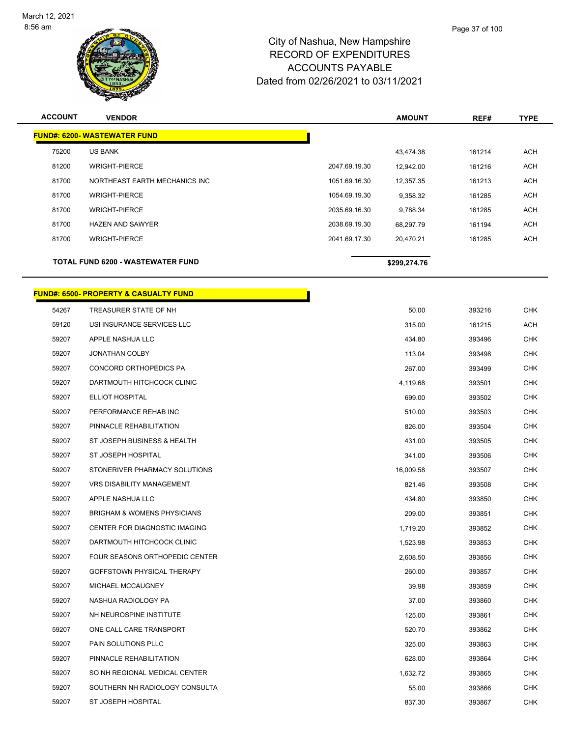March 12, 2021
8:56 am

City of Nashua, New Hampshire
RECORD OF EXPENDITURES
ACCOUNTS PAYABLE
Dated from 02/26/2021 to 03/11/2021

| ACCOUNT | VENDOR | | AMOUNT | REF# | TYPE |
|---|---|---|---|---|---|
| **FUND#: 6200- WASTEWATER FUND** | | | | | |
| 75200 | US BANK | | 43,474.38 | 161214 | ACH |
| 81200 | WRIGHT-PIERCE | 2047.69.19.30 | 12,942.00 | 161216 | ACH |
| 81700 | NORTHEAST EARTH MECHANICS INC | 1051.69.16.30 | 12,357.35 | 161213 | ACH |
| 81700 | WRIGHT-PIERCE | 1054.69.19.30 | 9,358.32 | 161285 | ACH |
| 81700 | WRIGHT-PIERCE | 2035.69.16.30 | 9,788.34 | 161285 | ACH |
| 81700 | HAZEN AND SAWYER | 2038.69.19.30 | 68,297.79 | 161194 | ACH |
| 81700 | WRIGHT-PIERCE | 2041.69.17.30 | 20,470.21 | 161285 | ACH |
| **TOTAL FUND 6200 - WASTEWATER FUND** | | | **$299,274.76** | | |

| ACCOUNT | VENDOR | AMOUNT | REF# | TYPE |
|---|---|---|---|---|
| **FUND#: 6500- PROPERTY & CASUALTY FUND** | | | | |
| 54267 | TREASURER STATE OF NH | 50.00 | 393216 | CHK |
| 59120 | USI INSURANCE SERVICES LLC | 315.00 | 161215 | ACH |
| 59207 | APPLE NASHUA LLC | 434.80 | 393496 | CHK |
| 59207 | JONATHAN COLBY | 113.04 | 393498 | CHK |
| 59207 | CONCORD ORTHOPEDICS PA | 267.00 | 393499 | CHK |
| 59207 | DARTMOUTH HITCHCOCK CLINIC | 4,119.68 | 393501 | CHK |
| 59207 | ELLIOT HOSPITAL | 699.00 | 393502 | CHK |
| 59207 | PERFORMANCE REHAB INC | 510.00 | 393503 | CHK |
| 59207 | PINNACLE REHABILITATION | 826.00 | 393504 | CHK |
| 59207 | ST JOSEPH BUSINESS & HEALTH | 431.00 | 393505 | CHK |
| 59207 | ST JOSEPH HOSPITAL | 341.00 | 393506 | CHK |
| 59207 | STONERIVER PHARMACY SOLUTIONS | 16,009.58 | 393507 | CHK |
| 59207 | VRS DISABILITY MANAGEMENT | 821.46 | 393508 | CHK |
| 59207 | APPLE NASHUA LLC | 434.80 | 393850 | CHK |
| 59207 | BRIGHAM & WOMENS PHYSICIANS | 209.00 | 393851 | CHK |
| 59207 | CENTER FOR DIAGNOSTIC IMAGING | 1,719.20 | 393852 | CHK |
| 59207 | DARTMOUTH HITCHCOCK CLINIC | 1,523.98 | 393853 | CHK |
| 59207 | FOUR SEASONS ORTHOPEDIC CENTER | 2,608.50 | 393856 | CHK |
| 59207 | GOFFSTOWN PHYSICAL THERAPY | 260.00 | 393857 | CHK |
| 59207 | MICHAEL MCCAUGNEY | 39.98 | 393859 | CHK |
| 59207 | NASHUA RADIOLOGY PA | 37.00 | 393860 | CHK |
| 59207 | NH NEUROSPINE INSTITUTE | 125.00 | 393861 | CHK |
| 59207 | ONE CALL CARE TRANSPORT | 520.70 | 393862 | CHK |
| 59207 | PAIN SOLUTIONS PLLC | 325.00 | 393863 | CHK |
| 59207 | PINNACLE REHABILITATION | 628.00 | 393864 | CHK |
| 59207 | SO NH REGIONAL MEDICAL CENTER | 1,632.72 | 393865 | CHK |
| 59207 | SOUTHERN NH RADIOLOGY CONSULTA | 55.00 | 393866 | CHK |
| 59207 | ST JOSEPH HOSPITAL | 837.30 | 393867 | CHK |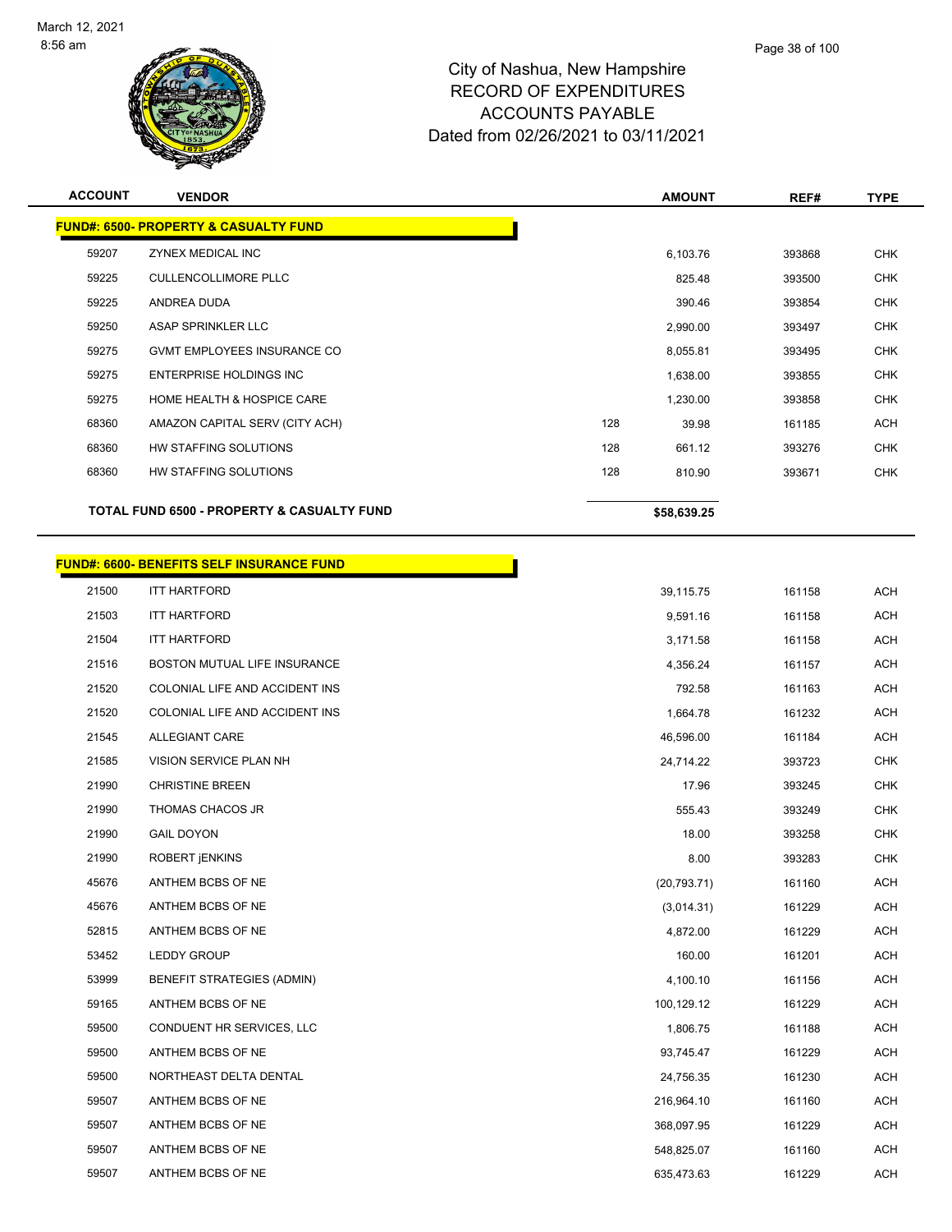City of Nashua, New Hampshire
RECORD OF EXPENDITURES
ACCOUNTS PAYABLE
Dated from 02/26/2021 to 03/11/2021

| ACCOUNT | VENDOR | | AMOUNT | REF# | TYPE |
|---|---|---|---|---|---|
| **FUND#: 6500- PROPERTY & CASUALTY FUND** | | | | | |
| 59207 | ZYNEX MEDICAL INC | | 6,103.76 | 393868 | CHK |
| 59225 | CULLENCOLLIMORE PLLC | | 825.48 | 393500 | CHK |
| 59225 | ANDREA DUDA | | 390.46 | 393854 | CHK |
| 59250 | ASAP SPRINKLER LLC | | 2,990.00 | 393497 | CHK |
| 59275 | GVMT EMPLOYEES INSURANCE CO | | 8,055.81 | 393495 | CHK |
| 59275 | ENTERPRISE HOLDINGS INC | | 1,638.00 | 393855 | CHK |
| 59275 | HOME HEALTH & HOSPICE CARE | | 1,230.00 | 393858 | CHK |
| 68360 | AMAZON CAPITAL SERV (CITY ACH) | 128 | 39.98 | 161185 | ACH |
| 68360 | HW STAFFING SOLUTIONS | 128 | 661.12 | 393276 | CHK |
| 68360 | HW STAFFING SOLUTIONS | 128 | 810.90 | 393671 | CHK |
| **TOTAL FUND 6500 - PROPERTY & CASUALTY FUND** | | | **$58,639.25** | | |

| ACCOUNT | VENDOR | AMOUNT | REF# | TYPE |
|---|---|---|---|---|
| **FUND#: 6600- BENEFITS SELF INSURANCE FUND** | | | | |
| 21500 | ITT HARTFORD | 39,115.75 | 161158 | ACH |
| 21503 | ITT HARTFORD | 9,591.16 | 161158 | ACH |
| 21504 | ITT HARTFORD | 3,171.58 | 161158 | ACH |
| 21516 | BOSTON MUTUAL LIFE INSURANCE | 4,356.24 | 161157 | ACH |
| 21520 | COLONIAL LIFE AND ACCIDENT INS | 792.58 | 161163 | ACH |
| 21520 | COLONIAL LIFE AND ACCIDENT INS | 1,664.78 | 161232 | ACH |
| 21545 | ALLEGIANT CARE | 46,596.00 | 161184 | ACH |
| 21585 | VISION SERVICE PLAN NH | 24,714.22 | 393723 | CHK |
| 21990 | CHRISTINE BREEN | 17.96 | 393245 | CHK |
| 21990 | THOMAS CHACOS JR | 555.43 | 393249 | CHK |
| 21990 | GAIL DOYON | 18.00 | 393258 | CHK |
| 21990 | ROBERT jENKINS | 8.00 | 393283 | CHK |
| 45676 | ANTHEM BCBS OF NE | (20,793.71) | 161160 | ACH |
| 45676 | ANTHEM BCBS OF NE | (3,014.31) | 161229 | ACH |
| 52815 | ANTHEM BCBS OF NE | 4,872.00 | 161229 | ACH |
| 53452 | LEDDY GROUP | 160.00 | 161201 | ACH |
| 53999 | BENEFIT STRATEGIES (ADMIN) | 4,100.10 | 161156 | ACH |
| 59165 | ANTHEM BCBS OF NE | 100,129.12 | 161229 | ACH |
| 59500 | CONDUENT HR SERVICES, LLC | 1,806.75 | 161188 | ACH |
| 59500 | ANTHEM BCBS OF NE | 93,745.47 | 161229 | ACH |
| 59500 | NORTHEAST DELTA DENTAL | 24,756.35 | 161230 | ACH |
| 59507 | ANTHEM BCBS OF NE | 216,964.10 | 161160 | ACH |
| 59507 | ANTHEM BCBS OF NE | 368,097.95 | 161229 | ACH |
| 59507 | ANTHEM BCBS OF NE | 548,825.07 | 161160 | ACH |
| 59507 | ANTHEM BCBS OF NE | 635,473.63 | 161229 | ACH |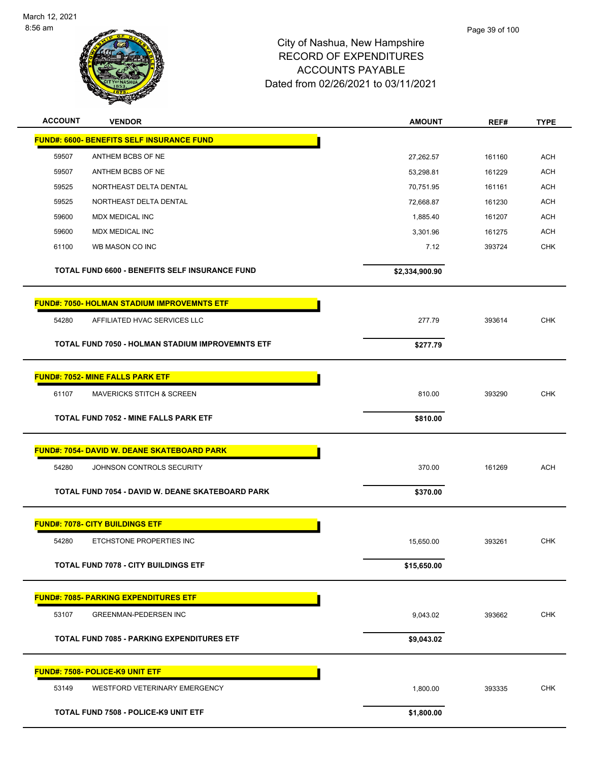# City of Nashua, New Hampshire
## RECORD OF EXPENDITURES
## ACCOUNTS PAYABLE
## Dated from 02/26/2021 to 03/11/2021

| ACCOUNT | VENDOR | AMOUNT | REF# | TYPE |
|---|---|---|---|---|
| **FUND#: 6600- BENEFITS SELF INSURANCE FUND** | | | | |
| 59507 | ANTHEM BCBS OF NE | 27,262.57 | 161160 | ACH |
| 59507 | ANTHEM BCBS OF NE | 53,298.81 | 161229 | ACH |
| 59525 | NORTHEAST DELTA DENTAL | 70,751.95 | 161161 | ACH |
| 59525 | NORTHEAST DELTA DENTAL | 72,668.87 | 161230 | ACH |
| 59600 | MDX MEDICAL INC | 1,885.40 | 161207 | ACH |
| 59600 | MDX MEDICAL INC | 3,301.96 | 161275 | ACH |
| 61100 | WB MASON CO INC | 7.12 | 393724 | CHK |
| | **TOTAL FUND 6600 - BENEFITS SELF INSURANCE FUND** | **$2,334,900.90** | | |
| **FUND#: 7050- HOLMAN STADIUM IMPROVEMNTS ETF** | | | | |
| 54280 | AFFILIATED HVAC SERVICES LLC | 277.79 | 393614 | CHK |
| | **TOTAL FUND 7050 - HOLMAN STADIUM IMPROVEMNTS ETF** | **$277.79** | | |
| **FUND#: 7052- MINE FALLS PARK ETF** | | | | |
| 61107 | MAVERICKS STITCH & SCREEN | 810.00 | 393290 | CHK |
| | **TOTAL FUND 7052 - MINE FALLS PARK ETF** | **$810.00** | | |
| **FUND#: 7054- DAVID W. DEANE SKATEBOARD PARK** | | | | |
| 54280 | JOHNSON CONTROLS SECURITY | 370.00 | 161269 | ACH |
| | **TOTAL FUND 7054 - DAVID W. DEANE SKATEBOARD PARK** | **$370.00** | | |
| **FUND#: 7078- CITY BUILDINGS ETF** | | | | |
| 54280 | ETCHSTONE PROPERTIES INC | 15,650.00 | 393261 | CHK |
| | **TOTAL FUND 7078 - CITY BUILDINGS ETF** | **$15,650.00** | | |
| **FUND#: 7085- PARKING EXPENDITURES ETF** | | | | |
| 53107 | GREENMAN-PEDERSEN INC | 9,043.02 | 393662 | CHK |
| | **TOTAL FUND 7085 - PARKING EXPENDITURES ETF** | **$9,043.02** | | |
| **FUND#: 7508- POLICE-K9 UNIT ETF** | | | | |
| 53149 | WESTFORD VETERINARY EMERGENCY | 1,800.00 | 393335 | CHK |
| | **TOTAL FUND 7508 - POLICE-K9 UNIT ETF** | **$1,800.00** | | |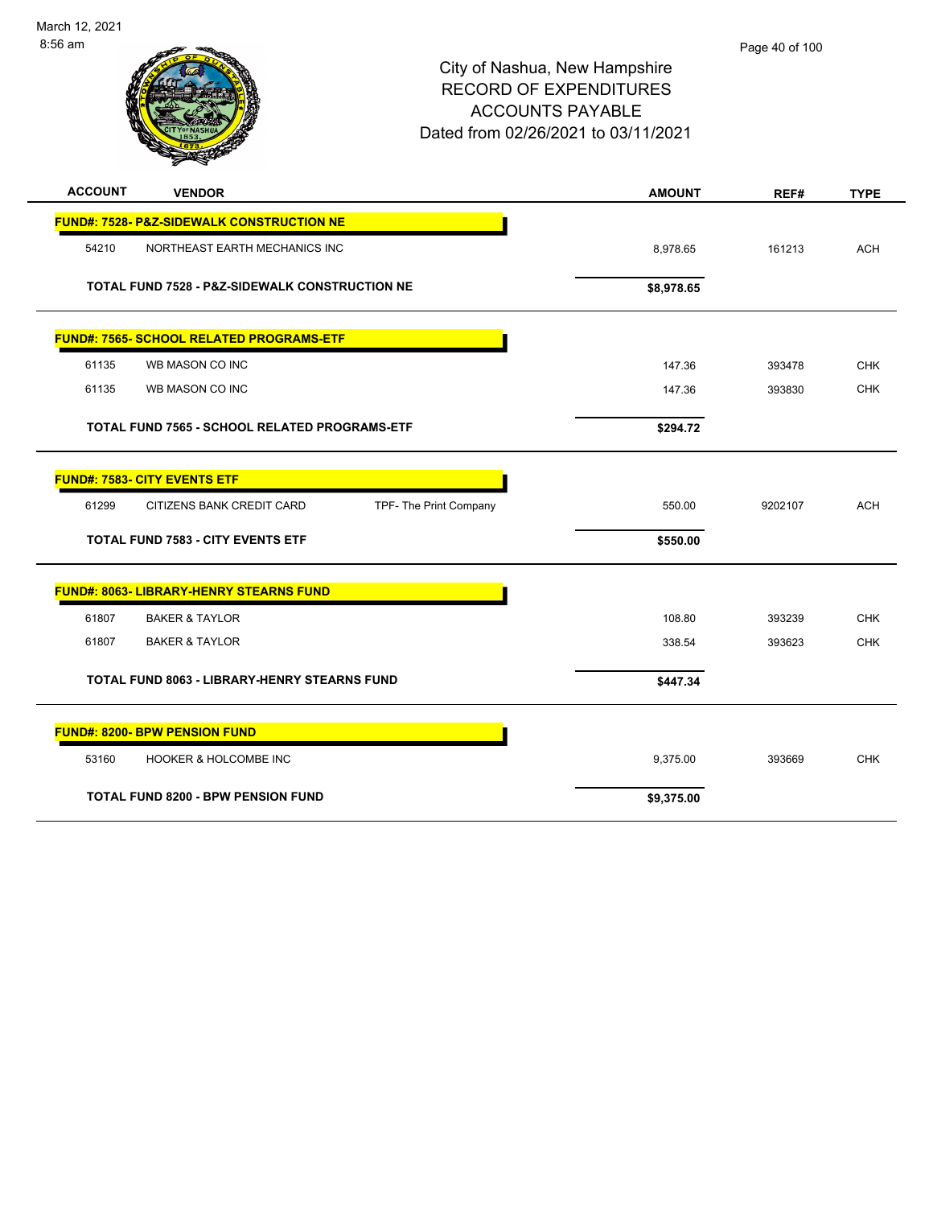# City of Nashua, New Hampshire
## RECORD OF EXPENDITURES
## ACCOUNTS PAYABLE
## Dated from 02/26/2021 to 03/11/2021

| ACCOUNT | VENDOR | | AMOUNT | REF# | TYPE |
|---|---|---|---|---|---|
| **FUND#: 7528- P&Z-SIDEWALK CONSTRUCTION NE** | | | | | |
| 54210 | NORTHEAST EARTH MECHANICS INC | | 8,978.65 | 161213 | ACH |
| **TOTAL FUND 7528 - P&Z-SIDEWALK CONSTRUCTION NE** | | | **$8,978.65** | | |
| **FUND#: 7565- SCHOOL RELATED PROGRAMS-ETF** | | | | | |
| 61135 | WB MASON CO INC | | 147.36 | 393478 | CHK |
| 61135 | WB MASON CO INC | | 147.36 | 393830 | CHK |
| **TOTAL FUND 7565 - SCHOOL RELATED PROGRAMS-ETF** | | | **$294.72** | | |
| **FUND#: 7583- CITY EVENTS ETF** | | | | | |
| 61299 | CITIZENS BANK CREDIT CARD | TPF- The Print Company | 550.00 | 9202107 | ACH |
| **TOTAL FUND 7583 - CITY EVENTS ETF** | | | **$550.00** | | |
| **FUND#: 8063- LIBRARY-HENRY STEARNS FUND** | | | | | |
| 61807 | BAKER & TAYLOR | | 108.80 | 393239 | CHK |
| 61807 | BAKER & TAYLOR | | 338.54 | 393623 | CHK |
| **TOTAL FUND 8063 - LIBRARY-HENRY STEARNS FUND** | | | **$447.34** | | |
| **FUND#: 8200- BPW PENSION FUND** | | | | | |
| 53160 | HOOKER & HOLCOMBE INC | | 9,375.00 | 393669 | CHK |
| **TOTAL FUND 8200 - BPW PENSION FUND** | | | **$9,375.00** | | |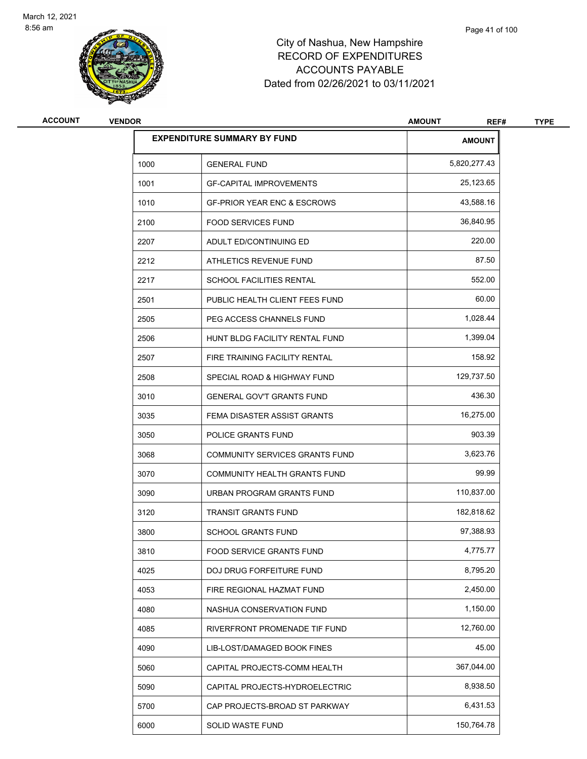# City of Nashua, New Hampshire
## RECORD OF EXPENDITURES
## ACCOUNTS PAYABLE
## Dated from 02/26/2021 to 03/11/2021

| ACCOUNT | VENDOR | AMOUNT | REF# | TYPE |
|---|---|---|---|---|

### EXPENDITURE SUMMARY BY FUND

| Fund | Description | AMOUNT |
|---|---|---|
| 1000 | GENERAL FUND | 5,820,277.43 |
| 1001 | GF-CAPITAL IMPROVEMENTS | 25,123.65 |
| 1010 | GF-PRIOR YEAR ENC & ESCROWS | 43,588.16 |
| 2100 | FOOD SERVICES FUND | 36,840.95 |
| 2207 | ADULT ED/CONTINUING ED | 220.00 |
| 2212 | ATHLETICS REVENUE FUND | 87.50 |
| 2217 | SCHOOL FACILITIES RENTAL | 552.00 |
| 2501 | PUBLIC HEALTH CLIENT FEES FUND | 60.00 |
| 2505 | PEG ACCESS CHANNELS FUND | 1,028.44 |
| 2506 | HUNT BLDG FACILITY RENTAL FUND | 1,399.04 |
| 2507 | FIRE TRAINING FACILITY RENTAL | 158.92 |
| 2508 | SPECIAL ROAD & HIGHWAY FUND | 129,737.50 |
| 3010 | GENERAL GOV'T GRANTS FUND | 436.30 |
| 3035 | FEMA DISASTER ASSIST GRANTS | 16,275.00 |
| 3050 | POLICE GRANTS FUND | 903.39 |
| 3068 | COMMUNITY SERVICES GRANTS FUND | 3,623.76 |
| 3070 | COMMUNITY HEALTH GRANTS FUND | 99.99 |
| 3090 | URBAN PROGRAM GRANTS FUND | 110,837.00 |
| 3120 | TRANSIT GRANTS FUND | 182,818.62 |
| 3800 | SCHOOL GRANTS FUND | 97,388.93 |
| 3810 | FOOD SERVICE GRANTS FUND | 4,775.77 |
| 4025 | DOJ DRUG FORFEITURE FUND | 8,795.20 |
| 4053 | FIRE REGIONAL HAZMAT FUND | 2,450.00 |
| 4080 | NASHUA CONSERVATION FUND | 1,150.00 |
| 4085 | RIVERFRONT PROMENADE TIF FUND | 12,760.00 |
| 4090 | LIB-LOST/DAMAGED BOOK FINES | 45.00 |
| 5060 | CAPITAL PROJECTS-COMM HEALTH | 367,044.00 |
| 5090 | CAPITAL PROJECTS-HYDROELECTRIC | 8,938.50 |
| 5700 | CAP PROJECTS-BROAD ST PARKWAY | 6,431.53 |
| 6000 | SOLID WASTE FUND | 150,764.78 |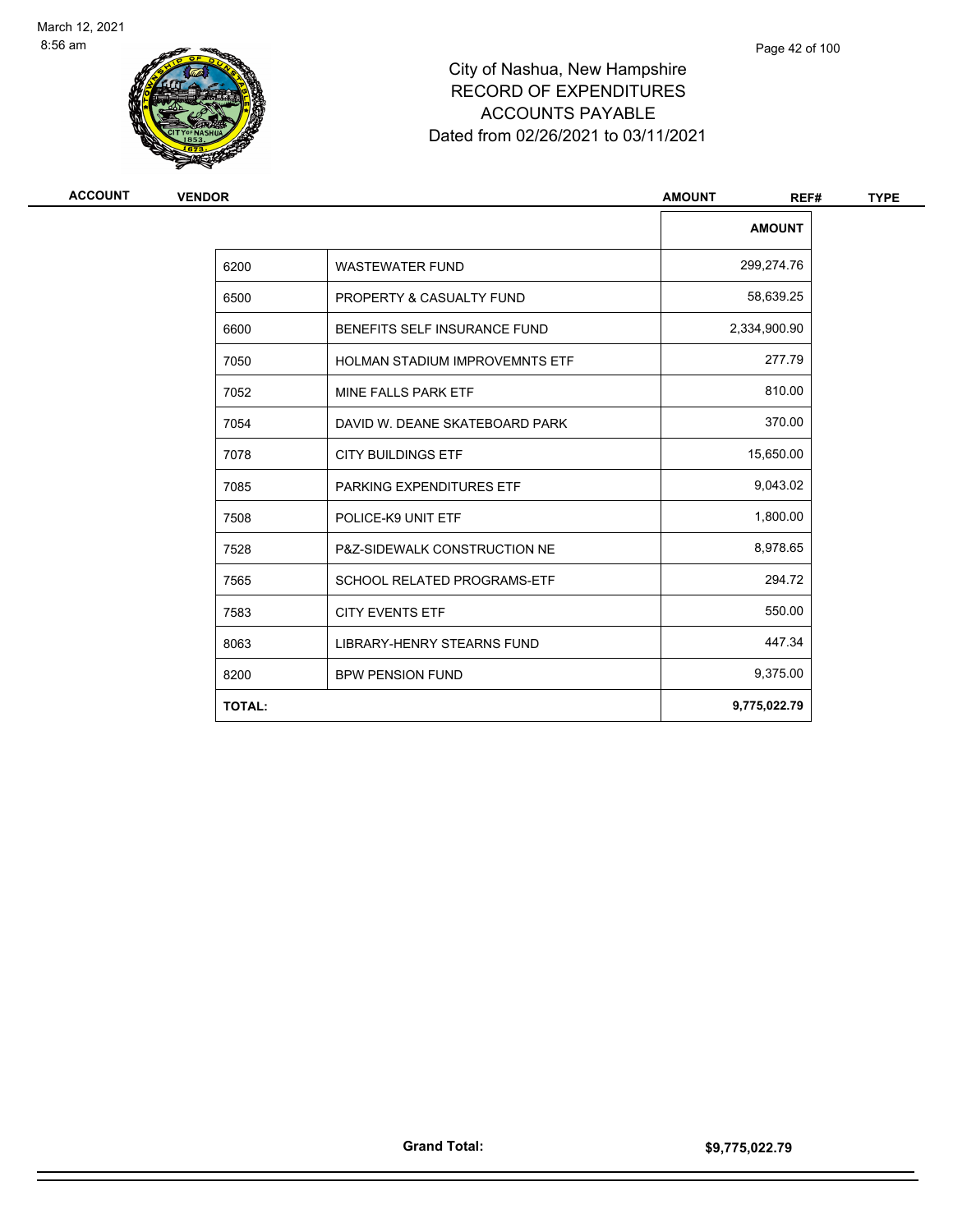# City of Nashua, New Hampshire
## RECORD OF EXPENDITURES
## ACCOUNTS PAYABLE
## Dated from 02/26/2021 to 03/11/2021

| ACCOUNT | VENDOR | AMOUNT | REF# | TYPE |
|---|---|---|---|---|

| | | AMOUNT |
|---|---|---|
| 6200 | WASTEWATER FUND | 299,274.76 |
| 6500 | PROPERTY & CASUALTY FUND | 58,639.25 |
| 6600 | BENEFITS SELF INSURANCE FUND | 2,334,900.90 |
| 7050 | HOLMAN STADIUM IMPROVEMNTS ETF | 277.79 |
| 7052 | MINE FALLS PARK ETF | 810.00 |
| 7054 | DAVID W. DEANE SKATEBOARD PARK | 370.00 |
| 7078 | CITY BUILDINGS ETF | 15,650.00 |
| 7085 | PARKING EXPENDITURES ETF | 9,043.02 |
| 7508 | POLICE-K9 UNIT ETF | 1,800.00 |
| 7528 | P&Z-SIDEWALK CONSTRUCTION NE | 8,978.65 |
| 7565 | SCHOOL RELATED PROGRAMS-ETF | 294.72 |
| 7583 | CITY EVENTS ETF | 550.00 |
| 8063 | LIBRARY-HENRY STEARNS FUND | 447.34 |
| 8200 | BPW PENSION FUND | 9,375.00 |
| **TOTAL:** | | **9,775,022.79** |

**Grand Total:** **$9,775,022.79**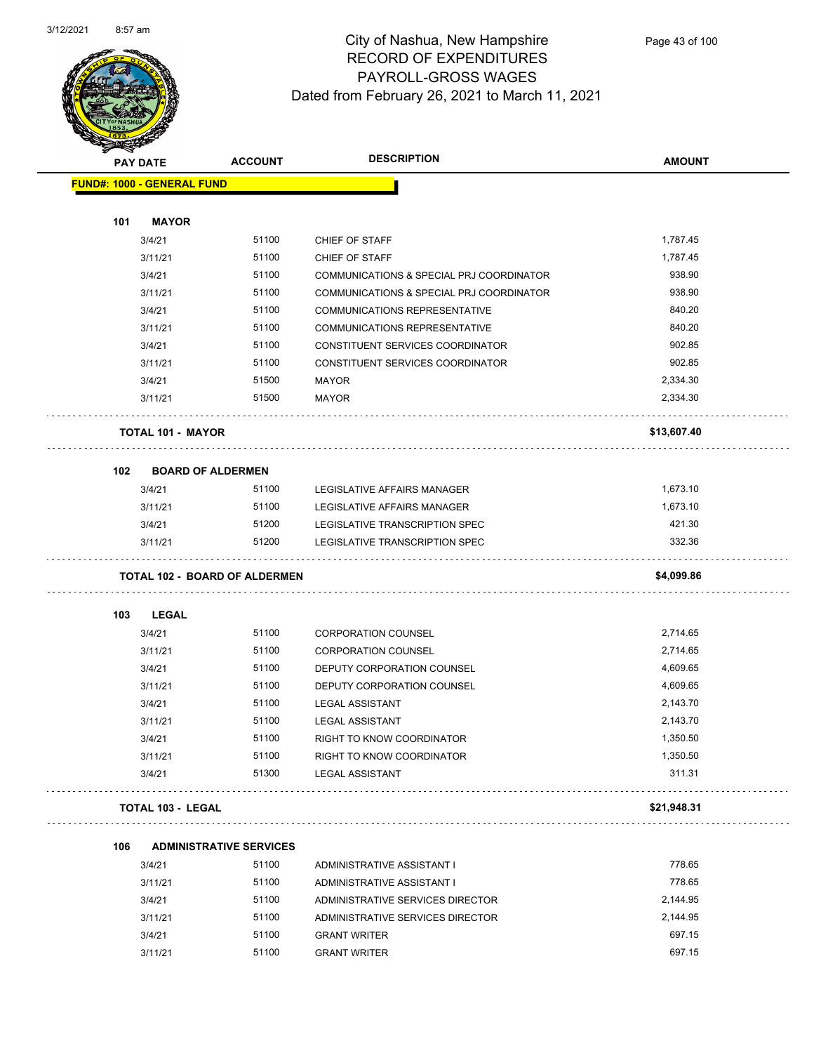# City of Nashua, New Hampshire
## RECORD OF EXPENDITURES
## PAYROLL-GROSS WAGES
### Dated from February 26, 2021 to March 11, 2021

| PAY DATE | ACCOUNT | DESCRIPTION | AMOUNT |
|---|---|---|---|
| **FUND#: 1000 - GENERAL FUND** | | | |
| **101 MAYOR** | | | |
| 3/4/21 | 51100 | CHIEF OF STAFF | 1,787.45 |
| 3/11/21 | 51100 | CHIEF OF STAFF | 1,787.45 |
| 3/4/21 | 51100 | COMMUNICATIONS & SPECIAL PRJ COORDINATOR | 938.90 |
| 3/11/21 | 51100 | COMMUNICATIONS & SPECIAL PRJ COORDINATOR | 938.90 |
| 3/4/21 | 51100 | COMMUNICATIONS REPRESENTATIVE | 840.20 |
| 3/11/21 | 51100 | COMMUNICATIONS REPRESENTATIVE | 840.20 |
| 3/4/21 | 51100 | CONSTITUENT SERVICES COORDINATOR | 902.85 |
| 3/11/21 | 51100 | CONSTITUENT SERVICES COORDINATOR | 902.85 |
| 3/4/21 | 51500 | MAYOR | 2,334.30 |
| 3/11/21 | 51500 | MAYOR | 2,334.30 |
| **TOTAL 101 - MAYOR** | | | **$13,607.40** |
| **102 BOARD OF ALDERMEN** | | | |
| 3/4/21 | 51100 | LEGISLATIVE AFFAIRS MANAGER | 1,673.10 |
| 3/11/21 | 51100 | LEGISLATIVE AFFAIRS MANAGER | 1,673.10 |
| 3/4/21 | 51200 | LEGISLATIVE TRANSCRIPTION SPEC | 421.30 |
| 3/11/21 | 51200 | LEGISLATIVE TRANSCRIPTION SPEC | 332.36 |
| **TOTAL 102 - BOARD OF ALDERMEN** | | | **$4,099.86** |
| **103 LEGAL** | | | |
| 3/4/21 | 51100 | CORPORATION COUNSEL | 2,714.65 |
| 3/11/21 | 51100 | CORPORATION COUNSEL | 2,714.65 |
| 3/4/21 | 51100 | DEPUTY CORPORATION COUNSEL | 4,609.65 |
| 3/11/21 | 51100 | DEPUTY CORPORATION COUNSEL | 4,609.65 |
| 3/4/21 | 51100 | LEGAL ASSISTANT | 2,143.70 |
| 3/11/21 | 51100 | LEGAL ASSISTANT | 2,143.70 |
| 3/4/21 | 51100 | RIGHT TO KNOW COORDINATOR | 1,350.50 |
| 3/11/21 | 51100 | RIGHT TO KNOW COORDINATOR | 1,350.50 |
| 3/4/21 | 51300 | LEGAL ASSISTANT | 311.31 |
| **TOTAL 103 - LEGAL** | | | **$21,948.31** |
| **106 ADMINISTRATIVE SERVICES** | | | |
| 3/4/21 | 51100 | ADMINISTRATIVE ASSISTANT I | 778.65 |
| 3/11/21 | 51100 | ADMINISTRATIVE ASSISTANT I | 778.65 |
| 3/4/21 | 51100 | ADMINISTRATIVE SERVICES DIRECTOR | 2,144.95 |
| 3/11/21 | 51100 | ADMINISTRATIVE SERVICES DIRECTOR | 2,144.95 |
| 3/4/21 | 51100 | GRANT WRITER | 697.15 |
| 3/11/21 | 51100 | GRANT WRITER | 697.15 |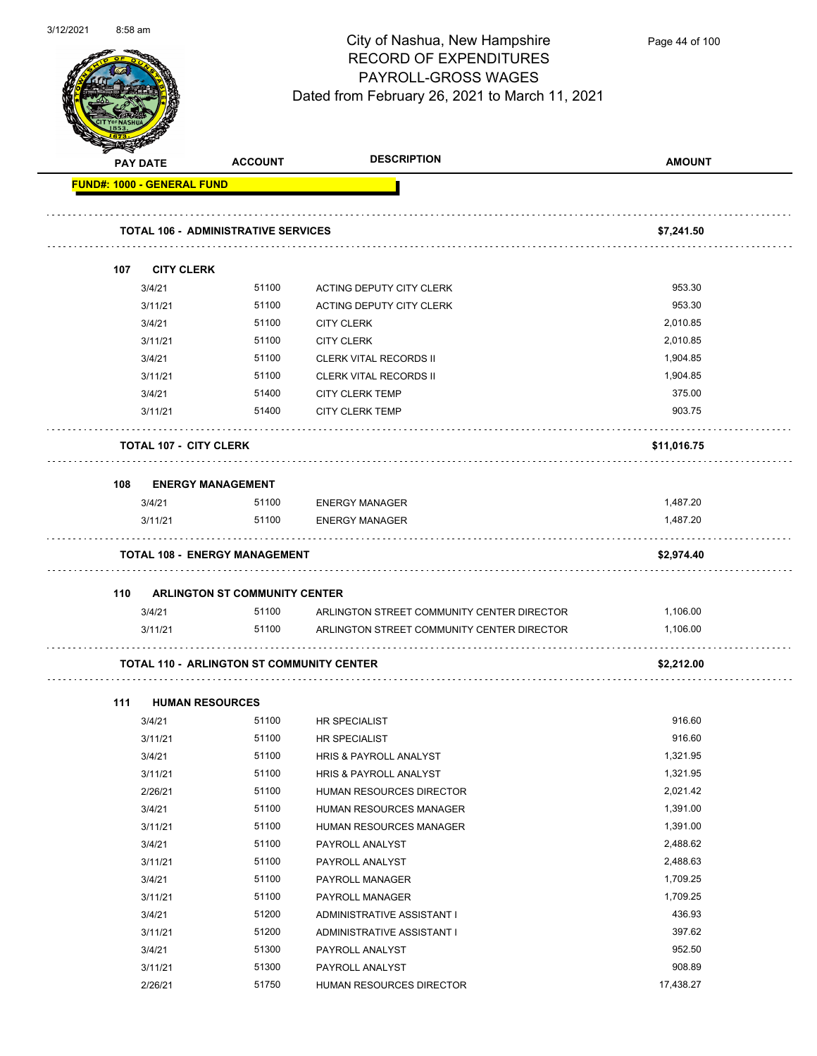City of Nashua, New Hampshire
RECORD OF EXPENDITURES
PAYROLL-GROSS WAGES
Dated from February 26, 2021 to March 11, 2021

| PAY DATE | ACCOUNT | DESCRIPTION | AMOUNT |
|---|---|---|---|
| **FUND#: 1000 - GENERAL FUND** | | | |
| **TOTAL 106 - ADMINISTRATIVE SERVICES** | | | **$7,241.50** |
| **107 CITY CLERK** | | | |
| 3/4/21 | 51100 | ACTING DEPUTY CITY CLERK | 953.30 |
| 3/11/21 | 51100 | ACTING DEPUTY CITY CLERK | 953.30 |
| 3/4/21 | 51100 | CITY CLERK | 2,010.85 |
| 3/11/21 | 51100 | CITY CLERK | 2,010.85 |
| 3/4/21 | 51100 | CLERK VITAL RECORDS II | 1,904.85 |
| 3/11/21 | 51100 | CLERK VITAL RECORDS II | 1,904.85 |
| 3/4/21 | 51400 | CITY CLERK TEMP | 375.00 |
| 3/11/21 | 51400 | CITY CLERK TEMP | 903.75 |
| **TOTAL 107 - CITY CLERK** | | | **$11,016.75** |
| **108 ENERGY MANAGEMENT** | | | |
| 3/4/21 | 51100 | ENERGY MANAGER | 1,487.20 |
| 3/11/21 | 51100 | ENERGY MANAGER | 1,487.20 |
| **TOTAL 108 - ENERGY MANAGEMENT** | | | **$2,974.40** |
| **110 ARLINGTON ST COMMUNITY CENTER** | | | |
| 3/4/21 | 51100 | ARLINGTON STREET COMMUNITY CENTER DIRECTOR | 1,106.00 |
| 3/11/21 | 51100 | ARLINGTON STREET COMMUNITY CENTER DIRECTOR | 1,106.00 |
| **TOTAL 110 - ARLINGTON ST COMMUNITY CENTER** | | | **$2,212.00** |
| **111 HUMAN RESOURCES** | | | |
| 3/4/21 | 51100 | HR SPECIALIST | 916.60 |
| 3/11/21 | 51100 | HR SPECIALIST | 916.60 |
| 3/4/21 | 51100 | HRIS & PAYROLL ANALYST | 1,321.95 |
| 3/11/21 | 51100 | HRIS & PAYROLL ANALYST | 1,321.95 |
| 2/26/21 | 51100 | HUMAN RESOURCES DIRECTOR | 2,021.42 |
| 3/4/21 | 51100 | HUMAN RESOURCES MANAGER | 1,391.00 |
| 3/11/21 | 51100 | HUMAN RESOURCES MANAGER | 1,391.00 |
| 3/4/21 | 51100 | PAYROLL ANALYST | 2,488.62 |
| 3/11/21 | 51100 | PAYROLL ANALYST | 2,488.63 |
| 3/4/21 | 51100 | PAYROLL MANAGER | 1,709.25 |
| 3/11/21 | 51100 | PAYROLL MANAGER | 1,709.25 |
| 3/4/21 | 51200 | ADMINISTRATIVE ASSISTANT I | 436.93 |
| 3/11/21 | 51200 | ADMINISTRATIVE ASSISTANT I | 397.62 |
| 3/4/21 | 51300 | PAYROLL ANALYST | 952.50 |
| 3/11/21 | 51300 | PAYROLL ANALYST | 908.89 |
| 2/26/21 | 51750 | HUMAN RESOURCES DIRECTOR | 17,438.27 |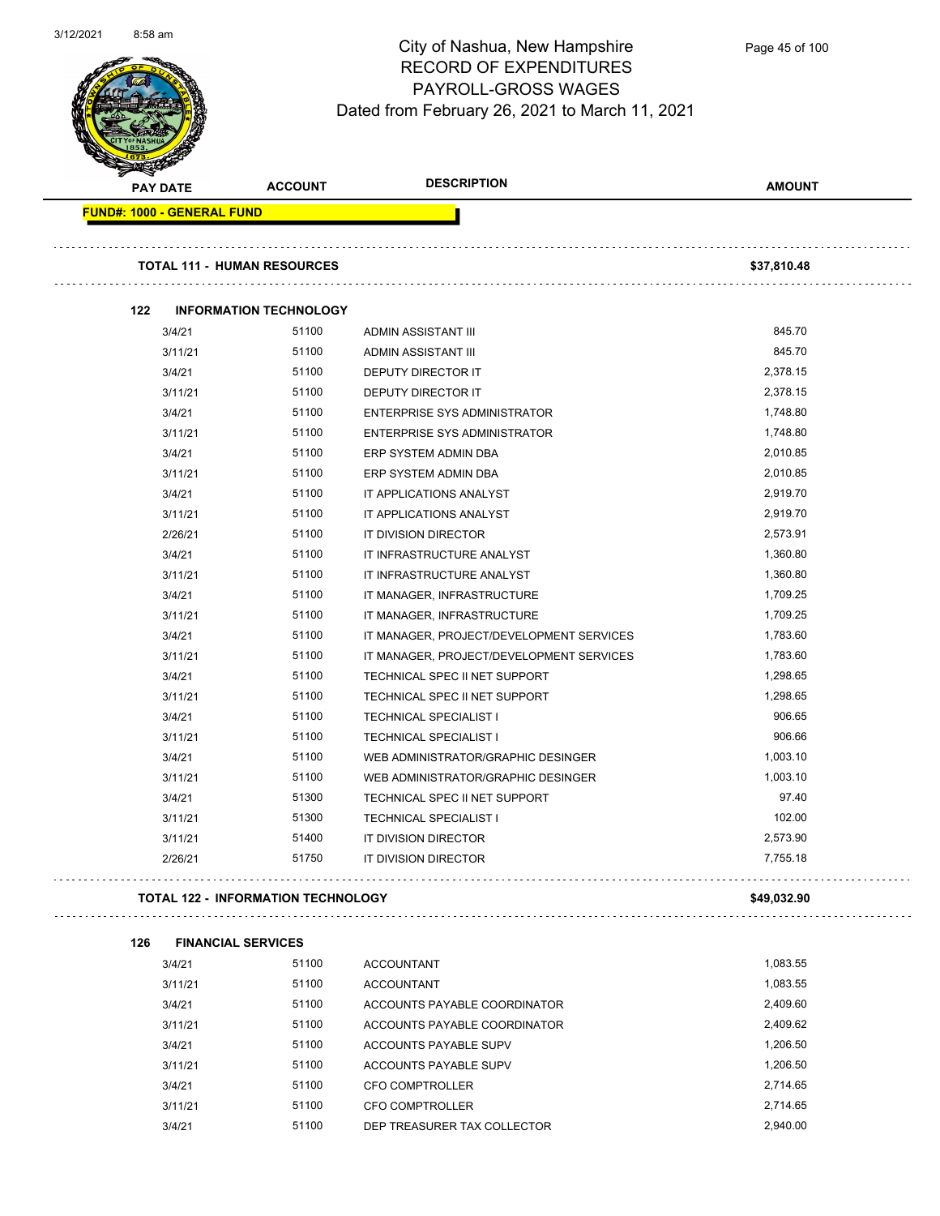# City of Nashua, New Hampshire
## RECORD OF EXPENDITURES
## PAYROLL-GROSS WAGES
### Dated from February 26, 2021 to March 11, 2021

| PAY DATE | ACCOUNT | DESCRIPTION | AMOUNT |
|---|---|---|---|
| **FUND#: 1000 - GENERAL FUND** | | | |
| **TOTAL 111 - HUMAN RESOURCES** | | | **$37,810.48** |
| **122 INFORMATION TECHNOLOGY** | | | |
| 3/4/21 | 51100 | ADMIN ASSISTANT III | 845.70 |
| 3/11/21 | 51100 | ADMIN ASSISTANT III | 845.70 |
| 3/4/21 | 51100 | DEPUTY DIRECTOR IT | 2,378.15 |
| 3/11/21 | 51100 | DEPUTY DIRECTOR IT | 2,378.15 |
| 3/4/21 | 51100 | ENTERPRISE SYS ADMINISTRATOR | 1,748.80 |
| 3/11/21 | 51100 | ENTERPRISE SYS ADMINISTRATOR | 1,748.80 |
| 3/4/21 | 51100 | ERP SYSTEM ADMIN DBA | 2,010.85 |
| 3/11/21 | 51100 | ERP SYSTEM ADMIN DBA | 2,010.85 |
| 3/4/21 | 51100 | IT APPLICATIONS ANALYST | 2,919.70 |
| 3/11/21 | 51100 | IT APPLICATIONS ANALYST | 2,919.70 |
| 2/26/21 | 51100 | IT DIVISION DIRECTOR | 2,573.91 |
| 3/4/21 | 51100 | IT INFRASTRUCTURE ANALYST | 1,360.80 |
| 3/11/21 | 51100 | IT INFRASTRUCTURE ANALYST | 1,360.80 |
| 3/4/21 | 51100 | IT MANAGER, INFRASTRUCTURE | 1,709.25 |
| 3/11/21 | 51100 | IT MANAGER, INFRASTRUCTURE | 1,709.25 |
| 3/4/21 | 51100 | IT MANAGER, PROJECT/DEVELOPMENT SERVICES | 1,783.60 |
| 3/11/21 | 51100 | IT MANAGER, PROJECT/DEVELOPMENT SERVICES | 1,783.60 |
| 3/4/21 | 51100 | TECHNICAL SPEC II NET SUPPORT | 1,298.65 |
| 3/11/21 | 51100 | TECHNICAL SPEC II NET SUPPORT | 1,298.65 |
| 3/4/21 | 51100 | TECHNICAL SPECIALIST I | 906.65 |
| 3/11/21 | 51100 | TECHNICAL SPECIALIST I | 906.66 |
| 3/4/21 | 51100 | WEB ADMINISTRATOR/GRAPHIC DESINGER | 1,003.10 |
| 3/11/21 | 51100 | WEB ADMINISTRATOR/GRAPHIC DESINGER | 1,003.10 |
| 3/4/21 | 51300 | TECHNICAL SPEC II NET SUPPORT | 97.40 |
| 3/11/21 | 51300 | TECHNICAL SPECIALIST I | 102.00 |
| 3/11/21 | 51400 | IT DIVISION DIRECTOR | 2,573.90 |
| 2/26/21 | 51750 | IT DIVISION DIRECTOR | 7,755.18 |
| **TOTAL 122 - INFORMATION TECHNOLOGY** | | | **$49,032.90** |
| **126 FINANCIAL SERVICES** | | | |
| 3/4/21 | 51100 | ACCOUNTANT | 1,083.55 |
| 3/11/21 | 51100 | ACCOUNTANT | 1,083.55 |
| 3/4/21 | 51100 | ACCOUNTS PAYABLE COORDINATOR | 2,409.60 |
| 3/11/21 | 51100 | ACCOUNTS PAYABLE COORDINATOR | 2,409.62 |
| 3/4/21 | 51100 | ACCOUNTS PAYABLE SUPV | 1,206.50 |
| 3/11/21 | 51100 | ACCOUNTS PAYABLE SUPV | 1,206.50 |
| 3/4/21 | 51100 | CFO COMPTROLLER | 2,714.65 |
| 3/11/21 | 51100 | CFO COMPTROLLER | 2,714.65 |
| 3/4/21 | 51100 | DEP TREASURER TAX COLLECTOR | 2,940.00 |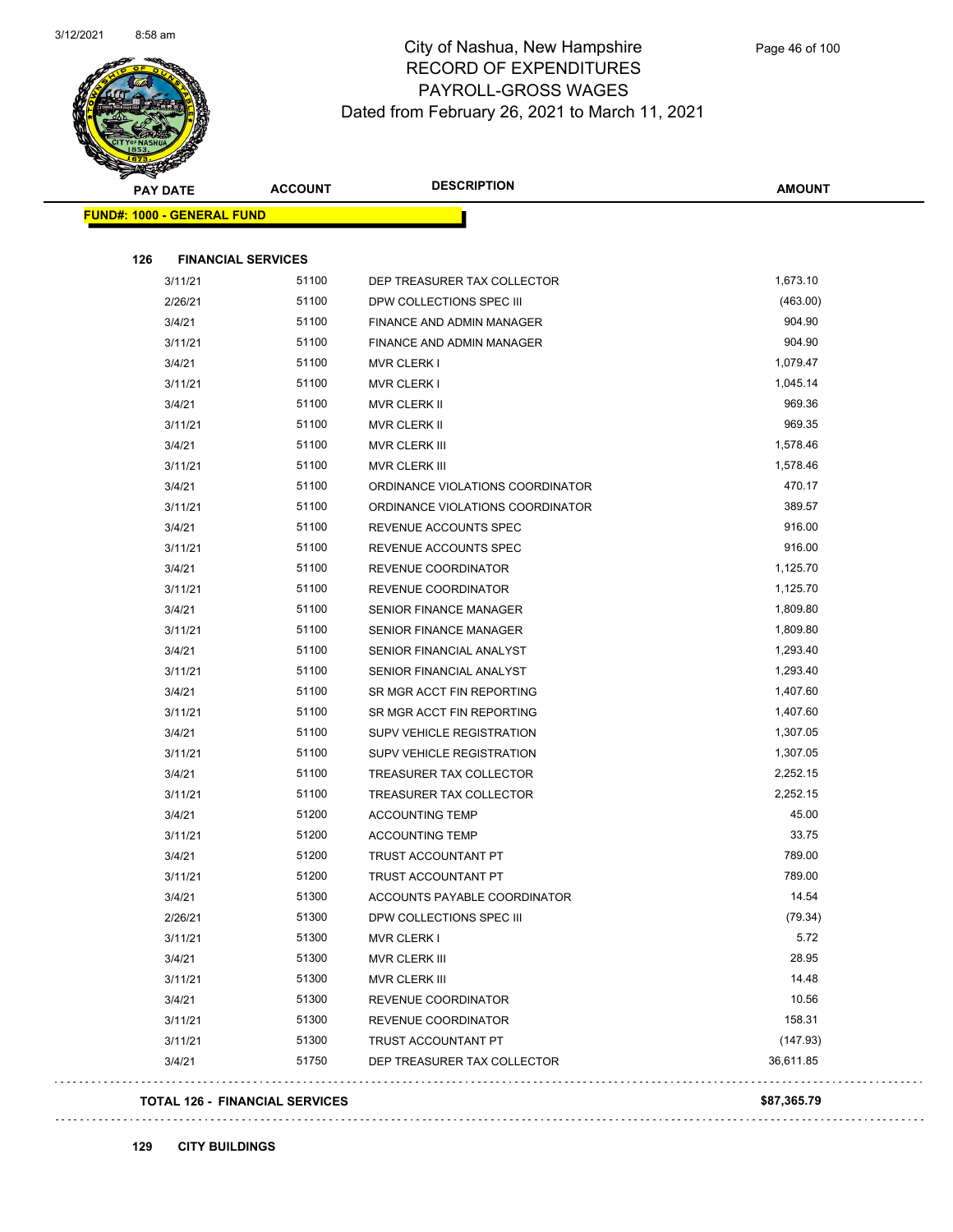# City of Nashua, New Hampshire
## RECORD OF EXPENDITURES
## PAYROLL-GROSS WAGES
### Dated from February 26, 2021 to March 11, 2021

| PAY DATE | ACCOUNT | DESCRIPTION | AMOUNT |
|---|---|---|---|
| **FUND#: 1000 - GENERAL FUND** | | | |
| **126 FINANCIAL SERVICES** | | | |
| 3/11/21 | 51100 | DEP TREASURER TAX COLLECTOR | 1,673.10 |
| 2/26/21 | 51100 | DPW COLLECTIONS SPEC III | (463.00) |
| 3/4/21 | 51100 | FINANCE AND ADMIN MANAGER | 904.90 |
| 3/11/21 | 51100 | FINANCE AND ADMIN MANAGER | 904.90 |
| 3/4/21 | 51100 | MVR CLERK I | 1,079.47 |
| 3/11/21 | 51100 | MVR CLERK I | 1,045.14 |
| 3/4/21 | 51100 | MVR CLERK II | 969.36 |
| 3/11/21 | 51100 | MVR CLERK II | 969.35 |
| 3/4/21 | 51100 | MVR CLERK III | 1,578.46 |
| 3/11/21 | 51100 | MVR CLERK III | 1,578.46 |
| 3/4/21 | 51100 | ORDINANCE VIOLATIONS COORDINATOR | 470.17 |
| 3/11/21 | 51100 | ORDINANCE VIOLATIONS COORDINATOR | 389.57 |
| 3/4/21 | 51100 | REVENUE ACCOUNTS SPEC | 916.00 |
| 3/11/21 | 51100 | REVENUE ACCOUNTS SPEC | 916.00 |
| 3/4/21 | 51100 | REVENUE COORDINATOR | 1,125.70 |
| 3/11/21 | 51100 | REVENUE COORDINATOR | 1,125.70 |
| 3/4/21 | 51100 | SENIOR FINANCE MANAGER | 1,809.80 |
| 3/11/21 | 51100 | SENIOR FINANCE MANAGER | 1,809.80 |
| 3/4/21 | 51100 | SENIOR FINANCIAL ANALYST | 1,293.40 |
| 3/11/21 | 51100 | SENIOR FINANCIAL ANALYST | 1,293.40 |
| 3/4/21 | 51100 | SR MGR ACCT FIN REPORTING | 1,407.60 |
| 3/11/21 | 51100 | SR MGR ACCT FIN REPORTING | 1,407.60 |
| 3/4/21 | 51100 | SUPV VEHICLE REGISTRATION | 1,307.05 |
| 3/11/21 | 51100 | SUPV VEHICLE REGISTRATION | 1,307.05 |
| 3/4/21 | 51100 | TREASURER TAX COLLECTOR | 2,252.15 |
| 3/11/21 | 51100 | TREASURER TAX COLLECTOR | 2,252.15 |
| 3/4/21 | 51200 | ACCOUNTING TEMP | 45.00 |
| 3/11/21 | 51200 | ACCOUNTING TEMP | 33.75 |
| 3/4/21 | 51200 | TRUST ACCOUNTANT PT | 789.00 |
| 3/11/21 | 51200 | TRUST ACCOUNTANT PT | 789.00 |
| 3/4/21 | 51300 | ACCOUNTS PAYABLE COORDINATOR | 14.54 |
| 2/26/21 | 51300 | DPW COLLECTIONS SPEC III | (79.34) |
| 3/11/21 | 51300 | MVR CLERK I | 5.72 |
| 3/4/21 | 51300 | MVR CLERK III | 28.95 |
| 3/11/21 | 51300 | MVR CLERK III | 14.48 |
| 3/4/21 | 51300 | REVENUE COORDINATOR | 10.56 |
| 3/11/21 | 51300 | REVENUE COORDINATOR | 158.31 |
| 3/11/21 | 51300 | TRUST ACCOUNTANT PT | (147.93) |
| 3/4/21 | 51750 | DEP TREASURER TAX COLLECTOR | 36,611.85 |
| **TOTAL 126 - FINANCIAL SERVICES** | | | **$87,365.79** |

**129 CITY BUILDINGS**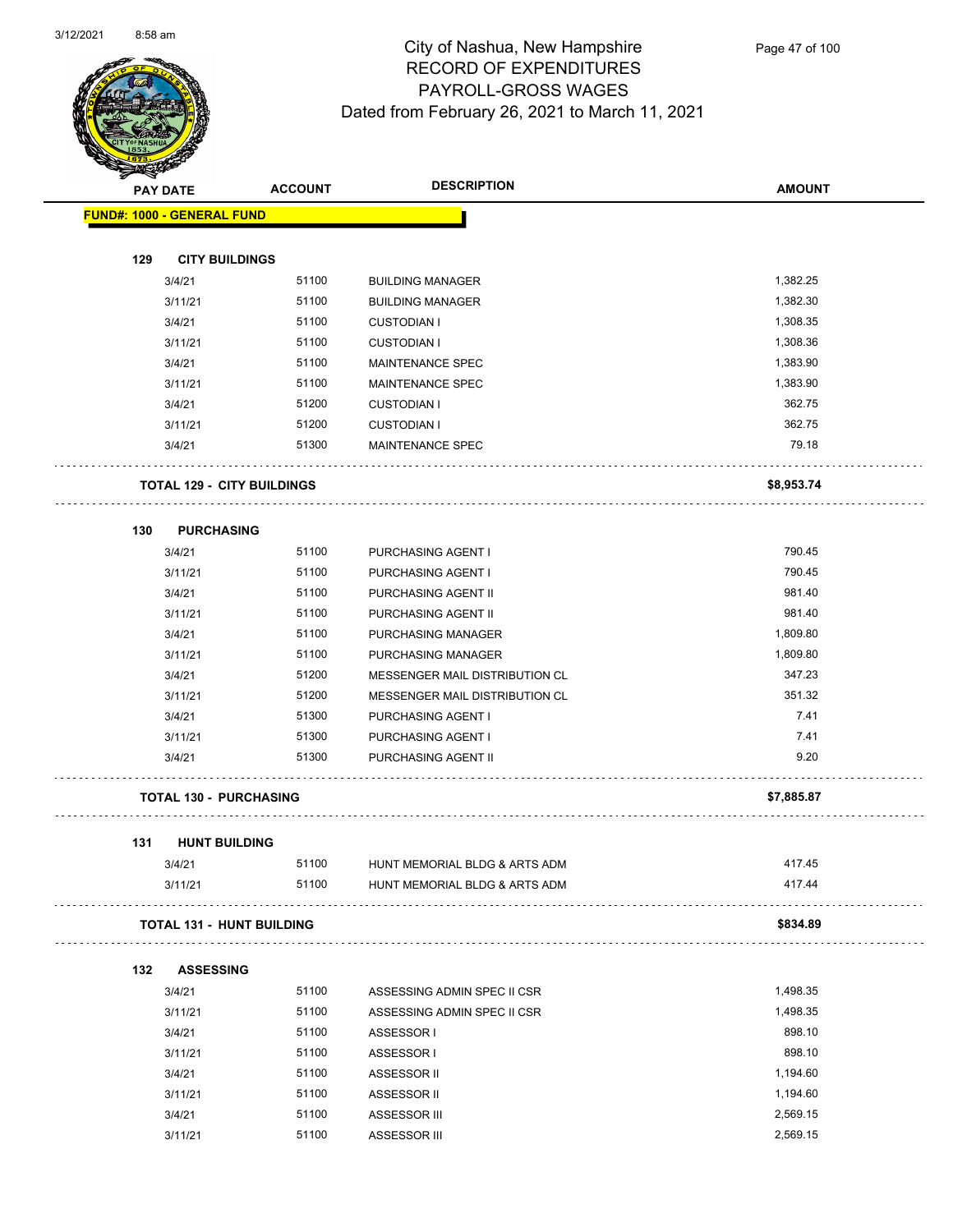# City of Nashua, New Hampshire
## RECORD OF EXPENDITURES
## PAYROLL-GROSS WAGES
## Dated from February 26, 2021 to March 11, 2021

| PAY DATE | ACCOUNT | DESCRIPTION | AMOUNT |
|---|---|---|---|
| **FUND#: 1000 - GENERAL FUND** | | | |
| **129 CITY BUILDINGS** | | | |
| 3/4/21 | 51100 | BUILDING MANAGER | 1,382.25 |
| 3/11/21 | 51100 | BUILDING MANAGER | 1,382.30 |
| 3/4/21 | 51100 | CUSTODIAN I | 1,308.35 |
| 3/11/21 | 51100 | CUSTODIAN I | 1,308.36 |
| 3/4/21 | 51100 | MAINTENANCE SPEC | 1,383.90 |
| 3/11/21 | 51100 | MAINTENANCE SPEC | 1,383.90 |
| 3/4/21 | 51200 | CUSTODIAN I | 362.75 |
| 3/11/21 | 51200 | CUSTODIAN I | 362.75 |
| 3/4/21 | 51300 | MAINTENANCE SPEC | 79.18 |
| **TOTAL 129 - CITY BUILDINGS** | | | **$8,953.74** |
| **130 PURCHASING** | | | |
| 3/4/21 | 51100 | PURCHASING AGENT I | 790.45 |
| 3/11/21 | 51100 | PURCHASING AGENT I | 790.45 |
| 3/4/21 | 51100 | PURCHASING AGENT II | 981.40 |
| 3/11/21 | 51100 | PURCHASING AGENT II | 981.40 |
| 3/4/21 | 51100 | PURCHASING MANAGER | 1,809.80 |
| 3/11/21 | 51100 | PURCHASING MANAGER | 1,809.80 |
| 3/4/21 | 51200 | MESSENGER MAIL DISTRIBUTION CL | 347.23 |
| 3/11/21 | 51200 | MESSENGER MAIL DISTRIBUTION CL | 351.32 |
| 3/4/21 | 51300 | PURCHASING AGENT I | 7.41 |
| 3/11/21 | 51300 | PURCHASING AGENT I | 7.41 |
| 3/4/21 | 51300 | PURCHASING AGENT II | 9.20 |
| **TOTAL 130 - PURCHASING** | | | **$7,885.87** |
| **131 HUNT BUILDING** | | | |
| 3/4/21 | 51100 | HUNT MEMORIAL BLDG & ARTS ADM | 417.45 |
| 3/11/21 | 51100 | HUNT MEMORIAL BLDG & ARTS ADM | 417.44 |
| **TOTAL 131 - HUNT BUILDING** | | | **$834.89** |
| **132 ASSESSING** | | | |
| 3/4/21 | 51100 | ASSESSING ADMIN SPEC II CSR | 1,498.35 |
| 3/11/21 | 51100 | ASSESSING ADMIN SPEC II CSR | 1,498.35 |
| 3/4/21 | 51100 | ASSESSOR I | 898.10 |
| 3/11/21 | 51100 | ASSESSOR I | 898.10 |
| 3/4/21 | 51100 | ASSESSOR II | 1,194.60 |
| 3/11/21 | 51100 | ASSESSOR II | 1,194.60 |
| 3/4/21 | 51100 | ASSESSOR III | 2,569.15 |
| 3/11/21 | 51100 | ASSESSOR III | 2,569.15 |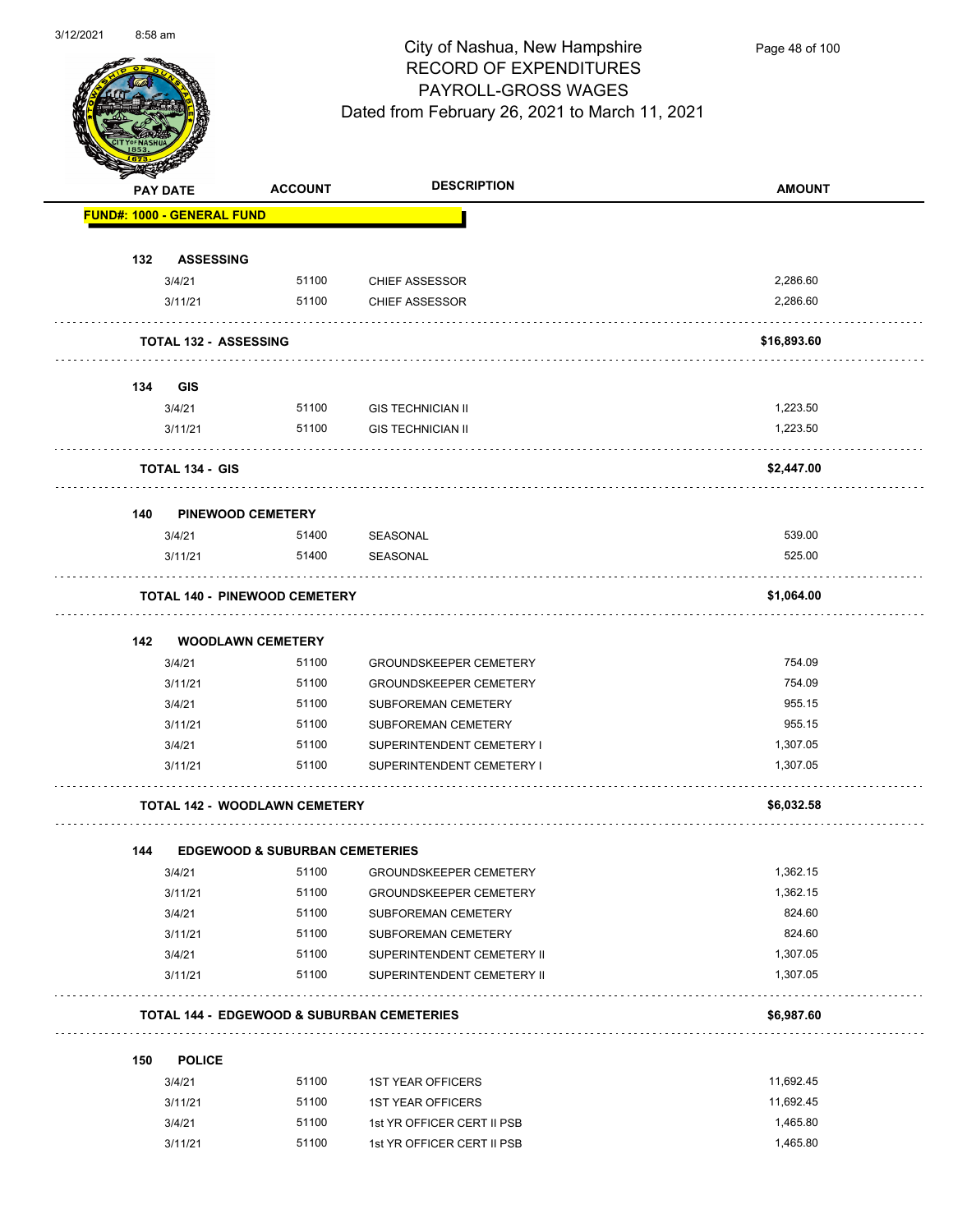# City of Nashua, New Hampshire
## RECORD OF EXPENDITURES
## PAYROLL-GROSS WAGES
Dated from February 26, 2021 to March 11, 2021

| PAY DATE | ACCOUNT | DESCRIPTION | AMOUNT |
|---|---|---|---|
| **FUND#: 1000 - GENERAL FUND** | | | |
| **132 ASSESSING** | | | |
| 3/4/21 | 51100 | CHIEF ASSESSOR | 2,286.60 |
| 3/11/21 | 51100 | CHIEF ASSESSOR | 2,286.60 |
| **TOTAL 132 - ASSESSING** | | | **$16,893.60** |
| **134 GIS** | | | |
| 3/4/21 | 51100 | GIS TECHNICIAN II | 1,223.50 |
| 3/11/21 | 51100 | GIS TECHNICIAN II | 1,223.50 |
| **TOTAL 134 - GIS** | | | **$2,447.00** |
| **140 PINEWOOD CEMETERY** | | | |
| 3/4/21 | 51400 | SEASONAL | 539.00 |
| 3/11/21 | 51400 | SEASONAL | 525.00 |
| **TOTAL 140 - PINEWOOD CEMETERY** | | | **$1,064.00** |
| **142 WOODLAWN CEMETERY** | | | |
| 3/4/21 | 51100 | GROUNDSKEEPER CEMETERY | 754.09 |
| 3/11/21 | 51100 | GROUNDSKEEPER CEMETERY | 754.09 |
| 3/4/21 | 51100 | SUBFOREMAN CEMETERY | 955.15 |
| 3/11/21 | 51100 | SUBFOREMAN CEMETERY | 955.15 |
| 3/4/21 | 51100 | SUPERINTENDENT CEMETERY I | 1,307.05 |
| 3/11/21 | 51100 | SUPERINTENDENT CEMETERY I | 1,307.05 |
| **TOTAL 142 - WOODLAWN CEMETERY** | | | **$6,032.58** |
| **144 EDGEWOOD & SUBURBAN CEMETERIES** | | | |
| 3/4/21 | 51100 | GROUNDSKEEPER CEMETERY | 1,362.15 |
| 3/11/21 | 51100 | GROUNDSKEEPER CEMETERY | 1,362.15 |
| 3/4/21 | 51100 | SUBFOREMAN CEMETERY | 824.60 |
| 3/11/21 | 51100 | SUBFOREMAN CEMETERY | 824.60 |
| 3/4/21 | 51100 | SUPERINTENDENT CEMETERY II | 1,307.05 |
| 3/11/21 | 51100 | SUPERINTENDENT CEMETERY II | 1,307.05 |
| **TOTAL 144 - EDGEWOOD & SUBURBAN CEMETERIES** | | | **$6,987.60** |
| **150 POLICE** | | | |
| 3/4/21 | 51100 | 1ST YEAR OFFICERS | 11,692.45 |
| 3/11/21 | 51100 | 1ST YEAR OFFICERS | 11,692.45 |
| 3/4/21 | 51100 | 1st YR OFFICER CERT II PSB | 1,465.80 |
| 3/11/21 | 51100 | 1st YR OFFICER CERT II PSB | 1,465.80 |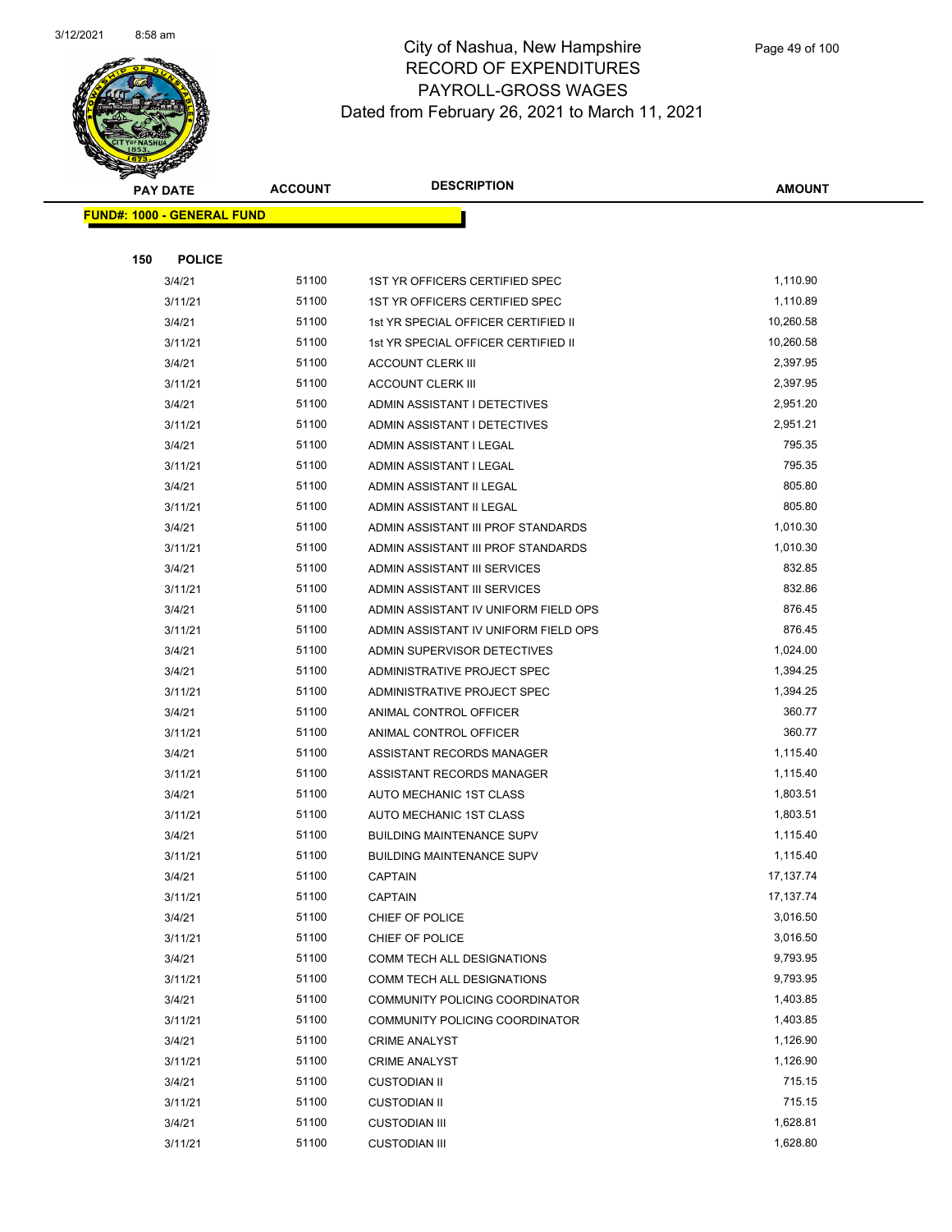# City of Nashua, New Hampshire
## RECORD OF EXPENDITURES
## PAYROLL-GROSS WAGES
## Dated from February 26, 2021 to March 11, 2021

| PAY DATE | ACCOUNT | DESCRIPTION | AMOUNT |
|---|---|---|---|
| **FUND#: 1000 - GENERAL FUND** | | | |
| **150 POLICE** | | | |
| 3/4/21 | 51100 | 1ST YR OFFICERS CERTIFIED SPEC | 1,110.90 |
| 3/11/21 | 51100 | 1ST YR OFFICERS CERTIFIED SPEC | 1,110.89 |
| 3/4/21 | 51100 | 1st YR SPECIAL OFFICER CERTIFIED II | 10,260.58 |
| 3/11/21 | 51100 | 1st YR SPECIAL OFFICER CERTIFIED II | 10,260.58 |
| 3/4/21 | 51100 | ACCOUNT CLERK III | 2,397.95 |
| 3/11/21 | 51100 | ACCOUNT CLERK III | 2,397.95 |
| 3/4/21 | 51100 | ADMIN ASSISTANT I DETECTIVES | 2,951.20 |
| 3/11/21 | 51100 | ADMIN ASSISTANT I DETECTIVES | 2,951.21 |
| 3/4/21 | 51100 | ADMIN ASSISTANT I LEGAL | 795.35 |
| 3/11/21 | 51100 | ADMIN ASSISTANT I LEGAL | 795.35 |
| 3/4/21 | 51100 | ADMIN ASSISTANT II LEGAL | 805.80 |
| 3/11/21 | 51100 | ADMIN ASSISTANT II LEGAL | 805.80 |
| 3/4/21 | 51100 | ADMIN ASSISTANT III PROF STANDARDS | 1,010.30 |
| 3/11/21 | 51100 | ADMIN ASSISTANT III PROF STANDARDS | 1,010.30 |
| 3/4/21 | 51100 | ADMIN ASSISTANT III SERVICES | 832.85 |
| 3/11/21 | 51100 | ADMIN ASSISTANT III SERVICES | 832.86 |
| 3/4/21 | 51100 | ADMIN ASSISTANT IV UNIFORM FIELD OPS | 876.45 |
| 3/11/21 | 51100 | ADMIN ASSISTANT IV UNIFORM FIELD OPS | 876.45 |
| 3/4/21 | 51100 | ADMIN SUPERVISOR DETECTIVES | 1,024.00 |
| 3/4/21 | 51100 | ADMINISTRATIVE PROJECT SPEC | 1,394.25 |
| 3/11/21 | 51100 | ADMINISTRATIVE PROJECT SPEC | 1,394.25 |
| 3/4/21 | 51100 | ANIMAL CONTROL OFFICER | 360.77 |
| 3/11/21 | 51100 | ANIMAL CONTROL OFFICER | 360.77 |
| 3/4/21 | 51100 | ASSISTANT RECORDS MANAGER | 1,115.40 |
| 3/11/21 | 51100 | ASSISTANT RECORDS MANAGER | 1,115.40 |
| 3/4/21 | 51100 | AUTO MECHANIC 1ST CLASS | 1,803.51 |
| 3/11/21 | 51100 | AUTO MECHANIC 1ST CLASS | 1,803.51 |
| 3/4/21 | 51100 | BUILDING MAINTENANCE SUPV | 1,115.40 |
| 3/11/21 | 51100 | BUILDING MAINTENANCE SUPV | 1,115.40 |
| 3/4/21 | 51100 | CAPTAIN | 17,137.74 |
| 3/11/21 | 51100 | CAPTAIN | 17,137.74 |
| 3/4/21 | 51100 | CHIEF OF POLICE | 3,016.50 |
| 3/11/21 | 51100 | CHIEF OF POLICE | 3,016.50 |
| 3/4/21 | 51100 | COMM TECH ALL DESIGNATIONS | 9,793.95 |
| 3/11/21 | 51100 | COMM TECH ALL DESIGNATIONS | 9,793.95 |
| 3/4/21 | 51100 | COMMUNITY POLICING COORDINATOR | 1,403.85 |
| 3/11/21 | 51100 | COMMUNITY POLICING COORDINATOR | 1,403.85 |
| 3/4/21 | 51100 | CRIME ANALYST | 1,126.90 |
| 3/11/21 | 51100 | CRIME ANALYST | 1,126.90 |
| 3/4/21 | 51100 | CUSTODIAN II | 715.15 |
| 3/11/21 | 51100 | CUSTODIAN II | 715.15 |
| 3/4/21 | 51100 | CUSTODIAN III | 1,628.81 |
| 3/11/21 | 51100 | CUSTODIAN III | 1,628.80 |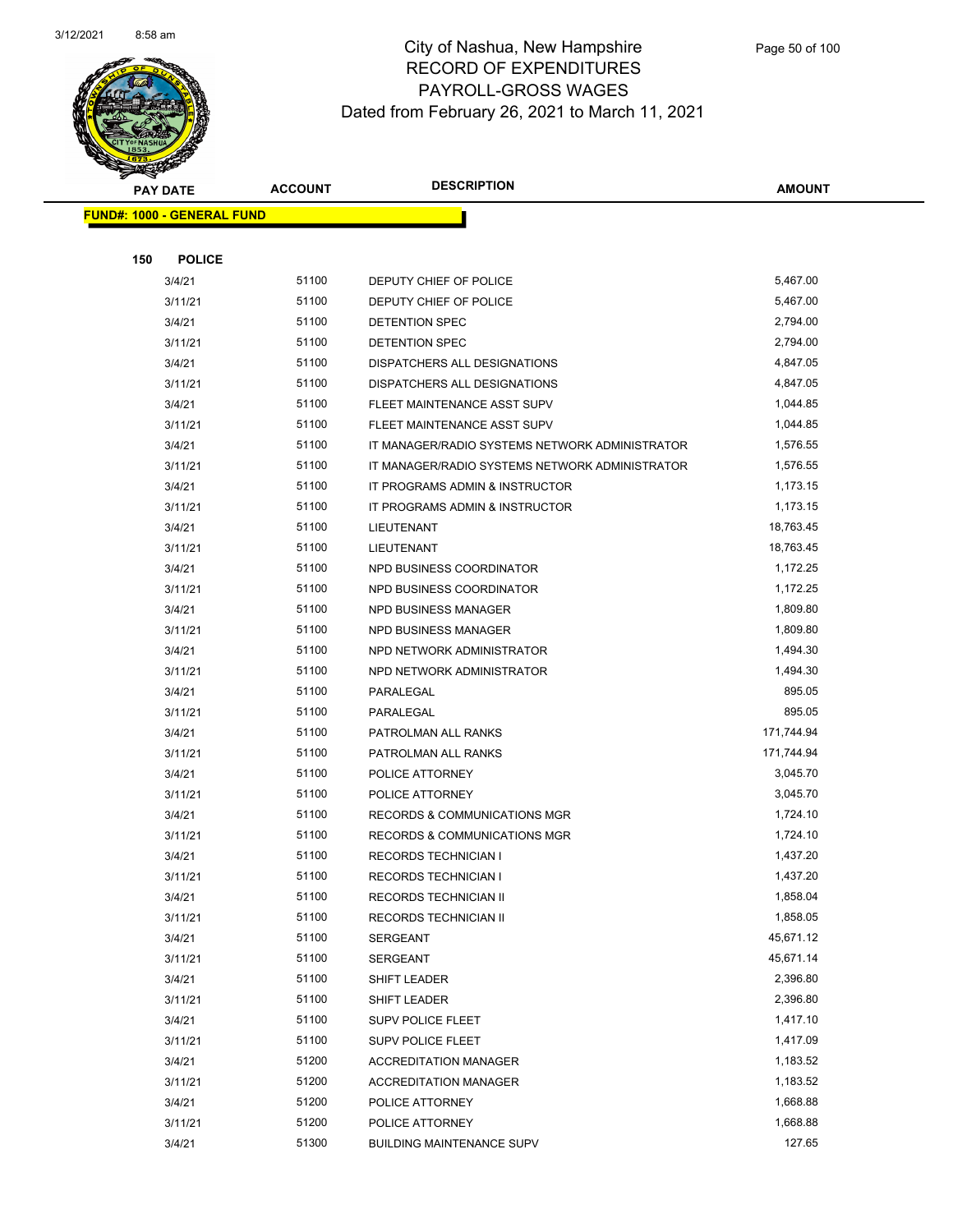# City of Nashua, New Hampshire
## RECORD OF EXPENDITURES
## PAYROLL-GROSS WAGES
## Dated from February 26, 2021 to March 11, 2021

| PAY DATE | ACCOUNT | DESCRIPTION | AMOUNT |
|---|---|---|---|
| **FUND#: 1000 - GENERAL FUND** | | | |
| **150 POLICE** | | | |
| 3/4/21 | 51100 | DEPUTY CHIEF OF POLICE | 5,467.00 |
| 3/11/21 | 51100 | DEPUTY CHIEF OF POLICE | 5,467.00 |
| 3/4/21 | 51100 | DETENTION SPEC | 2,794.00 |
| 3/11/21 | 51100 | DETENTION SPEC | 2,794.00 |
| 3/4/21 | 51100 | DISPATCHERS ALL DESIGNATIONS | 4,847.05 |
| 3/11/21 | 51100 | DISPATCHERS ALL DESIGNATIONS | 4,847.05 |
| 3/4/21 | 51100 | FLEET MAINTENANCE ASST SUPV | 1,044.85 |
| 3/11/21 | 51100 | FLEET MAINTENANCE ASST SUPV | 1,044.85 |
| 3/4/21 | 51100 | IT MANAGER/RADIO SYSTEMS NETWORK ADMINISTRATOR | 1,576.55 |
| 3/11/21 | 51100 | IT MANAGER/RADIO SYSTEMS NETWORK ADMINISTRATOR | 1,576.55 |
| 3/4/21 | 51100 | IT PROGRAMS ADMIN & INSTRUCTOR | 1,173.15 |
| 3/11/21 | 51100 | IT PROGRAMS ADMIN & INSTRUCTOR | 1,173.15 |
| 3/4/21 | 51100 | LIEUTENANT | 18,763.45 |
| 3/11/21 | 51100 | LIEUTENANT | 18,763.45 |
| 3/4/21 | 51100 | NPD BUSINESS COORDINATOR | 1,172.25 |
| 3/11/21 | 51100 | NPD BUSINESS COORDINATOR | 1,172.25 |
| 3/4/21 | 51100 | NPD BUSINESS MANAGER | 1,809.80 |
| 3/11/21 | 51100 | NPD BUSINESS MANAGER | 1,809.80 |
| 3/4/21 | 51100 | NPD NETWORK ADMINISTRATOR | 1,494.30 |
| 3/11/21 | 51100 | NPD NETWORK ADMINISTRATOR | 1,494.30 |
| 3/4/21 | 51100 | PARALEGAL | 895.05 |
| 3/11/21 | 51100 | PARALEGAL | 895.05 |
| 3/4/21 | 51100 | PATROLMAN ALL RANKS | 171,744.94 |
| 3/11/21 | 51100 | PATROLMAN ALL RANKS | 171,744.94 |
| 3/4/21 | 51100 | POLICE ATTORNEY | 3,045.70 |
| 3/11/21 | 51100 | POLICE ATTORNEY | 3,045.70 |
| 3/4/21 | 51100 | RECORDS & COMMUNICATIONS MGR | 1,724.10 |
| 3/11/21 | 51100 | RECORDS & COMMUNICATIONS MGR | 1,724.10 |
| 3/4/21 | 51100 | RECORDS TECHNICIAN I | 1,437.20 |
| 3/11/21 | 51100 | RECORDS TECHNICIAN I | 1,437.20 |
| 3/4/21 | 51100 | RECORDS TECHNICIAN II | 1,858.04 |
| 3/11/21 | 51100 | RECORDS TECHNICIAN II | 1,858.05 |
| 3/4/21 | 51100 | SERGEANT | 45,671.12 |
| 3/11/21 | 51100 | SERGEANT | 45,671.14 |
| 3/4/21 | 51100 | SHIFT LEADER | 2,396.80 |
| 3/11/21 | 51100 | SHIFT LEADER | 2,396.80 |
| 3/4/21 | 51100 | SUPV POLICE FLEET | 1,417.10 |
| 3/11/21 | 51100 | SUPV POLICE FLEET | 1,417.09 |
| 3/4/21 | 51200 | ACCREDITATION MANAGER | 1,183.52 |
| 3/11/21 | 51200 | ACCREDITATION MANAGER | 1,183.52 |
| 3/4/21 | 51200 | POLICE ATTORNEY | 1,668.88 |
| 3/11/21 | 51200 | POLICE ATTORNEY | 1,668.88 |
| 3/4/21 | 51300 | BUILDING MAINTENANCE SUPV | 127.65 |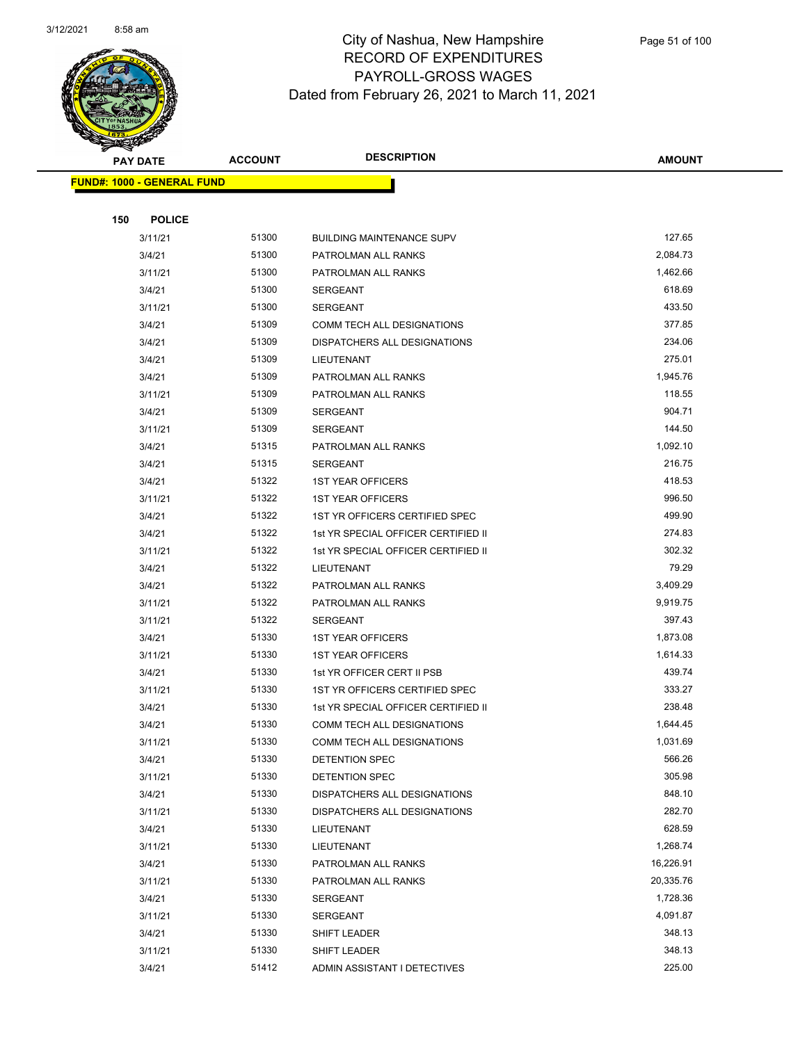# City of Nashua, New Hampshire
## RECORD OF EXPENDITURES
## PAYROLL-GROSS WAGES
## Dated from February 26, 2021 to March 11, 2021

**FUND#: 1000 - GENERAL FUND**

**150 POLICE**

| PAY DATE | ACCOUNT | DESCRIPTION | AMOUNT |
|---|---|---|---|
| 3/11/21 | 51300 | BUILDING MAINTENANCE SUPV | 127.65 |
| 3/4/21 | 51300 | PATROLMAN ALL RANKS | 2,084.73 |
| 3/11/21 | 51300 | PATROLMAN ALL RANKS | 1,462.66 |
| 3/4/21 | 51300 | SERGEANT | 618.69 |
| 3/11/21 | 51300 | SERGEANT | 433.50 |
| 3/4/21 | 51309 | COMM TECH ALL DESIGNATIONS | 377.85 |
| 3/4/21 | 51309 | DISPATCHERS ALL DESIGNATIONS | 234.06 |
| 3/4/21 | 51309 | LIEUTENANT | 275.01 |
| 3/4/21 | 51309 | PATROLMAN ALL RANKS | 1,945.76 |
| 3/11/21 | 51309 | PATROLMAN ALL RANKS | 118.55 |
| 3/4/21 | 51309 | SERGEANT | 904.71 |
| 3/11/21 | 51309 | SERGEANT | 144.50 |
| 3/4/21 | 51315 | PATROLMAN ALL RANKS | 1,092.10 |
| 3/4/21 | 51315 | SERGEANT | 216.75 |
| 3/4/21 | 51322 | 1ST YEAR OFFICERS | 418.53 |
| 3/11/21 | 51322 | 1ST YEAR OFFICERS | 996.50 |
| 3/4/21 | 51322 | 1ST YR OFFICERS CERTIFIED SPEC | 499.90 |
| 3/4/21 | 51322 | 1st YR SPECIAL OFFICER CERTIFIED II | 274.83 |
| 3/11/21 | 51322 | 1st YR SPECIAL OFFICER CERTIFIED II | 302.32 |
| 3/4/21 | 51322 | LIEUTENANT | 79.29 |
| 3/4/21 | 51322 | PATROLMAN ALL RANKS | 3,409.29 |
| 3/11/21 | 51322 | PATROLMAN ALL RANKS | 9,919.75 |
| 3/11/21 | 51322 | SERGEANT | 397.43 |
| 3/4/21 | 51330 | 1ST YEAR OFFICERS | 1,873.08 |
| 3/11/21 | 51330 | 1ST YEAR OFFICERS | 1,614.33 |
| 3/4/21 | 51330 | 1st YR OFFICER CERT II PSB | 439.74 |
| 3/11/21 | 51330 | 1ST YR OFFICERS CERTIFIED SPEC | 333.27 |
| 3/4/21 | 51330 | 1st YR SPECIAL OFFICER CERTIFIED II | 238.48 |
| 3/4/21 | 51330 | COMM TECH ALL DESIGNATIONS | 1,644.45 |
| 3/11/21 | 51330 | COMM TECH ALL DESIGNATIONS | 1,031.69 |
| 3/4/21 | 51330 | DETENTION SPEC | 566.26 |
| 3/11/21 | 51330 | DETENTION SPEC | 305.98 |
| 3/4/21 | 51330 | DISPATCHERS ALL DESIGNATIONS | 848.10 |
| 3/11/21 | 51330 | DISPATCHERS ALL DESIGNATIONS | 282.70 |
| 3/4/21 | 51330 | LIEUTENANT | 628.59 |
| 3/11/21 | 51330 | LIEUTENANT | 1,268.74 |
| 3/4/21 | 51330 | PATROLMAN ALL RANKS | 16,226.91 |
| 3/11/21 | 51330 | PATROLMAN ALL RANKS | 20,335.76 |
| 3/4/21 | 51330 | SERGEANT | 1,728.36 |
| 3/11/21 | 51330 | SERGEANT | 4,091.87 |
| 3/4/21 | 51330 | SHIFT LEADER | 348.13 |
| 3/11/21 | 51330 | SHIFT LEADER | 348.13 |
| 3/4/21 | 51412 | ADMIN ASSISTANT I DETECTIVES | 225.00 |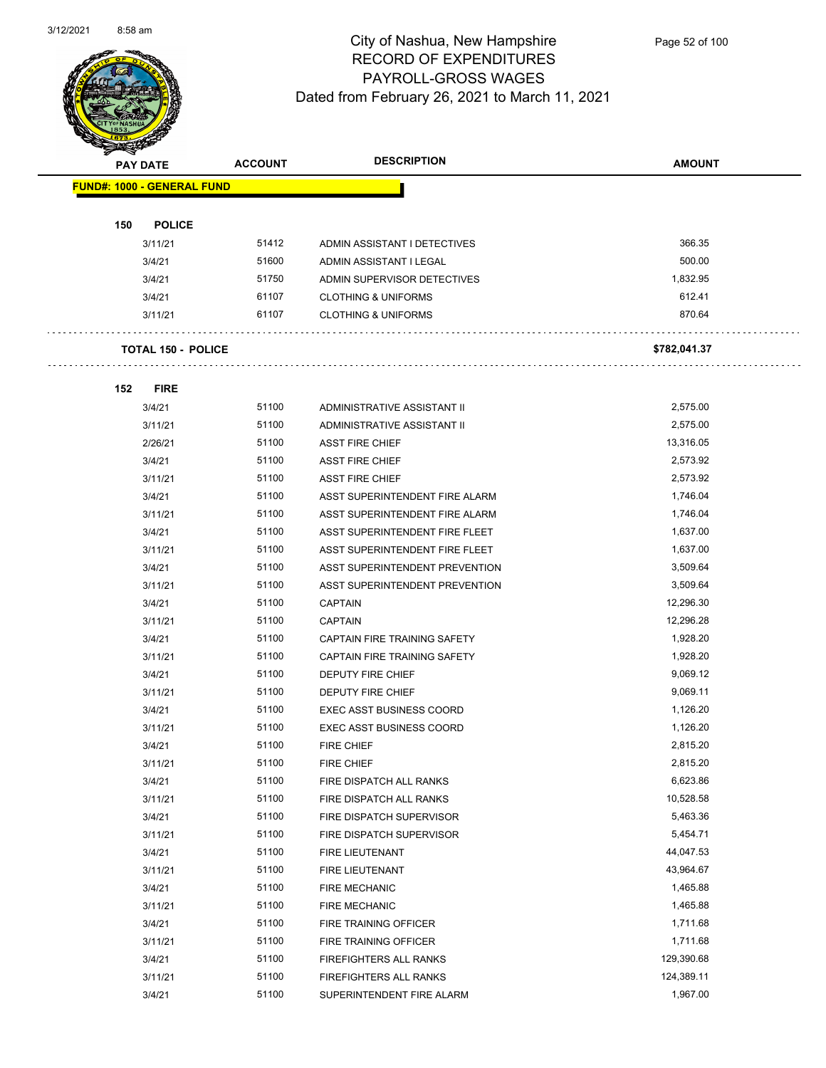# City of Nashua, New Hampshire
## RECORD OF EXPENDITURES
## PAYROLL-GROSS WAGES
Dated from February 26, 2021 to March 11, 2021

| PAY DATE | ACCOUNT | DESCRIPTION | AMOUNT |
|---|---|---|---|
| **FUND#: 1000 - GENERAL FUND** | | | |
| **150 POLICE** | | | |
| 3/11/21 | 51412 | ADMIN ASSISTANT I DETECTIVES | 366.35 |
| 3/4/21 | 51600 | ADMIN ASSISTANT I LEGAL | 500.00 |
| 3/4/21 | 51750 | ADMIN SUPERVISOR DETECTIVES | 1,832.95 |
| 3/4/21 | 61107 | CLOTHING & UNIFORMS | 612.41 |
| 3/11/21 | 61107 | CLOTHING & UNIFORMS | 870.64 |
| **TOTAL 150 - POLICE** | | | **$782,041.37** |
| **152 FIRE** | | | |
| 3/4/21 | 51100 | ADMINISTRATIVE ASSISTANT II | 2,575.00 |
| 3/11/21 | 51100 | ADMINISTRATIVE ASSISTANT II | 2,575.00 |
| 2/26/21 | 51100 | ASST FIRE CHIEF | 13,316.05 |
| 3/4/21 | 51100 | ASST FIRE CHIEF | 2,573.92 |
| 3/11/21 | 51100 | ASST FIRE CHIEF | 2,573.92 |
| 3/4/21 | 51100 | ASST SUPERINTENDENT FIRE ALARM | 1,746.04 |
| 3/11/21 | 51100 | ASST SUPERINTENDENT FIRE ALARM | 1,746.04 |
| 3/4/21 | 51100 | ASST SUPERINTENDENT FIRE FLEET | 1,637.00 |
| 3/11/21 | 51100 | ASST SUPERINTENDENT FIRE FLEET | 1,637.00 |
| 3/4/21 | 51100 | ASST SUPERINTENDENT PREVENTION | 3,509.64 |
| 3/11/21 | 51100 | ASST SUPERINTENDENT PREVENTION | 3,509.64 |
| 3/4/21 | 51100 | CAPTAIN | 12,296.30 |
| 3/11/21 | 51100 | CAPTAIN | 12,296.28 |
| 3/4/21 | 51100 | CAPTAIN FIRE TRAINING SAFETY | 1,928.20 |
| 3/11/21 | 51100 | CAPTAIN FIRE TRAINING SAFETY | 1,928.20 |
| 3/4/21 | 51100 | DEPUTY FIRE CHIEF | 9,069.12 |
| 3/11/21 | 51100 | DEPUTY FIRE CHIEF | 9,069.11 |
| 3/4/21 | 51100 | EXEC ASST BUSINESS COORD | 1,126.20 |
| 3/11/21 | 51100 | EXEC ASST BUSINESS COORD | 1,126.20 |
| 3/4/21 | 51100 | FIRE CHIEF | 2,815.20 |
| 3/11/21 | 51100 | FIRE CHIEF | 2,815.20 |
| 3/4/21 | 51100 | FIRE DISPATCH ALL RANKS | 6,623.86 |
| 3/11/21 | 51100 | FIRE DISPATCH ALL RANKS | 10,528.58 |
| 3/4/21 | 51100 | FIRE DISPATCH SUPERVISOR | 5,463.36 |
| 3/11/21 | 51100 | FIRE DISPATCH SUPERVISOR | 5,454.71 |
| 3/4/21 | 51100 | FIRE LIEUTENANT | 44,047.53 |
| 3/11/21 | 51100 | FIRE LIEUTENANT | 43,964.67 |
| 3/4/21 | 51100 | FIRE MECHANIC | 1,465.88 |
| 3/11/21 | 51100 | FIRE MECHANIC | 1,465.88 |
| 3/4/21 | 51100 | FIRE TRAINING OFFICER | 1,711.68 |
| 3/11/21 | 51100 | FIRE TRAINING OFFICER | 1,711.68 |
| 3/4/21 | 51100 | FIREFIGHTERS ALL RANKS | 129,390.68 |
| 3/11/21 | 51100 | FIREFIGHTERS ALL RANKS | 124,389.11 |
| 3/4/21 | 51100 | SUPERINTENDENT FIRE ALARM | 1,967.00 |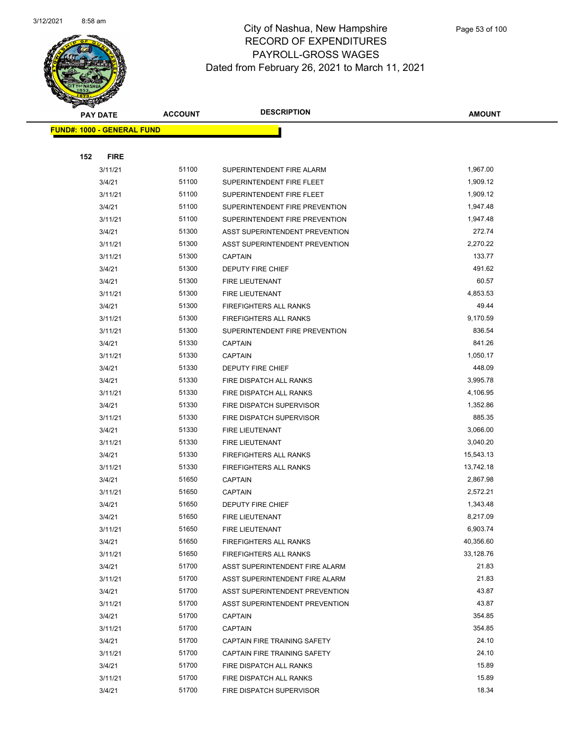# City of Nashua, New Hampshire
## RECORD OF EXPENDITURES
## PAYROLL-GROSS WAGES
## Dated from February 26, 2021 to March 11, 2021

| PAY DATE | ACCOUNT | DESCRIPTION | AMOUNT |
|---|---|---|---|
| **FUND#: 1000 - GENERAL FUND** | | | |
| **152 FIRE** | | | |
| 3/11/21 | 51100 | SUPERINTENDENT FIRE ALARM | 1,967.00 |
| 3/4/21 | 51100 | SUPERINTENDENT FIRE FLEET | 1,909.12 |
| 3/11/21 | 51100 | SUPERINTENDENT FIRE FLEET | 1,909.12 |
| 3/4/21 | 51100 | SUPERINTENDENT FIRE PREVENTION | 1,947.48 |
| 3/11/21 | 51100 | SUPERINTENDENT FIRE PREVENTION | 1,947.48 |
| 3/4/21 | 51300 | ASST SUPERINTENDENT PREVENTION | 272.74 |
| 3/11/21 | 51300 | ASST SUPERINTENDENT PREVENTION | 2,270.22 |
| 3/11/21 | 51300 | CAPTAIN | 133.77 |
| 3/4/21 | 51300 | DEPUTY FIRE CHIEF | 491.62 |
| 3/4/21 | 51300 | FIRE LIEUTENANT | 60.57 |
| 3/11/21 | 51300 | FIRE LIEUTENANT | 4,853.53 |
| 3/4/21 | 51300 | FIREFIGHTERS ALL RANKS | 49.44 |
| 3/11/21 | 51300 | FIREFIGHTERS ALL RANKS | 9,170.59 |
| 3/11/21 | 51300 | SUPERINTENDENT FIRE PREVENTION | 836.54 |
| 3/4/21 | 51330 | CAPTAIN | 841.26 |
| 3/11/21 | 51330 | CAPTAIN | 1,050.17 |
| 3/4/21 | 51330 | DEPUTY FIRE CHIEF | 448.09 |
| 3/4/21 | 51330 | FIRE DISPATCH ALL RANKS | 3,995.78 |
| 3/11/21 | 51330 | FIRE DISPATCH ALL RANKS | 4,106.95 |
| 3/4/21 | 51330 | FIRE DISPATCH SUPERVISOR | 1,352.86 |
| 3/11/21 | 51330 | FIRE DISPATCH SUPERVISOR | 885.35 |
| 3/4/21 | 51330 | FIRE LIEUTENANT | 3,066.00 |
| 3/11/21 | 51330 | FIRE LIEUTENANT | 3,040.20 |
| 3/4/21 | 51330 | FIREFIGHTERS ALL RANKS | 15,543.13 |
| 3/11/21 | 51330 | FIREFIGHTERS ALL RANKS | 13,742.18 |
| 3/4/21 | 51650 | CAPTAIN | 2,867.98 |
| 3/11/21 | 51650 | CAPTAIN | 2,572.21 |
| 3/4/21 | 51650 | DEPUTY FIRE CHIEF | 1,343.48 |
| 3/4/21 | 51650 | FIRE LIEUTENANT | 8,217.09 |
| 3/11/21 | 51650 | FIRE LIEUTENANT | 6,903.74 |
| 3/4/21 | 51650 | FIREFIGHTERS ALL RANKS | 40,356.60 |
| 3/11/21 | 51650 | FIREFIGHTERS ALL RANKS | 33,128.76 |
| 3/4/21 | 51700 | ASST SUPERINTENDENT FIRE ALARM | 21.83 |
| 3/11/21 | 51700 | ASST SUPERINTENDENT FIRE ALARM | 21.83 |
| 3/4/21 | 51700 | ASST SUPERINTENDENT PREVENTION | 43.87 |
| 3/11/21 | 51700 | ASST SUPERINTENDENT PREVENTION | 43.87 |
| 3/4/21 | 51700 | CAPTAIN | 354.85 |
| 3/11/21 | 51700 | CAPTAIN | 354.85 |
| 3/4/21 | 51700 | CAPTAIN FIRE TRAINING SAFETY | 24.10 |
| 3/11/21 | 51700 | CAPTAIN FIRE TRAINING SAFETY | 24.10 |
| 3/4/21 | 51700 | FIRE DISPATCH ALL RANKS | 15.89 |
| 3/11/21 | 51700 | FIRE DISPATCH ALL RANKS | 15.89 |
| 3/4/21 | 51700 | FIRE DISPATCH SUPERVISOR | 18.34 |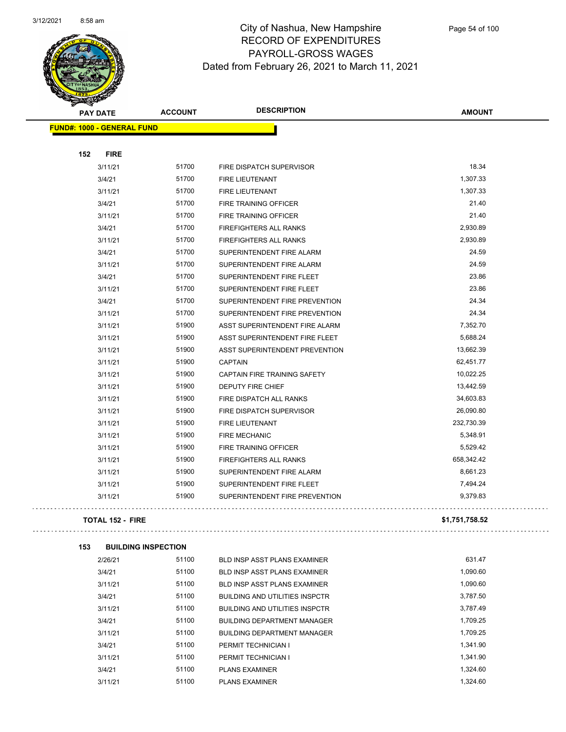# City of Nashua, New Hampshire
## RECORD OF EXPENDITURES
## PAYROLL-GROSS WAGES
## Dated from February 26, 2021 to March 11, 2021

| PAY DATE | ACCOUNT | DESCRIPTION | AMOUNT |
|---|---|---|---|
| **FUND#: 1000 - GENERAL FUND** | | | |
| **152 FIRE** | | | |
| 3/11/21 | 51700 | FIRE DISPATCH SUPERVISOR | 18.34 |
| 3/4/21 | 51700 | FIRE LIEUTENANT | 1,307.33 |
| 3/11/21 | 51700 | FIRE LIEUTENANT | 1,307.33 |
| 3/4/21 | 51700 | FIRE TRAINING OFFICER | 21.40 |
| 3/11/21 | 51700 | FIRE TRAINING OFFICER | 21.40 |
| 3/4/21 | 51700 | FIREFIGHTERS ALL RANKS | 2,930.89 |
| 3/11/21 | 51700 | FIREFIGHTERS ALL RANKS | 2,930.89 |
| 3/4/21 | 51700 | SUPERINTENDENT FIRE ALARM | 24.59 |
| 3/11/21 | 51700 | SUPERINTENDENT FIRE ALARM | 24.59 |
| 3/4/21 | 51700 | SUPERINTENDENT FIRE FLEET | 23.86 |
| 3/11/21 | 51700 | SUPERINTENDENT FIRE FLEET | 23.86 |
| 3/4/21 | 51700 | SUPERINTENDENT FIRE PREVENTION | 24.34 |
| 3/11/21 | 51700 | SUPERINTENDENT FIRE PREVENTION | 24.34 |
| 3/11/21 | 51900 | ASST SUPERINTENDENT FIRE ALARM | 7,352.70 |
| 3/11/21 | 51900 | ASST SUPERINTENDENT FIRE FLEET | 5,688.24 |
| 3/11/21 | 51900 | ASST SUPERINTENDENT PREVENTION | 13,662.39 |
| 3/11/21 | 51900 | CAPTAIN | 62,451.77 |
| 3/11/21 | 51900 | CAPTAIN FIRE TRAINING SAFETY | 10,022.25 |
| 3/11/21 | 51900 | DEPUTY FIRE CHIEF | 13,442.59 |
| 3/11/21 | 51900 | FIRE DISPATCH ALL RANKS | 34,603.83 |
| 3/11/21 | 51900 | FIRE DISPATCH SUPERVISOR | 26,090.80 |
| 3/11/21 | 51900 | FIRE LIEUTENANT | 232,730.39 |
| 3/11/21 | 51900 | FIRE MECHANIC | 5,348.91 |
| 3/11/21 | 51900 | FIRE TRAINING OFFICER | 5,529.42 |
| 3/11/21 | 51900 | FIREFIGHTERS ALL RANKS | 658,342.42 |
| 3/11/21 | 51900 | SUPERINTENDENT FIRE ALARM | 8,661.23 |
| 3/11/21 | 51900 | SUPERINTENDENT FIRE FLEET | 7,494.24 |
| 3/11/21 | 51900 | SUPERINTENDENT FIRE PREVENTION | 9,379.83 |
| **TOTAL 152 - FIRE** | | | **$1,751,758.52** |
| **153 BUILDING INSPECTION** | | | |
| 2/26/21 | 51100 | BLD INSP ASST PLANS EXAMINER | 631.47 |
| 3/4/21 | 51100 | BLD INSP ASST PLANS EXAMINER | 1,090.60 |
| 3/11/21 | 51100 | BLD INSP ASST PLANS EXAMINER | 1,090.60 |
| 3/4/21 | 51100 | BUILDING AND UTILITIES INSPCTR | 3,787.50 |
| 3/11/21 | 51100 | BUILDING AND UTILITIES INSPCTR | 3,787.49 |
| 3/4/21 | 51100 | BUILDING DEPARTMENT MANAGER | 1,709.25 |
| 3/11/21 | 51100 | BUILDING DEPARTMENT MANAGER | 1,709.25 |
| 3/4/21 | 51100 | PERMIT TECHNICIAN I | 1,341.90 |
| 3/11/21 | 51100 | PERMIT TECHNICIAN I | 1,341.90 |
| 3/4/21 | 51100 | PLANS EXAMINER | 1,324.60 |
| 3/11/21 | 51100 | PLANS EXAMINER | 1,324.60 |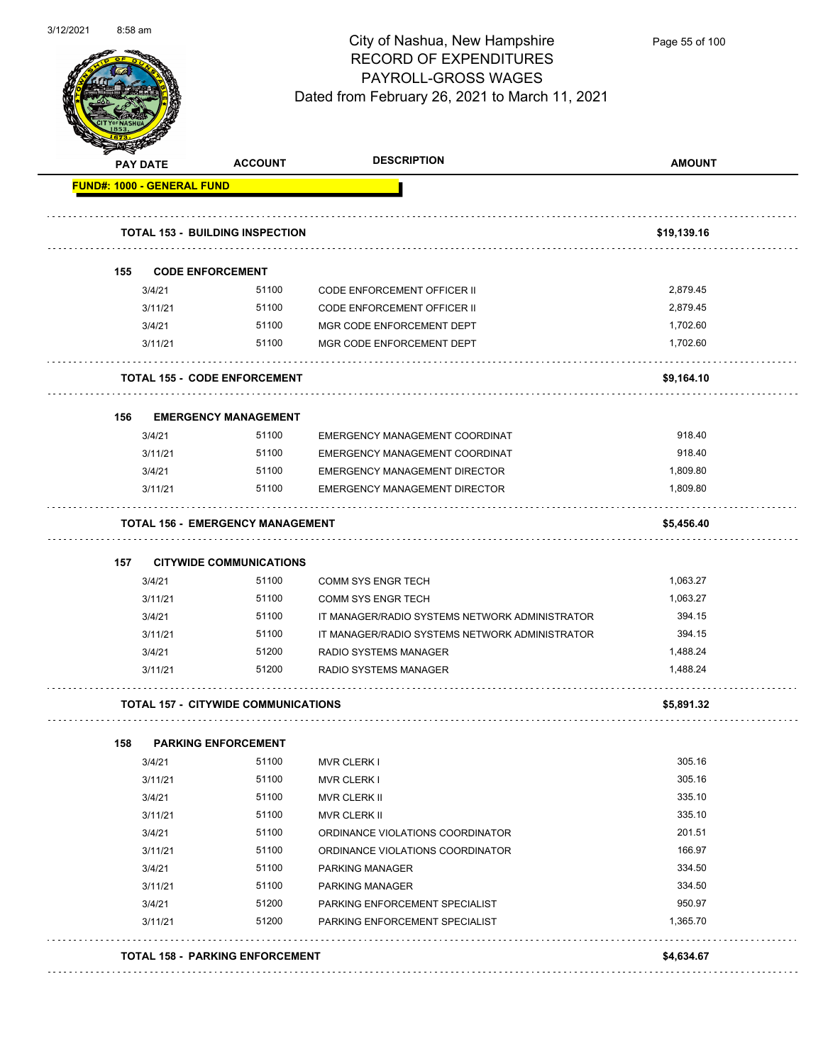# City of Nashua, New Hampshire
## RECORD OF EXPENDITURES
## PAYROLL-GROSS WAGES
Dated from February 26, 2021 to March 11, 2021

| PAY DATE | ACCOUNT | DESCRIPTION | AMOUNT |
|---|---|---|---|
| **FUND#: 1000 - GENERAL FUND** | | | |
| **TOTAL 153 - BUILDING INSPECTION** | | | **$19,139.16** |
| **155 CODE ENFORCEMENT** | | | |
| 3/4/21 | 51100 | CODE ENFORCEMENT OFFICER II | 2,879.45 |
| 3/11/21 | 51100 | CODE ENFORCEMENT OFFICER II | 2,879.45 |
| 3/4/21 | 51100 | MGR CODE ENFORCEMENT DEPT | 1,702.60 |
| 3/11/21 | 51100 | MGR CODE ENFORCEMENT DEPT | 1,702.60 |
| **TOTAL 155 - CODE ENFORCEMENT** | | | **$9,164.10** |
| **156 EMERGENCY MANAGEMENT** | | | |
| 3/4/21 | 51100 | EMERGENCY MANAGEMENT COORDINAT | 918.40 |
| 3/11/21 | 51100 | EMERGENCY MANAGEMENT COORDINAT | 918.40 |
| 3/4/21 | 51100 | EMERGENCY MANAGEMENT DIRECTOR | 1,809.80 |
| 3/11/21 | 51100 | EMERGENCY MANAGEMENT DIRECTOR | 1,809.80 |
| **TOTAL 156 - EMERGENCY MANAGEMENT** | | | **$5,456.40** |
| **157 CITYWIDE COMMUNICATIONS** | | | |
| 3/4/21 | 51100 | COMM SYS ENGR TECH | 1,063.27 |
| 3/11/21 | 51100 | COMM SYS ENGR TECH | 1,063.27 |
| 3/4/21 | 51100 | IT MANAGER/RADIO SYSTEMS NETWORK ADMINISTRATOR | 394.15 |
| 3/11/21 | 51100 | IT MANAGER/RADIO SYSTEMS NETWORK ADMINISTRATOR | 394.15 |
| 3/4/21 | 51200 | RADIO SYSTEMS MANAGER | 1,488.24 |
| 3/11/21 | 51200 | RADIO SYSTEMS MANAGER | 1,488.24 |
| **TOTAL 157 - CITYWIDE COMMUNICATIONS** | | | **$5,891.32** |
| **158 PARKING ENFORCEMENT** | | | |
| 3/4/21 | 51100 | MVR CLERK I | 305.16 |
| 3/11/21 | 51100 | MVR CLERK I | 305.16 |
| 3/4/21 | 51100 | MVR CLERK II | 335.10 |
| 3/11/21 | 51100 | MVR CLERK II | 335.10 |
| 3/4/21 | 51100 | ORDINANCE VIOLATIONS COORDINATOR | 201.51 |
| 3/11/21 | 51100 | ORDINANCE VIOLATIONS COORDINATOR | 166.97 |
| 3/4/21 | 51100 | PARKING MANAGER | 334.50 |
| 3/11/21 | 51100 | PARKING MANAGER | 334.50 |
| 3/4/21 | 51200 | PARKING ENFORCEMENT SPECIALIST | 950.97 |
| 3/11/21 | 51200 | PARKING ENFORCEMENT SPECIALIST | 1,365.70 |
| **TOTAL 158 - PARKING ENFORCEMENT** | | | **$4,634.67** |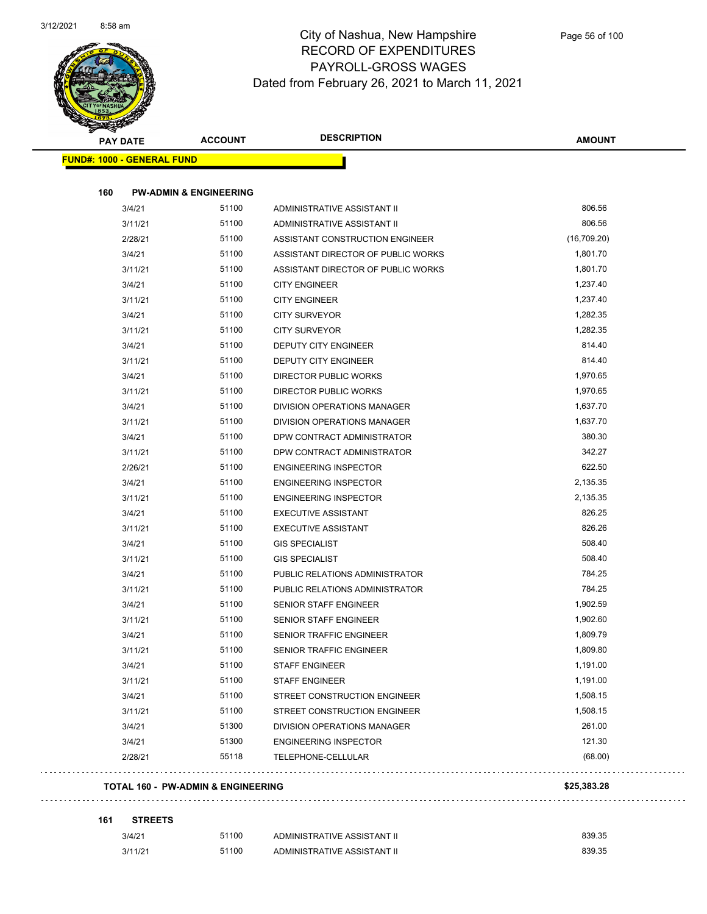# City of Nashua, New Hampshire
## RECORD OF EXPENDITURES
## PAYROLL-GROSS WAGES
## Dated from February 26, 2021 to March 11, 2021

| PAY DATE | ACCOUNT | DESCRIPTION | AMOUNT |
|---|---|---|---|

**FUND#: 1000 - GENERAL FUND**

**160 PW-ADMIN & ENGINEERING**

| PAY DATE | ACCOUNT | DESCRIPTION | AMOUNT |
|---|---|---|---|
| 3/4/21 | 51100 | ADMINISTRATIVE ASSISTANT II | 806.56 |
| 3/11/21 | 51100 | ADMINISTRATIVE ASSISTANT II | 806.56 |
| 2/28/21 | 51100 | ASSISTANT CONSTRUCTION ENGINEER | (16,709.20) |
| 3/4/21 | 51100 | ASSISTANT DIRECTOR OF PUBLIC WORKS | 1,801.70 |
| 3/11/21 | 51100 | ASSISTANT DIRECTOR OF PUBLIC WORKS | 1,801.70 |
| 3/4/21 | 51100 | CITY ENGINEER | 1,237.40 |
| 3/11/21 | 51100 | CITY ENGINEER | 1,237.40 |
| 3/4/21 | 51100 | CITY SURVEYOR | 1,282.35 |
| 3/11/21 | 51100 | CITY SURVEYOR | 1,282.35 |
| 3/4/21 | 51100 | DEPUTY CITY ENGINEER | 814.40 |
| 3/11/21 | 51100 | DEPUTY CITY ENGINEER | 814.40 |
| 3/4/21 | 51100 | DIRECTOR PUBLIC WORKS | 1,970.65 |
| 3/11/21 | 51100 | DIRECTOR PUBLIC WORKS | 1,970.65 |
| 3/4/21 | 51100 | DIVISION OPERATIONS MANAGER | 1,637.70 |
| 3/11/21 | 51100 | DIVISION OPERATIONS MANAGER | 1,637.70 |
| 3/4/21 | 51100 | DPW CONTRACT ADMINISTRATOR | 380.30 |
| 3/11/21 | 51100 | DPW CONTRACT ADMINISTRATOR | 342.27 |
| 2/26/21 | 51100 | ENGINEERING INSPECTOR | 622.50 |
| 3/4/21 | 51100 | ENGINEERING INSPECTOR | 2,135.35 |
| 3/11/21 | 51100 | ENGINEERING INSPECTOR | 2,135.35 |
| 3/4/21 | 51100 | EXECUTIVE ASSISTANT | 826.25 |
| 3/11/21 | 51100 | EXECUTIVE ASSISTANT | 826.26 |
| 3/4/21 | 51100 | GIS SPECIALIST | 508.40 |
| 3/11/21 | 51100 | GIS SPECIALIST | 508.40 |
| 3/4/21 | 51100 | PUBLIC RELATIONS ADMINISTRATOR | 784.25 |
| 3/11/21 | 51100 | PUBLIC RELATIONS ADMINISTRATOR | 784.25 |
| 3/4/21 | 51100 | SENIOR STAFF ENGINEER | 1,902.59 |
| 3/11/21 | 51100 | SENIOR STAFF ENGINEER | 1,902.60 |
| 3/4/21 | 51100 | SENIOR TRAFFIC ENGINEER | 1,809.79 |
| 3/11/21 | 51100 | SENIOR TRAFFIC ENGINEER | 1,809.80 |
| 3/4/21 | 51100 | STAFF ENGINEER | 1,191.00 |
| 3/11/21 | 51100 | STAFF ENGINEER | 1,191.00 |
| 3/4/21 | 51100 | STREET CONSTRUCTION ENGINEER | 1,508.15 |
| 3/11/21 | 51100 | STREET CONSTRUCTION ENGINEER | 1,508.15 |
| 3/4/21 | 51300 | DIVISION OPERATIONS MANAGER | 261.00 |
| 3/4/21 | 51300 | ENGINEERING INSPECTOR | 121.30 |
| 2/28/21 | 55118 | TELEPHONE-CELLULAR | (68.00) |

**TOTAL 160 - PW-ADMIN & ENGINEERING** **$25,383.28**

**161 STREETS**

| PAY DATE | ACCOUNT | DESCRIPTION | AMOUNT |
|---|---|---|---|
| 3/4/21 | 51100 | ADMINISTRATIVE ASSISTANT II | 839.35 |
| 3/11/21 | 51100 | ADMINISTRATIVE ASSISTANT II | 839.35 |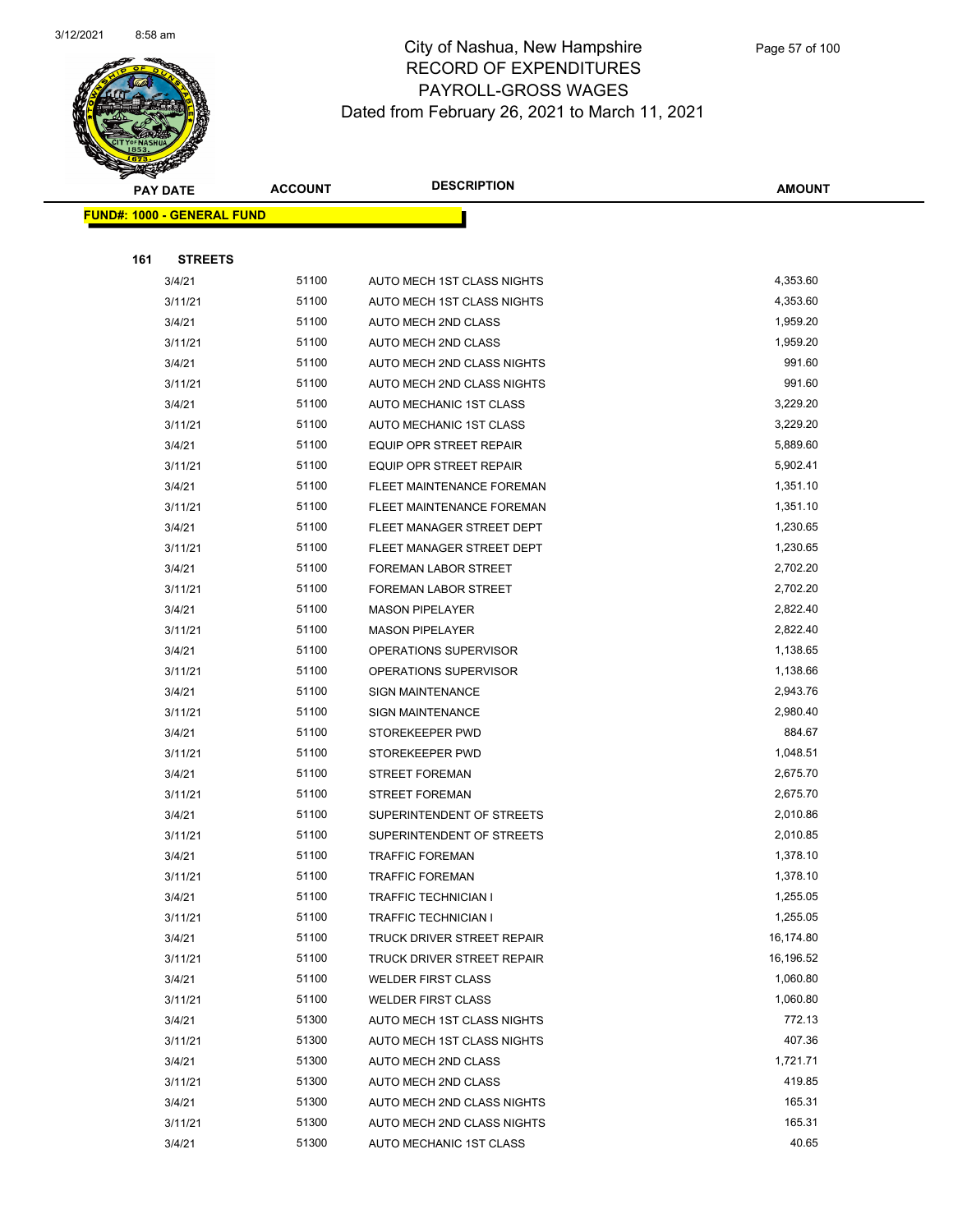# City of Nashua, New Hampshire
## RECORD OF EXPENDITURES
## PAYROLL-GROSS WAGES
## Dated from February 26, 2021 to March 11, 2021

| PAY DATE | ACCOUNT | DESCRIPTION | AMOUNT |
|---|---|---|---|
| **FUND#: 1000 - GENERAL FUND** | | | |
| **161 STREETS** | | | |
| 3/4/21 | 51100 | AUTO MECH 1ST CLASS NIGHTS | 4,353.60 |
| 3/11/21 | 51100 | AUTO MECH 1ST CLASS NIGHTS | 4,353.60 |
| 3/4/21 | 51100 | AUTO MECH 2ND CLASS | 1,959.20 |
| 3/11/21 | 51100 | AUTO MECH 2ND CLASS | 1,959.20 |
| 3/4/21 | 51100 | AUTO MECH 2ND CLASS NIGHTS | 991.60 |
| 3/11/21 | 51100 | AUTO MECH 2ND CLASS NIGHTS | 991.60 |
| 3/4/21 | 51100 | AUTO MECHANIC 1ST CLASS | 3,229.20 |
| 3/11/21 | 51100 | AUTO MECHANIC 1ST CLASS | 3,229.20 |
| 3/4/21 | 51100 | EQUIP OPR STREET REPAIR | 5,889.60 |
| 3/11/21 | 51100 | EQUIP OPR STREET REPAIR | 5,902.41 |
| 3/4/21 | 51100 | FLEET MAINTENANCE FOREMAN | 1,351.10 |
| 3/11/21 | 51100 | FLEET MAINTENANCE FOREMAN | 1,351.10 |
| 3/4/21 | 51100 | FLEET MANAGER STREET DEPT | 1,230.65 |
| 3/11/21 | 51100 | FLEET MANAGER STREET DEPT | 1,230.65 |
| 3/4/21 | 51100 | FOREMAN LABOR STREET | 2,702.20 |
| 3/11/21 | 51100 | FOREMAN LABOR STREET | 2,702.20 |
| 3/4/21 | 51100 | MASON PIPELAYER | 2,822.40 |
| 3/11/21 | 51100 | MASON PIPELAYER | 2,822.40 |
| 3/4/21 | 51100 | OPERATIONS SUPERVISOR | 1,138.65 |
| 3/11/21 | 51100 | OPERATIONS SUPERVISOR | 1,138.66 |
| 3/4/21 | 51100 | SIGN MAINTENANCE | 2,943.76 |
| 3/11/21 | 51100 | SIGN MAINTENANCE | 2,980.40 |
| 3/4/21 | 51100 | STOREKEEPER PWD | 884.67 |
| 3/11/21 | 51100 | STOREKEEPER PWD | 1,048.51 |
| 3/4/21 | 51100 | STREET FOREMAN | 2,675.70 |
| 3/11/21 | 51100 | STREET FOREMAN | 2,675.70 |
| 3/4/21 | 51100 | SUPERINTENDENT OF STREETS | 2,010.86 |
| 3/11/21 | 51100 | SUPERINTENDENT OF STREETS | 2,010.85 |
| 3/4/21 | 51100 | TRAFFIC FOREMAN | 1,378.10 |
| 3/11/21 | 51100 | TRAFFIC FOREMAN | 1,378.10 |
| 3/4/21 | 51100 | TRAFFIC TECHNICIAN I | 1,255.05 |
| 3/11/21 | 51100 | TRAFFIC TECHNICIAN I | 1,255.05 |
| 3/4/21 | 51100 | TRUCK DRIVER STREET REPAIR | 16,174.80 |
| 3/11/21 | 51100 | TRUCK DRIVER STREET REPAIR | 16,196.52 |
| 3/4/21 | 51100 | WELDER FIRST CLASS | 1,060.80 |
| 3/11/21 | 51100 | WELDER FIRST CLASS | 1,060.80 |
| 3/4/21 | 51300 | AUTO MECH 1ST CLASS NIGHTS | 772.13 |
| 3/11/21 | 51300 | AUTO MECH 1ST CLASS NIGHTS | 407.36 |
| 3/4/21 | 51300 | AUTO MECH 2ND CLASS | 1,721.71 |
| 3/11/21 | 51300 | AUTO MECH 2ND CLASS | 419.85 |
| 3/4/21 | 51300 | AUTO MECH 2ND CLASS NIGHTS | 165.31 |
| 3/11/21 | 51300 | AUTO MECH 2ND CLASS NIGHTS | 165.31 |
| 3/4/21 | 51300 | AUTO MECHANIC 1ST CLASS | 40.65 |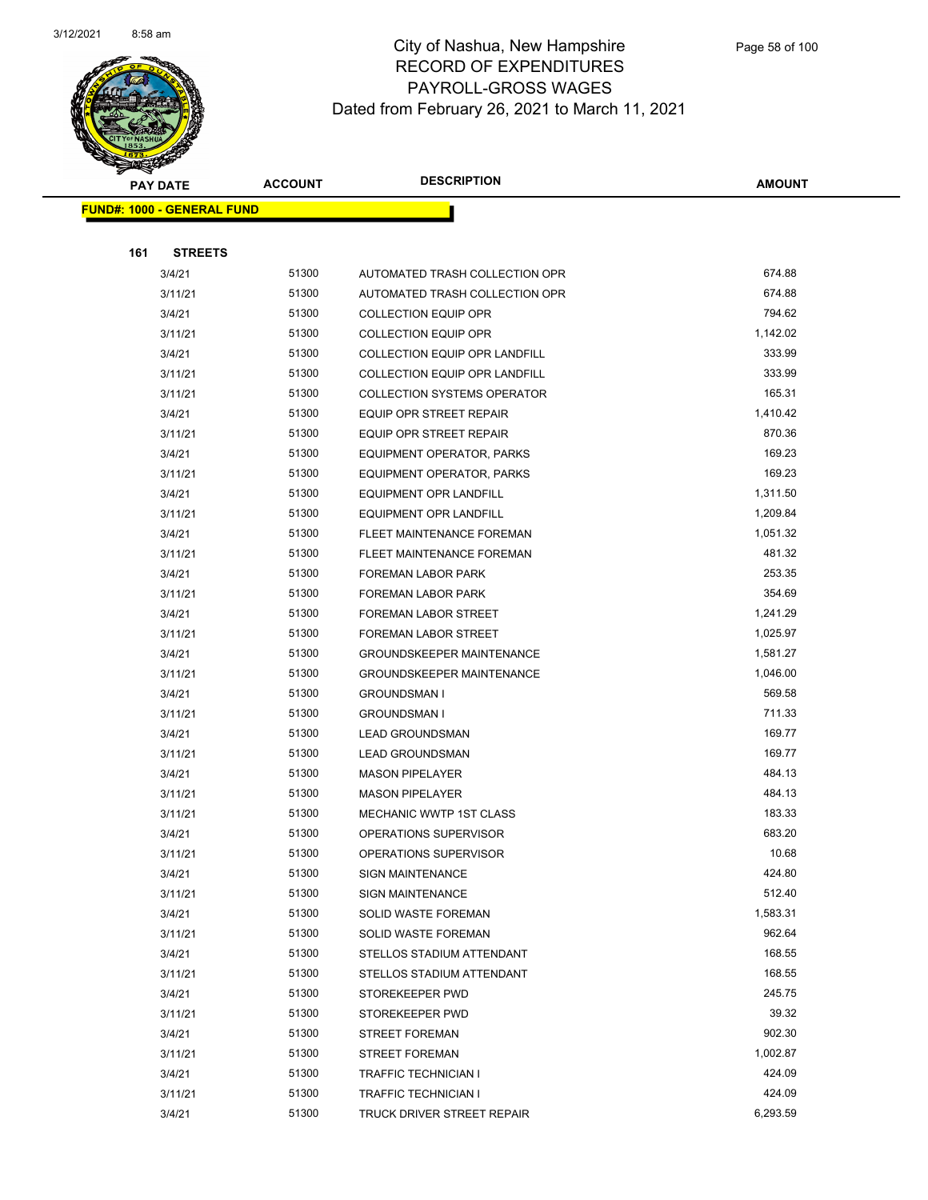# City of Nashua, New Hampshire
## RECORD OF EXPENDITURES
## PAYROLL-GROSS WAGES
## Dated from February 26, 2021 to March 11, 2021

| PAY DATE | ACCOUNT | DESCRIPTION | AMOUNT |
|---|---|---|---|
| **FUND#: 1000 - GENERAL FUND** | | | |
| **161 STREETS** | | | |
| 3/4/21 | 51300 | AUTOMATED TRASH COLLECTION OPR | 674.88 |
| 3/11/21 | 51300 | AUTOMATED TRASH COLLECTION OPR | 674.88 |
| 3/4/21 | 51300 | COLLECTION EQUIP OPR | 794.62 |
| 3/11/21 | 51300 | COLLECTION EQUIP OPR | 1,142.02 |
| 3/4/21 | 51300 | COLLECTION EQUIP OPR LANDFILL | 333.99 |
| 3/11/21 | 51300 | COLLECTION EQUIP OPR LANDFILL | 333.99 |
| 3/11/21 | 51300 | COLLECTION SYSTEMS OPERATOR | 165.31 |
| 3/4/21 | 51300 | EQUIP OPR STREET REPAIR | 1,410.42 |
| 3/11/21 | 51300 | EQUIP OPR STREET REPAIR | 870.36 |
| 3/4/21 | 51300 | EQUIPMENT OPERATOR, PARKS | 169.23 |
| 3/11/21 | 51300 | EQUIPMENT OPERATOR, PARKS | 169.23 |
| 3/4/21 | 51300 | EQUIPMENT OPR LANDFILL | 1,311.50 |
| 3/11/21 | 51300 | EQUIPMENT OPR LANDFILL | 1,209.84 |
| 3/4/21 | 51300 | FLEET MAINTENANCE FOREMAN | 1,051.32 |
| 3/11/21 | 51300 | FLEET MAINTENANCE FOREMAN | 481.32 |
| 3/4/21 | 51300 | FOREMAN LABOR PARK | 253.35 |
| 3/11/21 | 51300 | FOREMAN LABOR PARK | 354.69 |
| 3/4/21 | 51300 | FOREMAN LABOR STREET | 1,241.29 |
| 3/11/21 | 51300 | FOREMAN LABOR STREET | 1,025.97 |
| 3/4/21 | 51300 | GROUNDSKEEPER MAINTENANCE | 1,581.27 |
| 3/11/21 | 51300 | GROUNDSKEEPER MAINTENANCE | 1,046.00 |
| 3/4/21 | 51300 | GROUNDSMAN I | 569.58 |
| 3/11/21 | 51300 | GROUNDSMAN I | 711.33 |
| 3/4/21 | 51300 | LEAD GROUNDSMAN | 169.77 |
| 3/11/21 | 51300 | LEAD GROUNDSMAN | 169.77 |
| 3/4/21 | 51300 | MASON PIPELAYER | 484.13 |
| 3/11/21 | 51300 | MASON PIPELAYER | 484.13 |
| 3/11/21 | 51300 | MECHANIC WWTP 1ST CLASS | 183.33 |
| 3/4/21 | 51300 | OPERATIONS SUPERVISOR | 683.20 |
| 3/11/21 | 51300 | OPERATIONS SUPERVISOR | 10.68 |
| 3/4/21 | 51300 | SIGN MAINTENANCE | 424.80 |
| 3/11/21 | 51300 | SIGN MAINTENANCE | 512.40 |
| 3/4/21 | 51300 | SOLID WASTE FOREMAN | 1,583.31 |
| 3/11/21 | 51300 | SOLID WASTE FOREMAN | 962.64 |
| 3/4/21 | 51300 | STELLOS STADIUM ATTENDANT | 168.55 |
| 3/11/21 | 51300 | STELLOS STADIUM ATTENDANT | 168.55 |
| 3/4/21 | 51300 | STOREKEEPER PWD | 245.75 |
| 3/11/21 | 51300 | STOREKEEPER PWD | 39.32 |
| 3/4/21 | 51300 | STREET FOREMAN | 902.30 |
| 3/11/21 | 51300 | STREET FOREMAN | 1,002.87 |
| 3/4/21 | 51300 | TRAFFIC TECHNICIAN I | 424.09 |
| 3/11/21 | 51300 | TRAFFIC TECHNICIAN I | 424.09 |
| 3/4/21 | 51300 | TRUCK DRIVER STREET REPAIR | 6,293.59 |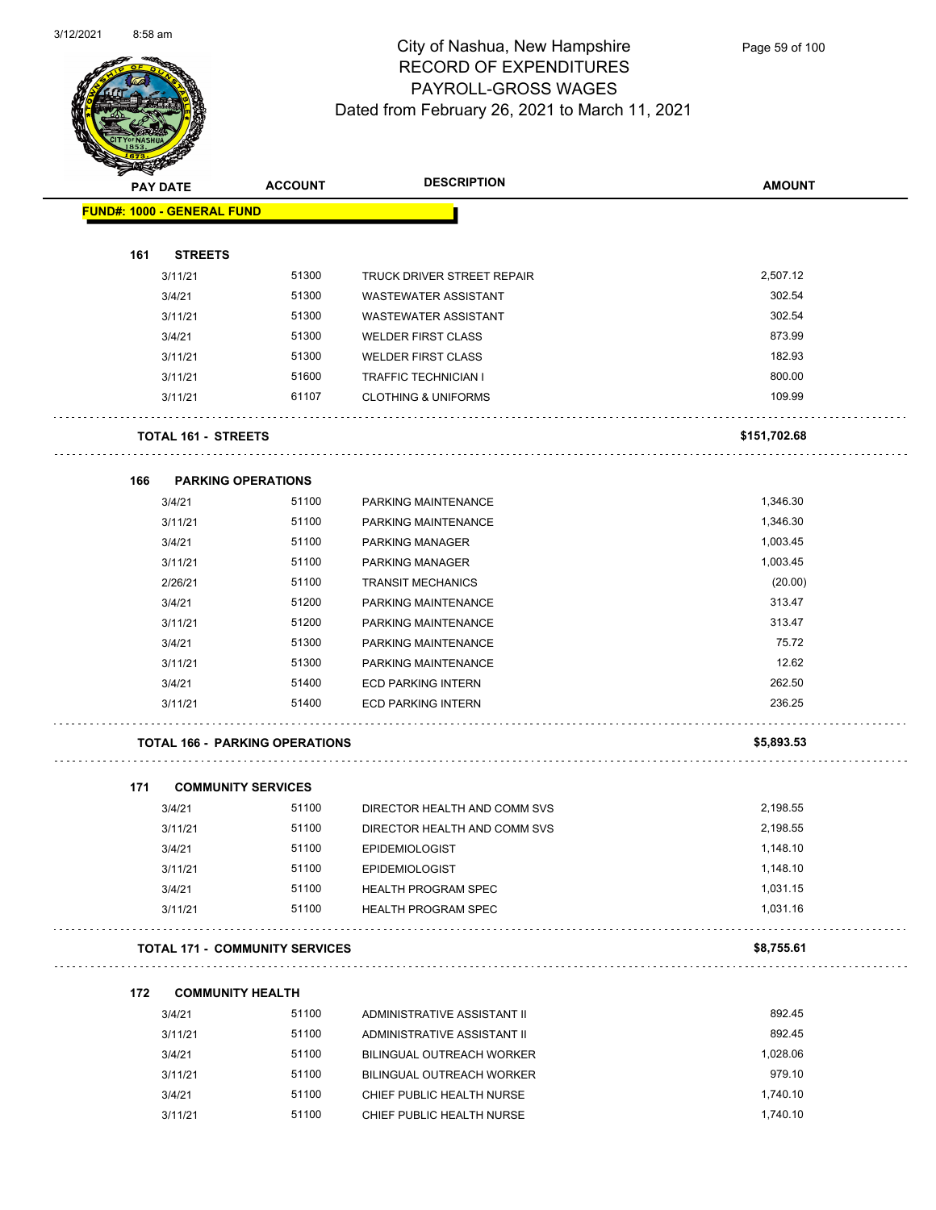# City of Nashua, New Hampshire
## RECORD OF EXPENDITURES
## PAYROLL-GROSS WAGES
## Dated from February 26, 2021 to March 11, 2021

| PAY DATE | ACCOUNT | DESCRIPTION | AMOUNT |
|---|---|---|---|
| **FUND#: 1000 - GENERAL FUND** | | | |
| **161 STREETS** | | | |
| 3/11/21 | 51300 | TRUCK DRIVER STREET REPAIR | 2,507.12 |
| 3/4/21 | 51300 | WASTEWATER ASSISTANT | 302.54 |
| 3/11/21 | 51300 | WASTEWATER ASSISTANT | 302.54 |
| 3/4/21 | 51300 | WELDER FIRST CLASS | 873.99 |
| 3/11/21 | 51300 | WELDER FIRST CLASS | 182.93 |
| 3/11/21 | 51600 | TRAFFIC TECHNICIAN I | 800.00 |
| 3/11/21 | 61107 | CLOTHING & UNIFORMS | 109.99 |
| **TOTAL 161 - STREETS** | | | **$151,702.68** |
| **166 PARKING OPERATIONS** | | | |
| 3/4/21 | 51100 | PARKING MAINTENANCE | 1,346.30 |
| 3/11/21 | 51100 | PARKING MAINTENANCE | 1,346.30 |
| 3/4/21 | 51100 | PARKING MANAGER | 1,003.45 |
| 3/11/21 | 51100 | PARKING MANAGER | 1,003.45 |
| 2/26/21 | 51100 | TRANSIT MECHANICS | (20.00) |
| 3/4/21 | 51200 | PARKING MAINTENANCE | 313.47 |
| 3/11/21 | 51200 | PARKING MAINTENANCE | 313.47 |
| 3/4/21 | 51300 | PARKING MAINTENANCE | 75.72 |
| 3/11/21 | 51300 | PARKING MAINTENANCE | 12.62 |
| 3/4/21 | 51400 | ECD PARKING INTERN | 262.50 |
| 3/11/21 | 51400 | ECD PARKING INTERN | 236.25 |
| **TOTAL 166 - PARKING OPERATIONS** | | | **$5,893.53** |
| **171 COMMUNITY SERVICES** | | | |
| 3/4/21 | 51100 | DIRECTOR HEALTH AND COMM SVS | 2,198.55 |
| 3/11/21 | 51100 | DIRECTOR HEALTH AND COMM SVS | 2,198.55 |
| 3/4/21 | 51100 | EPIDEMIOLOGIST | 1,148.10 |
| 3/11/21 | 51100 | EPIDEMIOLOGIST | 1,148.10 |
| 3/4/21 | 51100 | HEALTH PROGRAM SPEC | 1,031.15 |
| 3/11/21 | 51100 | HEALTH PROGRAM SPEC | 1,031.16 |
| **TOTAL 171 - COMMUNITY SERVICES** | | | **$8,755.61** |
| **172 COMMUNITY HEALTH** | | | |
| 3/4/21 | 51100 | ADMINISTRATIVE ASSISTANT II | 892.45 |
| 3/11/21 | 51100 | ADMINISTRATIVE ASSISTANT II | 892.45 |
| 3/4/21 | 51100 | BILINGUAL OUTREACH WORKER | 1,028.06 |
| 3/11/21 | 51100 | BILINGUAL OUTREACH WORKER | 979.10 |
| 3/4/21 | 51100 | CHIEF PUBLIC HEALTH NURSE | 1,740.10 |
| 3/11/21 | 51100 | CHIEF PUBLIC HEALTH NURSE | 1,740.10 |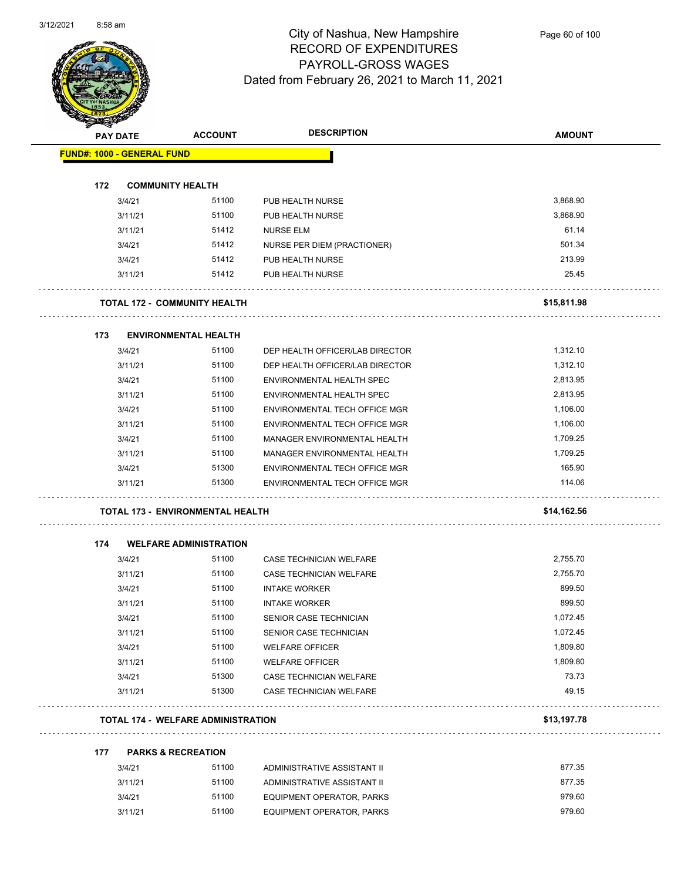# City of Nashua, New Hampshire
## RECORD OF EXPENDITURES
## PAYROLL-GROSS WAGES
### Dated from February 26, 2021 to March 11, 2021

| PAY DATE | ACCOUNT | DESCRIPTION | AMOUNT |
|---|---|---|---|
| **FUND#: 1000 - GENERAL FUND** | | | |
| **172 COMMUNITY HEALTH** | | | |
| 3/4/21 | 51100 | PUB HEALTH NURSE | 3,868.90 |
| 3/11/21 | 51100 | PUB HEALTH NURSE | 3,868.90 |
| 3/11/21 | 51412 | NURSE ELM | 61.14 |
| 3/4/21 | 51412 | NURSE PER DIEM (PRACTIONER) | 501.34 |
| 3/4/21 | 51412 | PUB HEALTH NURSE | 213.99 |
| 3/11/21 | 51412 | PUB HEALTH NURSE | 25.45 |
| **TOTAL 172 - COMMUNITY HEALTH** | | | **$15,811.98** |
| **173 ENVIRONMENTAL HEALTH** | | | |
| 3/4/21 | 51100 | DEP HEALTH OFFICER/LAB DIRECTOR | 1,312.10 |
| 3/11/21 | 51100 | DEP HEALTH OFFICER/LAB DIRECTOR | 1,312.10 |
| 3/4/21 | 51100 | ENVIRONMENTAL HEALTH SPEC | 2,813.95 |
| 3/11/21 | 51100 | ENVIRONMENTAL HEALTH SPEC | 2,813.95 |
| 3/4/21 | 51100 | ENVIRONMENTAL TECH OFFICE MGR | 1,106.00 |
| 3/11/21 | 51100 | ENVIRONMENTAL TECH OFFICE MGR | 1,106.00 |
| 3/4/21 | 51100 | MANAGER ENVIRONMENTAL HEALTH | 1,709.25 |
| 3/11/21 | 51100 | MANAGER ENVIRONMENTAL HEALTH | 1,709.25 |
| 3/4/21 | 51300 | ENVIRONMENTAL TECH OFFICE MGR | 165.90 |
| 3/11/21 | 51300 | ENVIRONMENTAL TECH OFFICE MGR | 114.06 |
| **TOTAL 173 - ENVIRONMENTAL HEALTH** | | | **$14,162.56** |
| **174 WELFARE ADMINISTRATION** | | | |
| 3/4/21 | 51100 | CASE TECHNICIAN WELFARE | 2,755.70 |
| 3/11/21 | 51100 | CASE TECHNICIAN WELFARE | 2,755.70 |
| 3/4/21 | 51100 | INTAKE WORKER | 899.50 |
| 3/11/21 | 51100 | INTAKE WORKER | 899.50 |
| 3/4/21 | 51100 | SENIOR CASE TECHNICIAN | 1,072.45 |
| 3/11/21 | 51100 | SENIOR CASE TECHNICIAN | 1,072.45 |
| 3/4/21 | 51100 | WELFARE OFFICER | 1,809.80 |
| 3/11/21 | 51100 | WELFARE OFFICER | 1,809.80 |
| 3/4/21 | 51300 | CASE TECHNICIAN WELFARE | 73.73 |
| 3/11/21 | 51300 | CASE TECHNICIAN WELFARE | 49.15 |
| **TOTAL 174 - WELFARE ADMINISTRATION** | | | **$13,197.78** |
| **177 PARKS & RECREATION** | | | |
| 3/4/21 | 51100 | ADMINISTRATIVE ASSISTANT II | 877.35 |
| 3/11/21 | 51100 | ADMINISTRATIVE ASSISTANT II | 877.35 |
| 3/4/21 | 51100 | EQUIPMENT OPERATOR, PARKS | 979.60 |
| 3/11/21 | 51100 | EQUIPMENT OPERATOR, PARKS | 979.60 |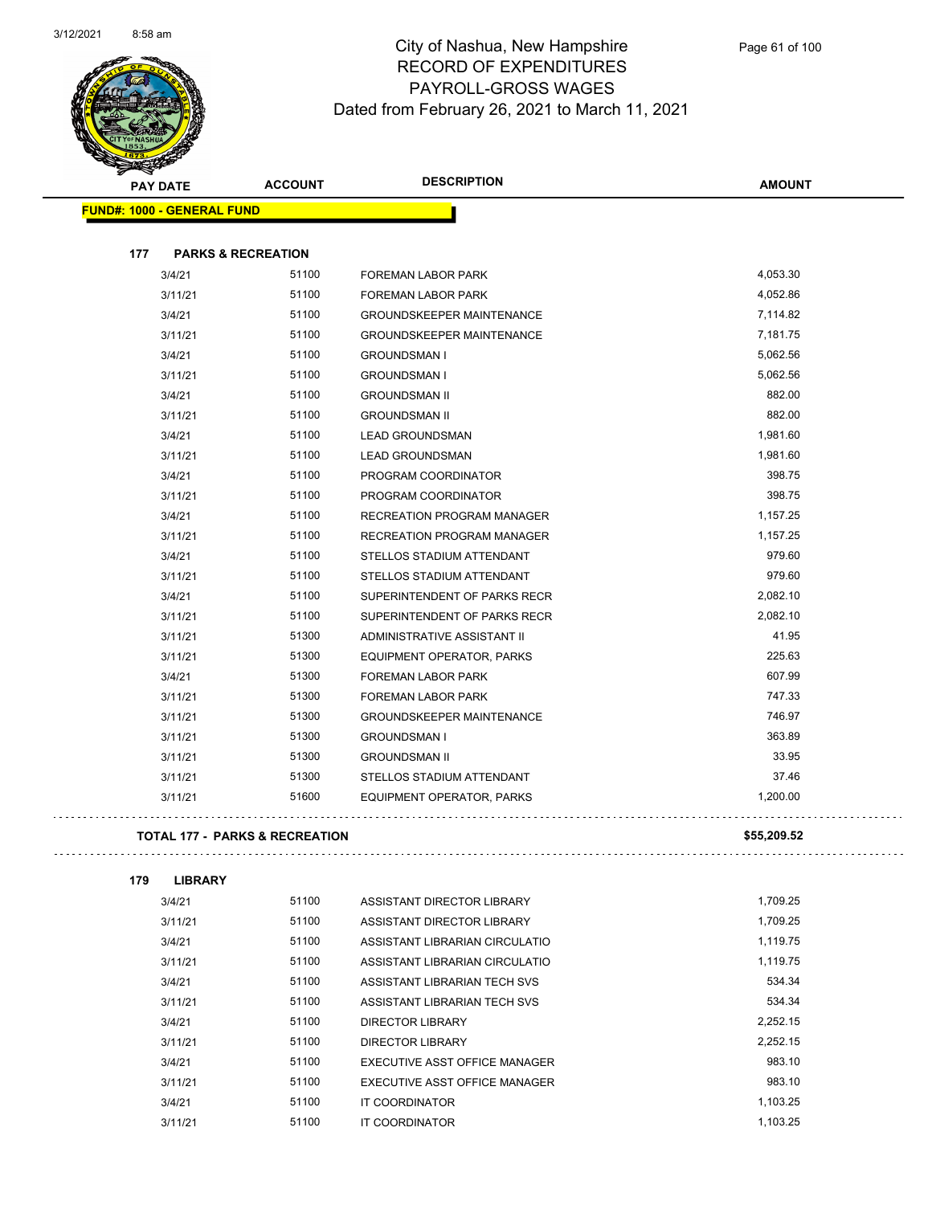# City of Nashua, New Hampshire
# RECORD OF EXPENDITURES
# PAYROLL-GROSS WAGES
# Dated from February 26, 2021 to March 11, 2021

| PAY DATE | ACCOUNT | DESCRIPTION | AMOUNT |
|---|---|---|---|
| **FUND#: 1000 - GENERAL FUND** | | | |
| **177 PARKS & RECREATION** | | | |
| 3/4/21 | 51100 | FOREMAN LABOR PARK | 4,053.30 |
| 3/11/21 | 51100 | FOREMAN LABOR PARK | 4,052.86 |
| 3/4/21 | 51100 | GROUNDSKEEPER MAINTENANCE | 7,114.82 |
| 3/11/21 | 51100 | GROUNDSKEEPER MAINTENANCE | 7,181.75 |
| 3/4/21 | 51100 | GROUNDSMAN I | 5,062.56 |
| 3/11/21 | 51100 | GROUNDSMAN I | 5,062.56 |
| 3/4/21 | 51100 | GROUNDSMAN II | 882.00 |
| 3/11/21 | 51100 | GROUNDSMAN II | 882.00 |
| 3/4/21 | 51100 | LEAD GROUNDSMAN | 1,981.60 |
| 3/11/21 | 51100 | LEAD GROUNDSMAN | 1,981.60 |
| 3/4/21 | 51100 | PROGRAM COORDINATOR | 398.75 |
| 3/11/21 | 51100 | PROGRAM COORDINATOR | 398.75 |
| 3/4/21 | 51100 | RECREATION PROGRAM MANAGER | 1,157.25 |
| 3/11/21 | 51100 | RECREATION PROGRAM MANAGER | 1,157.25 |
| 3/4/21 | 51100 | STELLOS STADIUM ATTENDANT | 979.60 |
| 3/11/21 | 51100 | STELLOS STADIUM ATTENDANT | 979.60 |
| 3/4/21 | 51100 | SUPERINTENDENT OF PARKS RECR | 2,082.10 |
| 3/11/21 | 51100 | SUPERINTENDENT OF PARKS RECR | 2,082.10 |
| 3/11/21 | 51300 | ADMINISTRATIVE ASSISTANT II | 41.95 |
| 3/11/21 | 51300 | EQUIPMENT OPERATOR, PARKS | 225.63 |
| 3/4/21 | 51300 | FOREMAN LABOR PARK | 607.99 |
| 3/11/21 | 51300 | FOREMAN LABOR PARK | 747.33 |
| 3/11/21 | 51300 | GROUNDSKEEPER MAINTENANCE | 746.97 |
| 3/11/21 | 51300 | GROUNDSMAN I | 363.89 |
| 3/11/21 | 51300 | GROUNDSMAN II | 33.95 |
| 3/11/21 | 51300 | STELLOS STADIUM ATTENDANT | 37.46 |
| 3/11/21 | 51600 | EQUIPMENT OPERATOR, PARKS | 1,200.00 |
| **TOTAL 177 - PARKS & RECREATION** | | | **$55,209.52** |
| **179 LIBRARY** | | | |
| 3/4/21 | 51100 | ASSISTANT DIRECTOR LIBRARY | 1,709.25 |
| 3/11/21 | 51100 | ASSISTANT DIRECTOR LIBRARY | 1,709.25 |
| 3/4/21 | 51100 | ASSISTANT LIBRARIAN CIRCULATIO | 1,119.75 |
| 3/11/21 | 51100 | ASSISTANT LIBRARIAN CIRCULATIO | 1,119.75 |
| 3/4/21 | 51100 | ASSISTANT LIBRARIAN TECH SVS | 534.34 |
| 3/11/21 | 51100 | ASSISTANT LIBRARIAN TECH SVS | 534.34 |
| 3/4/21 | 51100 | DIRECTOR LIBRARY | 2,252.15 |
| 3/11/21 | 51100 | DIRECTOR LIBRARY | 2,252.15 |
| 3/4/21 | 51100 | EXECUTIVE ASST OFFICE MANAGER | 983.10 |
| 3/11/21 | 51100 | EXECUTIVE ASST OFFICE MANAGER | 983.10 |
| 3/4/21 | 51100 | IT COORDINATOR | 1,103.25 |
| 3/11/21 | 51100 | IT COORDINATOR | 1,103.25 |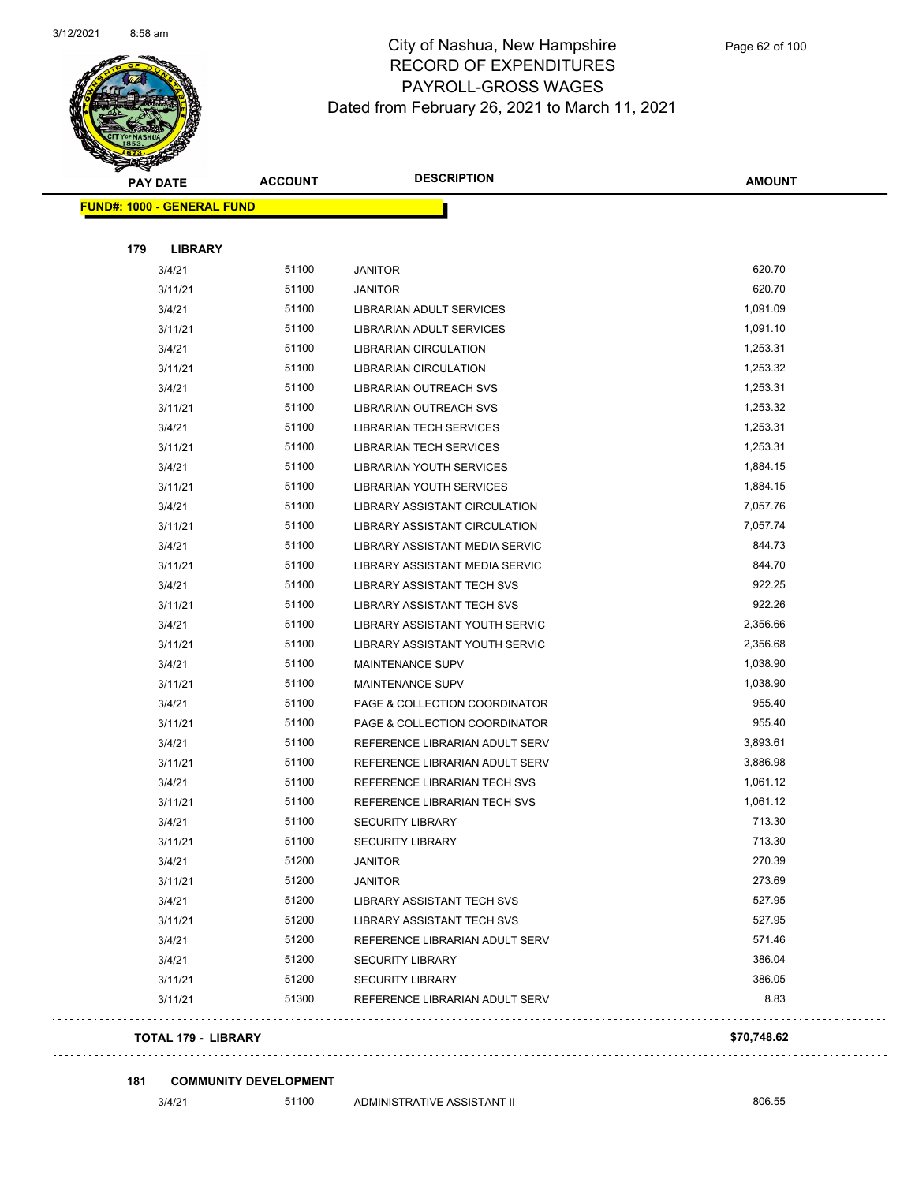# City of Nashua, New Hampshire
## RECORD OF EXPENDITURES
## PAYROLL-GROSS WAGES
### Dated from February 26, 2021 to March 11, 2021

| PAY DATE | ACCOUNT | DESCRIPTION | AMOUNT |
|---|---|---|---|
| **FUND#: 1000 - GENERAL FUND** | | | |
| **179 LIBRARY** | | | |
| 3/4/21 | 51100 | JANITOR | 620.70 |
| 3/11/21 | 51100 | JANITOR | 620.70 |
| 3/4/21 | 51100 | LIBRARIAN ADULT SERVICES | 1,091.09 |
| 3/11/21 | 51100 | LIBRARIAN ADULT SERVICES | 1,091.10 |
| 3/4/21 | 51100 | LIBRARIAN CIRCULATION | 1,253.31 |
| 3/11/21 | 51100 | LIBRARIAN CIRCULATION | 1,253.32 |
| 3/4/21 | 51100 | LIBRARIAN OUTREACH SVS | 1,253.31 |
| 3/11/21 | 51100 | LIBRARIAN OUTREACH SVS | 1,253.32 |
| 3/4/21 | 51100 | LIBRARIAN TECH SERVICES | 1,253.31 |
| 3/11/21 | 51100 | LIBRARIAN TECH SERVICES | 1,253.31 |
| 3/4/21 | 51100 | LIBRARIAN YOUTH SERVICES | 1,884.15 |
| 3/11/21 | 51100 | LIBRARIAN YOUTH SERVICES | 1,884.15 |
| 3/4/21 | 51100 | LIBRARY ASSISTANT CIRCULATION | 7,057.76 |
| 3/11/21 | 51100 | LIBRARY ASSISTANT CIRCULATION | 7,057.74 |
| 3/4/21 | 51100 | LIBRARY ASSISTANT MEDIA SERVIC | 844.73 |
| 3/11/21 | 51100 | LIBRARY ASSISTANT MEDIA SERVIC | 844.70 |
| 3/4/21 | 51100 | LIBRARY ASSISTANT TECH SVS | 922.25 |
| 3/11/21 | 51100 | LIBRARY ASSISTANT TECH SVS | 922.26 |
| 3/4/21 | 51100 | LIBRARY ASSISTANT YOUTH SERVIC | 2,356.66 |
| 3/11/21 | 51100 | LIBRARY ASSISTANT YOUTH SERVIC | 2,356.68 |
| 3/4/21 | 51100 | MAINTENANCE SUPV | 1,038.90 |
| 3/11/21 | 51100 | MAINTENANCE SUPV | 1,038.90 |
| 3/4/21 | 51100 | PAGE & COLLECTION COORDINATOR | 955.40 |
| 3/11/21 | 51100 | PAGE & COLLECTION COORDINATOR | 955.40 |
| 3/4/21 | 51100 | REFERENCE LIBRARIAN ADULT SERV | 3,893.61 |
| 3/11/21 | 51100 | REFERENCE LIBRARIAN ADULT SERV | 3,886.98 |
| 3/4/21 | 51100 | REFERENCE LIBRARIAN TECH SVS | 1,061.12 |
| 3/11/21 | 51100 | REFERENCE LIBRARIAN TECH SVS | 1,061.12 |
| 3/4/21 | 51100 | SECURITY LIBRARY | 713.30 |
| 3/11/21 | 51100 | SECURITY LIBRARY | 713.30 |
| 3/4/21 | 51200 | JANITOR | 270.39 |
| 3/11/21 | 51200 | JANITOR | 273.69 |
| 3/4/21 | 51200 | LIBRARY ASSISTANT TECH SVS | 527.95 |
| 3/11/21 | 51200 | LIBRARY ASSISTANT TECH SVS | 527.95 |
| 3/4/21 | 51200 | REFERENCE LIBRARIAN ADULT SERV | 571.46 |
| 3/4/21 | 51200 | SECURITY LIBRARY | 386.04 |
| 3/11/21 | 51200 | SECURITY LIBRARY | 386.05 |
| 3/11/21 | 51300 | REFERENCE LIBRARIAN ADULT SERV | 8.83 |
| **TOTAL 179 - LIBRARY** | | | **$70,748.62** |
| **181 COMMUNITY DEVELOPMENT** | | | |
| 3/4/21 | 51100 | ADMINISTRATIVE ASSISTANT II | 806.55 |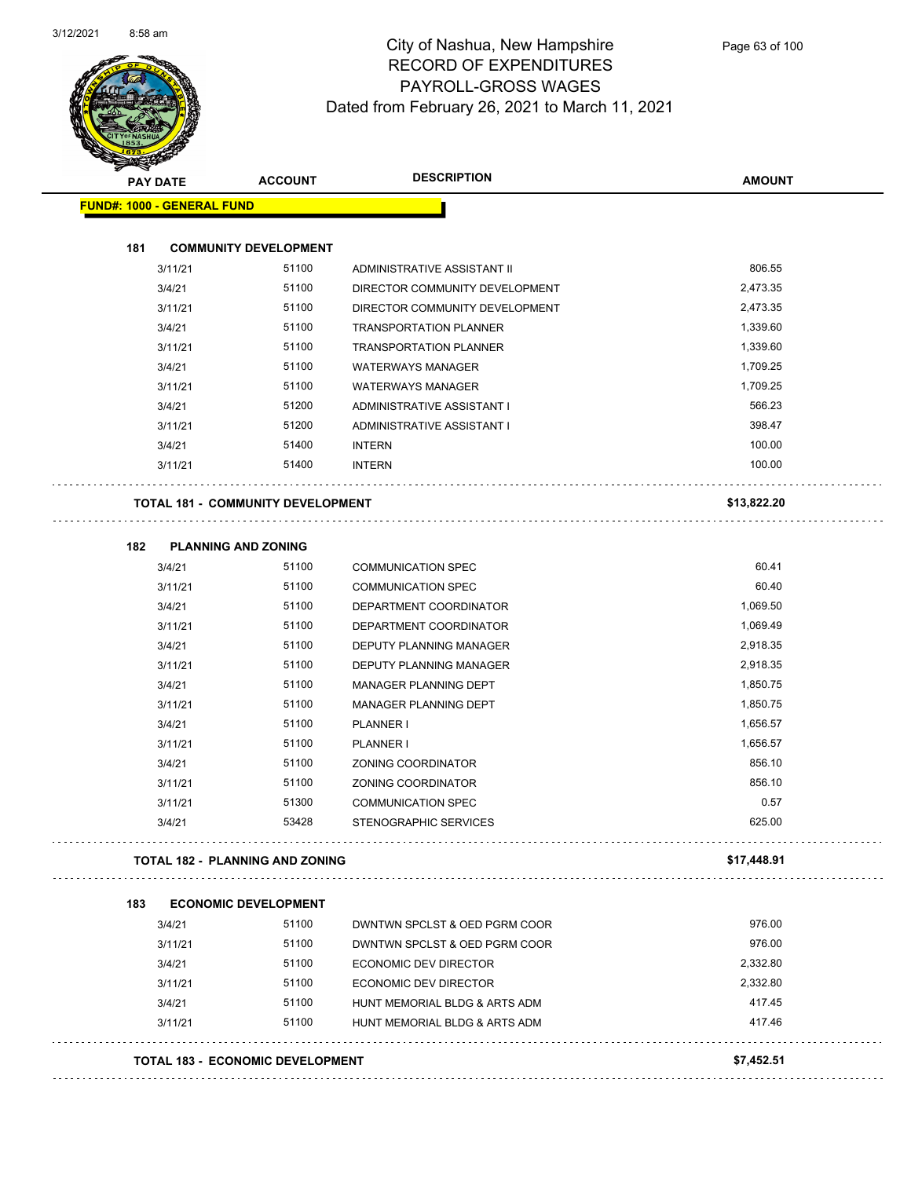# City of Nashua, New Hampshire
## RECORD OF EXPENDITURES
## PAYROLL-GROSS WAGES
### Dated from February 26, 2021 to March 11, 2021

3/12/2021 8:58 am

| PAY DATE | ACCOUNT | DESCRIPTION | AMOUNT |
|---|---|---|---|
| **FUND#: 1000 - GENERAL FUND** | | | |
| **181 COMMUNITY DEVELOPMENT** | | | |
| 3/11/21 | 51100 | ADMINISTRATIVE ASSISTANT II | 806.55 |
| 3/4/21 | 51100 | DIRECTOR COMMUNITY DEVELOPMENT | 2,473.35 |
| 3/11/21 | 51100 | DIRECTOR COMMUNITY DEVELOPMENT | 2,473.35 |
| 3/4/21 | 51100 | TRANSPORTATION PLANNER | 1,339.60 |
| 3/11/21 | 51100 | TRANSPORTATION PLANNER | 1,339.60 |
| 3/4/21 | 51100 | WATERWAYS MANAGER | 1,709.25 |
| 3/11/21 | 51100 | WATERWAYS MANAGER | 1,709.25 |
| 3/4/21 | 51200 | ADMINISTRATIVE ASSISTANT I | 566.23 |
| 3/11/21 | 51200 | ADMINISTRATIVE ASSISTANT I | 398.47 |
| 3/4/21 | 51400 | INTERN | 100.00 |
| 3/11/21 | 51400 | INTERN | 100.00 |
| **TOTAL 181 - COMMUNITY DEVELOPMENT** | | | **$13,822.20** |
| **182 PLANNING AND ZONING** | | | |
| 3/4/21 | 51100 | COMMUNICATION SPEC | 60.41 |
| 3/11/21 | 51100 | COMMUNICATION SPEC | 60.40 |
| 3/4/21 | 51100 | DEPARTMENT COORDINATOR | 1,069.50 |
| 3/11/21 | 51100 | DEPARTMENT COORDINATOR | 1,069.49 |
| 3/4/21 | 51100 | DEPUTY PLANNING MANAGER | 2,918.35 |
| 3/11/21 | 51100 | DEPUTY PLANNING MANAGER | 2,918.35 |
| 3/4/21 | 51100 | MANAGER PLANNING DEPT | 1,850.75 |
| 3/11/21 | 51100 | MANAGER PLANNING DEPT | 1,850.75 |
| 3/4/21 | 51100 | PLANNER I | 1,656.57 |
| 3/11/21 | 51100 | PLANNER I | 1,656.57 |
| 3/4/21 | 51100 | ZONING COORDINATOR | 856.10 |
| 3/11/21 | 51100 | ZONING COORDINATOR | 856.10 |
| 3/11/21 | 51300 | COMMUNICATION SPEC | 0.57 |
| 3/4/21 | 53428 | STENOGRAPHIC SERVICES | 625.00 |
| **TOTAL 182 - PLANNING AND ZONING** | | | **$17,448.91** |
| **183 ECONOMIC DEVELOPMENT** | | | |
| 3/4/21 | 51100 | DWNTWN SPCLST & OED PGRM COOR | 976.00 |
| 3/11/21 | 51100 | DWNTWN SPCLST & OED PGRM COOR | 976.00 |
| 3/4/21 | 51100 | ECONOMIC DEV DIRECTOR | 2,332.80 |
| 3/11/21 | 51100 | ECONOMIC DEV DIRECTOR | 2,332.80 |
| 3/4/21 | 51100 | HUNT MEMORIAL BLDG & ARTS ADM | 417.45 |
| 3/11/21 | 51100 | HUNT MEMORIAL BLDG & ARTS ADM | 417.46 |
| **TOTAL 183 - ECONOMIC DEVELOPMENT** | | | **$7,452.51** |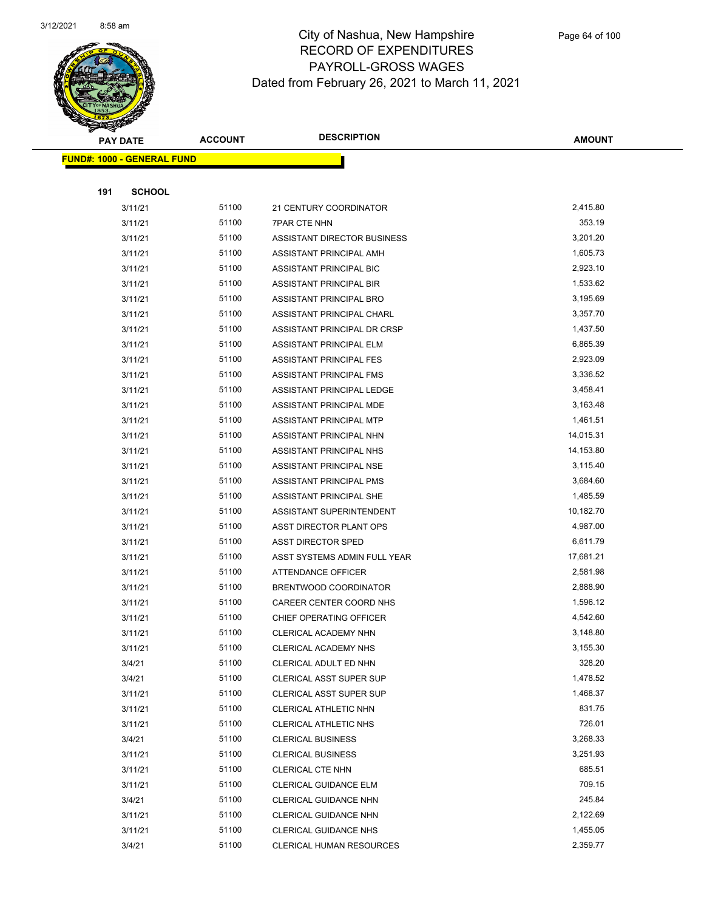# City of Nashua, New Hampshire
## RECORD OF EXPENDITURES
## PAYROLL-GROSS WAGES
## Dated from February 26, 2021 to March 11, 2021

| PAY DATE | ACCOUNT | DESCRIPTION | AMOUNT |
|---|---|---|---|
| **FUND#: 1000 - GENERAL FUND** | | | |
| **191 SCHOOL** | | | |
| 3/11/21 | 51100 | 21 CENTURY COORDINATOR | 2,415.80 |
| 3/11/21 | 51100 | 7PAR CTE NHN | 353.19 |
| 3/11/21 | 51100 | ASSISTANT DIRECTOR BUSINESS | 3,201.20 |
| 3/11/21 | 51100 | ASSISTANT PRINCIPAL AMH | 1,605.73 |
| 3/11/21 | 51100 | ASSISTANT PRINCIPAL BIC | 2,923.10 |
| 3/11/21 | 51100 | ASSISTANT PRINCIPAL BIR | 1,533.62 |
| 3/11/21 | 51100 | ASSISTANT PRINCIPAL BRO | 3,195.69 |
| 3/11/21 | 51100 | ASSISTANT PRINCIPAL CHARL | 3,357.70 |
| 3/11/21 | 51100 | ASSISTANT PRINCIPAL DR CRSP | 1,437.50 |
| 3/11/21 | 51100 | ASSISTANT PRINCIPAL ELM | 6,865.39 |
| 3/11/21 | 51100 | ASSISTANT PRINCIPAL FES | 2,923.09 |
| 3/11/21 | 51100 | ASSISTANT PRINCIPAL FMS | 3,336.52 |
| 3/11/21 | 51100 | ASSISTANT PRINCIPAL LEDGE | 3,458.41 |
| 3/11/21 | 51100 | ASSISTANT PRINCIPAL MDE | 3,163.48 |
| 3/11/21 | 51100 | ASSISTANT PRINCIPAL MTP | 1,461.51 |
| 3/11/21 | 51100 | ASSISTANT PRINCIPAL NHN | 14,015.31 |
| 3/11/21 | 51100 | ASSISTANT PRINCIPAL NHS | 14,153.80 |
| 3/11/21 | 51100 | ASSISTANT PRINCIPAL NSE | 3,115.40 |
| 3/11/21 | 51100 | ASSISTANT PRINCIPAL PMS | 3,684.60 |
| 3/11/21 | 51100 | ASSISTANT PRINCIPAL SHE | 1,485.59 |
| 3/11/21 | 51100 | ASSISTANT SUPERINTENDENT | 10,182.70 |
| 3/11/21 | 51100 | ASST DIRECTOR PLANT OPS | 4,987.00 |
| 3/11/21 | 51100 | ASST DIRECTOR SPED | 6,611.79 |
| 3/11/21 | 51100 | ASST SYSTEMS ADMIN FULL YEAR | 17,681.21 |
| 3/11/21 | 51100 | ATTENDANCE OFFICER | 2,581.98 |
| 3/11/21 | 51100 | BRENTWOOD COORDINATOR | 2,888.90 |
| 3/11/21 | 51100 | CAREER CENTER COORD NHS | 1,596.12 |
| 3/11/21 | 51100 | CHIEF OPERATING OFFICER | 4,542.60 |
| 3/11/21 | 51100 | CLERICAL ACADEMY NHN | 3,148.80 |
| 3/11/21 | 51100 | CLERICAL ACADEMY NHS | 3,155.30 |
| 3/4/21 | 51100 | CLERICAL ADULT ED NHN | 328.20 |
| 3/4/21 | 51100 | CLERICAL ASST SUPER SUP | 1,478.52 |
| 3/11/21 | 51100 | CLERICAL ASST SUPER SUP | 1,468.37 |
| 3/11/21 | 51100 | CLERICAL ATHLETIC NHN | 831.75 |
| 3/11/21 | 51100 | CLERICAL ATHLETIC NHS | 726.01 |
| 3/4/21 | 51100 | CLERICAL BUSINESS | 3,268.33 |
| 3/11/21 | 51100 | CLERICAL BUSINESS | 3,251.93 |
| 3/11/21 | 51100 | CLERICAL CTE NHN | 685.51 |
| 3/11/21 | 51100 | CLERICAL GUIDANCE ELM | 709.15 |
| 3/4/21 | 51100 | CLERICAL GUIDANCE NHN | 245.84 |
| 3/11/21 | 51100 | CLERICAL GUIDANCE NHN | 2,122.69 |
| 3/11/21 | 51100 | CLERICAL GUIDANCE NHS | 1,455.05 |
| 3/4/21 | 51100 | CLERICAL HUMAN RESOURCES | 2,359.77 |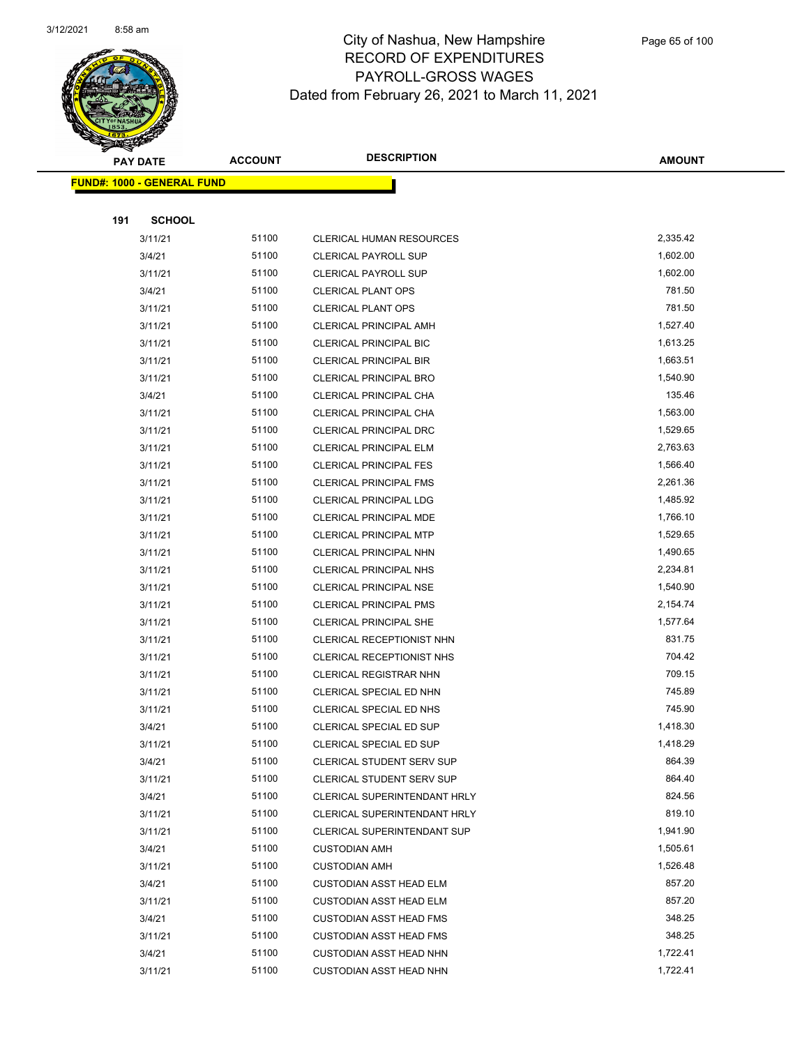# City of Nashua, New Hampshire
## RECORD OF EXPENDITURES
## PAYROLL-GROSS WAGES
### Dated from February 26, 2021 to March 11, 2021

| PAY DATE | ACCOUNT | DESCRIPTION | AMOUNT |
|---|---|---|---|
| **FUND#: 1000 - GENERAL FUND** | | | |
| **191 SCHOOL** | | | |
| 3/11/21 | 51100 | CLERICAL HUMAN RESOURCES | 2,335.42 |
| 3/4/21 | 51100 | CLERICAL PAYROLL SUP | 1,602.00 |
| 3/11/21 | 51100 | CLERICAL PAYROLL SUP | 1,602.00 |
| 3/4/21 | 51100 | CLERICAL PLANT OPS | 781.50 |
| 3/11/21 | 51100 | CLERICAL PLANT OPS | 781.50 |
| 3/11/21 | 51100 | CLERICAL PRINCIPAL AMH | 1,527.40 |
| 3/11/21 | 51100 | CLERICAL PRINCIPAL BIC | 1,613.25 |
| 3/11/21 | 51100 | CLERICAL PRINCIPAL BIR | 1,663.51 |
| 3/11/21 | 51100 | CLERICAL PRINCIPAL BRO | 1,540.90 |
| 3/4/21 | 51100 | CLERICAL PRINCIPAL CHA | 135.46 |
| 3/11/21 | 51100 | CLERICAL PRINCIPAL CHA | 1,563.00 |
| 3/11/21 | 51100 | CLERICAL PRINCIPAL DRC | 1,529.65 |
| 3/11/21 | 51100 | CLERICAL PRINCIPAL ELM | 2,763.63 |
| 3/11/21 | 51100 | CLERICAL PRINCIPAL FES | 1,566.40 |
| 3/11/21 | 51100 | CLERICAL PRINCIPAL FMS | 2,261.36 |
| 3/11/21 | 51100 | CLERICAL PRINCIPAL LDG | 1,485.92 |
| 3/11/21 | 51100 | CLERICAL PRINCIPAL MDE | 1,766.10 |
| 3/11/21 | 51100 | CLERICAL PRINCIPAL MTP | 1,529.65 |
| 3/11/21 | 51100 | CLERICAL PRINCIPAL NHN | 1,490.65 |
| 3/11/21 | 51100 | CLERICAL PRINCIPAL NHS | 2,234.81 |
| 3/11/21 | 51100 | CLERICAL PRINCIPAL NSE | 1,540.90 |
| 3/11/21 | 51100 | CLERICAL PRINCIPAL PMS | 2,154.74 |
| 3/11/21 | 51100 | CLERICAL PRINCIPAL SHE | 1,577.64 |
| 3/11/21 | 51100 | CLERICAL RECEPTIONIST NHN | 831.75 |
| 3/11/21 | 51100 | CLERICAL RECEPTIONIST NHS | 704.42 |
| 3/11/21 | 51100 | CLERICAL REGISTRAR NHN | 709.15 |
| 3/11/21 | 51100 | CLERICAL SPECIAL ED NHN | 745.89 |
| 3/11/21 | 51100 | CLERICAL SPECIAL ED NHS | 745.90 |
| 3/4/21 | 51100 | CLERICAL SPECIAL ED SUP | 1,418.30 |
| 3/11/21 | 51100 | CLERICAL SPECIAL ED SUP | 1,418.29 |
| 3/4/21 | 51100 | CLERICAL STUDENT SERV SUP | 864.39 |
| 3/11/21 | 51100 | CLERICAL STUDENT SERV SUP | 864.40 |
| 3/4/21 | 51100 | CLERICAL SUPERINTENDANT HRLY | 824.56 |
| 3/11/21 | 51100 | CLERICAL SUPERINTENDANT HRLY | 819.10 |
| 3/11/21 | 51100 | CLERICAL SUPERINTENDANT SUP | 1,941.90 |
| 3/4/21 | 51100 | CUSTODIAN AMH | 1,505.61 |
| 3/11/21 | 51100 | CUSTODIAN AMH | 1,526.48 |
| 3/4/21 | 51100 | CUSTODIAN ASST HEAD ELM | 857.20 |
| 3/11/21 | 51100 | CUSTODIAN ASST HEAD ELM | 857.20 |
| 3/4/21 | 51100 | CUSTODIAN ASST HEAD FMS | 348.25 |
| 3/11/21 | 51100 | CUSTODIAN ASST HEAD FMS | 348.25 |
| 3/4/21 | 51100 | CUSTODIAN ASST HEAD NHN | 1,722.41 |
| 3/11/21 | 51100 | CUSTODIAN ASST HEAD NHN | 1,722.41 |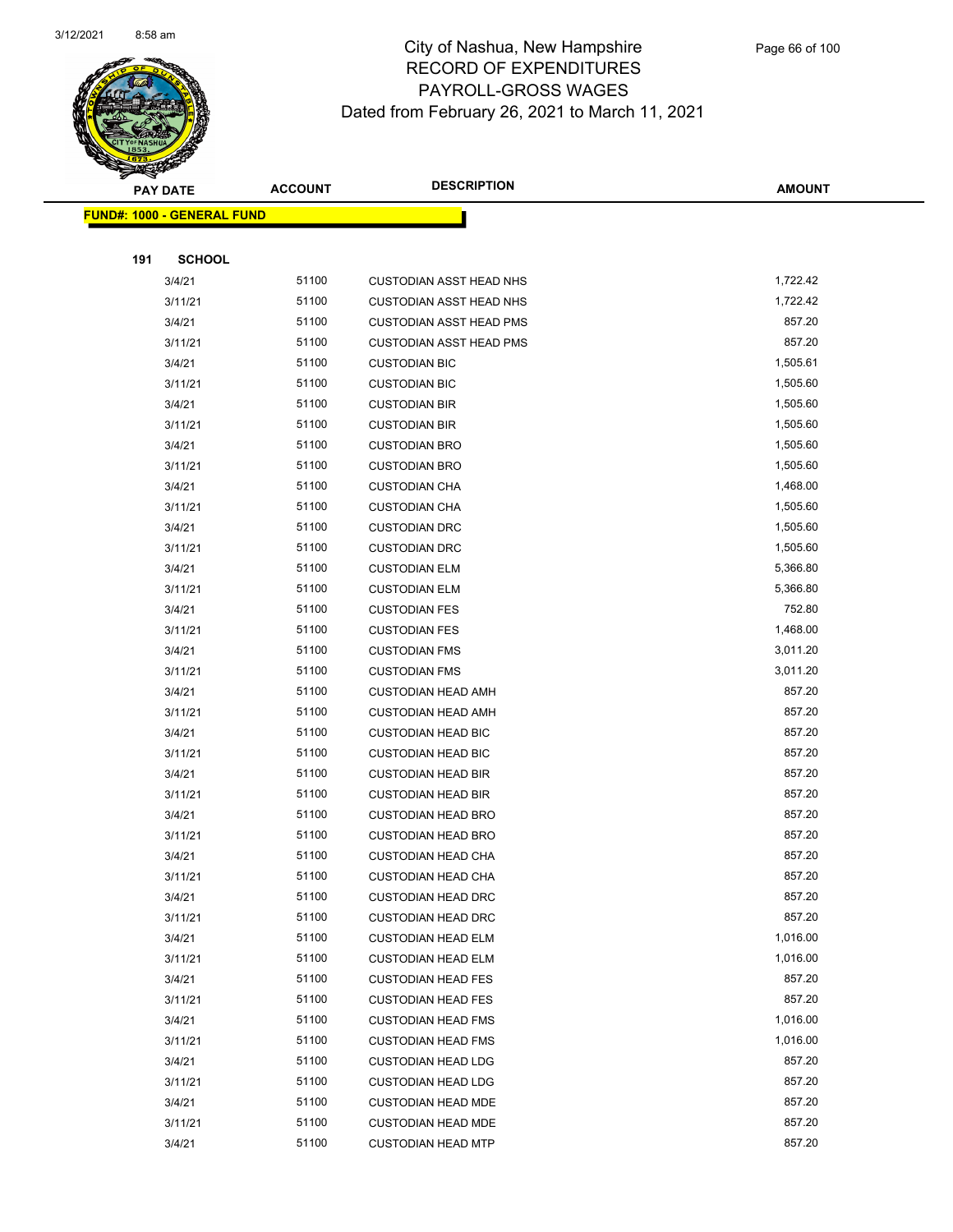# City of Nashua, New Hampshire
## RECORD OF EXPENDITURES
## PAYROLL-GROSS WAGES
## Dated from February 26, 2021 to March 11, 2021

**FUND#: 1000 - GENERAL FUND**

**191 SCHOOL**

| PAY DATE | ACCOUNT | DESCRIPTION | AMOUNT |
|---|---|---|---|
| 3/4/21 | 51100 | CUSTODIAN ASST HEAD NHS | 1,722.42 |
| 3/11/21 | 51100 | CUSTODIAN ASST HEAD NHS | 1,722.42 |
| 3/4/21 | 51100 | CUSTODIAN ASST HEAD PMS | 857.20 |
| 3/11/21 | 51100 | CUSTODIAN ASST HEAD PMS | 857.20 |
| 3/4/21 | 51100 | CUSTODIAN BIC | 1,505.61 |
| 3/11/21 | 51100 | CUSTODIAN BIC | 1,505.60 |
| 3/4/21 | 51100 | CUSTODIAN BIR | 1,505.60 |
| 3/11/21 | 51100 | CUSTODIAN BIR | 1,505.60 |
| 3/4/21 | 51100 | CUSTODIAN BRO | 1,505.60 |
| 3/11/21 | 51100 | CUSTODIAN BRO | 1,505.60 |
| 3/4/21 | 51100 | CUSTODIAN CHA | 1,468.00 |
| 3/11/21 | 51100 | CUSTODIAN CHA | 1,505.60 |
| 3/4/21 | 51100 | CUSTODIAN DRC | 1,505.60 |
| 3/11/21 | 51100 | CUSTODIAN DRC | 1,505.60 |
| 3/4/21 | 51100 | CUSTODIAN ELM | 5,366.80 |
| 3/11/21 | 51100 | CUSTODIAN ELM | 5,366.80 |
| 3/4/21 | 51100 | CUSTODIAN FES | 752.80 |
| 3/11/21 | 51100 | CUSTODIAN FES | 1,468.00 |
| 3/4/21 | 51100 | CUSTODIAN FMS | 3,011.20 |
| 3/11/21 | 51100 | CUSTODIAN FMS | 3,011.20 |
| 3/4/21 | 51100 | CUSTODIAN HEAD AMH | 857.20 |
| 3/11/21 | 51100 | CUSTODIAN HEAD AMH | 857.20 |
| 3/4/21 | 51100 | CUSTODIAN HEAD BIC | 857.20 |
| 3/11/21 | 51100 | CUSTODIAN HEAD BIC | 857.20 |
| 3/4/21 | 51100 | CUSTODIAN HEAD BIR | 857.20 |
| 3/11/21 | 51100 | CUSTODIAN HEAD BIR | 857.20 |
| 3/4/21 | 51100 | CUSTODIAN HEAD BRO | 857.20 |
| 3/11/21 | 51100 | CUSTODIAN HEAD BRO | 857.20 |
| 3/4/21 | 51100 | CUSTODIAN HEAD CHA | 857.20 |
| 3/11/21 | 51100 | CUSTODIAN HEAD CHA | 857.20 |
| 3/4/21 | 51100 | CUSTODIAN HEAD DRC | 857.20 |
| 3/11/21 | 51100 | CUSTODIAN HEAD DRC | 857.20 |
| 3/4/21 | 51100 | CUSTODIAN HEAD ELM | 1,016.00 |
| 3/11/21 | 51100 | CUSTODIAN HEAD ELM | 1,016.00 |
| 3/4/21 | 51100 | CUSTODIAN HEAD FES | 857.20 |
| 3/11/21 | 51100 | CUSTODIAN HEAD FES | 857.20 |
| 3/4/21 | 51100 | CUSTODIAN HEAD FMS | 1,016.00 |
| 3/11/21 | 51100 | CUSTODIAN HEAD FMS | 1,016.00 |
| 3/4/21 | 51100 | CUSTODIAN HEAD LDG | 857.20 |
| 3/11/21 | 51100 | CUSTODIAN HEAD LDG | 857.20 |
| 3/4/21 | 51100 | CUSTODIAN HEAD MDE | 857.20 |
| 3/11/21 | 51100 | CUSTODIAN HEAD MDE | 857.20 |
| 3/4/21 | 51100 | CUSTODIAN HEAD MTP | 857.20 |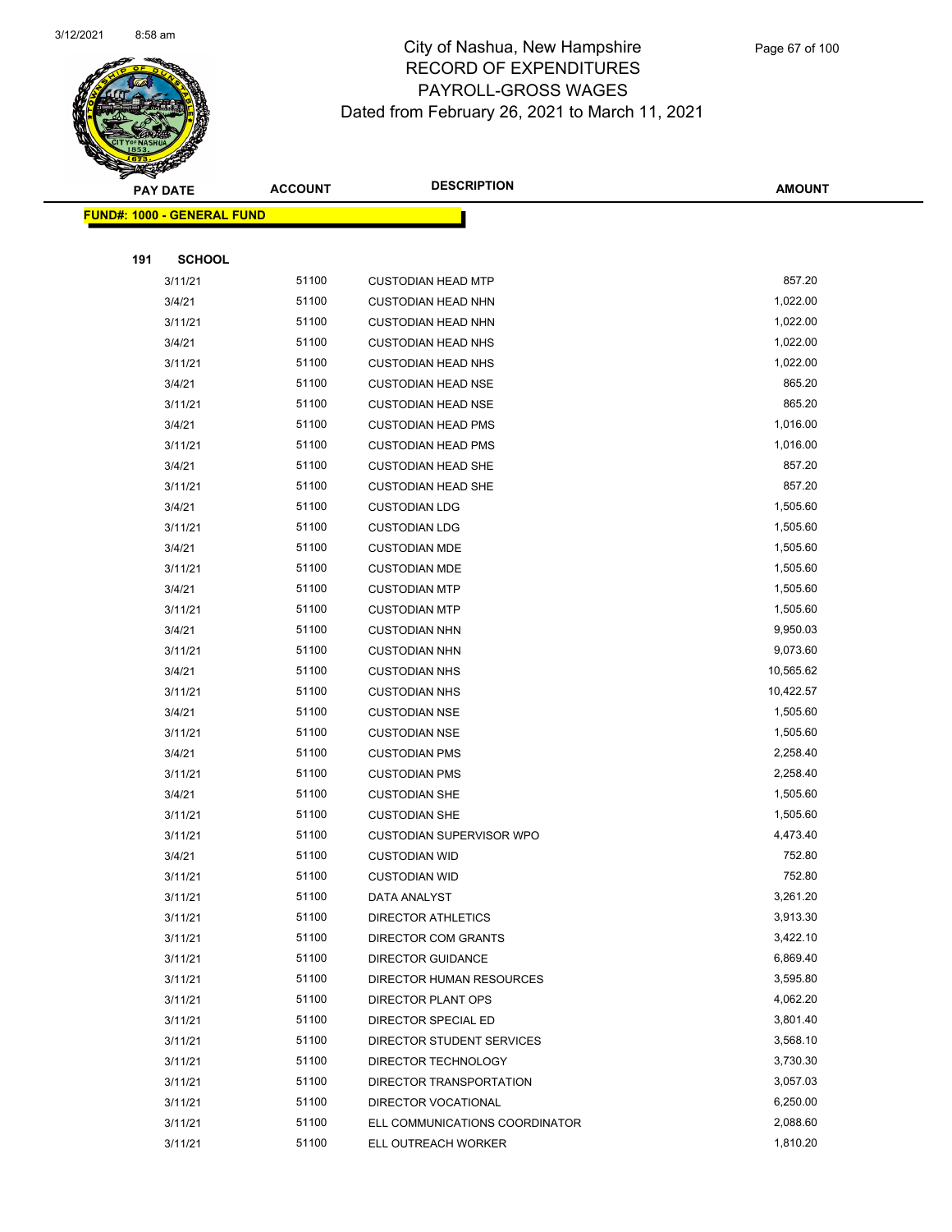City of Nashua, New Hampshire
RECORD OF EXPENDITURES
PAYROLL-GROSS WAGES
Dated from February 26, 2021 to March 11, 2021

| PAY DATE | ACCOUNT | DESCRIPTION | AMOUNT |
|---|---|---|---|
| **FUND#: 1000 - GENERAL FUND** | | | |
| **191 SCHOOL** | | | |
| 3/11/21 | 51100 | CUSTODIAN HEAD MTP | 857.20 |
| 3/4/21 | 51100 | CUSTODIAN HEAD NHN | 1,022.00 |
| 3/11/21 | 51100 | CUSTODIAN HEAD NHN | 1,022.00 |
| 3/4/21 | 51100 | CUSTODIAN HEAD NHS | 1,022.00 |
| 3/11/21 | 51100 | CUSTODIAN HEAD NHS | 1,022.00 |
| 3/4/21 | 51100 | CUSTODIAN HEAD NSE | 865.20 |
| 3/11/21 | 51100 | CUSTODIAN HEAD NSE | 865.20 |
| 3/4/21 | 51100 | CUSTODIAN HEAD PMS | 1,016.00 |
| 3/11/21 | 51100 | CUSTODIAN HEAD PMS | 1,016.00 |
| 3/4/21 | 51100 | CUSTODIAN HEAD SHE | 857.20 |
| 3/11/21 | 51100 | CUSTODIAN HEAD SHE | 857.20 |
| 3/4/21 | 51100 | CUSTODIAN LDG | 1,505.60 |
| 3/11/21 | 51100 | CUSTODIAN LDG | 1,505.60 |
| 3/4/21 | 51100 | CUSTODIAN MDE | 1,505.60 |
| 3/11/21 | 51100 | CUSTODIAN MDE | 1,505.60 |
| 3/4/21 | 51100 | CUSTODIAN MTP | 1,505.60 |
| 3/11/21 | 51100 | CUSTODIAN MTP | 1,505.60 |
| 3/4/21 | 51100 | CUSTODIAN NHN | 9,950.03 |
| 3/11/21 | 51100 | CUSTODIAN NHN | 9,073.60 |
| 3/4/21 | 51100 | CUSTODIAN NHS | 10,565.62 |
| 3/11/21 | 51100 | CUSTODIAN NHS | 10,422.57 |
| 3/4/21 | 51100 | CUSTODIAN NSE | 1,505.60 |
| 3/11/21 | 51100 | CUSTODIAN NSE | 1,505.60 |
| 3/4/21 | 51100 | CUSTODIAN PMS | 2,258.40 |
| 3/11/21 | 51100 | CUSTODIAN PMS | 2,258.40 |
| 3/4/21 | 51100 | CUSTODIAN SHE | 1,505.60 |
| 3/11/21 | 51100 | CUSTODIAN SHE | 1,505.60 |
| 3/11/21 | 51100 | CUSTODIAN SUPERVISOR WPO | 4,473.40 |
| 3/4/21 | 51100 | CUSTODIAN WID | 752.80 |
| 3/11/21 | 51100 | CUSTODIAN WID | 752.80 |
| 3/11/21 | 51100 | DATA ANALYST | 3,261.20 |
| 3/11/21 | 51100 | DIRECTOR ATHLETICS | 3,913.30 |
| 3/11/21 | 51100 | DIRECTOR COM GRANTS | 3,422.10 |
| 3/11/21 | 51100 | DIRECTOR GUIDANCE | 6,869.40 |
| 3/11/21 | 51100 | DIRECTOR HUMAN RESOURCES | 3,595.80 |
| 3/11/21 | 51100 | DIRECTOR PLANT OPS | 4,062.20 |
| 3/11/21 | 51100 | DIRECTOR SPECIAL ED | 3,801.40 |
| 3/11/21 | 51100 | DIRECTOR STUDENT SERVICES | 3,568.10 |
| 3/11/21 | 51100 | DIRECTOR TECHNOLOGY | 3,730.30 |
| 3/11/21 | 51100 | DIRECTOR TRANSPORTATION | 3,057.03 |
| 3/11/21 | 51100 | DIRECTOR VOCATIONAL | 6,250.00 |
| 3/11/21 | 51100 | ELL COMMUNICATIONS COORDINATOR | 2,088.60 |
| 3/11/21 | 51100 | ELL OUTREACH WORKER | 1,810.20 |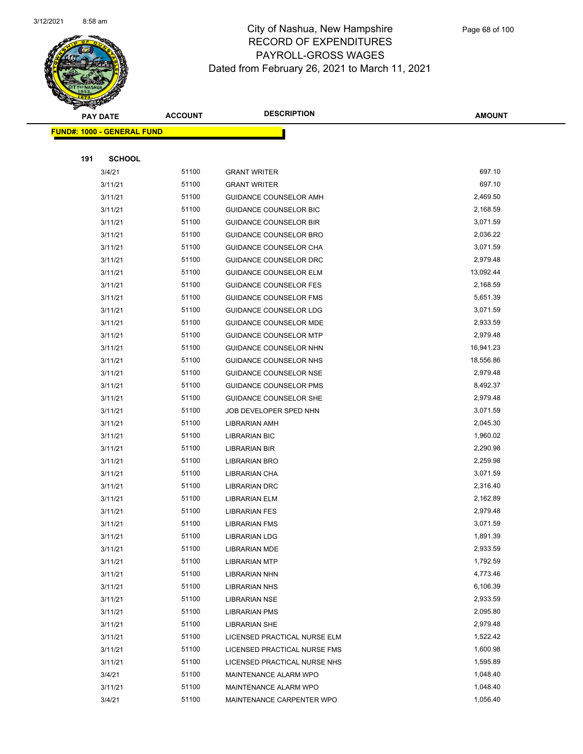# City of Nashua, New Hampshire
# RECORD OF EXPENDITURES
# PAYROLL-GROSS WAGES
# Dated from February 26, 2021 to March 11, 2021

| PAY DATE | ACCOUNT | DESCRIPTION | AMOUNT |
|---|---|---|---|
| **FUND#: 1000 - GENERAL FUND** | | | |
| **191 SCHOOL** | | | |
| 3/4/21 | 51100 | GRANT WRITER | 697.10 |
| 3/11/21 | 51100 | GRANT WRITER | 697.10 |
| 3/11/21 | 51100 | GUIDANCE COUNSELOR AMH | 2,469.50 |
| 3/11/21 | 51100 | GUIDANCE COUNSELOR BIC | 2,168.59 |
| 3/11/21 | 51100 | GUIDANCE COUNSELOR BIR | 3,071.59 |
| 3/11/21 | 51100 | GUIDANCE COUNSELOR BRO | 2,036.22 |
| 3/11/21 | 51100 | GUIDANCE COUNSELOR CHA | 3,071.59 |
| 3/11/21 | 51100 | GUIDANCE COUNSELOR DRC | 2,979.48 |
| 3/11/21 | 51100 | GUIDANCE COUNSELOR ELM | 13,092.44 |
| 3/11/21 | 51100 | GUIDANCE COUNSELOR FES | 2,168.59 |
| 3/11/21 | 51100 | GUIDANCE COUNSELOR FMS | 5,651.39 |
| 3/11/21 | 51100 | GUIDANCE COUNSELOR LDG | 3,071.59 |
| 3/11/21 | 51100 | GUIDANCE COUNSELOR MDE | 2,933.59 |
| 3/11/21 | 51100 | GUIDANCE COUNSELOR MTP | 2,979.48 |
| 3/11/21 | 51100 | GUIDANCE COUNSELOR NHN | 16,941.23 |
| 3/11/21 | 51100 | GUIDANCE COUNSELOR NHS | 18,556.86 |
| 3/11/21 | 51100 | GUIDANCE COUNSELOR NSE | 2,979.48 |
| 3/11/21 | 51100 | GUIDANCE COUNSELOR PMS | 8,492.37 |
| 3/11/21 | 51100 | GUIDANCE COUNSELOR SHE | 2,979.48 |
| 3/11/21 | 51100 | JOB DEVELOPER SPED NHN | 3,071.59 |
| 3/11/21 | 51100 | LIBRARIAN AMH | 2,045.30 |
| 3/11/21 | 51100 | LIBRARIAN BIC | 1,960.02 |
| 3/11/21 | 51100 | LIBRARIAN BIR | 2,290.98 |
| 3/11/21 | 51100 | LIBRARIAN BRO | 2,259.98 |
| 3/11/21 | 51100 | LIBRARIAN CHA | 3,071.59 |
| 3/11/21 | 51100 | LIBRARIAN DRC | 2,316.40 |
| 3/11/21 | 51100 | LIBRARIAN ELM | 2,162.89 |
| 3/11/21 | 51100 | LIBRARIAN FES | 2,979.48 |
| 3/11/21 | 51100 | LIBRARIAN FMS | 3,071.59 |
| 3/11/21 | 51100 | LIBRARIAN LDG | 1,891.39 |
| 3/11/21 | 51100 | LIBRARIAN MDE | 2,933.59 |
| 3/11/21 | 51100 | LIBRARIAN MTP | 1,792.59 |
| 3/11/21 | 51100 | LIBRARIAN NHN | 4,773.46 |
| 3/11/21 | 51100 | LIBRARIAN NHS | 6,106.39 |
| 3/11/21 | 51100 | LIBRARIAN NSE | 2,933.59 |
| 3/11/21 | 51100 | LIBRARIAN PMS | 2,095.80 |
| 3/11/21 | 51100 | LIBRARIAN SHE | 2,979.48 |
| 3/11/21 | 51100 | LICENSED PRACTICAL NURSE ELM | 1,522.42 |
| 3/11/21 | 51100 | LICENSED PRACTICAL NURSE FMS | 1,600.98 |
| 3/11/21 | 51100 | LICENSED PRACTICAL NURSE NHS | 1,595.89 |
| 3/4/21 | 51100 | MAINTENANCE ALARM WPO | 1,048.40 |
| 3/11/21 | 51100 | MAINTENANCE ALARM WPO | 1,048.40 |
| 3/4/21 | 51100 | MAINTENANCE CARPENTER WPO | 1,056.40 |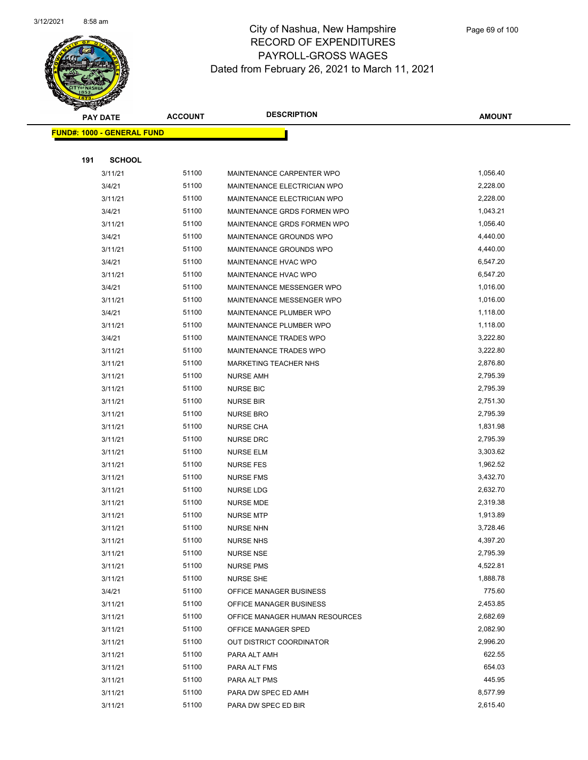# City of Nashua, New Hampshire
## RECORD OF EXPENDITURES
## PAYROLL-GROSS WAGES
## Dated from February 26, 2021 to March 11, 2021

**FUND#: 1000 - GENERAL FUND**

**191 SCHOOL**

| PAY DATE | ACCOUNT | DESCRIPTION | AMOUNT |
|---|---|---|---|
| 3/11/21 | 51100 | MAINTENANCE CARPENTER WPO | 1,056.40 |
| 3/4/21 | 51100 | MAINTENANCE ELECTRICIAN WPO | 2,228.00 |
| 3/11/21 | 51100 | MAINTENANCE ELECTRICIAN WPO | 2,228.00 |
| 3/4/21 | 51100 | MAINTENANCE GRDS FORMEN WPO | 1,043.21 |
| 3/11/21 | 51100 | MAINTENANCE GRDS FORMEN WPO | 1,056.40 |
| 3/4/21 | 51100 | MAINTENANCE GROUNDS WPO | 4,440.00 |
| 3/11/21 | 51100 | MAINTENANCE GROUNDS WPO | 4,440.00 |
| 3/4/21 | 51100 | MAINTENANCE HVAC WPO | 6,547.20 |
| 3/11/21 | 51100 | MAINTENANCE HVAC WPO | 6,547.20 |
| 3/4/21 | 51100 | MAINTENANCE MESSENGER WPO | 1,016.00 |
| 3/11/21 | 51100 | MAINTENANCE MESSENGER WPO | 1,016.00 |
| 3/4/21 | 51100 | MAINTENANCE PLUMBER WPO | 1,118.00 |
| 3/11/21 | 51100 | MAINTENANCE PLUMBER WPO | 1,118.00 |
| 3/4/21 | 51100 | MAINTENANCE TRADES WPO | 3,222.80 |
| 3/11/21 | 51100 | MAINTENANCE TRADES WPO | 3,222.80 |
| 3/11/21 | 51100 | MARKETING TEACHER NHS | 2,876.80 |
| 3/11/21 | 51100 | NURSE AMH | 2,795.39 |
| 3/11/21 | 51100 | NURSE BIC | 2,795.39 |
| 3/11/21 | 51100 | NURSE BIR | 2,751.30 |
| 3/11/21 | 51100 | NURSE BRO | 2,795.39 |
| 3/11/21 | 51100 | NURSE CHA | 1,831.98 |
| 3/11/21 | 51100 | NURSE DRC | 2,795.39 |
| 3/11/21 | 51100 | NURSE ELM | 3,303.62 |
| 3/11/21 | 51100 | NURSE FES | 1,962.52 |
| 3/11/21 | 51100 | NURSE FMS | 3,432.70 |
| 3/11/21 | 51100 | NURSE LDG | 2,632.70 |
| 3/11/21 | 51100 | NURSE MDE | 2,319.38 |
| 3/11/21 | 51100 | NURSE MTP | 1,913.89 |
| 3/11/21 | 51100 | NURSE NHN | 3,728.46 |
| 3/11/21 | 51100 | NURSE NHS | 4,397.20 |
| 3/11/21 | 51100 | NURSE NSE | 2,795.39 |
| 3/11/21 | 51100 | NURSE PMS | 4,522.81 |
| 3/11/21 | 51100 | NURSE SHE | 1,888.78 |
| 3/4/21 | 51100 | OFFICE MANAGER BUSINESS | 775.60 |
| 3/11/21 | 51100 | OFFICE MANAGER BUSINESS | 2,453.85 |
| 3/11/21 | 51100 | OFFICE MANAGER HUMAN RESOURCES | 2,682.69 |
| 3/11/21 | 51100 | OFFICE MANAGER SPED | 2,082.90 |
| 3/11/21 | 51100 | OUT DISTRICT COORDINATOR | 2,996.20 |
| 3/11/21 | 51100 | PARA ALT AMH | 622.55 |
| 3/11/21 | 51100 | PARA ALT FMS | 654.03 |
| 3/11/21 | 51100 | PARA ALT PMS | 445.95 |
| 3/11/21 | 51100 | PARA DW SPEC ED AMH | 8,577.99 |
| 3/11/21 | 51100 | PARA DW SPEC ED BIR | 2,615.40 |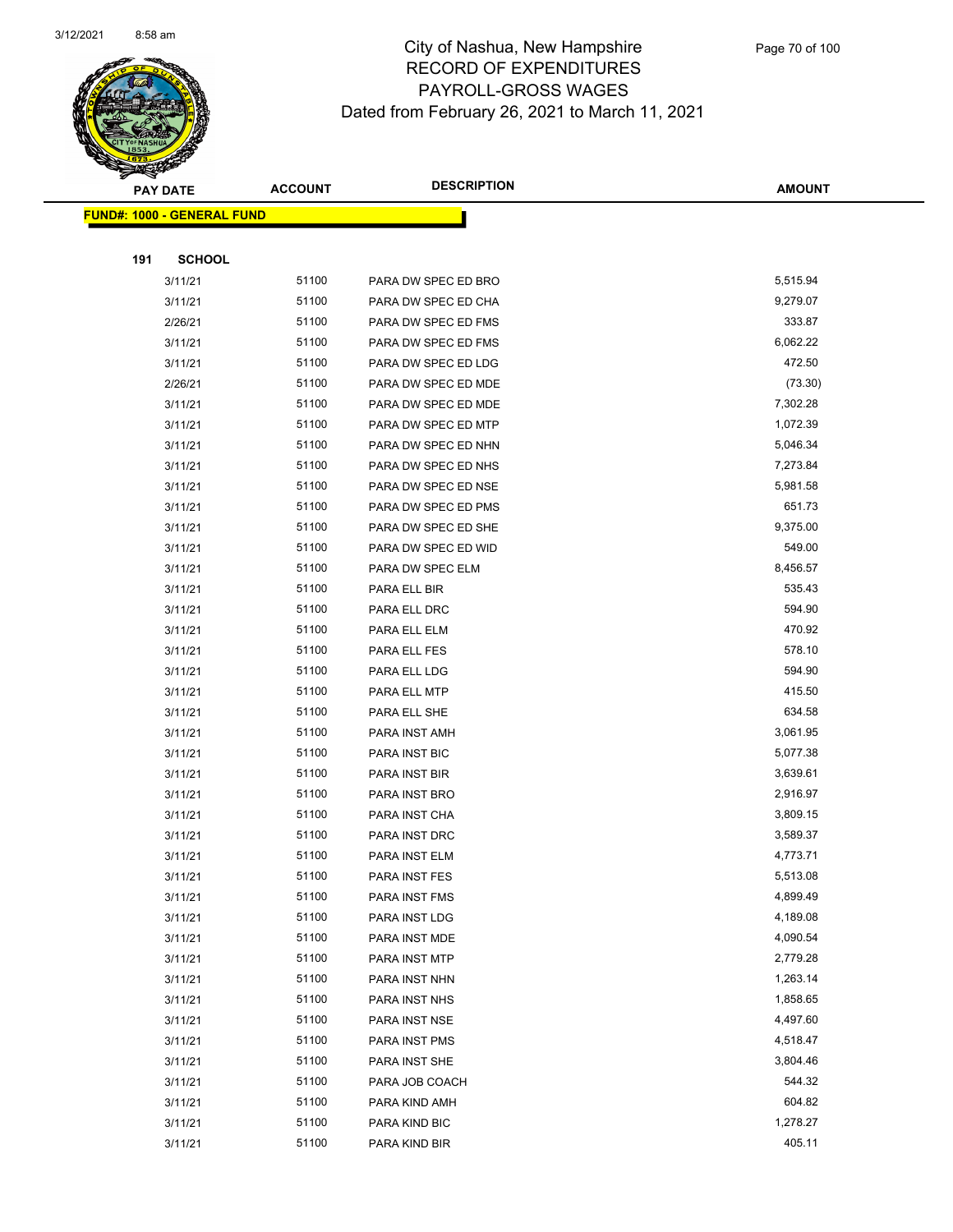# City of Nashua, New Hampshire
## RECORD OF EXPENDITURES
## PAYROLL-GROSS WAGES
## Dated from February 26, 2021 to March 11, 2021

| PAY DATE | ACCOUNT | DESCRIPTION | AMOUNT |
|---|---|---|---|
| **FUND#: 1000 - GENERAL FUND** | | | |
| **191 SCHOOL** | | | |
| 3/11/21 | 51100 | PARA DW SPEC ED BRO | 5,515.94 |
| 3/11/21 | 51100 | PARA DW SPEC ED CHA | 9,279.07 |
| 2/26/21 | 51100 | PARA DW SPEC ED FMS | 333.87 |
| 3/11/21 | 51100 | PARA DW SPEC ED FMS | 6,062.22 |
| 3/11/21 | 51100 | PARA DW SPEC ED LDG | 472.50 |
| 2/26/21 | 51100 | PARA DW SPEC ED MDE | (73.30) |
| 3/11/21 | 51100 | PARA DW SPEC ED MDE | 7,302.28 |
| 3/11/21 | 51100 | PARA DW SPEC ED MTP | 1,072.39 |
| 3/11/21 | 51100 | PARA DW SPEC ED NHN | 5,046.34 |
| 3/11/21 | 51100 | PARA DW SPEC ED NHS | 7,273.84 |
| 3/11/21 | 51100 | PARA DW SPEC ED NSE | 5,981.58 |
| 3/11/21 | 51100 | PARA DW SPEC ED PMS | 651.73 |
| 3/11/21 | 51100 | PARA DW SPEC ED SHE | 9,375.00 |
| 3/11/21 | 51100 | PARA DW SPEC ED WID | 549.00 |
| 3/11/21 | 51100 | PARA DW SPEC ELM | 8,456.57 |
| 3/11/21 | 51100 | PARA ELL BIR | 535.43 |
| 3/11/21 | 51100 | PARA ELL DRC | 594.90 |
| 3/11/21 | 51100 | PARA ELL ELM | 470.92 |
| 3/11/21 | 51100 | PARA ELL FES | 578.10 |
| 3/11/21 | 51100 | PARA ELL LDG | 594.90 |
| 3/11/21 | 51100 | PARA ELL MTP | 415.50 |
| 3/11/21 | 51100 | PARA ELL SHE | 634.58 |
| 3/11/21 | 51100 | PARA INST AMH | 3,061.95 |
| 3/11/21 | 51100 | PARA INST BIC | 5,077.38 |
| 3/11/21 | 51100 | PARA INST BIR | 3,639.61 |
| 3/11/21 | 51100 | PARA INST BRO | 2,916.97 |
| 3/11/21 | 51100 | PARA INST CHA | 3,809.15 |
| 3/11/21 | 51100 | PARA INST DRC | 3,589.37 |
| 3/11/21 | 51100 | PARA INST ELM | 4,773.71 |
| 3/11/21 | 51100 | PARA INST FES | 5,513.08 |
| 3/11/21 | 51100 | PARA INST FMS | 4,899.49 |
| 3/11/21 | 51100 | PARA INST LDG | 4,189.08 |
| 3/11/21 | 51100 | PARA INST MDE | 4,090.54 |
| 3/11/21 | 51100 | PARA INST MTP | 2,779.28 |
| 3/11/21 | 51100 | PARA INST NHN | 1,263.14 |
| 3/11/21 | 51100 | PARA INST NHS | 1,858.65 |
| 3/11/21 | 51100 | PARA INST NSE | 4,497.60 |
| 3/11/21 | 51100 | PARA INST PMS | 4,518.47 |
| 3/11/21 | 51100 | PARA INST SHE | 3,804.46 |
| 3/11/21 | 51100 | PARA JOB COACH | 544.32 |
| 3/11/21 | 51100 | PARA KIND AMH | 604.82 |
| 3/11/21 | 51100 | PARA KIND BIC | 1,278.27 |
| 3/11/21 | 51100 | PARA KIND BIR | 405.11 |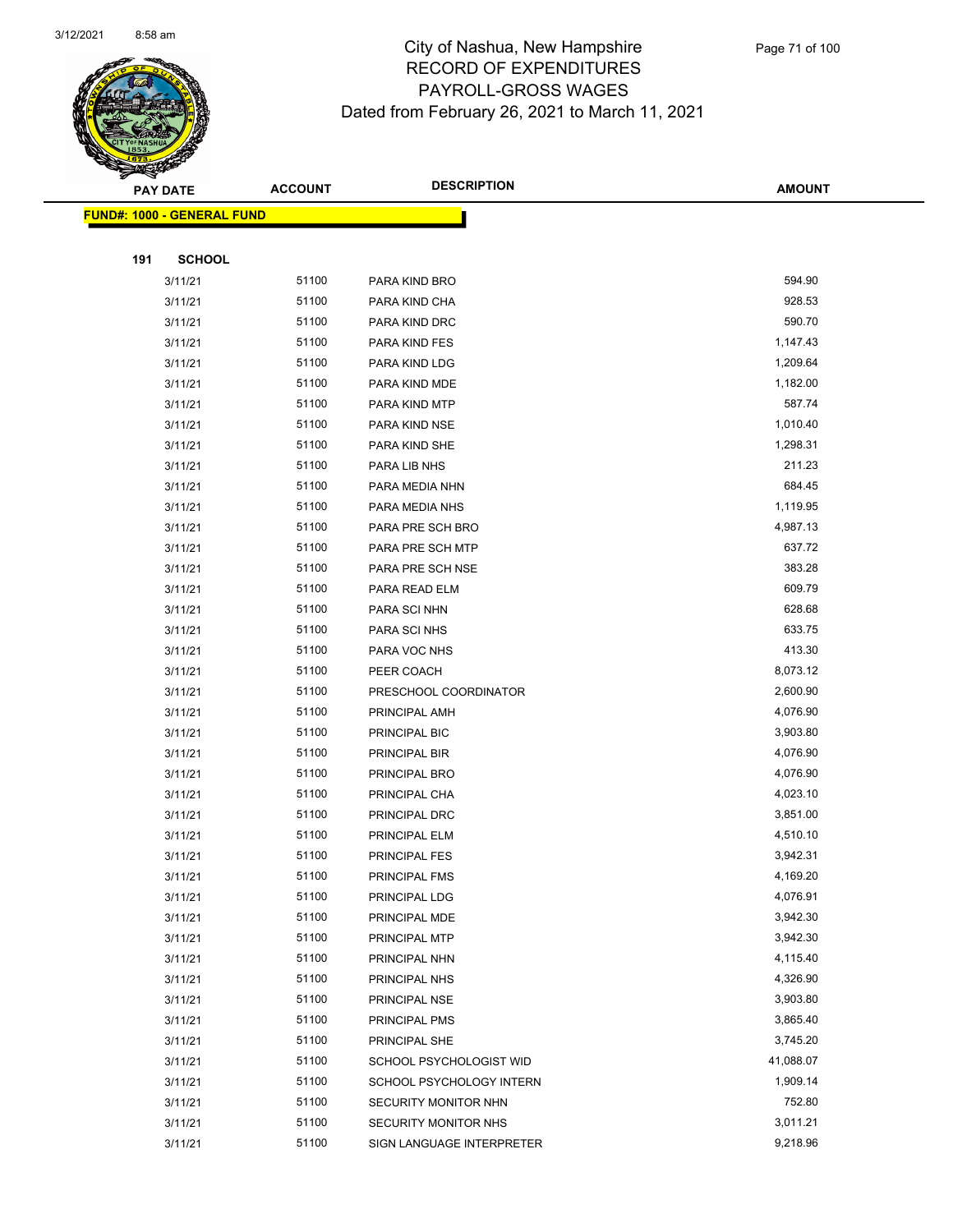# City of Nashua, New Hampshire
# RECORD OF EXPENDITURES
# PAYROLL-GROSS WAGES
Dated from February 26, 2021 to March 11, 2021

| PAY DATE | ACCOUNT | DESCRIPTION | AMOUNT |
|---|---|---|---|
| **FUND#: 1000 - GENERAL FUND** | | | |
| **191 SCHOOL** | | | |
| 3/11/21 | 51100 | PARA KIND BRO | 594.90 |
| 3/11/21 | 51100 | PARA KIND CHA | 928.53 |
| 3/11/21 | 51100 | PARA KIND DRC | 590.70 |
| 3/11/21 | 51100 | PARA KIND FES | 1,147.43 |
| 3/11/21 | 51100 | PARA KIND LDG | 1,209.64 |
| 3/11/21 | 51100 | PARA KIND MDE | 1,182.00 |
| 3/11/21 | 51100 | PARA KIND MTP | 587.74 |
| 3/11/21 | 51100 | PARA KIND NSE | 1,010.40 |
| 3/11/21 | 51100 | PARA KIND SHE | 1,298.31 |
| 3/11/21 | 51100 | PARA LIB NHS | 211.23 |
| 3/11/21 | 51100 | PARA MEDIA NHN | 684.45 |
| 3/11/21 | 51100 | PARA MEDIA NHS | 1,119.95 |
| 3/11/21 | 51100 | PARA PRE SCH BRO | 4,987.13 |
| 3/11/21 | 51100 | PARA PRE SCH MTP | 637.72 |
| 3/11/21 | 51100 | PARA PRE SCH NSE | 383.28 |
| 3/11/21 | 51100 | PARA READ ELM | 609.79 |
| 3/11/21 | 51100 | PARA SCI NHN | 628.68 |
| 3/11/21 | 51100 | PARA SCI NHS | 633.75 |
| 3/11/21 | 51100 | PARA VOC NHS | 413.30 |
| 3/11/21 | 51100 | PEER COACH | 8,073.12 |
| 3/11/21 | 51100 | PRESCHOOL COORDINATOR | 2,600.90 |
| 3/11/21 | 51100 | PRINCIPAL AMH | 4,076.90 |
| 3/11/21 | 51100 | PRINCIPAL BIC | 3,903.80 |
| 3/11/21 | 51100 | PRINCIPAL BIR | 4,076.90 |
| 3/11/21 | 51100 | PRINCIPAL BRO | 4,076.90 |
| 3/11/21 | 51100 | PRINCIPAL CHA | 4,023.10 |
| 3/11/21 | 51100 | PRINCIPAL DRC | 3,851.00 |
| 3/11/21 | 51100 | PRINCIPAL ELM | 4,510.10 |
| 3/11/21 | 51100 | PRINCIPAL FES | 3,942.31 |
| 3/11/21 | 51100 | PRINCIPAL FMS | 4,169.20 |
| 3/11/21 | 51100 | PRINCIPAL LDG | 4,076.91 |
| 3/11/21 | 51100 | PRINCIPAL MDE | 3,942.30 |
| 3/11/21 | 51100 | PRINCIPAL MTP | 3,942.30 |
| 3/11/21 | 51100 | PRINCIPAL NHN | 4,115.40 |
| 3/11/21 | 51100 | PRINCIPAL NHS | 4,326.90 |
| 3/11/21 | 51100 | PRINCIPAL NSE | 3,903.80 |
| 3/11/21 | 51100 | PRINCIPAL PMS | 3,865.40 |
| 3/11/21 | 51100 | PRINCIPAL SHE | 3,745.20 |
| 3/11/21 | 51100 | SCHOOL PSYCHOLOGIST WID | 41,088.07 |
| 3/11/21 | 51100 | SCHOOL PSYCHOLOGY INTERN | 1,909.14 |
| 3/11/21 | 51100 | SECURITY MONITOR NHN | 752.80 |
| 3/11/21 | 51100 | SECURITY MONITOR NHS | 3,011.21 |
| 3/11/21 | 51100 | SIGN LANGUAGE INTERPRETER | 9,218.96 |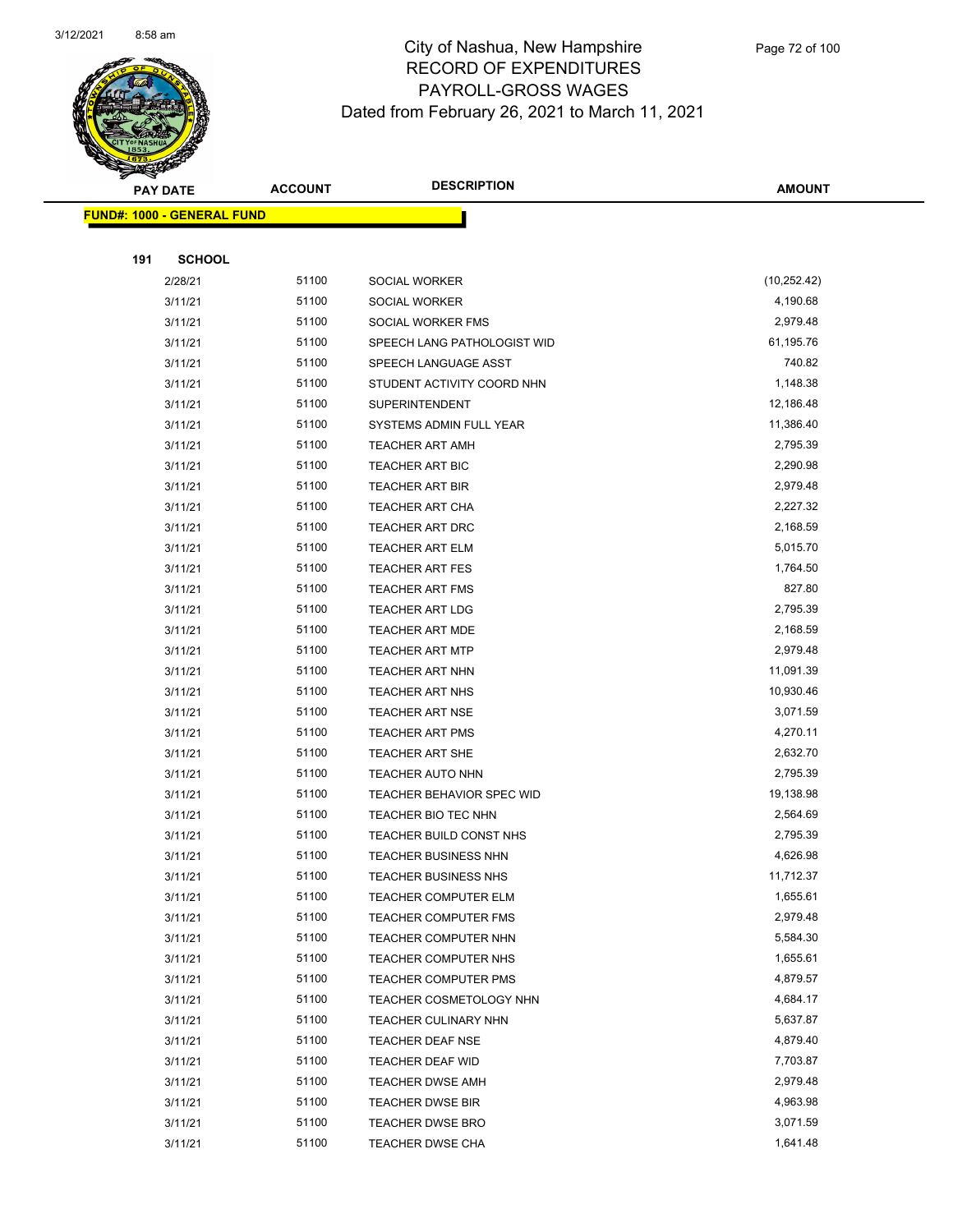# City of Nashua, New Hampshire
## RECORD OF EXPENDITURES
## PAYROLL-GROSS WAGES
## Dated from February 26, 2021 to March 11, 2021

| PAY DATE | ACCOUNT | DESCRIPTION | AMOUNT |
|---|---|---|---|
| **FUND#: 1000 - GENERAL FUND** | | | |
| **191 SCHOOL** | | | |
| 2/28/21 | 51100 | SOCIAL WORKER | (10,252.42) |
| 3/11/21 | 51100 | SOCIAL WORKER | 4,190.68 |
| 3/11/21 | 51100 | SOCIAL WORKER FMS | 2,979.48 |
| 3/11/21 | 51100 | SPEECH LANG PATHOLOGIST WID | 61,195.76 |
| 3/11/21 | 51100 | SPEECH LANGUAGE ASST | 740.82 |
| 3/11/21 | 51100 | STUDENT ACTIVITY COORD NHN | 1,148.38 |
| 3/11/21 | 51100 | SUPERINTENDENT | 12,186.48 |
| 3/11/21 | 51100 | SYSTEMS ADMIN FULL YEAR | 11,386.40 |
| 3/11/21 | 51100 | TEACHER ART AMH | 2,795.39 |
| 3/11/21 | 51100 | TEACHER ART BIC | 2,290.98 |
| 3/11/21 | 51100 | TEACHER ART BIR | 2,979.48 |
| 3/11/21 | 51100 | TEACHER ART CHA | 2,227.32 |
| 3/11/21 | 51100 | TEACHER ART DRC | 2,168.59 |
| 3/11/21 | 51100 | TEACHER ART ELM | 5,015.70 |
| 3/11/21 | 51100 | TEACHER ART FES | 1,764.50 |
| 3/11/21 | 51100 | TEACHER ART FMS | 827.80 |
| 3/11/21 | 51100 | TEACHER ART LDG | 2,795.39 |
| 3/11/21 | 51100 | TEACHER ART MDE | 2,168.59 |
| 3/11/21 | 51100 | TEACHER ART MTP | 2,979.48 |
| 3/11/21 | 51100 | TEACHER ART NHN | 11,091.39 |
| 3/11/21 | 51100 | TEACHER ART NHS | 10,930.46 |
| 3/11/21 | 51100 | TEACHER ART NSE | 3,071.59 |
| 3/11/21 | 51100 | TEACHER ART PMS | 4,270.11 |
| 3/11/21 | 51100 | TEACHER ART SHE | 2,632.70 |
| 3/11/21 | 51100 | TEACHER AUTO NHN | 2,795.39 |
| 3/11/21 | 51100 | TEACHER BEHAVIOR SPEC WID | 19,138.98 |
| 3/11/21 | 51100 | TEACHER BIO TEC NHN | 2,564.69 |
| 3/11/21 | 51100 | TEACHER BUILD CONST NHS | 2,795.39 |
| 3/11/21 | 51100 | TEACHER BUSINESS NHN | 4,626.98 |
| 3/11/21 | 51100 | TEACHER BUSINESS NHS | 11,712.37 |
| 3/11/21 | 51100 | TEACHER COMPUTER ELM | 1,655.61 |
| 3/11/21 | 51100 | TEACHER COMPUTER FMS | 2,979.48 |
| 3/11/21 | 51100 | TEACHER COMPUTER NHN | 5,584.30 |
| 3/11/21 | 51100 | TEACHER COMPUTER NHS | 1,655.61 |
| 3/11/21 | 51100 | TEACHER COMPUTER PMS | 4,879.57 |
| 3/11/21 | 51100 | TEACHER COSMETOLOGY NHN | 4,684.17 |
| 3/11/21 | 51100 | TEACHER CULINARY NHN | 5,637.87 |
| 3/11/21 | 51100 | TEACHER DEAF NSE | 4,879.40 |
| 3/11/21 | 51100 | TEACHER DEAF WID | 7,703.87 |
| 3/11/21 | 51100 | TEACHER DWSE AMH | 2,979.48 |
| 3/11/21 | 51100 | TEACHER DWSE BIR | 4,963.98 |
| 3/11/21 | 51100 | TEACHER DWSE BRO | 3,071.59 |
| 3/11/21 | 51100 | TEACHER DWSE CHA | 1,641.48 |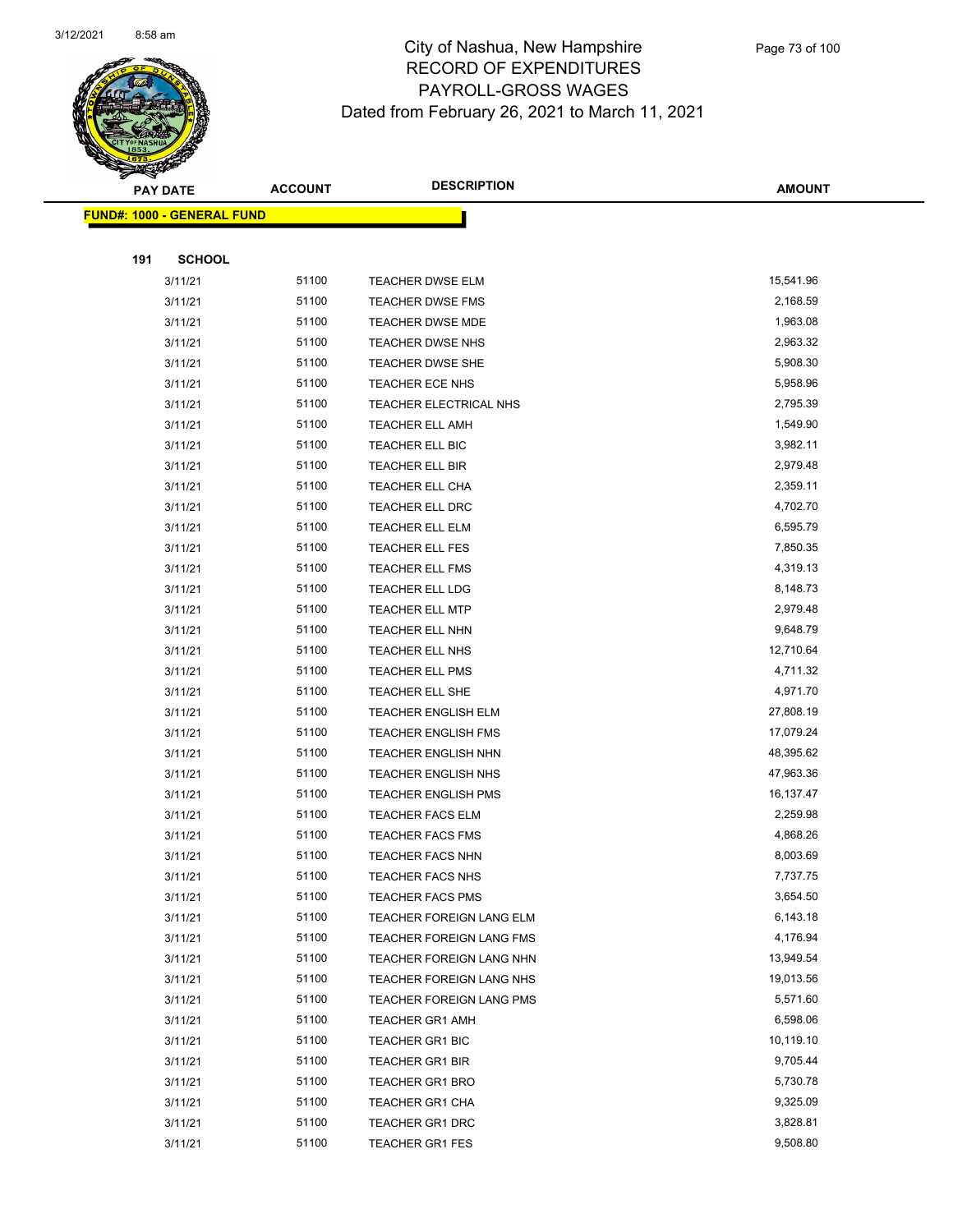# City of Nashua, New Hampshire
# RECORD OF EXPENDITURES
# PAYROLL-GROSS WAGES
# Dated from February 26, 2021 to March 11, 2021

| PAY DATE | ACCOUNT | DESCRIPTION | AMOUNT |
|---|---|---|---|

**FUND#: 1000 - GENERAL FUND**

**191 SCHOOL**

| PAY DATE | ACCOUNT | DESCRIPTION | AMOUNT |
|---|---|---|---|
| 3/11/21 | 51100 | TEACHER DWSE ELM | 15,541.96 |
| 3/11/21 | 51100 | TEACHER DWSE FMS | 2,168.59 |
| 3/11/21 | 51100 | TEACHER DWSE MDE | 1,963.08 |
| 3/11/21 | 51100 | TEACHER DWSE NHS | 2,963.32 |
| 3/11/21 | 51100 | TEACHER DWSE SHE | 5,908.30 |
| 3/11/21 | 51100 | TEACHER ECE NHS | 5,958.96 |
| 3/11/21 | 51100 | TEACHER ELECTRICAL NHS | 2,795.39 |
| 3/11/21 | 51100 | TEACHER ELL AMH | 1,549.90 |
| 3/11/21 | 51100 | TEACHER ELL BIC | 3,982.11 |
| 3/11/21 | 51100 | TEACHER ELL BIR | 2,979.48 |
| 3/11/21 | 51100 | TEACHER ELL CHA | 2,359.11 |
| 3/11/21 | 51100 | TEACHER ELL DRC | 4,702.70 |
| 3/11/21 | 51100 | TEACHER ELL ELM | 6,595.79 |
| 3/11/21 | 51100 | TEACHER ELL FES | 7,850.35 |
| 3/11/21 | 51100 | TEACHER ELL FMS | 4,319.13 |
| 3/11/21 | 51100 | TEACHER ELL LDG | 8,148.73 |
| 3/11/21 | 51100 | TEACHER ELL MTP | 2,979.48 |
| 3/11/21 | 51100 | TEACHER ELL NHN | 9,648.79 |
| 3/11/21 | 51100 | TEACHER ELL NHS | 12,710.64 |
| 3/11/21 | 51100 | TEACHER ELL PMS | 4,711.32 |
| 3/11/21 | 51100 | TEACHER ELL SHE | 4,971.70 |
| 3/11/21 | 51100 | TEACHER ENGLISH ELM | 27,808.19 |
| 3/11/21 | 51100 | TEACHER ENGLISH FMS | 17,079.24 |
| 3/11/21 | 51100 | TEACHER ENGLISH NHN | 48,395.62 |
| 3/11/21 | 51100 | TEACHER ENGLISH NHS | 47,963.36 |
| 3/11/21 | 51100 | TEACHER ENGLISH PMS | 16,137.47 |
| 3/11/21 | 51100 | TEACHER FACS ELM | 2,259.98 |
| 3/11/21 | 51100 | TEACHER FACS FMS | 4,868.26 |
| 3/11/21 | 51100 | TEACHER FACS NHN | 8,003.69 |
| 3/11/21 | 51100 | TEACHER FACS NHS | 7,737.75 |
| 3/11/21 | 51100 | TEACHER FACS PMS | 3,654.50 |
| 3/11/21 | 51100 | TEACHER FOREIGN LANG ELM | 6,143.18 |
| 3/11/21 | 51100 | TEACHER FOREIGN LANG FMS | 4,176.94 |
| 3/11/21 | 51100 | TEACHER FOREIGN LANG NHN | 13,949.54 |
| 3/11/21 | 51100 | TEACHER FOREIGN LANG NHS | 19,013.56 |
| 3/11/21 | 51100 | TEACHER FOREIGN LANG PMS | 5,571.60 |
| 3/11/21 | 51100 | TEACHER GR1 AMH | 6,598.06 |
| 3/11/21 | 51100 | TEACHER GR1 BIC | 10,119.10 |
| 3/11/21 | 51100 | TEACHER GR1 BIR | 9,705.44 |
| 3/11/21 | 51100 | TEACHER GR1 BRO | 5,730.78 |
| 3/11/21 | 51100 | TEACHER GR1 CHA | 9,325.09 |
| 3/11/21 | 51100 | TEACHER GR1 DRC | 3,828.81 |
| 3/11/21 | 51100 | TEACHER GR1 FES | 9,508.80 |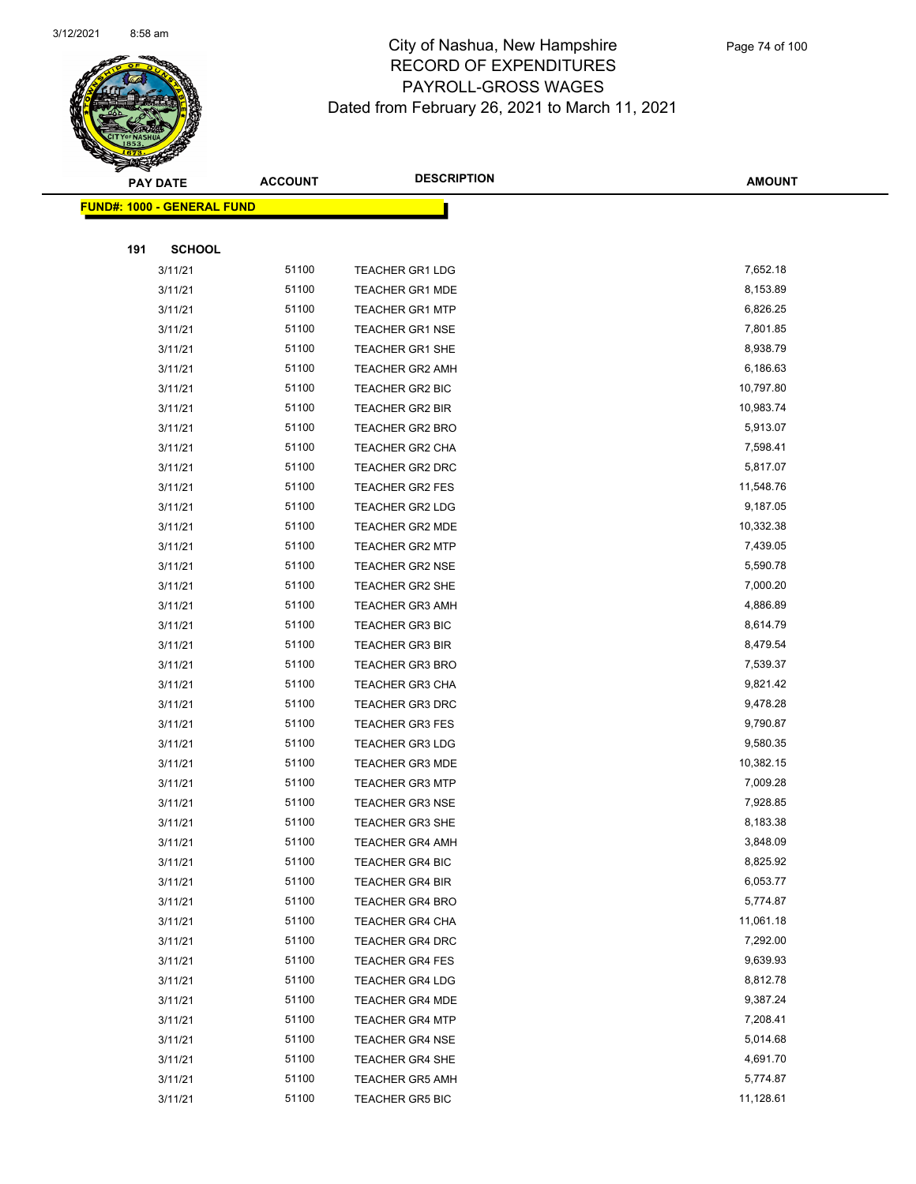# City of Nashua, New Hampshire
## RECORD OF EXPENDITURES
## PAYROLL-GROSS WAGES
### Dated from February 26, 2021 to March 11, 2021

| PAY DATE | ACCOUNT | DESCRIPTION | AMOUNT |
|---|---|---|---|

**FUND#: 1000 - GENERAL FUND**

**191 SCHOOL**

| PAY DATE | ACCOUNT | DESCRIPTION | AMOUNT |
|---|---|---|---|
| 3/11/21 | 51100 | TEACHER GR1 LDG | 7,652.18 |
| 3/11/21 | 51100 | TEACHER GR1 MDE | 8,153.89 |
| 3/11/21 | 51100 | TEACHER GR1 MTP | 6,826.25 |
| 3/11/21 | 51100 | TEACHER GR1 NSE | 7,801.85 |
| 3/11/21 | 51100 | TEACHER GR1 SHE | 8,938.79 |
| 3/11/21 | 51100 | TEACHER GR2 AMH | 6,186.63 |
| 3/11/21 | 51100 | TEACHER GR2 BIC | 10,797.80 |
| 3/11/21 | 51100 | TEACHER GR2 BIR | 10,983.74 |
| 3/11/21 | 51100 | TEACHER GR2 BRO | 5,913.07 |
| 3/11/21 | 51100 | TEACHER GR2 CHA | 7,598.41 |
| 3/11/21 | 51100 | TEACHER GR2 DRC | 5,817.07 |
| 3/11/21 | 51100 | TEACHER GR2 FES | 11,548.76 |
| 3/11/21 | 51100 | TEACHER GR2 LDG | 9,187.05 |
| 3/11/21 | 51100 | TEACHER GR2 MDE | 10,332.38 |
| 3/11/21 | 51100 | TEACHER GR2 MTP | 7,439.05 |
| 3/11/21 | 51100 | TEACHER GR2 NSE | 5,590.78 |
| 3/11/21 | 51100 | TEACHER GR2 SHE | 7,000.20 |
| 3/11/21 | 51100 | TEACHER GR3 AMH | 4,886.89 |
| 3/11/21 | 51100 | TEACHER GR3 BIC | 8,614.79 |
| 3/11/21 | 51100 | TEACHER GR3 BIR | 8,479.54 |
| 3/11/21 | 51100 | TEACHER GR3 BRO | 7,539.37 |
| 3/11/21 | 51100 | TEACHER GR3 CHA | 9,821.42 |
| 3/11/21 | 51100 | TEACHER GR3 DRC | 9,478.28 |
| 3/11/21 | 51100 | TEACHER GR3 FES | 9,790.87 |
| 3/11/21 | 51100 | TEACHER GR3 LDG | 9,580.35 |
| 3/11/21 | 51100 | TEACHER GR3 MDE | 10,382.15 |
| 3/11/21 | 51100 | TEACHER GR3 MTP | 7,009.28 |
| 3/11/21 | 51100 | TEACHER GR3 NSE | 7,928.85 |
| 3/11/21 | 51100 | TEACHER GR3 SHE | 8,183.38 |
| 3/11/21 | 51100 | TEACHER GR4 AMH | 3,848.09 |
| 3/11/21 | 51100 | TEACHER GR4 BIC | 8,825.92 |
| 3/11/21 | 51100 | TEACHER GR4 BIR | 6,053.77 |
| 3/11/21 | 51100 | TEACHER GR4 BRO | 5,774.87 |
| 3/11/21 | 51100 | TEACHER GR4 CHA | 11,061.18 |
| 3/11/21 | 51100 | TEACHER GR4 DRC | 7,292.00 |
| 3/11/21 | 51100 | TEACHER GR4 FES | 9,639.93 |
| 3/11/21 | 51100 | TEACHER GR4 LDG | 8,812.78 |
| 3/11/21 | 51100 | TEACHER GR4 MDE | 9,387.24 |
| 3/11/21 | 51100 | TEACHER GR4 MTP | 7,208.41 |
| 3/11/21 | 51100 | TEACHER GR4 NSE | 5,014.68 |
| 3/11/21 | 51100 | TEACHER GR4 SHE | 4,691.70 |
| 3/11/21 | 51100 | TEACHER GR5 AMH | 5,774.87 |
| 3/11/21 | 51100 | TEACHER GR5 BIC | 11,128.61 |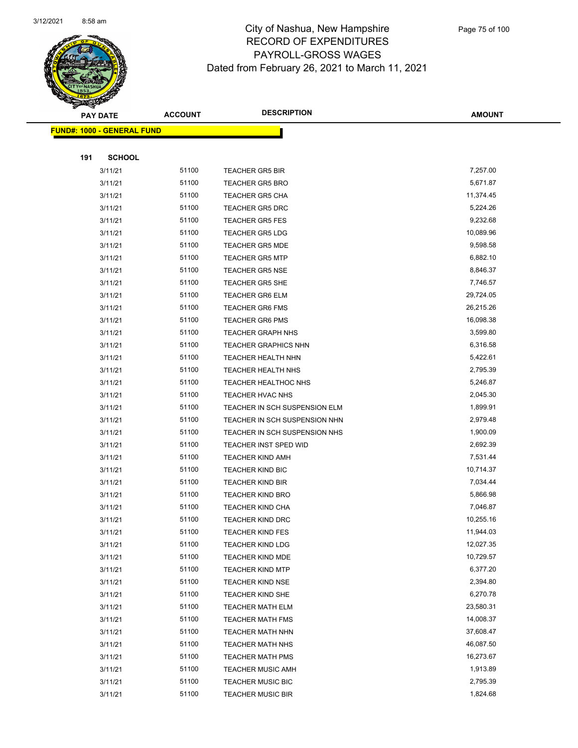# City of Nashua, New Hampshire
## RECORD OF EXPENDITURES
## PAYROLL-GROSS WAGES
## Dated from February 26, 2021 to March 11, 2021

| PAY DATE | ACCOUNT | DESCRIPTION | AMOUNT |
|---|---|---|---|
| **FUND#: 1000 - GENERAL FUND** | | | |
| **191 SCHOOL** | | | |
| 3/11/21 | 51100 | TEACHER GR5 BIR | 7,257.00 |
| 3/11/21 | 51100 | TEACHER GR5 BRO | 5,671.87 |
| 3/11/21 | 51100 | TEACHER GR5 CHA | 11,374.45 |
| 3/11/21 | 51100 | TEACHER GR5 DRC | 5,224.26 |
| 3/11/21 | 51100 | TEACHER GR5 FES | 9,232.68 |
| 3/11/21 | 51100 | TEACHER GR5 LDG | 10,089.96 |
| 3/11/21 | 51100 | TEACHER GR5 MDE | 9,598.58 |
| 3/11/21 | 51100 | TEACHER GR5 MTP | 6,882.10 |
| 3/11/21 | 51100 | TEACHER GR5 NSE | 8,846.37 |
| 3/11/21 | 51100 | TEACHER GR5 SHE | 7,746.57 |
| 3/11/21 | 51100 | TEACHER GR6 ELM | 29,724.05 |
| 3/11/21 | 51100 | TEACHER GR6 FMS | 26,215.26 |
| 3/11/21 | 51100 | TEACHER GR6 PMS | 16,098.38 |
| 3/11/21 | 51100 | TEACHER GRAPH NHS | 3,599.80 |
| 3/11/21 | 51100 | TEACHER GRAPHICS NHN | 6,316.58 |
| 3/11/21 | 51100 | TEACHER HEALTH NHN | 5,422.61 |
| 3/11/21 | 51100 | TEACHER HEALTH NHS | 2,795.39 |
| 3/11/21 | 51100 | TEACHER HEALTHOC NHS | 5,246.87 |
| 3/11/21 | 51100 | TEACHER HVAC NHS | 2,045.30 |
| 3/11/21 | 51100 | TEACHER IN SCH SUSPENSION ELM | 1,899.91 |
| 3/11/21 | 51100 | TEACHER IN SCH SUSPENSION NHN | 2,979.48 |
| 3/11/21 | 51100 | TEACHER IN SCH SUSPENSION NHS | 1,900.09 |
| 3/11/21 | 51100 | TEACHER INST SPED WID | 2,692.39 |
| 3/11/21 | 51100 | TEACHER KIND AMH | 7,531.44 |
| 3/11/21 | 51100 | TEACHER KIND BIC | 10,714.37 |
| 3/11/21 | 51100 | TEACHER KIND BIR | 7,034.44 |
| 3/11/21 | 51100 | TEACHER KIND BRO | 5,866.98 |
| 3/11/21 | 51100 | TEACHER KIND CHA | 7,046.87 |
| 3/11/21 | 51100 | TEACHER KIND DRC | 10,255.16 |
| 3/11/21 | 51100 | TEACHER KIND FES | 11,944.03 |
| 3/11/21 | 51100 | TEACHER KIND LDG | 12,027.35 |
| 3/11/21 | 51100 | TEACHER KIND MDE | 10,729.57 |
| 3/11/21 | 51100 | TEACHER KIND MTP | 6,377.20 |
| 3/11/21 | 51100 | TEACHER KIND NSE | 2,394.80 |
| 3/11/21 | 51100 | TEACHER KIND SHE | 6,270.78 |
| 3/11/21 | 51100 | TEACHER MATH ELM | 23,580.31 |
| 3/11/21 | 51100 | TEACHER MATH FMS | 14,008.37 |
| 3/11/21 | 51100 | TEACHER MATH NHN | 37,608.47 |
| 3/11/21 | 51100 | TEACHER MATH NHS | 46,087.50 |
| 3/11/21 | 51100 | TEACHER MATH PMS | 16,273.67 |
| 3/11/21 | 51100 | TEACHER MUSIC AMH | 1,913.89 |
| 3/11/21 | 51100 | TEACHER MUSIC BIC | 2,795.39 |
| 3/11/21 | 51100 | TEACHER MUSIC BIR | 1,824.68 |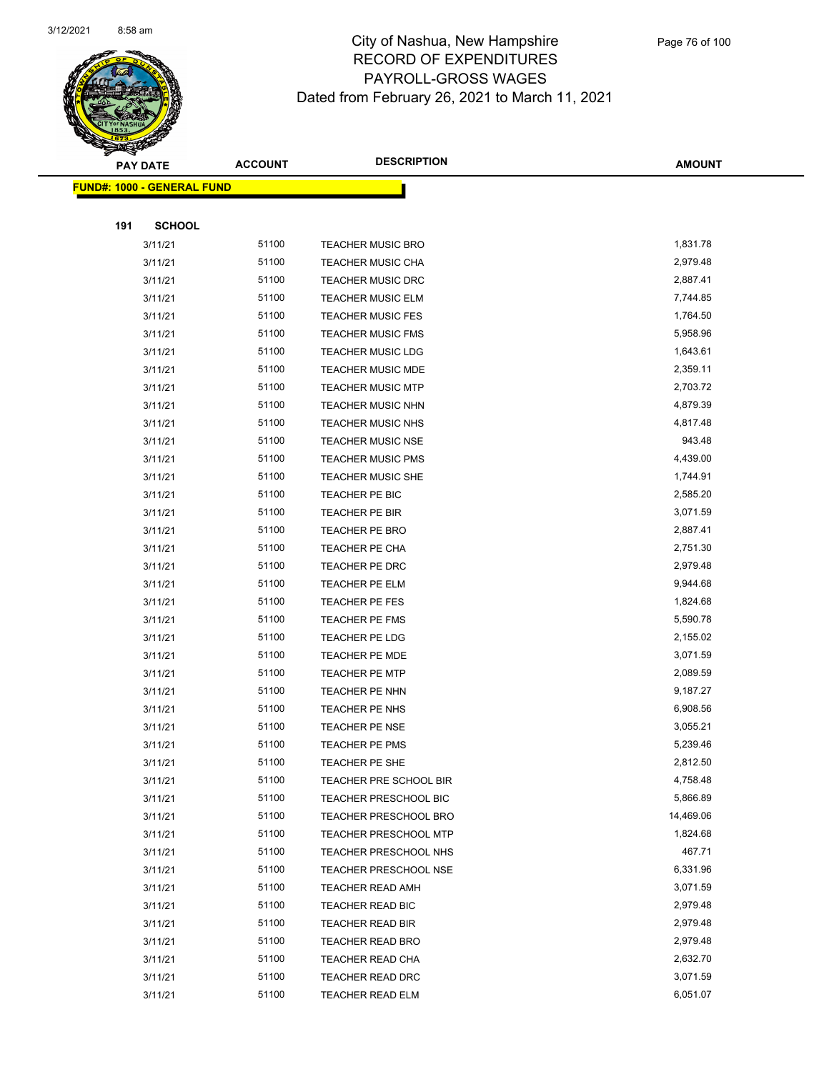# City of Nashua, New Hampshire
## RECORD OF EXPENDITURES
## PAYROLL-GROSS WAGES
## Dated from February 26, 2021 to March 11, 2021

| PAY DATE | ACCOUNT | DESCRIPTION | AMOUNT |
|---|---|---|---|
| **FUND#: 1000 - GENERAL FUND** | | | |
| **191 SCHOOL** | | | |
| 3/11/21 | 51100 | TEACHER MUSIC BRO | 1,831.78 |
| 3/11/21 | 51100 | TEACHER MUSIC CHA | 2,979.48 |
| 3/11/21 | 51100 | TEACHER MUSIC DRC | 2,887.41 |
| 3/11/21 | 51100 | TEACHER MUSIC ELM | 7,744.85 |
| 3/11/21 | 51100 | TEACHER MUSIC FES | 1,764.50 |
| 3/11/21 | 51100 | TEACHER MUSIC FMS | 5,958.96 |
| 3/11/21 | 51100 | TEACHER MUSIC LDG | 1,643.61 |
| 3/11/21 | 51100 | TEACHER MUSIC MDE | 2,359.11 |
| 3/11/21 | 51100 | TEACHER MUSIC MTP | 2,703.72 |
| 3/11/21 | 51100 | TEACHER MUSIC NHN | 4,879.39 |
| 3/11/21 | 51100 | TEACHER MUSIC NHS | 4,817.48 |
| 3/11/21 | 51100 | TEACHER MUSIC NSE | 943.48 |
| 3/11/21 | 51100 | TEACHER MUSIC PMS | 4,439.00 |
| 3/11/21 | 51100 | TEACHER MUSIC SHE | 1,744.91 |
| 3/11/21 | 51100 | TEACHER PE BIC | 2,585.20 |
| 3/11/21 | 51100 | TEACHER PE BIR | 3,071.59 |
| 3/11/21 | 51100 | TEACHER PE BRO | 2,887.41 |
| 3/11/21 | 51100 | TEACHER PE CHA | 2,751.30 |
| 3/11/21 | 51100 | TEACHER PE DRC | 2,979.48 |
| 3/11/21 | 51100 | TEACHER PE ELM | 9,944.68 |
| 3/11/21 | 51100 | TEACHER PE FES | 1,824.68 |
| 3/11/21 | 51100 | TEACHER PE FMS | 5,590.78 |
| 3/11/21 | 51100 | TEACHER PE LDG | 2,155.02 |
| 3/11/21 | 51100 | TEACHER PE MDE | 3,071.59 |
| 3/11/21 | 51100 | TEACHER PE MTP | 2,089.59 |
| 3/11/21 | 51100 | TEACHER PE NHN | 9,187.27 |
| 3/11/21 | 51100 | TEACHER PE NHS | 6,908.56 |
| 3/11/21 | 51100 | TEACHER PE NSE | 3,055.21 |
| 3/11/21 | 51100 | TEACHER PE PMS | 5,239.46 |
| 3/11/21 | 51100 | TEACHER PE SHE | 2,812.50 |
| 3/11/21 | 51100 | TEACHER PRE SCHOOL BIR | 4,758.48 |
| 3/11/21 | 51100 | TEACHER PRESCHOOL BIC | 5,866.89 |
| 3/11/21 | 51100 | TEACHER PRESCHOOL BRO | 14,469.06 |
| 3/11/21 | 51100 | TEACHER PRESCHOOL MTP | 1,824.68 |
| 3/11/21 | 51100 | TEACHER PRESCHOOL NHS | 467.71 |
| 3/11/21 | 51100 | TEACHER PRESCHOOL NSE | 6,331.96 |
| 3/11/21 | 51100 | TEACHER READ AMH | 3,071.59 |
| 3/11/21 | 51100 | TEACHER READ BIC | 2,979.48 |
| 3/11/21 | 51100 | TEACHER READ BIR | 2,979.48 |
| 3/11/21 | 51100 | TEACHER READ BRO | 2,979.48 |
| 3/11/21 | 51100 | TEACHER READ CHA | 2,632.70 |
| 3/11/21 | 51100 | TEACHER READ DRC | 3,071.59 |
| 3/11/21 | 51100 | TEACHER READ ELM | 6,051.07 |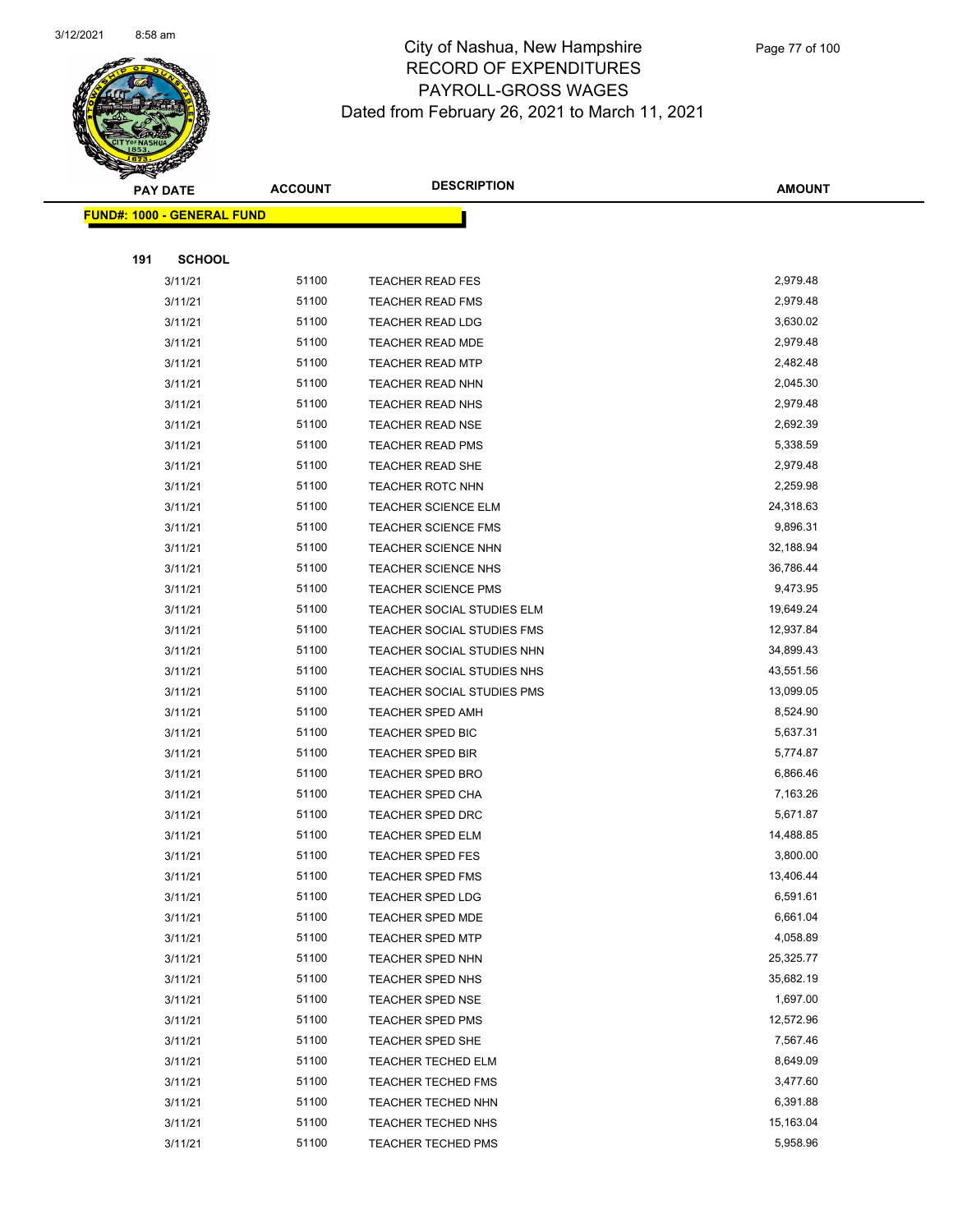# City of Nashua, New Hampshire
## RECORD OF EXPENDITURES
## PAYROLL-GROSS WAGES
## Dated from February 26, 2021 to March 11, 2021

| PAY DATE | ACCOUNT | DESCRIPTION | AMOUNT |
|---|---|---|---|
| **FUND#: 1000 - GENERAL FUND** | | | |
| **191 SCHOOL** | | | |
| 3/11/21 | 51100 | TEACHER READ FES | 2,979.48 |
| 3/11/21 | 51100 | TEACHER READ FMS | 2,979.48 |
| 3/11/21 | 51100 | TEACHER READ LDG | 3,630.02 |
| 3/11/21 | 51100 | TEACHER READ MDE | 2,979.48 |
| 3/11/21 | 51100 | TEACHER READ MTP | 2,482.48 |
| 3/11/21 | 51100 | TEACHER READ NHN | 2,045.30 |
| 3/11/21 | 51100 | TEACHER READ NHS | 2,979.48 |
| 3/11/21 | 51100 | TEACHER READ NSE | 2,692.39 |
| 3/11/21 | 51100 | TEACHER READ PMS | 5,338.59 |
| 3/11/21 | 51100 | TEACHER READ SHE | 2,979.48 |
| 3/11/21 | 51100 | TEACHER ROTC NHN | 2,259.98 |
| 3/11/21 | 51100 | TEACHER SCIENCE ELM | 24,318.63 |
| 3/11/21 | 51100 | TEACHER SCIENCE FMS | 9,896.31 |
| 3/11/21 | 51100 | TEACHER SCIENCE NHN | 32,188.94 |
| 3/11/21 | 51100 | TEACHER SCIENCE NHS | 36,786.44 |
| 3/11/21 | 51100 | TEACHER SCIENCE PMS | 9,473.95 |
| 3/11/21 | 51100 | TEACHER SOCIAL STUDIES ELM | 19,649.24 |
| 3/11/21 | 51100 | TEACHER SOCIAL STUDIES FMS | 12,937.84 |
| 3/11/21 | 51100 | TEACHER SOCIAL STUDIES NHN | 34,899.43 |
| 3/11/21 | 51100 | TEACHER SOCIAL STUDIES NHS | 43,551.56 |
| 3/11/21 | 51100 | TEACHER SOCIAL STUDIES PMS | 13,099.05 |
| 3/11/21 | 51100 | TEACHER SPED AMH | 8,524.90 |
| 3/11/21 | 51100 | TEACHER SPED BIC | 5,637.31 |
| 3/11/21 | 51100 | TEACHER SPED BIR | 5,774.87 |
| 3/11/21 | 51100 | TEACHER SPED BRO | 6,866.46 |
| 3/11/21 | 51100 | TEACHER SPED CHA | 7,163.26 |
| 3/11/21 | 51100 | TEACHER SPED DRC | 5,671.87 |
| 3/11/21 | 51100 | TEACHER SPED ELM | 14,488.85 |
| 3/11/21 | 51100 | TEACHER SPED FES | 3,800.00 |
| 3/11/21 | 51100 | TEACHER SPED FMS | 13,406.44 |
| 3/11/21 | 51100 | TEACHER SPED LDG | 6,591.61 |
| 3/11/21 | 51100 | TEACHER SPED MDE | 6,661.04 |
| 3/11/21 | 51100 | TEACHER SPED MTP | 4,058.89 |
| 3/11/21 | 51100 | TEACHER SPED NHN | 25,325.77 |
| 3/11/21 | 51100 | TEACHER SPED NHS | 35,682.19 |
| 3/11/21 | 51100 | TEACHER SPED NSE | 1,697.00 |
| 3/11/21 | 51100 | TEACHER SPED PMS | 12,572.96 |
| 3/11/21 | 51100 | TEACHER SPED SHE | 7,567.46 |
| 3/11/21 | 51100 | TEACHER TECHED ELM | 8,649.09 |
| 3/11/21 | 51100 | TEACHER TECHED FMS | 3,477.60 |
| 3/11/21 | 51100 | TEACHER TECHED NHN | 6,391.88 |
| 3/11/21 | 51100 | TEACHER TECHED NHS | 15,163.04 |
| 3/11/21 | 51100 | TEACHER TECHED PMS | 5,958.96 |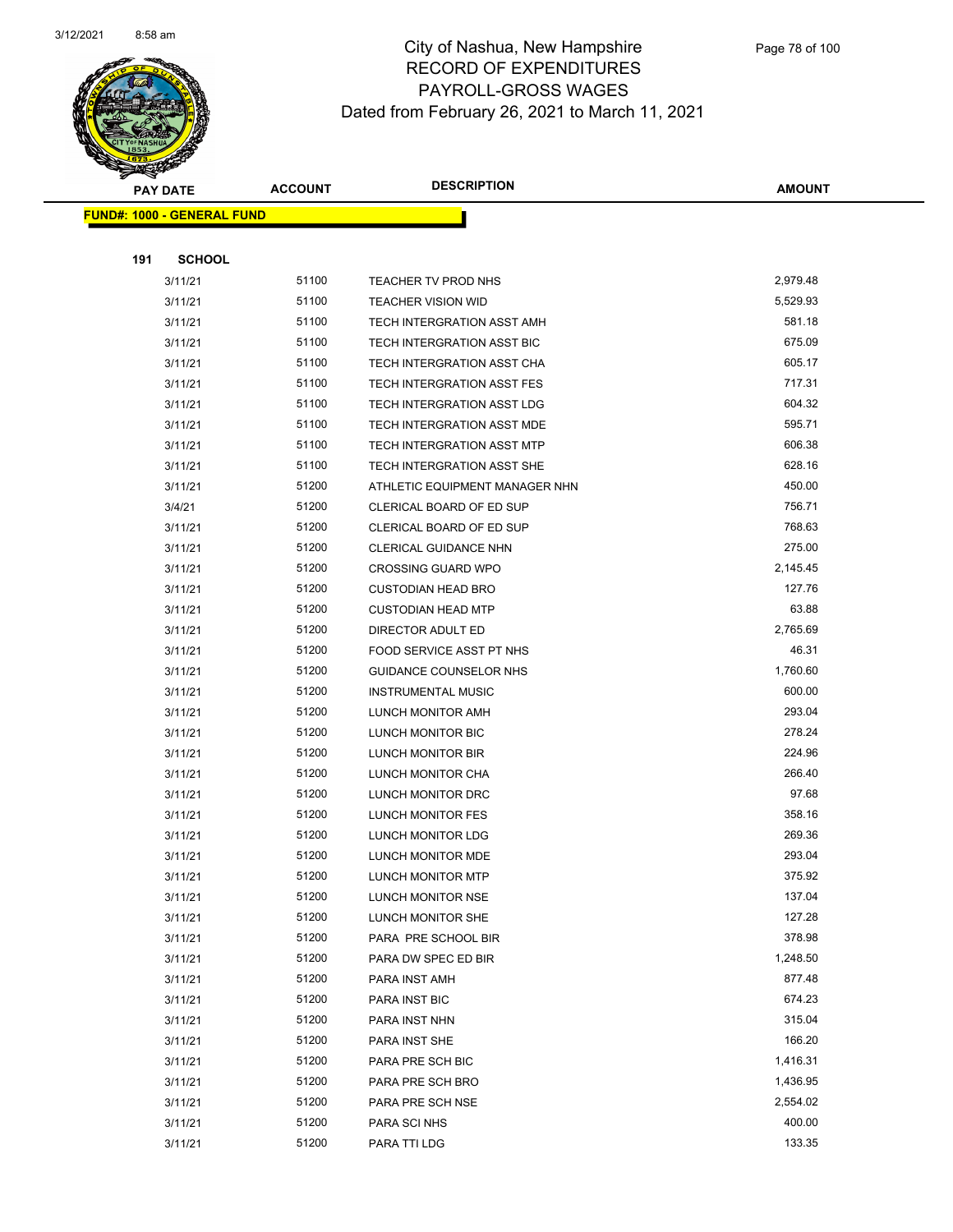# City of Nashua, New Hampshire
## RECORD OF EXPENDITURES
## PAYROLL-GROSS WAGES
### Dated from February 26, 2021 to March 11, 2021

| PAY DATE | ACCOUNT | DESCRIPTION | AMOUNT |
|---|---|---|---|

**FUND#: 1000 - GENERAL FUND**

**191 SCHOOL**

| PAY DATE | ACCOUNT | DESCRIPTION | AMOUNT |
|---|---|---|---|
| 3/11/21 | 51100 | TEACHER TV PROD NHS | 2,979.48 |
| 3/11/21 | 51100 | TEACHER VISION WID | 5,529.93 |
| 3/11/21 | 51100 | TECH INTERGRATION ASST AMH | 581.18 |
| 3/11/21 | 51100 | TECH INTERGRATION ASST BIC | 675.09 |
| 3/11/21 | 51100 | TECH INTERGRATION ASST CHA | 605.17 |
| 3/11/21 | 51100 | TECH INTERGRATION ASST FES | 717.31 |
| 3/11/21 | 51100 | TECH INTERGRATION ASST LDG | 604.32 |
| 3/11/21 | 51100 | TECH INTERGRATION ASST MDE | 595.71 |
| 3/11/21 | 51100 | TECH INTERGRATION ASST MTP | 606.38 |
| 3/11/21 | 51100 | TECH INTERGRATION ASST SHE | 628.16 |
| 3/11/21 | 51200 | ATHLETIC EQUIPMENT MANAGER NHN | 450.00 |
| 3/4/21 | 51200 | CLERICAL BOARD OF ED SUP | 756.71 |
| 3/11/21 | 51200 | CLERICAL BOARD OF ED SUP | 768.63 |
| 3/11/21 | 51200 | CLERICAL GUIDANCE NHN | 275.00 |
| 3/11/21 | 51200 | CROSSING GUARD WPO | 2,145.45 |
| 3/11/21 | 51200 | CUSTODIAN HEAD BRO | 127.76 |
| 3/11/21 | 51200 | CUSTODIAN HEAD MTP | 63.88 |
| 3/11/21 | 51200 | DIRECTOR ADULT ED | 2,765.69 |
| 3/11/21 | 51200 | FOOD SERVICE ASST PT NHS | 46.31 |
| 3/11/21 | 51200 | GUIDANCE COUNSELOR NHS | 1,760.60 |
| 3/11/21 | 51200 | INSTRUMENTAL MUSIC | 600.00 |
| 3/11/21 | 51200 | LUNCH MONITOR AMH | 293.04 |
| 3/11/21 | 51200 | LUNCH MONITOR BIC | 278.24 |
| 3/11/21 | 51200 | LUNCH MONITOR BIR | 224.96 |
| 3/11/21 | 51200 | LUNCH MONITOR CHA | 266.40 |
| 3/11/21 | 51200 | LUNCH MONITOR DRC | 97.68 |
| 3/11/21 | 51200 | LUNCH MONITOR FES | 358.16 |
| 3/11/21 | 51200 | LUNCH MONITOR LDG | 269.36 |
| 3/11/21 | 51200 | LUNCH MONITOR MDE | 293.04 |
| 3/11/21 | 51200 | LUNCH MONITOR MTP | 375.92 |
| 3/11/21 | 51200 | LUNCH MONITOR NSE | 137.04 |
| 3/11/21 | 51200 | LUNCH MONITOR SHE | 127.28 |
| 3/11/21 | 51200 | PARA PRE SCHOOL BIR | 378.98 |
| 3/11/21 | 51200 | PARA DW SPEC ED BIR | 1,248.50 |
| 3/11/21 | 51200 | PARA INST AMH | 877.48 |
| 3/11/21 | 51200 | PARA INST BIC | 674.23 |
| 3/11/21 | 51200 | PARA INST NHN | 315.04 |
| 3/11/21 | 51200 | PARA INST SHE | 166.20 |
| 3/11/21 | 51200 | PARA PRE SCH BIC | 1,416.31 |
| 3/11/21 | 51200 | PARA PRE SCH BRO | 1,436.95 |
| 3/11/21 | 51200 | PARA PRE SCH NSE | 2,554.02 |
| 3/11/21 | 51200 | PARA SCI NHS | 400.00 |
| 3/11/21 | 51200 | PARA TTI LDG | 133.35 |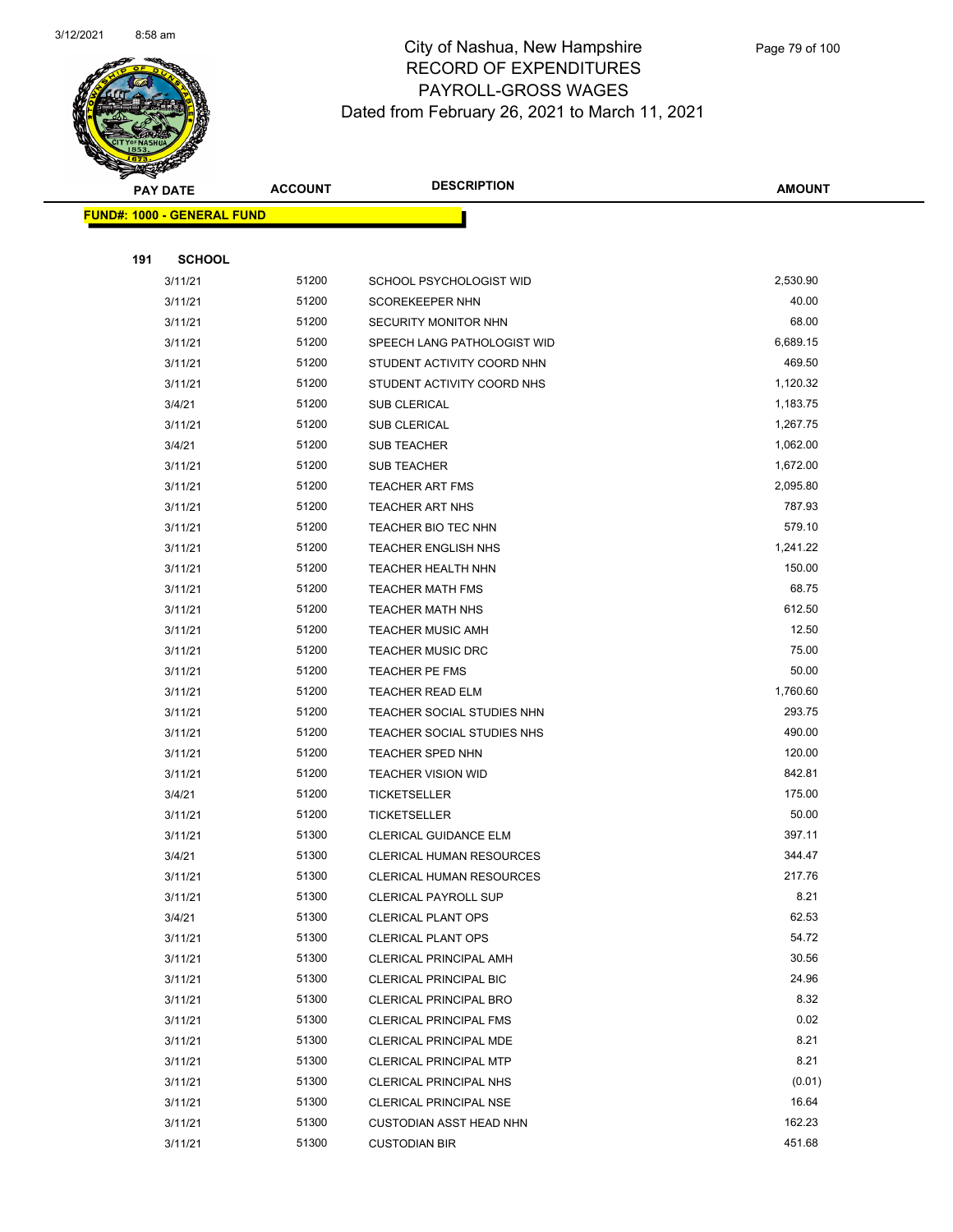City of Nashua, New Hampshire
RECORD OF EXPENDITURES
PAYROLL-GROSS WAGES
Dated from February 26, 2021 to March 11, 2021

| PAY DATE | ACCOUNT | DESCRIPTION | AMOUNT |
|---|---|---|---|
| **FUND#: 1000 - GENERAL FUND** | | | |
| **191 SCHOOL** | | | |
| 3/11/21 | 51200 | SCHOOL PSYCHOLOGIST WID | 2,530.90 |
| 3/11/21 | 51200 | SCOREKEEPER NHN | 40.00 |
| 3/11/21 | 51200 | SECURITY MONITOR NHN | 68.00 |
| 3/11/21 | 51200 | SPEECH LANG PATHOLOGIST WID | 6,689.15 |
| 3/11/21 | 51200 | STUDENT ACTIVITY COORD NHN | 469.50 |
| 3/11/21 | 51200 | STUDENT ACTIVITY COORD NHS | 1,120.32 |
| 3/4/21 | 51200 | SUB CLERICAL | 1,183.75 |
| 3/11/21 | 51200 | SUB CLERICAL | 1,267.75 |
| 3/4/21 | 51200 | SUB TEACHER | 1,062.00 |
| 3/11/21 | 51200 | SUB TEACHER | 1,672.00 |
| 3/11/21 | 51200 | TEACHER ART FMS | 2,095.80 |
| 3/11/21 | 51200 | TEACHER ART NHS | 787.93 |
| 3/11/21 | 51200 | TEACHER BIO TEC NHN | 579.10 |
| 3/11/21 | 51200 | TEACHER ENGLISH NHS | 1,241.22 |
| 3/11/21 | 51200 | TEACHER HEALTH NHN | 150.00 |
| 3/11/21 | 51200 | TEACHER MATH FMS | 68.75 |
| 3/11/21 | 51200 | TEACHER MATH NHS | 612.50 |
| 3/11/21 | 51200 | TEACHER MUSIC AMH | 12.50 |
| 3/11/21 | 51200 | TEACHER MUSIC DRC | 75.00 |
| 3/11/21 | 51200 | TEACHER PE FMS | 50.00 |
| 3/11/21 | 51200 | TEACHER READ ELM | 1,760.60 |
| 3/11/21 | 51200 | TEACHER SOCIAL STUDIES NHN | 293.75 |
| 3/11/21 | 51200 | TEACHER SOCIAL STUDIES NHS | 490.00 |
| 3/11/21 | 51200 | TEACHER SPED NHN | 120.00 |
| 3/11/21 | 51200 | TEACHER VISION WID | 842.81 |
| 3/4/21 | 51200 | TICKETSELLER | 175.00 |
| 3/11/21 | 51200 | TICKETSELLER | 50.00 |
| 3/11/21 | 51300 | CLERICAL GUIDANCE ELM | 397.11 |
| 3/4/21 | 51300 | CLERICAL HUMAN RESOURCES | 344.47 |
| 3/11/21 | 51300 | CLERICAL HUMAN RESOURCES | 217.76 |
| 3/11/21 | 51300 | CLERICAL PAYROLL SUP | 8.21 |
| 3/4/21 | 51300 | CLERICAL PLANT OPS | 62.53 |
| 3/11/21 | 51300 | CLERICAL PLANT OPS | 54.72 |
| 3/11/21 | 51300 | CLERICAL PRINCIPAL AMH | 30.56 |
| 3/11/21 | 51300 | CLERICAL PRINCIPAL BIC | 24.96 |
| 3/11/21 | 51300 | CLERICAL PRINCIPAL BRO | 8.32 |
| 3/11/21 | 51300 | CLERICAL PRINCIPAL FMS | 0.02 |
| 3/11/21 | 51300 | CLERICAL PRINCIPAL MDE | 8.21 |
| 3/11/21 | 51300 | CLERICAL PRINCIPAL MTP | 8.21 |
| 3/11/21 | 51300 | CLERICAL PRINCIPAL NHS | (0.01) |
| 3/11/21 | 51300 | CLERICAL PRINCIPAL NSE | 16.64 |
| 3/11/21 | 51300 | CUSTODIAN ASST HEAD NHN | 162.23 |
| 3/11/21 | 51300 | CUSTODIAN BIR | 451.68 |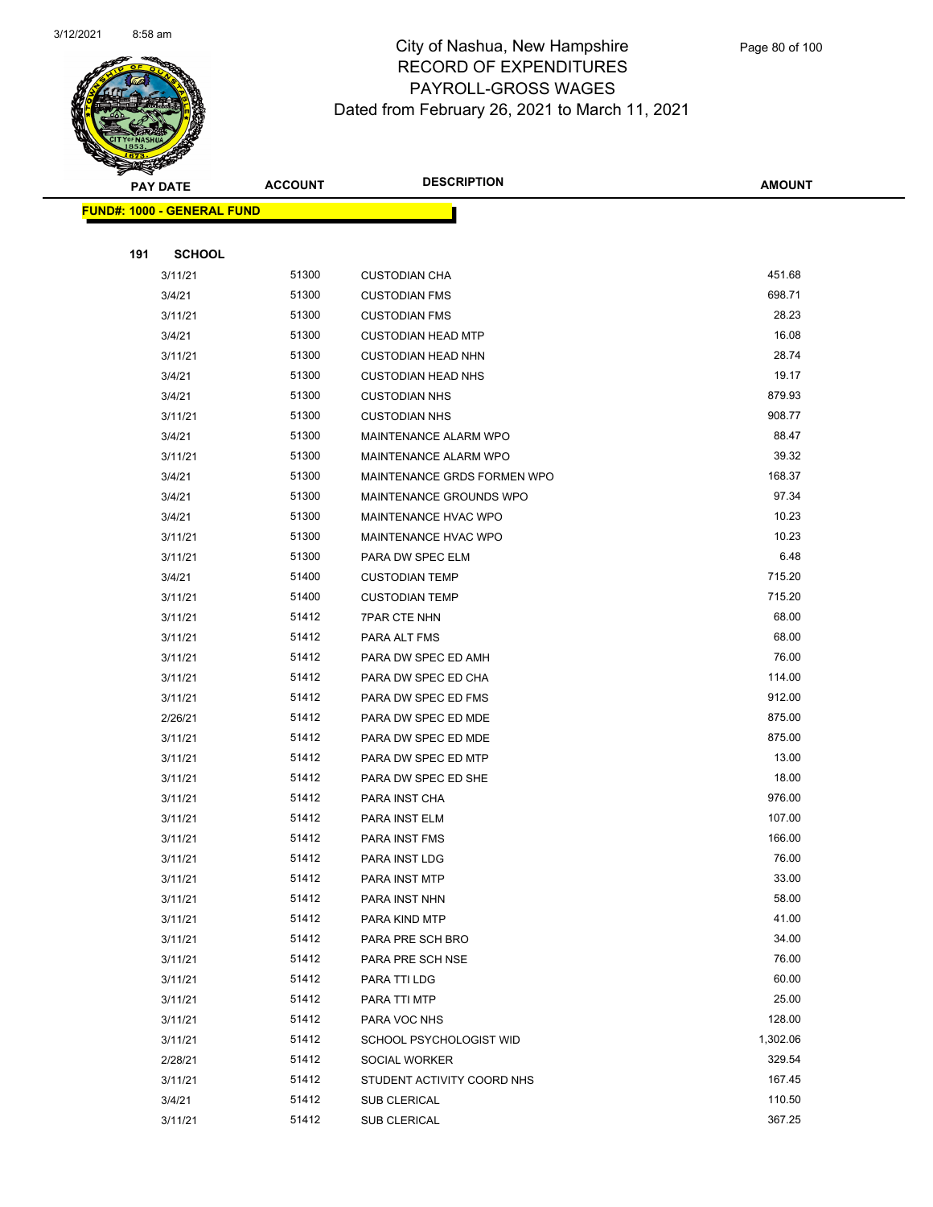# City of Nashua, New Hampshire
## RECORD OF EXPENDITURES
## PAYROLL-GROSS WAGES
## Dated from February 26, 2021 to March 11, 2021

**FUND#: 1000 - GENERAL FUND**

**191 SCHOOL**

| PAY DATE | ACCOUNT | DESCRIPTION | AMOUNT |
|---|---|---|---|
| 3/11/21 | 51300 | CUSTODIAN CHA | 451.68 |
| 3/4/21 | 51300 | CUSTODIAN FMS | 698.71 |
| 3/11/21 | 51300 | CUSTODIAN FMS | 28.23 |
| 3/4/21 | 51300 | CUSTODIAN HEAD MTP | 16.08 |
| 3/11/21 | 51300 | CUSTODIAN HEAD NHN | 28.74 |
| 3/4/21 | 51300 | CUSTODIAN HEAD NHS | 19.17 |
| 3/4/21 | 51300 | CUSTODIAN NHS | 879.93 |
| 3/11/21 | 51300 | CUSTODIAN NHS | 908.77 |
| 3/4/21 | 51300 | MAINTENANCE ALARM WPO | 88.47 |
| 3/11/21 | 51300 | MAINTENANCE ALARM WPO | 39.32 |
| 3/4/21 | 51300 | MAINTENANCE GRDS FORMEN WPO | 168.37 |
| 3/4/21 | 51300 | MAINTENANCE GROUNDS WPO | 97.34 |
| 3/4/21 | 51300 | MAINTENANCE HVAC WPO | 10.23 |
| 3/11/21 | 51300 | MAINTENANCE HVAC WPO | 10.23 |
| 3/11/21 | 51300 | PARA DW SPEC ELM | 6.48 |
| 3/4/21 | 51400 | CUSTODIAN TEMP | 715.20 |
| 3/11/21 | 51400 | CUSTODIAN TEMP | 715.20 |
| 3/11/21 | 51412 | 7PAR CTE NHN | 68.00 |
| 3/11/21 | 51412 | PARA ALT FMS | 68.00 |
| 3/11/21 | 51412 | PARA DW SPEC ED AMH | 76.00 |
| 3/11/21 | 51412 | PARA DW SPEC ED CHA | 114.00 |
| 3/11/21 | 51412 | PARA DW SPEC ED FMS | 912.00 |
| 2/26/21 | 51412 | PARA DW SPEC ED MDE | 875.00 |
| 3/11/21 | 51412 | PARA DW SPEC ED MDE | 875.00 |
| 3/11/21 | 51412 | PARA DW SPEC ED MTP | 13.00 |
| 3/11/21 | 51412 | PARA DW SPEC ED SHE | 18.00 |
| 3/11/21 | 51412 | PARA INST CHA | 976.00 |
| 3/11/21 | 51412 | PARA INST ELM | 107.00 |
| 3/11/21 | 51412 | PARA INST FMS | 166.00 |
| 3/11/21 | 51412 | PARA INST LDG | 76.00 |
| 3/11/21 | 51412 | PARA INST MTP | 33.00 |
| 3/11/21 | 51412 | PARA INST NHN | 58.00 |
| 3/11/21 | 51412 | PARA KIND MTP | 41.00 |
| 3/11/21 | 51412 | PARA PRE SCH BRO | 34.00 |
| 3/11/21 | 51412 | PARA PRE SCH NSE | 76.00 |
| 3/11/21 | 51412 | PARA TTI LDG | 60.00 |
| 3/11/21 | 51412 | PARA TTI MTP | 25.00 |
| 3/11/21 | 51412 | PARA VOC NHS | 128.00 |
| 3/11/21 | 51412 | SCHOOL PSYCHOLOGIST WID | 1,302.06 |
| 2/28/21 | 51412 | SOCIAL WORKER | 329.54 |
| 3/11/21 | 51412 | STUDENT ACTIVITY COORD NHS | 167.45 |
| 3/4/21 | 51412 | SUB CLERICAL | 110.50 |
| 3/11/21 | 51412 | SUB CLERICAL | 367.25 |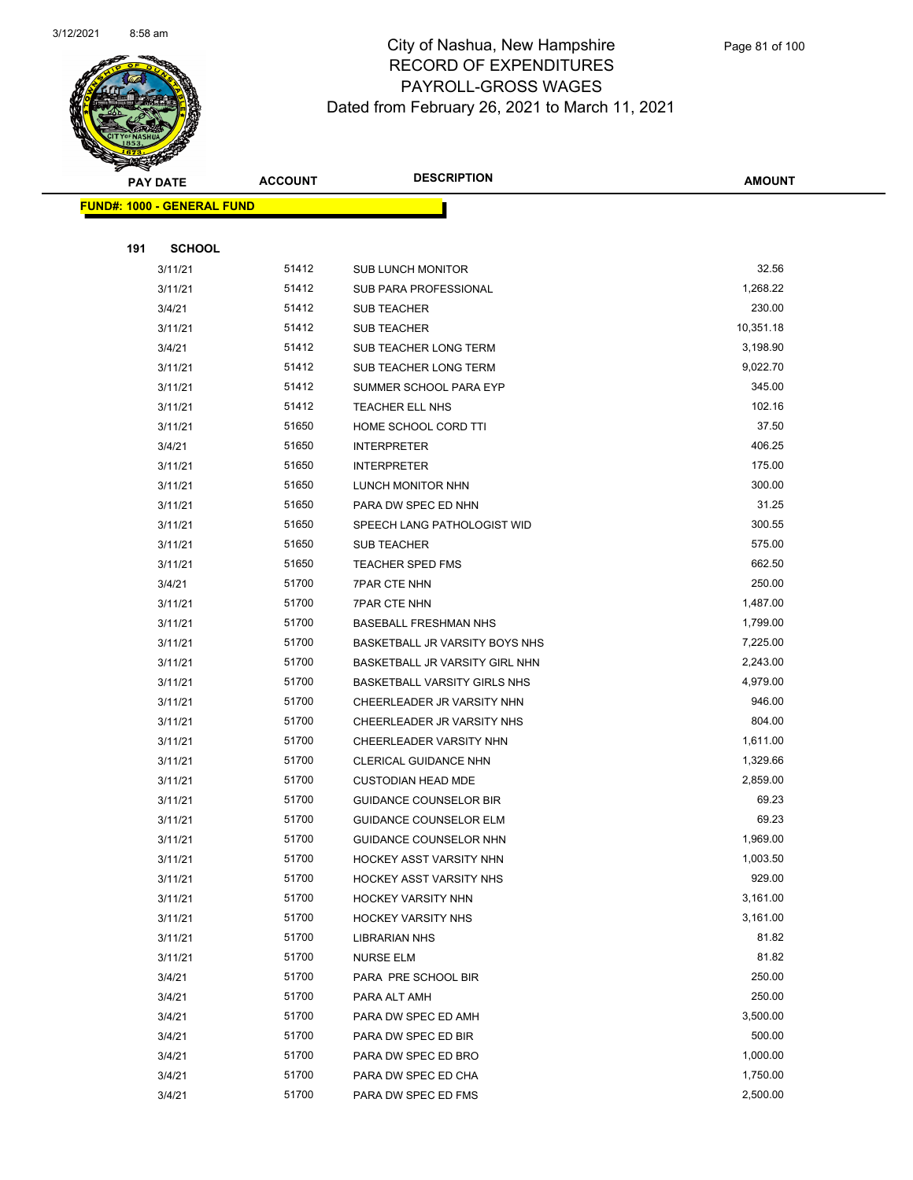# City of Nashua, New Hampshire
# RECORD OF EXPENDITURES
# PAYROLL-GROSS WAGES
# Dated from February 26, 2021 to March 11, 2021

| PAY DATE | ACCOUNT | DESCRIPTION | AMOUNT |
|---|---|---|---|
| **FUND#: 1000 - GENERAL FUND** | | | |
| **191 SCHOOL** | | | |
| 3/11/21 | 51412 | SUB LUNCH MONITOR | 32.56 |
| 3/11/21 | 51412 | SUB PARA PROFESSIONAL | 1,268.22 |
| 3/4/21 | 51412 | SUB TEACHER | 230.00 |
| 3/11/21 | 51412 | SUB TEACHER | 10,351.18 |
| 3/4/21 | 51412 | SUB TEACHER LONG TERM | 3,198.90 |
| 3/11/21 | 51412 | SUB TEACHER LONG TERM | 9,022.70 |
| 3/11/21 | 51412 | SUMMER SCHOOL PARA EYP | 345.00 |
| 3/11/21 | 51412 | TEACHER ELL NHS | 102.16 |
| 3/11/21 | 51650 | HOME SCHOOL CORD TTI | 37.50 |
| 3/4/21 | 51650 | INTERPRETER | 406.25 |
| 3/11/21 | 51650 | INTERPRETER | 175.00 |
| 3/11/21 | 51650 | LUNCH MONITOR NHN | 300.00 |
| 3/11/21 | 51650 | PARA DW SPEC ED NHN | 31.25 |
| 3/11/21 | 51650 | SPEECH LANG PATHOLOGIST WID | 300.55 |
| 3/11/21 | 51650 | SUB TEACHER | 575.00 |
| 3/11/21 | 51650 | TEACHER SPED FMS | 662.50 |
| 3/4/21 | 51700 | 7PAR CTE NHN | 250.00 |
| 3/11/21 | 51700 | 7PAR CTE NHN | 1,487.00 |
| 3/11/21 | 51700 | BASEBALL FRESHMAN NHS | 1,799.00 |
| 3/11/21 | 51700 | BASKETBALL JR VARSITY BOYS NHS | 7,225.00 |
| 3/11/21 | 51700 | BASKETBALL JR VARSITY GIRL NHN | 2,243.00 |
| 3/11/21 | 51700 | BASKETBALL VARSITY GIRLS NHS | 4,979.00 |
| 3/11/21 | 51700 | CHEERLEADER JR VARSITY NHN | 946.00 |
| 3/11/21 | 51700 | CHEERLEADER JR VARSITY NHS | 804.00 |
| 3/11/21 | 51700 | CHEERLEADER VARSITY NHN | 1,611.00 |
| 3/11/21 | 51700 | CLERICAL GUIDANCE NHN | 1,329.66 |
| 3/11/21 | 51700 | CUSTODIAN HEAD MDE | 2,859.00 |
| 3/11/21 | 51700 | GUIDANCE COUNSELOR BIR | 69.23 |
| 3/11/21 | 51700 | GUIDANCE COUNSELOR ELM | 69.23 |
| 3/11/21 | 51700 | GUIDANCE COUNSELOR NHN | 1,969.00 |
| 3/11/21 | 51700 | HOCKEY ASST VARSITY NHN | 1,003.50 |
| 3/11/21 | 51700 | HOCKEY ASST VARSITY NHS | 929.00 |
| 3/11/21 | 51700 | HOCKEY VARSITY NHN | 3,161.00 |
| 3/11/21 | 51700 | HOCKEY VARSITY NHS | 3,161.00 |
| 3/11/21 | 51700 | LIBRARIAN NHS | 81.82 |
| 3/11/21 | 51700 | NURSE ELM | 81.82 |
| 3/4/21 | 51700 | PARA PRE SCHOOL BIR | 250.00 |
| 3/4/21 | 51700 | PARA ALT AMH | 250.00 |
| 3/4/21 | 51700 | PARA DW SPEC ED AMH | 3,500.00 |
| 3/4/21 | 51700 | PARA DW SPEC ED BIR | 500.00 |
| 3/4/21 | 51700 | PARA DW SPEC ED BRO | 1,000.00 |
| 3/4/21 | 51700 | PARA DW SPEC ED CHA | 1,750.00 |
| 3/4/21 | 51700 | PARA DW SPEC ED FMS | 2,500.00 |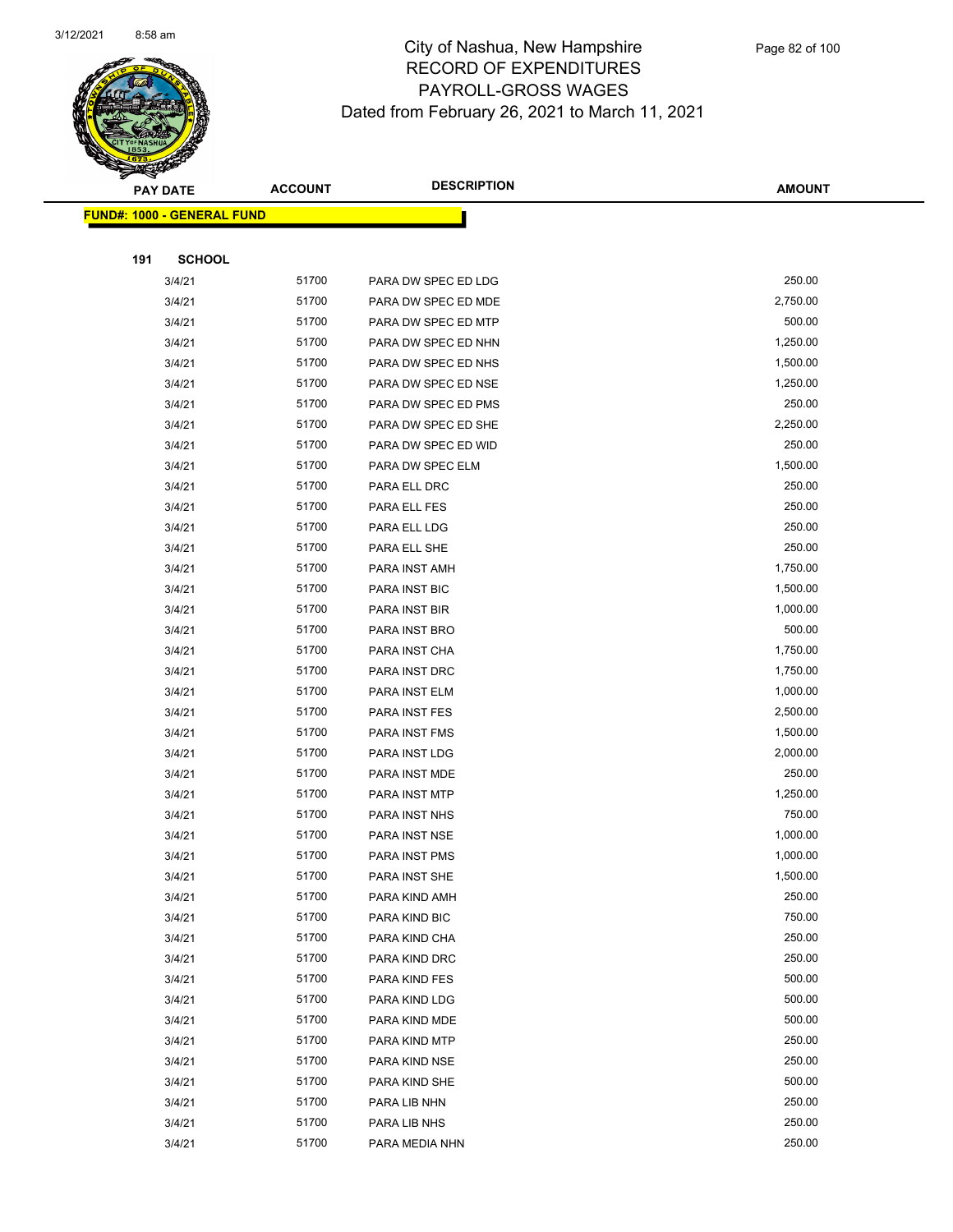# City of Nashua, New Hampshire
## RECORD OF EXPENDITURES
## PAYROLL-GROSS WAGES
## Dated from February 26, 2021 to March 11, 2021

**FUND#: 1000 - GENERAL FUND**

**191 SCHOOL**

| PAY DATE | ACCOUNT | DESCRIPTION | AMOUNT |
|---|---|---|---|
| 3/4/21 | 51700 | PARA DW SPEC ED LDG | 250.00 |
| 3/4/21 | 51700 | PARA DW SPEC ED MDE | 2,750.00 |
| 3/4/21 | 51700 | PARA DW SPEC ED MTP | 500.00 |
| 3/4/21 | 51700 | PARA DW SPEC ED NHN | 1,250.00 |
| 3/4/21 | 51700 | PARA DW SPEC ED NHS | 1,500.00 |
| 3/4/21 | 51700 | PARA DW SPEC ED NSE | 1,250.00 |
| 3/4/21 | 51700 | PARA DW SPEC ED PMS | 250.00 |
| 3/4/21 | 51700 | PARA DW SPEC ED SHE | 2,250.00 |
| 3/4/21 | 51700 | PARA DW SPEC ED WID | 250.00 |
| 3/4/21 | 51700 | PARA DW SPEC ELM | 1,500.00 |
| 3/4/21 | 51700 | PARA ELL DRC | 250.00 |
| 3/4/21 | 51700 | PARA ELL FES | 250.00 |
| 3/4/21 | 51700 | PARA ELL LDG | 250.00 |
| 3/4/21 | 51700 | PARA ELL SHE | 250.00 |
| 3/4/21 | 51700 | PARA INST AMH | 1,750.00 |
| 3/4/21 | 51700 | PARA INST BIC | 1,500.00 |
| 3/4/21 | 51700 | PARA INST BIR | 1,000.00 |
| 3/4/21 | 51700 | PARA INST BRO | 500.00 |
| 3/4/21 | 51700 | PARA INST CHA | 1,750.00 |
| 3/4/21 | 51700 | PARA INST DRC | 1,750.00 |
| 3/4/21 | 51700 | PARA INST ELM | 1,000.00 |
| 3/4/21 | 51700 | PARA INST FES | 2,500.00 |
| 3/4/21 | 51700 | PARA INST FMS | 1,500.00 |
| 3/4/21 | 51700 | PARA INST LDG | 2,000.00 |
| 3/4/21 | 51700 | PARA INST MDE | 250.00 |
| 3/4/21 | 51700 | PARA INST MTP | 1,250.00 |
| 3/4/21 | 51700 | PARA INST NHS | 750.00 |
| 3/4/21 | 51700 | PARA INST NSE | 1,000.00 |
| 3/4/21 | 51700 | PARA INST PMS | 1,000.00 |
| 3/4/21 | 51700 | PARA INST SHE | 1,500.00 |
| 3/4/21 | 51700 | PARA KIND AMH | 250.00 |
| 3/4/21 | 51700 | PARA KIND BIC | 750.00 |
| 3/4/21 | 51700 | PARA KIND CHA | 250.00 |
| 3/4/21 | 51700 | PARA KIND DRC | 250.00 |
| 3/4/21 | 51700 | PARA KIND FES | 500.00 |
| 3/4/21 | 51700 | PARA KIND LDG | 500.00 |
| 3/4/21 | 51700 | PARA KIND MDE | 500.00 |
| 3/4/21 | 51700 | PARA KIND MTP | 250.00 |
| 3/4/21 | 51700 | PARA KIND NSE | 250.00 |
| 3/4/21 | 51700 | PARA KIND SHE | 500.00 |
| 3/4/21 | 51700 | PARA LIB NHN | 250.00 |
| 3/4/21 | 51700 | PARA LIB NHS | 250.00 |
| 3/4/21 | 51700 | PARA MEDIA NHN | 250.00 |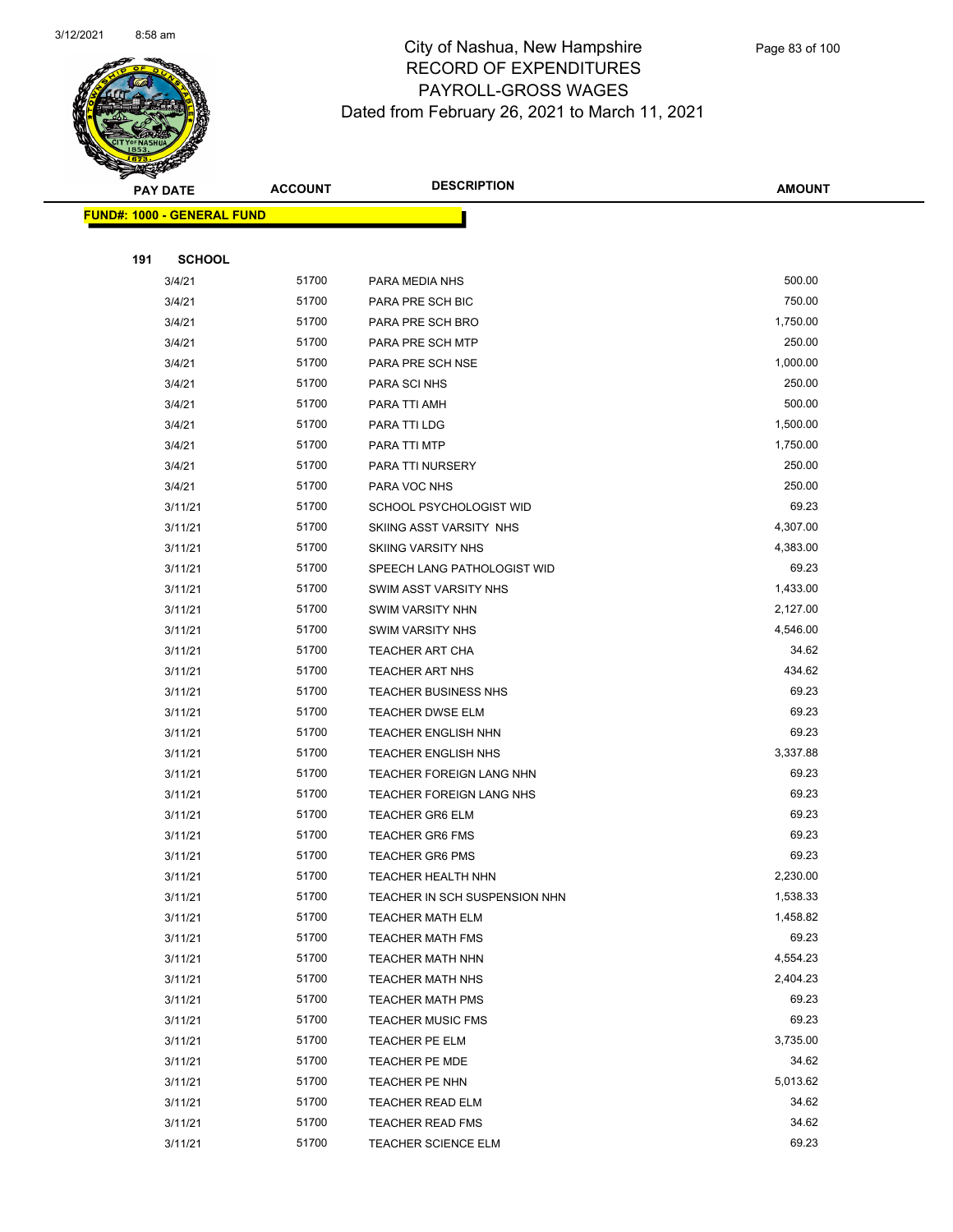# City of Nashua, New Hampshire
## RECORD OF EXPENDITURES
## PAYROLL-GROSS WAGES
## Dated from February 26, 2021 to March 11, 2021

| PAY DATE | ACCOUNT | DESCRIPTION | AMOUNT |
|---|---|---|---|

**FUND#: 1000 - GENERAL FUND**

**191 SCHOOL**

| PAY DATE | ACCOUNT | DESCRIPTION | AMOUNT |
|---|---|---|---|
| 3/4/21 | 51700 | PARA MEDIA NHS | 500.00 |
| 3/4/21 | 51700 | PARA PRE SCH BIC | 750.00 |
| 3/4/21 | 51700 | PARA PRE SCH BRO | 1,750.00 |
| 3/4/21 | 51700 | PARA PRE SCH MTP | 250.00 |
| 3/4/21 | 51700 | PARA PRE SCH NSE | 1,000.00 |
| 3/4/21 | 51700 | PARA SCI NHS | 250.00 |
| 3/4/21 | 51700 | PARA TTI AMH | 500.00 |
| 3/4/21 | 51700 | PARA TTI LDG | 1,500.00 |
| 3/4/21 | 51700 | PARA TTI MTP | 1,750.00 |
| 3/4/21 | 51700 | PARA TTI NURSERY | 250.00 |
| 3/4/21 | 51700 | PARA VOC NHS | 250.00 |
| 3/11/21 | 51700 | SCHOOL PSYCHOLOGIST WID | 69.23 |
| 3/11/21 | 51700 | SKIING ASST VARSITY NHS | 4,307.00 |
| 3/11/21 | 51700 | SKIING VARSITY NHS | 4,383.00 |
| 3/11/21 | 51700 | SPEECH LANG PATHOLOGIST WID | 69.23 |
| 3/11/21 | 51700 | SWIM ASST VARSITY NHS | 1,433.00 |
| 3/11/21 | 51700 | SWIM VARSITY NHN | 2,127.00 |
| 3/11/21 | 51700 | SWIM VARSITY NHS | 4,546.00 |
| 3/11/21 | 51700 | TEACHER ART CHA | 34.62 |
| 3/11/21 | 51700 | TEACHER ART NHS | 434.62 |
| 3/11/21 | 51700 | TEACHER BUSINESS NHS | 69.23 |
| 3/11/21 | 51700 | TEACHER DWSE ELM | 69.23 |
| 3/11/21 | 51700 | TEACHER ENGLISH NHN | 69.23 |
| 3/11/21 | 51700 | TEACHER ENGLISH NHS | 3,337.88 |
| 3/11/21 | 51700 | TEACHER FOREIGN LANG NHN | 69.23 |
| 3/11/21 | 51700 | TEACHER FOREIGN LANG NHS | 69.23 |
| 3/11/21 | 51700 | TEACHER GR6 ELM | 69.23 |
| 3/11/21 | 51700 | TEACHER GR6 FMS | 69.23 |
| 3/11/21 | 51700 | TEACHER GR6 PMS | 69.23 |
| 3/11/21 | 51700 | TEACHER HEALTH NHN | 2,230.00 |
| 3/11/21 | 51700 | TEACHER IN SCH SUSPENSION NHN | 1,538.33 |
| 3/11/21 | 51700 | TEACHER MATH ELM | 1,458.82 |
| 3/11/21 | 51700 | TEACHER MATH FMS | 69.23 |
| 3/11/21 | 51700 | TEACHER MATH NHN | 4,554.23 |
| 3/11/21 | 51700 | TEACHER MATH NHS | 2,404.23 |
| 3/11/21 | 51700 | TEACHER MATH PMS | 69.23 |
| 3/11/21 | 51700 | TEACHER MUSIC FMS | 69.23 |
| 3/11/21 | 51700 | TEACHER PE ELM | 3,735.00 |
| 3/11/21 | 51700 | TEACHER PE MDE | 34.62 |
| 3/11/21 | 51700 | TEACHER PE NHN | 5,013.62 |
| 3/11/21 | 51700 | TEACHER READ ELM | 34.62 |
| 3/11/21 | 51700 | TEACHER READ FMS | 34.62 |
| 3/11/21 | 51700 | TEACHER SCIENCE ELM | 69.23 |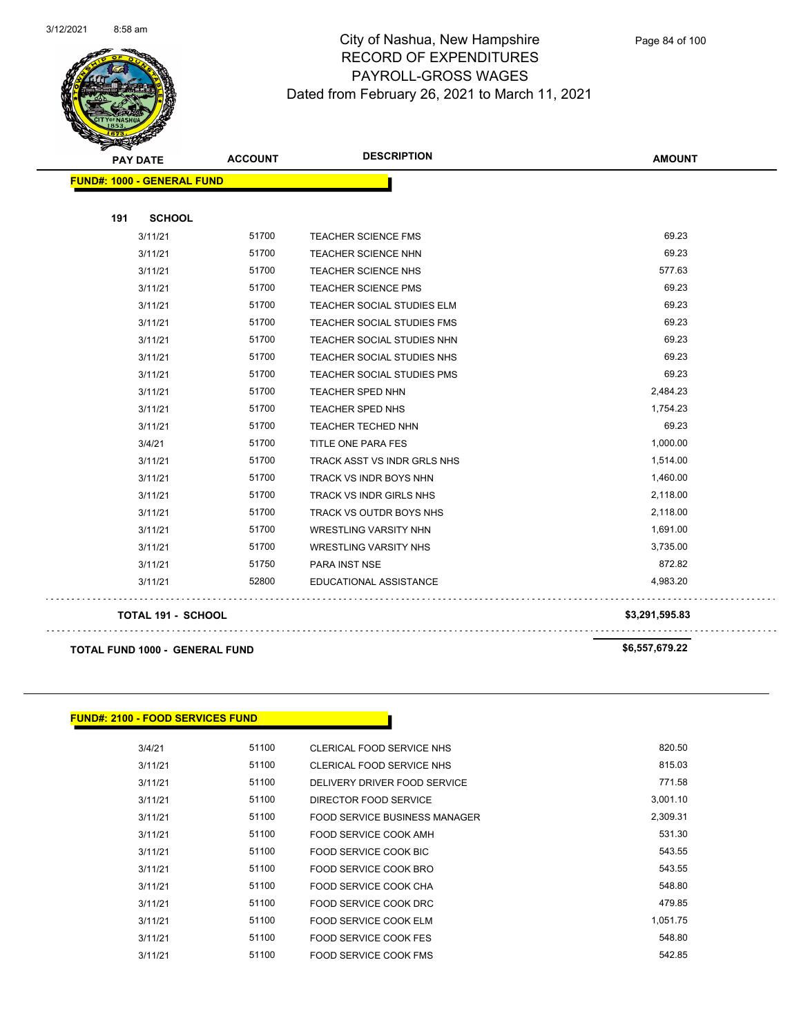# City of Nashua, New Hampshire
## RECORD OF EXPENDITURES
## PAYROLL-GROSS WAGES
## Dated from February 26, 2021 to March 11, 2021

| PAY DATE | ACCOUNT | DESCRIPTION | AMOUNT |
|---|---|---|---|
| **FUND#: 1000 - GENERAL FUND** | | | |
| **191 SCHOOL** | | | |
| 3/11/21 | 51700 | TEACHER SCIENCE FMS | 69.23 |
| 3/11/21 | 51700 | TEACHER SCIENCE NHN | 69.23 |
| 3/11/21 | 51700 | TEACHER SCIENCE NHS | 577.63 |
| 3/11/21 | 51700 | TEACHER SCIENCE PMS | 69.23 |
| 3/11/21 | 51700 | TEACHER SOCIAL STUDIES ELM | 69.23 |
| 3/11/21 | 51700 | TEACHER SOCIAL STUDIES FMS | 69.23 |
| 3/11/21 | 51700 | TEACHER SOCIAL STUDIES NHN | 69.23 |
| 3/11/21 | 51700 | TEACHER SOCIAL STUDIES NHS | 69.23 |
| 3/11/21 | 51700 | TEACHER SOCIAL STUDIES PMS | 69.23 |
| 3/11/21 | 51700 | TEACHER SPED NHN | 2,484.23 |
| 3/11/21 | 51700 | TEACHER SPED NHS | 1,754.23 |
| 3/11/21 | 51700 | TEACHER TECHED NHN | 69.23 |
| 3/4/21 | 51700 | TITLE ONE PARA FES | 1,000.00 |
| 3/11/21 | 51700 | TRACK ASST VS INDR GRLS NHS | 1,514.00 |
| 3/11/21 | 51700 | TRACK VS INDR BOYS NHN | 1,460.00 |
| 3/11/21 | 51700 | TRACK VS INDR GIRLS NHS | 2,118.00 |
| 3/11/21 | 51700 | TRACK VS OUTDR BOYS NHS | 2,118.00 |
| 3/11/21 | 51700 | WRESTLING VARSITY NHN | 1,691.00 |
| 3/11/21 | 51700 | WRESTLING VARSITY NHS | 3,735.00 |
| 3/11/21 | 51750 | PARA INST NSE | 872.82 |
| 3/11/21 | 52800 | EDUCATIONAL ASSISTANCE | 4,983.20 |
| **TOTAL 191 - SCHOOL** | | | **$3,291,595.83** |
| **TOTAL FUND 1000 - GENERAL FUND** | | | **$6,557,679.22** |

| PAY DATE | ACCOUNT | DESCRIPTION | AMOUNT |
|---|---|---|---|
| **FUND#: 2100 - FOOD SERVICES FUND** | | | |
| 3/4/21 | 51100 | CLERICAL FOOD SERVICE NHS | 820.50 |
| 3/11/21 | 51100 | CLERICAL FOOD SERVICE NHS | 815.03 |
| 3/11/21 | 51100 | DELIVERY DRIVER FOOD SERVICE | 771.58 |
| 3/11/21 | 51100 | DIRECTOR FOOD SERVICE | 3,001.10 |
| 3/11/21 | 51100 | FOOD SERVICE BUSINESS MANAGER | 2,309.31 |
| 3/11/21 | 51100 | FOOD SERVICE COOK AMH | 531.30 |
| 3/11/21 | 51100 | FOOD SERVICE COOK BIC | 543.55 |
| 3/11/21 | 51100 | FOOD SERVICE COOK BRO | 543.55 |
| 3/11/21 | 51100 | FOOD SERVICE COOK CHA | 548.80 |
| 3/11/21 | 51100 | FOOD SERVICE COOK DRC | 479.85 |
| 3/11/21 | 51100 | FOOD SERVICE COOK ELM | 1,051.75 |
| 3/11/21 | 51100 | FOOD SERVICE COOK FES | 548.80 |
| 3/11/21 | 51100 | FOOD SERVICE COOK FMS | 542.85 |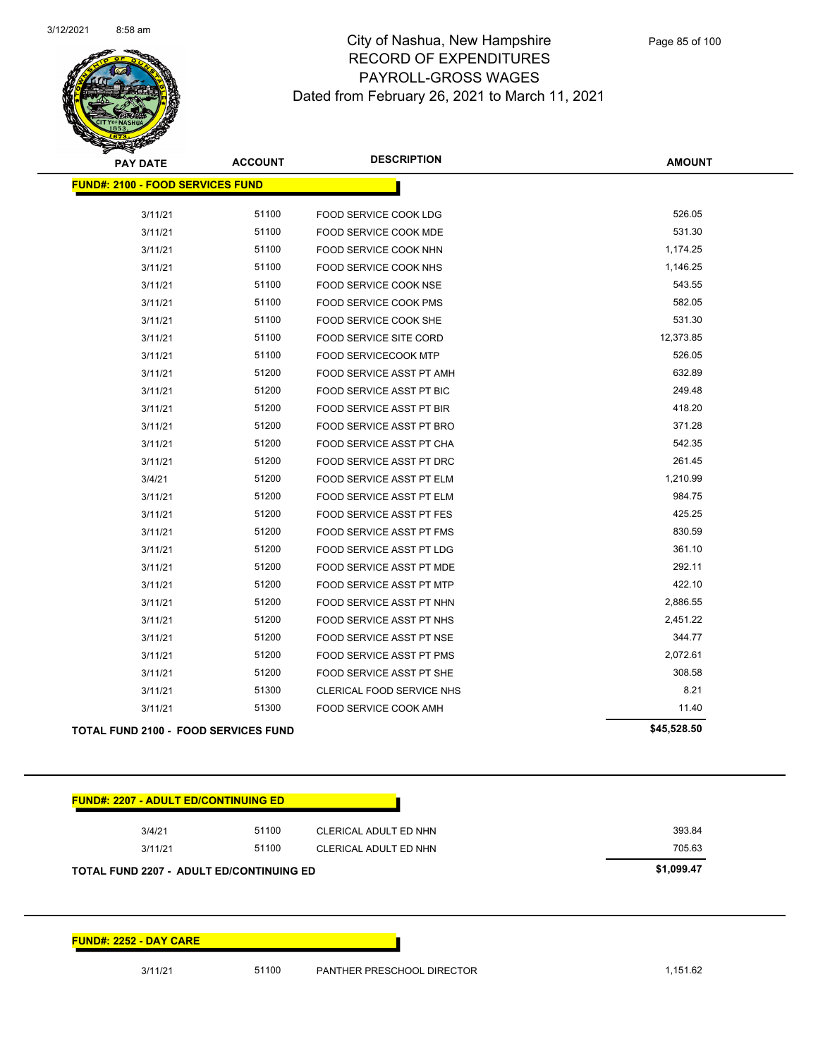# City of Nashua, New Hampshire
## RECORD OF EXPENDITURES
## PAYROLL-GROSS WAGES
Dated from February 26, 2021 to March 11, 2021

**FUND#: 2100 - FOOD SERVICES FUND**

| PAY DATE | ACCOUNT | DESCRIPTION | AMOUNT |
|---|---|---|---|
| 3/11/21 | 51100 | FOOD SERVICE COOK LDG | 526.05 |
| 3/11/21 | 51100 | FOOD SERVICE COOK MDE | 531.30 |
| 3/11/21 | 51100 | FOOD SERVICE COOK NHN | 1,174.25 |
| 3/11/21 | 51100 | FOOD SERVICE COOK NHS | 1,146.25 |
| 3/11/21 | 51100 | FOOD SERVICE COOK NSE | 543.55 |
| 3/11/21 | 51100 | FOOD SERVICE COOK PMS | 582.05 |
| 3/11/21 | 51100 | FOOD SERVICE COOK SHE | 531.30 |
| 3/11/21 | 51100 | FOOD SERVICE SITE CORD | 12,373.85 |
| 3/11/21 | 51100 | FOOD SERVICECOOK MTP | 526.05 |
| 3/11/21 | 51200 | FOOD SERVICE ASST PT AMH | 632.89 |
| 3/11/21 | 51200 | FOOD SERVICE ASST PT BIC | 249.48 |
| 3/11/21 | 51200 | FOOD SERVICE ASST PT BIR | 418.20 |
| 3/11/21 | 51200 | FOOD SERVICE ASST PT BRO | 371.28 |
| 3/11/21 | 51200 | FOOD SERVICE ASST PT CHA | 542.35 |
| 3/11/21 | 51200 | FOOD SERVICE ASST PT DRC | 261.45 |
| 3/4/21 | 51200 | FOOD SERVICE ASST PT ELM | 1,210.99 |
| 3/11/21 | 51200 | FOOD SERVICE ASST PT ELM | 984.75 |
| 3/11/21 | 51200 | FOOD SERVICE ASST PT FES | 425.25 |
| 3/11/21 | 51200 | FOOD SERVICE ASST PT FMS | 830.59 |
| 3/11/21 | 51200 | FOOD SERVICE ASST PT LDG | 361.10 |
| 3/11/21 | 51200 | FOOD SERVICE ASST PT MDE | 292.11 |
| 3/11/21 | 51200 | FOOD SERVICE ASST PT MTP | 422.10 |
| 3/11/21 | 51200 | FOOD SERVICE ASST PT NHN | 2,886.55 |
| 3/11/21 | 51200 | FOOD SERVICE ASST PT NHS | 2,451.22 |
| 3/11/21 | 51200 | FOOD SERVICE ASST PT NSE | 344.77 |
| 3/11/21 | 51200 | FOOD SERVICE ASST PT PMS | 2,072.61 |
| 3/11/21 | 51200 | FOOD SERVICE ASST PT SHE | 308.58 |
| 3/11/21 | 51300 | CLERICAL FOOD SERVICE NHS | 8.21 |
| 3/11/21 | 51300 | FOOD SERVICE COOK AMH | 11.40 |
| **TOTAL FUND 2100 - FOOD SERVICES FUND** | | | **$45,528.50** |

**FUND#: 2207 - ADULT ED/CONTINUING ED**

| PAY DATE | ACCOUNT | DESCRIPTION | AMOUNT |
|---|---|---|---|
| 3/4/21 | 51100 | CLERICAL ADULT ED NHN | 393.84 |
| 3/11/21 | 51100 | CLERICAL ADULT ED NHN | 705.63 |
| **TOTAL FUND 2207 - ADULT ED/CONTINUING ED** | | | **$1,099.47** |

**FUND#: 2252 - DAY CARE**

| PAY DATE | ACCOUNT | DESCRIPTION | AMOUNT |
|---|---|---|---|
| 3/11/21 | 51100 | PANTHER PRESCHOOL DIRECTOR | 1,151.62 |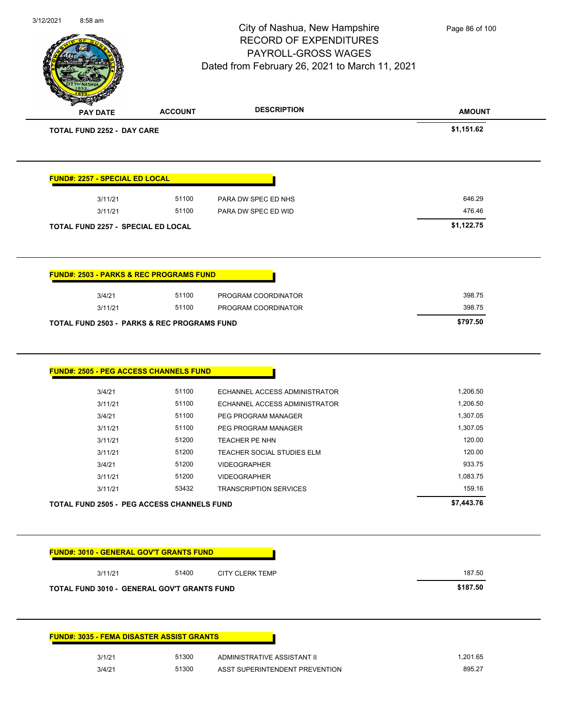| PAY DATE | ACCOUNT | DESCRIPTION | AMOUNT |
|---|---|---|---|
| **TOTAL FUND 2252 - DAY CARE** | | | **$1,151.62** |

**FUND#: 2257 - SPECIAL ED LOCAL**

| PAY DATE | ACCOUNT | DESCRIPTION | AMOUNT |
|---|---|---|---|
| 3/11/21 | 51100 | PARA DW SPEC ED NHS | 646.29 |
| 3/11/21 | 51100 | PARA DW SPEC ED WID | 476.46 |
| **TOTAL FUND 2257 - SPECIAL ED LOCAL** | | | **$1,122.75** |

**FUND#: 2503 - PARKS & REC PROGRAMS FUND**

| PAY DATE | ACCOUNT | DESCRIPTION | AMOUNT |
|---|---|---|---|
| 3/4/21 | 51100 | PROGRAM COORDINATOR | 398.75 |
| 3/11/21 | 51100 | PROGRAM COORDINATOR | 398.75 |
| **TOTAL FUND 2503 - PARKS & REC PROGRAMS FUND** | | | **$797.50** |

**FUND#: 2505 - PEG ACCESS CHANNELS FUND**

| PAY DATE | ACCOUNT | DESCRIPTION | AMOUNT |
|---|---|---|---|
| 3/4/21 | 51100 | ECHANNEL ACCESS ADMINISTRATOR | 1,206.50 |
| 3/11/21 | 51100 | ECHANNEL ACCESS ADMINISTRATOR | 1,206.50 |
| 3/4/21 | 51100 | PEG PROGRAM MANAGER | 1,307.05 |
| 3/11/21 | 51100 | PEG PROGRAM MANAGER | 1,307.05 |
| 3/11/21 | 51200 | TEACHER PE NHN | 120.00 |
| 3/11/21 | 51200 | TEACHER SOCIAL STUDIES ELM | 120.00 |
| 3/4/21 | 51200 | VIDEOGRAPHER | 933.75 |
| 3/11/21 | 51200 | VIDEOGRAPHER | 1,083.75 |
| 3/11/21 | 53432 | TRANSCRIPTION SERVICES | 159.16 |
| **TOTAL FUND 2505 - PEG ACCESS CHANNELS FUND** | | | **$7,443.76** |

**FUND#: 3010 - GENERAL GOV'T GRANTS FUND**

| PAY DATE | ACCOUNT | DESCRIPTION | AMOUNT |
|---|---|---|---|
| 3/11/21 | 51400 | CITY CLERK TEMP | 187.50 |
| **TOTAL FUND 3010 - GENERAL GOV'T GRANTS FUND** | | | **$187.50** |

**FUND#: 3035 - FEMA DISASTER ASSIST GRANTS**

| PAY DATE | ACCOUNT | DESCRIPTION | AMOUNT |
|---|---|---|---|
| 3/1/21 | 51300 | ADMINISTRATIVE ASSISTANT II | 1,201.65 |
| 3/4/21 | 51300 | ASST SUPERINTENDENT PREVENTION | 895.27 |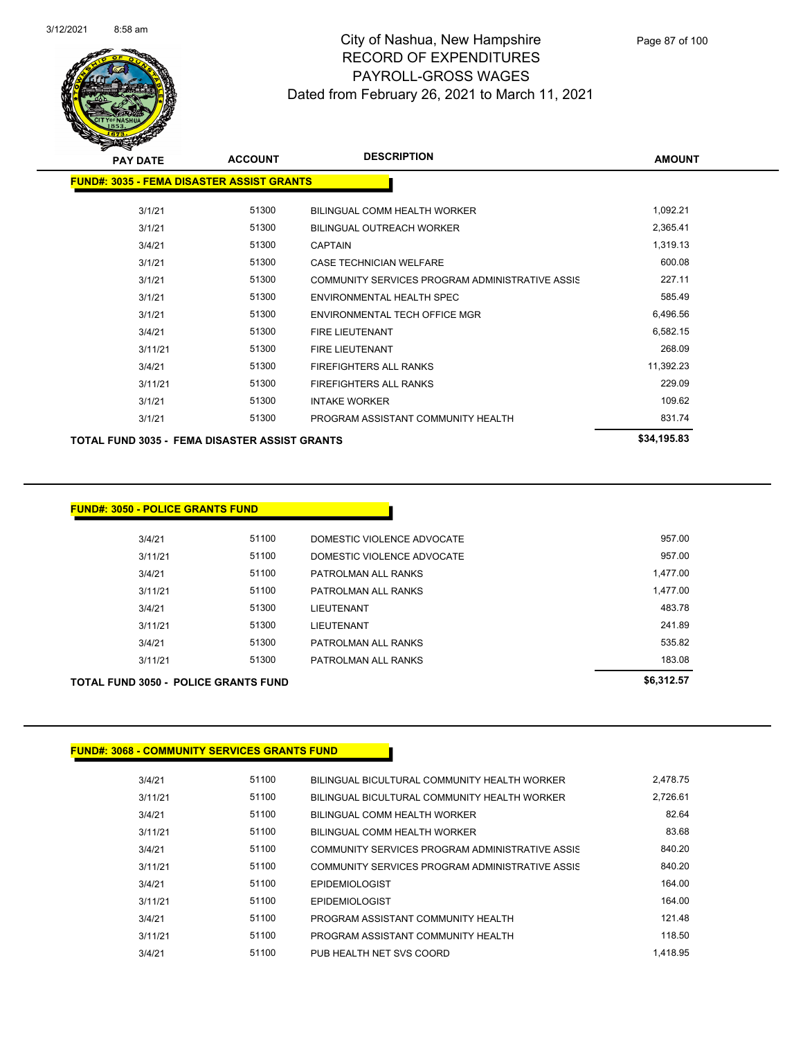# City of Nashua, New Hampshire
## RECORD OF EXPENDITURES
## PAYROLL-GROSS WAGES
### Dated from February 26, 2021 to March 11, 2021

| PAY DATE | ACCOUNT | DESCRIPTION | AMOUNT |
|---|---|---|---|
| **FUND#: 3035 - FEMA DISASTER ASSIST GRANTS** | | | |
| 3/1/21 | 51300 | BILINGUAL COMM HEALTH WORKER | 1,092.21 |
| 3/1/21 | 51300 | BILINGUAL OUTREACH WORKER | 2,365.41 |
| 3/4/21 | 51300 | CAPTAIN | 1,319.13 |
| 3/1/21 | 51300 | CASE TECHNICIAN WELFARE | 600.08 |
| 3/1/21 | 51300 | COMMUNITY SERVICES PROGRAM ADMINISTRATIVE ASSIS | 227.11 |
| 3/1/21 | 51300 | ENVIRONMENTAL HEALTH SPEC | 585.49 |
| 3/1/21 | 51300 | ENVIRONMENTAL TECH OFFICE MGR | 6,496.56 |
| 3/4/21 | 51300 | FIRE LIEUTENANT | 6,582.15 |
| 3/11/21 | 51300 | FIRE LIEUTENANT | 268.09 |
| 3/4/21 | 51300 | FIREFIGHTERS ALL RANKS | 11,392.23 |
| 3/11/21 | 51300 | FIREFIGHTERS ALL RANKS | 229.09 |
| 3/1/21 | 51300 | INTAKE WORKER | 109.62 |
| 3/1/21 | 51300 | PROGRAM ASSISTANT COMMUNITY HEALTH | 831.74 |
| **TOTAL FUND 3035 - FEMA DISASTER ASSIST GRANTS** | | | **$34,195.83** |

| PAY DATE | ACCOUNT | DESCRIPTION | AMOUNT |
|---|---|---|---|
| **FUND#: 3050 - POLICE GRANTS FUND** | | | |
| 3/4/21 | 51100 | DOMESTIC VIOLENCE ADVOCATE | 957.00 |
| 3/11/21 | 51100 | DOMESTIC VIOLENCE ADVOCATE | 957.00 |
| 3/4/21 | 51100 | PATROLMAN ALL RANKS | 1,477.00 |
| 3/11/21 | 51100 | PATROLMAN ALL RANKS | 1,477.00 |
| 3/4/21 | 51300 | LIEUTENANT | 483.78 |
| 3/11/21 | 51300 | LIEUTENANT | 241.89 |
| 3/4/21 | 51300 | PATROLMAN ALL RANKS | 535.82 |
| 3/11/21 | 51300 | PATROLMAN ALL RANKS | 183.08 |
| **TOTAL FUND 3050 - POLICE GRANTS FUND** | | | **$6,312.57** |

| PAY DATE | ACCOUNT | DESCRIPTION | AMOUNT |
|---|---|---|---|
| **FUND#: 3068 - COMMUNITY SERVICES GRANTS FUND** | | | |
| 3/4/21 | 51100 | BILINGUAL BICULTURAL COMMUNITY HEALTH WORKER | 2,478.75 |
| 3/11/21 | 51100 | BILINGUAL BICULTURAL COMMUNITY HEALTH WORKER | 2,726.61 |
| 3/4/21 | 51100 | BILINGUAL COMM HEALTH WORKER | 82.64 |
| 3/11/21 | 51100 | BILINGUAL COMM HEALTH WORKER | 83.68 |
| 3/4/21 | 51100 | COMMUNITY SERVICES PROGRAM ADMINISTRATIVE ASSIS | 840.20 |
| 3/11/21 | 51100 | COMMUNITY SERVICES PROGRAM ADMINISTRATIVE ASSIS | 840.20 |
| 3/4/21 | 51100 | EPIDEMIOLOGIST | 164.00 |
| 3/11/21 | 51100 | EPIDEMIOLOGIST | 164.00 |
| 3/4/21 | 51100 | PROGRAM ASSISTANT COMMUNITY HEALTH | 121.48 |
| 3/11/21 | 51100 | PROGRAM ASSISTANT COMMUNITY HEALTH | 118.50 |
| 3/4/21 | 51100 | PUB HEALTH NET SVS COORD | 1,418.95 |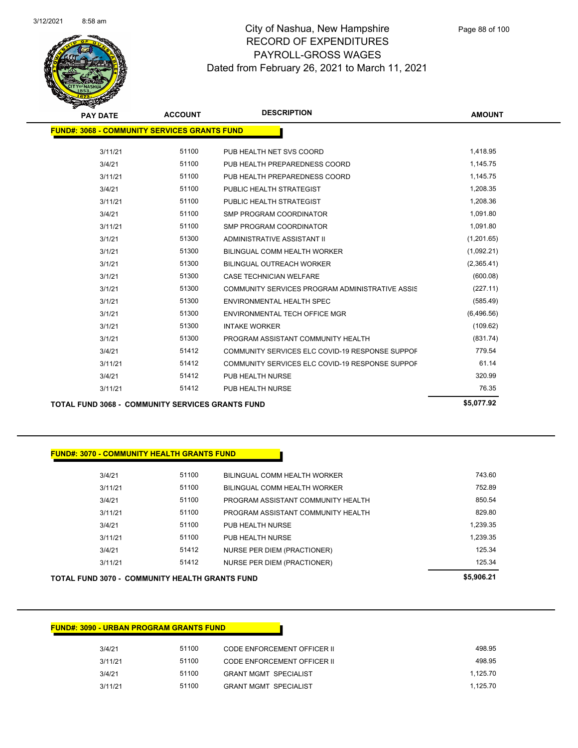# City of Nashua, New Hampshire
## RECORD OF EXPENDITURES
## PAYROLL-GROSS WAGES
## Dated from February 26, 2021 to March 11, 2021

| PAY DATE | ACCOUNT | DESCRIPTION | AMOUNT |
|---|---|---|---|
| **FUND#: 3068 - COMMUNITY SERVICES GRANTS FUND** | | | |
| 3/11/21 | 51100 | PUB HEALTH NET SVS COORD | 1,418.95 |
| 3/4/21 | 51100 | PUB HEALTH PREPAREDNESS COORD | 1,145.75 |
| 3/11/21 | 51100 | PUB HEALTH PREPAREDNESS COORD | 1,145.75 |
| 3/4/21 | 51100 | PUBLIC HEALTH STRATEGIST | 1,208.35 |
| 3/11/21 | 51100 | PUBLIC HEALTH STRATEGIST | 1,208.36 |
| 3/4/21 | 51100 | SMP PROGRAM COORDINATOR | 1,091.80 |
| 3/11/21 | 51100 | SMP PROGRAM COORDINATOR | 1,091.80 |
| 3/1/21 | 51300 | ADMINISTRATIVE ASSISTANT II | (1,201.65) |
| 3/1/21 | 51300 | BILINGUAL COMM HEALTH WORKER | (1,092.21) |
| 3/1/21 | 51300 | BILINGUAL OUTREACH WORKER | (2,365.41) |
| 3/1/21 | 51300 | CASE TECHNICIAN WELFARE | (600.08) |
| 3/1/21 | 51300 | COMMUNITY SERVICES PROGRAM ADMINISTRATIVE ASSIS | (227.11) |
| 3/1/21 | 51300 | ENVIRONMENTAL HEALTH SPEC | (585.49) |
| 3/1/21 | 51300 | ENVIRONMENTAL TECH OFFICE MGR | (6,496.56) |
| 3/1/21 | 51300 | INTAKE WORKER | (109.62) |
| 3/1/21 | 51300 | PROGRAM ASSISTANT COMMUNITY HEALTH | (831.74) |
| 3/4/21 | 51412 | COMMUNITY SERVICES ELC COVID-19 RESPONSE SUPPOF | 779.54 |
| 3/11/21 | 51412 | COMMUNITY SERVICES ELC COVID-19 RESPONSE SUPPOF | 61.14 |
| 3/4/21 | 51412 | PUB HEALTH NURSE | 320.99 |
| 3/11/21 | 51412 | PUB HEALTH NURSE | 76.35 |
| **TOTAL FUND 3068 - COMMUNITY SERVICES GRANTS FUND** | | | **$5,077.92** |

| PAY DATE | ACCOUNT | DESCRIPTION | AMOUNT |
|---|---|---|---|
| **FUND#: 3070 - COMMUNITY HEALTH GRANTS FUND** | | | |
| 3/4/21 | 51100 | BILINGUAL COMM HEALTH WORKER | 743.60 |
| 3/11/21 | 51100 | BILINGUAL COMM HEALTH WORKER | 752.89 |
| 3/4/21 | 51100 | PROGRAM ASSISTANT COMMUNITY HEALTH | 850.54 |
| 3/11/21 | 51100 | PROGRAM ASSISTANT COMMUNITY HEALTH | 829.80 |
| 3/4/21 | 51100 | PUB HEALTH NURSE | 1,239.35 |
| 3/11/21 | 51100 | PUB HEALTH NURSE | 1,239.35 |
| 3/4/21 | 51412 | NURSE PER DIEM (PRACTIONER) | 125.34 |
| 3/11/21 | 51412 | NURSE PER DIEM (PRACTIONER) | 125.34 |
| **TOTAL FUND 3070 - COMMUNITY HEALTH GRANTS FUND** | | | **$5,906.21** |

| PAY DATE | ACCOUNT | DESCRIPTION | AMOUNT |
|---|---|---|---|
| **FUND#: 3090 - URBAN PROGRAM GRANTS FUND** | | | |
| 3/4/21 | 51100 | CODE ENFORCEMENT OFFICER II | 498.95 |
| 3/11/21 | 51100 | CODE ENFORCEMENT OFFICER II | 498.95 |
| 3/4/21 | 51100 | GRANT MGMT SPECIALIST | 1,125.70 |
| 3/11/21 | 51100 | GRANT MGMT SPECIALIST | 1,125.70 |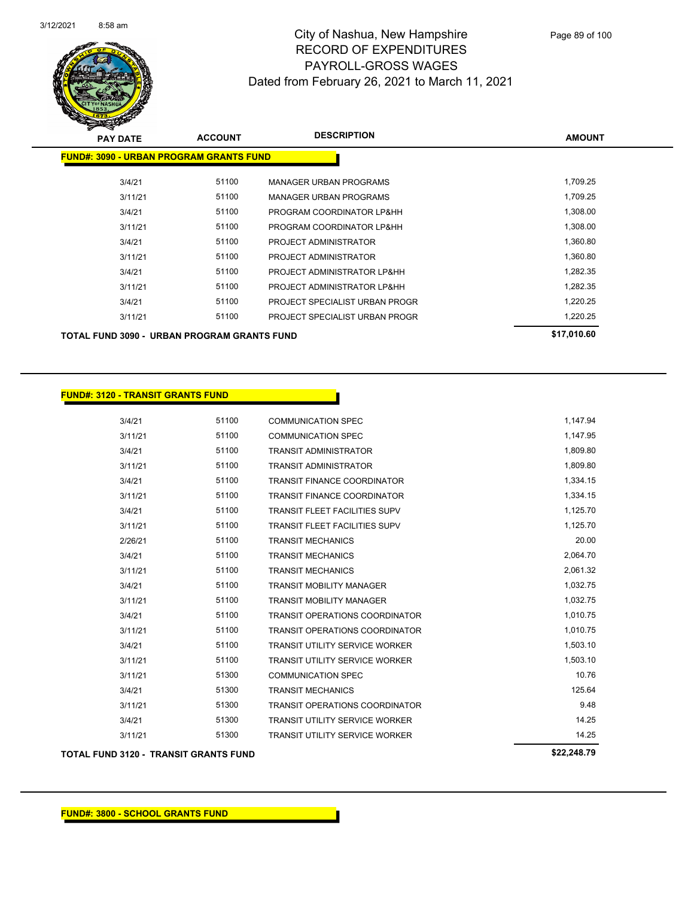# City of Nashua, New Hampshire
## RECORD OF EXPENDITURES
## PAYROLL-GROSS WAGES
### Dated from February 26, 2021 to March 11, 2021

| PAY DATE | ACCOUNT | DESCRIPTION | AMOUNT |
|---|---|---|---|
| **FUND#: 3090 - URBAN PROGRAM GRANTS FUND** | | | |
| 3/4/21 | 51100 | MANAGER URBAN PROGRAMS | 1,709.25 |
| 3/11/21 | 51100 | MANAGER URBAN PROGRAMS | 1,709.25 |
| 3/4/21 | 51100 | PROGRAM COORDINATOR LP&HH | 1,308.00 |
| 3/11/21 | 51100 | PROGRAM COORDINATOR LP&HH | 1,308.00 |
| 3/4/21 | 51100 | PROJECT ADMINISTRATOR | 1,360.80 |
| 3/11/21 | 51100 | PROJECT ADMINISTRATOR | 1,360.80 |
| 3/4/21 | 51100 | PROJECT ADMINISTRATOR LP&HH | 1,282.35 |
| 3/11/21 | 51100 | PROJECT ADMINISTRATOR LP&HH | 1,282.35 |
| 3/4/21 | 51100 | PROJECT SPECIALIST URBAN PROGR | 1,220.25 |
| 3/11/21 | 51100 | PROJECT SPECIALIST URBAN PROGR | 1,220.25 |
| **TOTAL FUND 3090 - URBAN PROGRAM GRANTS FUND** | | | **$17,010.60** |

| PAY DATE | ACCOUNT | DESCRIPTION | AMOUNT |
|---|---|---|---|
| **FUND#: 3120 - TRANSIT GRANTS FUND** | | | |
| 3/4/21 | 51100 | COMMUNICATION SPEC | 1,147.94 |
| 3/11/21 | 51100 | COMMUNICATION SPEC | 1,147.95 |
| 3/4/21 | 51100 | TRANSIT ADMINISTRATOR | 1,809.80 |
| 3/11/21 | 51100 | TRANSIT ADMINISTRATOR | 1,809.80 |
| 3/4/21 | 51100 | TRANSIT FINANCE COORDINATOR | 1,334.15 |
| 3/11/21 | 51100 | TRANSIT FINANCE COORDINATOR | 1,334.15 |
| 3/4/21 | 51100 | TRANSIT FLEET FACILITIES SUPV | 1,125.70 |
| 3/11/21 | 51100 | TRANSIT FLEET FACILITIES SUPV | 1,125.70 |
| 2/26/21 | 51100 | TRANSIT MECHANICS | 20.00 |
| 3/4/21 | 51100 | TRANSIT MECHANICS | 2,064.70 |
| 3/11/21 | 51100 | TRANSIT MECHANICS | 2,061.32 |
| 3/4/21 | 51100 | TRANSIT MOBILITY MANAGER | 1,032.75 |
| 3/11/21 | 51100 | TRANSIT MOBILITY MANAGER | 1,032.75 |
| 3/4/21 | 51100 | TRANSIT OPERATIONS COORDINATOR | 1,010.75 |
| 3/11/21 | 51100 | TRANSIT OPERATIONS COORDINATOR | 1,010.75 |
| 3/4/21 | 51100 | TRANSIT UTILITY SERVICE WORKER | 1,503.10 |
| 3/11/21 | 51100 | TRANSIT UTILITY SERVICE WORKER | 1,503.10 |
| 3/11/21 | 51300 | COMMUNICATION SPEC | 10.76 |
| 3/4/21 | 51300 | TRANSIT MECHANICS | 125.64 |
| 3/11/21 | 51300 | TRANSIT OPERATIONS COORDINATOR | 9.48 |
| 3/4/21 | 51300 | TRANSIT UTILITY SERVICE WORKER | 14.25 |
| 3/11/21 | 51300 | TRANSIT UTILITY SERVICE WORKER | 14.25 |
| **TOTAL FUND 3120 - TRANSIT GRANTS FUND** | | | **$22,248.79** |

**FUND#: 3800 - SCHOOL GRANTS FUND**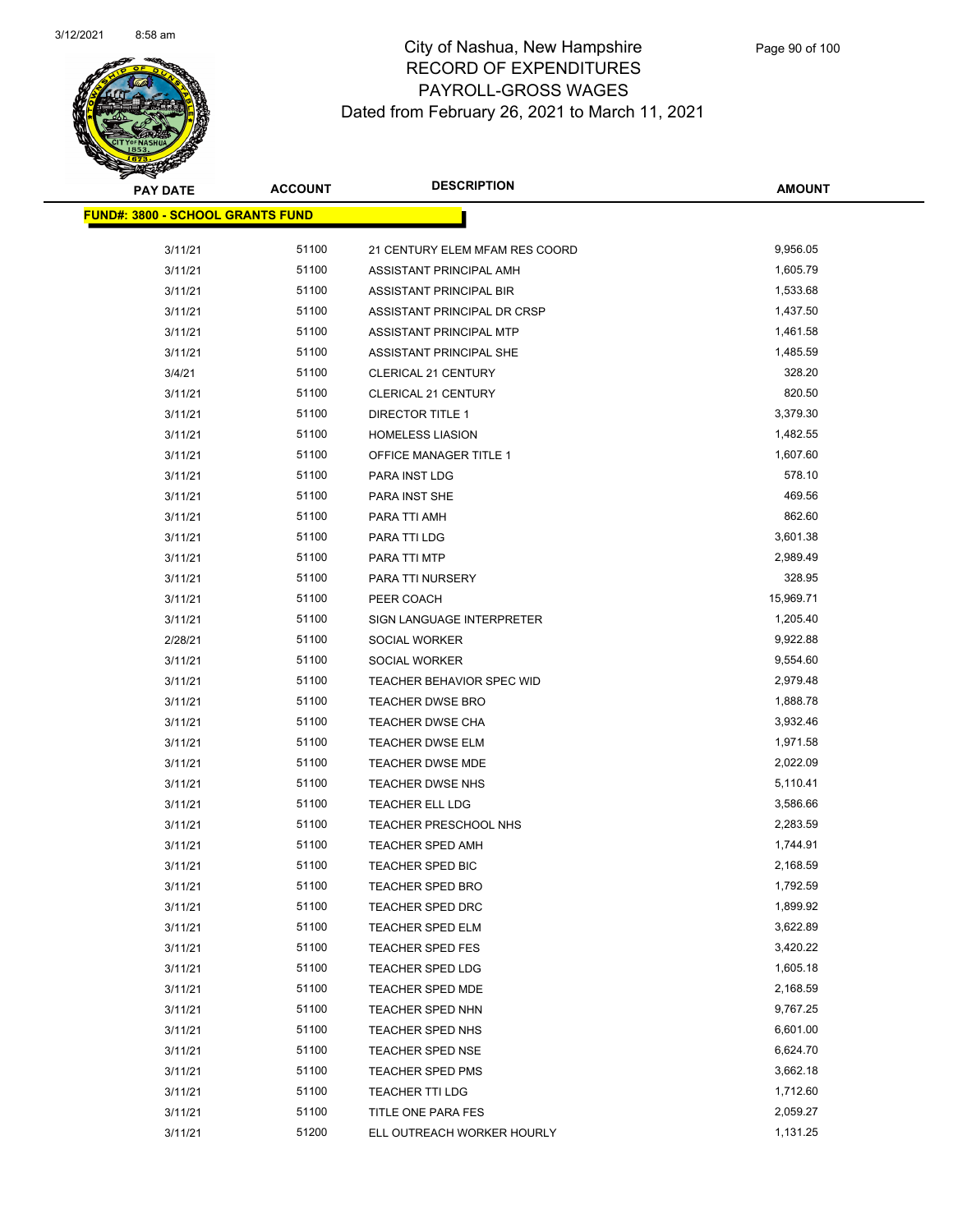# City of Nashua, New Hampshire
## RECORD OF EXPENDITURES
## PAYROLL-GROSS WAGES
## Dated from February 26, 2021 to March 11, 2021

| PAY DATE | ACCOUNT | DESCRIPTION | AMOUNT |
|---|---|---|---|
| **FUND#: 3800 - SCHOOL GRANTS FUND** | | | |
| 3/11/21 | 51100 | 21 CENTURY ELEM MFAM RES COORD | 9,956.05 |
| 3/11/21 | 51100 | ASSISTANT PRINCIPAL AMH | 1,605.79 |
| 3/11/21 | 51100 | ASSISTANT PRINCIPAL BIR | 1,533.68 |
| 3/11/21 | 51100 | ASSISTANT PRINCIPAL DR CRSP | 1,437.50 |
| 3/11/21 | 51100 | ASSISTANT PRINCIPAL MTP | 1,461.58 |
| 3/11/21 | 51100 | ASSISTANT PRINCIPAL SHE | 1,485.59 |
| 3/4/21 | 51100 | CLERICAL 21 CENTURY | 328.20 |
| 3/11/21 | 51100 | CLERICAL 21 CENTURY | 820.50 |
| 3/11/21 | 51100 | DIRECTOR TITLE 1 | 3,379.30 |
| 3/11/21 | 51100 | HOMELESS LIASION | 1,482.55 |
| 3/11/21 | 51100 | OFFICE MANAGER TITLE 1 | 1,607.60 |
| 3/11/21 | 51100 | PARA INST LDG | 578.10 |
| 3/11/21 | 51100 | PARA INST SHE | 469.56 |
| 3/11/21 | 51100 | PARA TTI AMH | 862.60 |
| 3/11/21 | 51100 | PARA TTI LDG | 3,601.38 |
| 3/11/21 | 51100 | PARA TTI MTP | 2,989.49 |
| 3/11/21 | 51100 | PARA TTI NURSERY | 328.95 |
| 3/11/21 | 51100 | PEER COACH | 15,969.71 |
| 3/11/21 | 51100 | SIGN LANGUAGE INTERPRETER | 1,205.40 |
| 2/28/21 | 51100 | SOCIAL WORKER | 9,922.88 |
| 3/11/21 | 51100 | SOCIAL WORKER | 9,554.60 |
| 3/11/21 | 51100 | TEACHER BEHAVIOR SPEC WID | 2,979.48 |
| 3/11/21 | 51100 | TEACHER DWSE BRO | 1,888.78 |
| 3/11/21 | 51100 | TEACHER DWSE CHA | 3,932.46 |
| 3/11/21 | 51100 | TEACHER DWSE ELM | 1,971.58 |
| 3/11/21 | 51100 | TEACHER DWSE MDE | 2,022.09 |
| 3/11/21 | 51100 | TEACHER DWSE NHS | 5,110.41 |
| 3/11/21 | 51100 | TEACHER ELL LDG | 3,586.66 |
| 3/11/21 | 51100 | TEACHER PRESCHOOL NHS | 2,283.59 |
| 3/11/21 | 51100 | TEACHER SPED AMH | 1,744.91 |
| 3/11/21 | 51100 | TEACHER SPED BIC | 2,168.59 |
| 3/11/21 | 51100 | TEACHER SPED BRO | 1,792.59 |
| 3/11/21 | 51100 | TEACHER SPED DRC | 1,899.92 |
| 3/11/21 | 51100 | TEACHER SPED ELM | 3,622.89 |
| 3/11/21 | 51100 | TEACHER SPED FES | 3,420.22 |
| 3/11/21 | 51100 | TEACHER SPED LDG | 1,605.18 |
| 3/11/21 | 51100 | TEACHER SPED MDE | 2,168.59 |
| 3/11/21 | 51100 | TEACHER SPED NHN | 9,767.25 |
| 3/11/21 | 51100 | TEACHER SPED NHS | 6,601.00 |
| 3/11/21 | 51100 | TEACHER SPED NSE | 6,624.70 |
| 3/11/21 | 51100 | TEACHER SPED PMS | 3,662.18 |
| 3/11/21 | 51100 | TEACHER TTI LDG | 1,712.60 |
| 3/11/21 | 51100 | TITLE ONE PARA FES | 2,059.27 |
| 3/11/21 | 51200 | ELL OUTREACH WORKER HOURLY | 1,131.25 |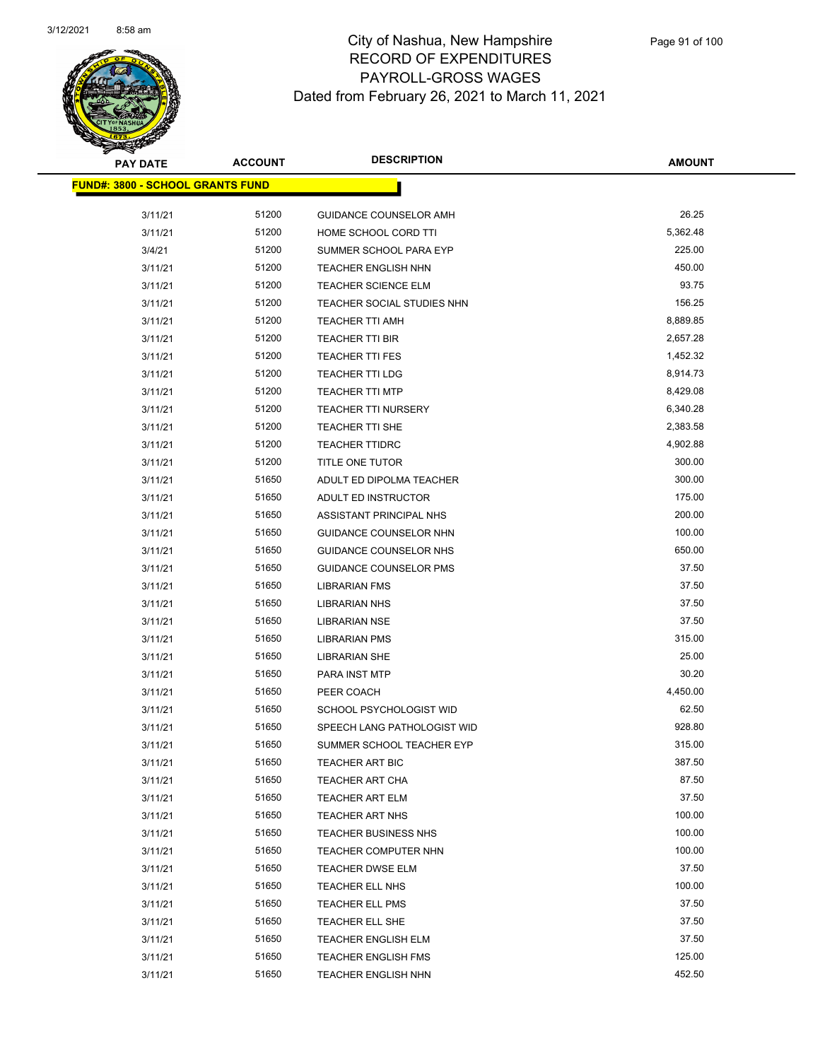# City of Nashua, New Hampshire
## RECORD OF EXPENDITURES
## PAYROLL-GROSS WAGES
## Dated from February 26, 2021 to March 11, 2021

**FUND#: 3800 - SCHOOL GRANTS FUND**

| PAY DATE | ACCOUNT | DESCRIPTION | AMOUNT |
|---|---|---|---|
| 3/11/21 | 51200 | GUIDANCE COUNSELOR AMH | 26.25 |
| 3/11/21 | 51200 | HOME SCHOOL CORD TTI | 5,362.48 |
| 3/4/21 | 51200 | SUMMER SCHOOL PARA EYP | 225.00 |
| 3/11/21 | 51200 | TEACHER ENGLISH NHN | 450.00 |
| 3/11/21 | 51200 | TEACHER SCIENCE ELM | 93.75 |
| 3/11/21 | 51200 | TEACHER SOCIAL STUDIES NHN | 156.25 |
| 3/11/21 | 51200 | TEACHER TTI AMH | 8,889.85 |
| 3/11/21 | 51200 | TEACHER TTI BIR | 2,657.28 |
| 3/11/21 | 51200 | TEACHER TTI FES | 1,452.32 |
| 3/11/21 | 51200 | TEACHER TTI LDG | 8,914.73 |
| 3/11/21 | 51200 | TEACHER TTI MTP | 8,429.08 |
| 3/11/21 | 51200 | TEACHER TTI NURSERY | 6,340.28 |
| 3/11/21 | 51200 | TEACHER TTI SHE | 2,383.58 |
| 3/11/21 | 51200 | TEACHER TTIDRC | 4,902.88 |
| 3/11/21 | 51200 | TITLE ONE TUTOR | 300.00 |
| 3/11/21 | 51650 | ADULT ED DIPOLMA TEACHER | 300.00 |
| 3/11/21 | 51650 | ADULT ED INSTRUCTOR | 175.00 |
| 3/11/21 | 51650 | ASSISTANT PRINCIPAL NHS | 200.00 |
| 3/11/21 | 51650 | GUIDANCE COUNSELOR NHN | 100.00 |
| 3/11/21 | 51650 | GUIDANCE COUNSELOR NHS | 650.00 |
| 3/11/21 | 51650 | GUIDANCE COUNSELOR PMS | 37.50 |
| 3/11/21 | 51650 | LIBRARIAN FMS | 37.50 |
| 3/11/21 | 51650 | LIBRARIAN NHS | 37.50 |
| 3/11/21 | 51650 | LIBRARIAN NSE | 37.50 |
| 3/11/21 | 51650 | LIBRARIAN PMS | 315.00 |
| 3/11/21 | 51650 | LIBRARIAN SHE | 25.00 |
| 3/11/21 | 51650 | PARA INST MTP | 30.20 |
| 3/11/21 | 51650 | PEER COACH | 4,450.00 |
| 3/11/21 | 51650 | SCHOOL PSYCHOLOGIST WID | 62.50 |
| 3/11/21 | 51650 | SPEECH LANG PATHOLOGIST WID | 928.80 |
| 3/11/21 | 51650 | SUMMER SCHOOL TEACHER EYP | 315.00 |
| 3/11/21 | 51650 | TEACHER ART BIC | 387.50 |
| 3/11/21 | 51650 | TEACHER ART CHA | 87.50 |
| 3/11/21 | 51650 | TEACHER ART ELM | 37.50 |
| 3/11/21 | 51650 | TEACHER ART NHS | 100.00 |
| 3/11/21 | 51650 | TEACHER BUSINESS NHS | 100.00 |
| 3/11/21 | 51650 | TEACHER COMPUTER NHN | 100.00 |
| 3/11/21 | 51650 | TEACHER DWSE ELM | 37.50 |
| 3/11/21 | 51650 | TEACHER ELL NHS | 100.00 |
| 3/11/21 | 51650 | TEACHER ELL PMS | 37.50 |
| 3/11/21 | 51650 | TEACHER ELL SHE | 37.50 |
| 3/11/21 | 51650 | TEACHER ENGLISH ELM | 37.50 |
| 3/11/21 | 51650 | TEACHER ENGLISH FMS | 125.00 |
| 3/11/21 | 51650 | TEACHER ENGLISH NHN | 452.50 |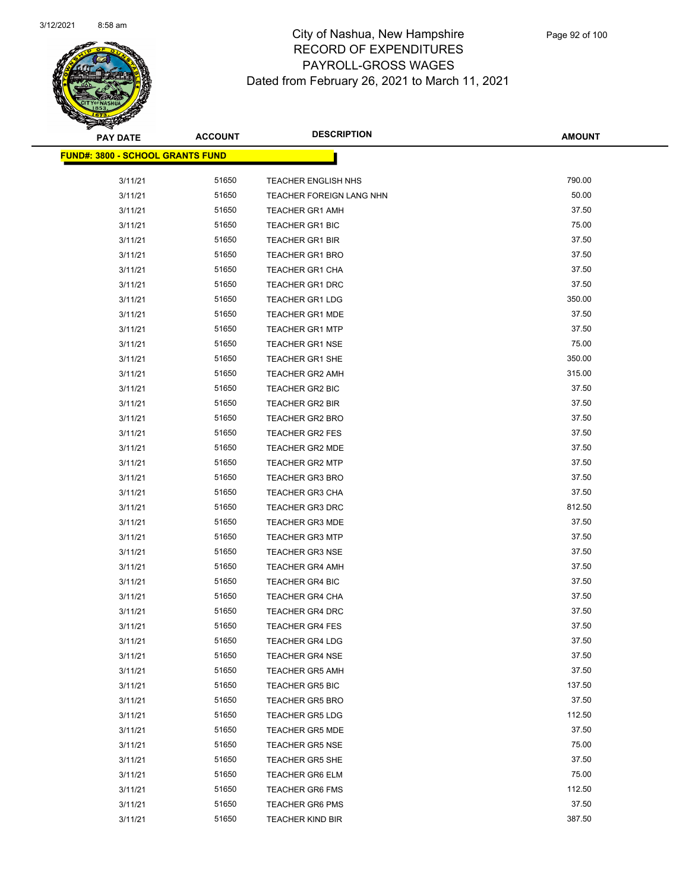# City of Nashua, New Hampshire
## RECORD OF EXPENDITURES
## PAYROLL-GROSS WAGES
## Dated from February 26, 2021 to March 11, 2021

| PAY DATE | ACCOUNT | DESCRIPTION | AMOUNT |
|---|---|---|---|
| **FUND#: 3800 - SCHOOL GRANTS FUND** | | | |
| 3/11/21 | 51650 | TEACHER ENGLISH NHS | 790.00 |
| 3/11/21 | 51650 | TEACHER FOREIGN LANG NHN | 50.00 |
| 3/11/21 | 51650 | TEACHER GR1 AMH | 37.50 |
| 3/11/21 | 51650 | TEACHER GR1 BIC | 75.00 |
| 3/11/21 | 51650 | TEACHER GR1 BIR | 37.50 |
| 3/11/21 | 51650 | TEACHER GR1 BRO | 37.50 |
| 3/11/21 | 51650 | TEACHER GR1 CHA | 37.50 |
| 3/11/21 | 51650 | TEACHER GR1 DRC | 37.50 |
| 3/11/21 | 51650 | TEACHER GR1 LDG | 350.00 |
| 3/11/21 | 51650 | TEACHER GR1 MDE | 37.50 |
| 3/11/21 | 51650 | TEACHER GR1 MTP | 37.50 |
| 3/11/21 | 51650 | TEACHER GR1 NSE | 75.00 |
| 3/11/21 | 51650 | TEACHER GR1 SHE | 350.00 |
| 3/11/21 | 51650 | TEACHER GR2 AMH | 315.00 |
| 3/11/21 | 51650 | TEACHER GR2 BIC | 37.50 |
| 3/11/21 | 51650 | TEACHER GR2 BIR | 37.50 |
| 3/11/21 | 51650 | TEACHER GR2 BRO | 37.50 |
| 3/11/21 | 51650 | TEACHER GR2 FES | 37.50 |
| 3/11/21 | 51650 | TEACHER GR2 MDE | 37.50 |
| 3/11/21 | 51650 | TEACHER GR2 MTP | 37.50 |
| 3/11/21 | 51650 | TEACHER GR3 BRO | 37.50 |
| 3/11/21 | 51650 | TEACHER GR3 CHA | 37.50 |
| 3/11/21 | 51650 | TEACHER GR3 DRC | 812.50 |
| 3/11/21 | 51650 | TEACHER GR3 MDE | 37.50 |
| 3/11/21 | 51650 | TEACHER GR3 MTP | 37.50 |
| 3/11/21 | 51650 | TEACHER GR3 NSE | 37.50 |
| 3/11/21 | 51650 | TEACHER GR4 AMH | 37.50 |
| 3/11/21 | 51650 | TEACHER GR4 BIC | 37.50 |
| 3/11/21 | 51650 | TEACHER GR4 CHA | 37.50 |
| 3/11/21 | 51650 | TEACHER GR4 DRC | 37.50 |
| 3/11/21 | 51650 | TEACHER GR4 FES | 37.50 |
| 3/11/21 | 51650 | TEACHER GR4 LDG | 37.50 |
| 3/11/21 | 51650 | TEACHER GR4 NSE | 37.50 |
| 3/11/21 | 51650 | TEACHER GR5 AMH | 37.50 |
| 3/11/21 | 51650 | TEACHER GR5 BIC | 137.50 |
| 3/11/21 | 51650 | TEACHER GR5 BRO | 37.50 |
| 3/11/21 | 51650 | TEACHER GR5 LDG | 112.50 |
| 3/11/21 | 51650 | TEACHER GR5 MDE | 37.50 |
| 3/11/21 | 51650 | TEACHER GR5 NSE | 75.00 |
| 3/11/21 | 51650 | TEACHER GR5 SHE | 37.50 |
| 3/11/21 | 51650 | TEACHER GR6 ELM | 75.00 |
| 3/11/21 | 51650 | TEACHER GR6 FMS | 112.50 |
| 3/11/21 | 51650 | TEACHER GR6 PMS | 37.50 |
| 3/11/21 | 51650 | TEACHER KIND BIR | 387.50 |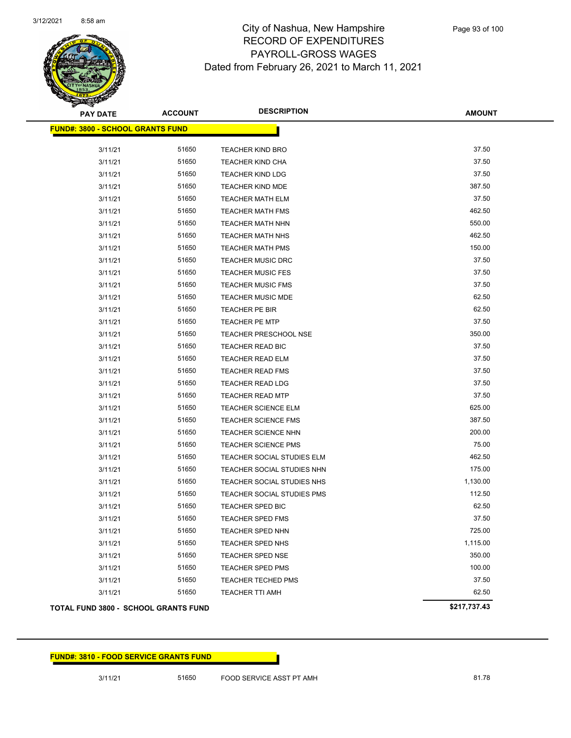# City of Nashua, New Hampshire
## RECORD OF EXPENDITURES
## PAYROLL-GROSS WAGES
### Dated from February 26, 2021 to March 11, 2021

| PAY DATE | ACCOUNT | DESCRIPTION | AMOUNT |
|---|---|---|---|
| **FUND#: 3800 - SCHOOL GRANTS FUND** | | | |
| 3/11/21 | 51650 | TEACHER KIND BRO | 37.50 |
| 3/11/21 | 51650 | TEACHER KIND CHA | 37.50 |
| 3/11/21 | 51650 | TEACHER KIND LDG | 37.50 |
| 3/11/21 | 51650 | TEACHER KIND MDE | 387.50 |
| 3/11/21 | 51650 | TEACHER MATH ELM | 37.50 |
| 3/11/21 | 51650 | TEACHER MATH FMS | 462.50 |
| 3/11/21 | 51650 | TEACHER MATH NHN | 550.00 |
| 3/11/21 | 51650 | TEACHER MATH NHS | 462.50 |
| 3/11/21 | 51650 | TEACHER MATH PMS | 150.00 |
| 3/11/21 | 51650 | TEACHER MUSIC DRC | 37.50 |
| 3/11/21 | 51650 | TEACHER MUSIC FES | 37.50 |
| 3/11/21 | 51650 | TEACHER MUSIC FMS | 37.50 |
| 3/11/21 | 51650 | TEACHER MUSIC MDE | 62.50 |
| 3/11/21 | 51650 | TEACHER PE BIR | 62.50 |
| 3/11/21 | 51650 | TEACHER PE MTP | 37.50 |
| 3/11/21 | 51650 | TEACHER PRESCHOOL NSE | 350.00 |
| 3/11/21 | 51650 | TEACHER READ BIC | 37.50 |
| 3/11/21 | 51650 | TEACHER READ ELM | 37.50 |
| 3/11/21 | 51650 | TEACHER READ FMS | 37.50 |
| 3/11/21 | 51650 | TEACHER READ LDG | 37.50 |
| 3/11/21 | 51650 | TEACHER READ MTP | 37.50 |
| 3/11/21 | 51650 | TEACHER SCIENCE ELM | 625.00 |
| 3/11/21 | 51650 | TEACHER SCIENCE FMS | 387.50 |
| 3/11/21 | 51650 | TEACHER SCIENCE NHN | 200.00 |
| 3/11/21 | 51650 | TEACHER SCIENCE PMS | 75.00 |
| 3/11/21 | 51650 | TEACHER SOCIAL STUDIES ELM | 462.50 |
| 3/11/21 | 51650 | TEACHER SOCIAL STUDIES NHN | 175.00 |
| 3/11/21 | 51650 | TEACHER SOCIAL STUDIES NHS | 1,130.00 |
| 3/11/21 | 51650 | TEACHER SOCIAL STUDIES PMS | 112.50 |
| 3/11/21 | 51650 | TEACHER SPED BIC | 62.50 |
| 3/11/21 | 51650 | TEACHER SPED FMS | 37.50 |
| 3/11/21 | 51650 | TEACHER SPED NHN | 725.00 |
| 3/11/21 | 51650 | TEACHER SPED NHS | 1,115.00 |
| 3/11/21 | 51650 | TEACHER SPED NSE | 350.00 |
| 3/11/21 | 51650 | TEACHER SPED PMS | 100.00 |
| 3/11/21 | 51650 | TEACHER TECHED PMS | 37.50 |
| 3/11/21 | 51650 | TEACHER TTI AMH | 62.50 |
| **TOTAL FUND 3800 - SCHOOL GRANTS FUND** | | | **$217,737.43** |

| PAY DATE | ACCOUNT | DESCRIPTION | AMOUNT |
|---|---|---|---|
| **FUND#: 3810 - FOOD SERVICE GRANTS FUND** | | | |
| 3/11/21 | 51650 | FOOD SERVICE ASST PT AMH | 81.78 |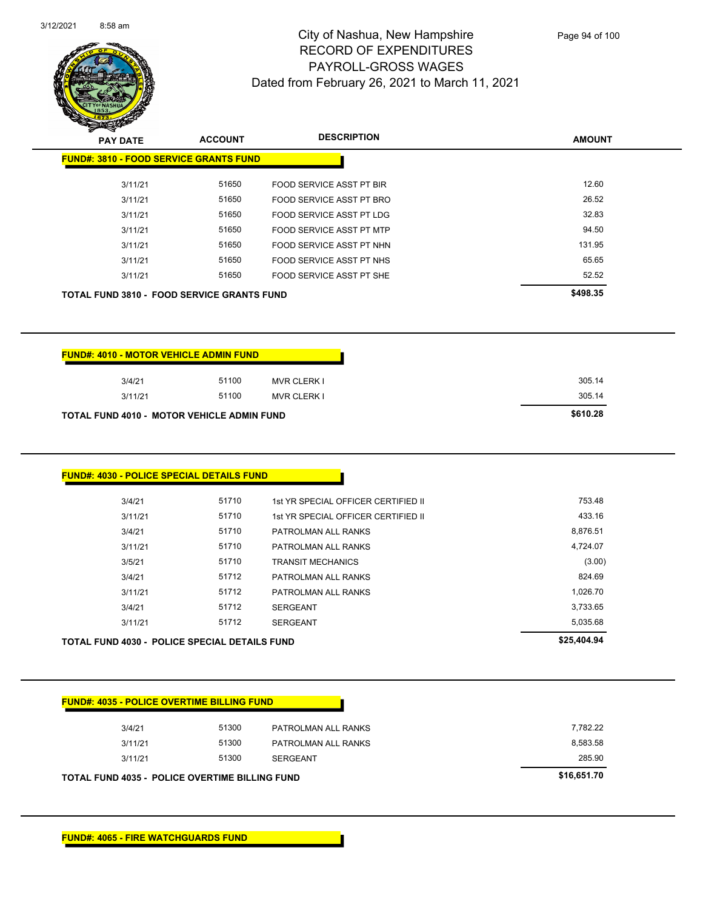# City of Nashua, New Hampshire
## RECORD OF EXPENDITURES
## PAYROLL-GROSS WAGES
## Dated from February 26, 2021 to March 11, 2021

| PAY DATE | ACCOUNT | DESCRIPTION | AMOUNT |
|---|---|---|---|

**FUND#: 3810 - FOOD SERVICE GRANTS FUND**

| PAY DATE | ACCOUNT | DESCRIPTION | AMOUNT |
|---|---|---|---|
| 3/11/21 | 51650 | FOOD SERVICE ASST PT BIR | 12.60 |
| 3/11/21 | 51650 | FOOD SERVICE ASST PT BRO | 26.52 |
| 3/11/21 | 51650 | FOOD SERVICE ASST PT LDG | 32.83 |
| 3/11/21 | 51650 | FOOD SERVICE ASST PT MTP | 94.50 |
| 3/11/21 | 51650 | FOOD SERVICE ASST PT NHN | 131.95 |
| 3/11/21 | 51650 | FOOD SERVICE ASST PT NHS | 65.65 |
| 3/11/21 | 51650 | FOOD SERVICE ASST PT SHE | 52.52 |
| **TOTAL FUND 3810 - FOOD SERVICE GRANTS FUND** | | | **$498.35** |

**FUND#: 4010 - MOTOR VEHICLE ADMIN FUND**

| PAY DATE | ACCOUNT | DESCRIPTION | AMOUNT |
|---|---|---|---|
| 3/4/21 | 51100 | MVR CLERK I | 305.14 |
| 3/11/21 | 51100 | MVR CLERK I | 305.14 |
| **TOTAL FUND 4010 - MOTOR VEHICLE ADMIN FUND** | | | **$610.28** |

**FUND#: 4030 - POLICE SPECIAL DETAILS FUND**

| PAY DATE | ACCOUNT | DESCRIPTION | AMOUNT |
|---|---|---|---|
| 3/4/21 | 51710 | 1st YR SPECIAL OFFICER CERTIFIED II | 753.48 |
| 3/11/21 | 51710 | 1st YR SPECIAL OFFICER CERTIFIED II | 433.16 |
| 3/4/21 | 51710 | PATROLMAN ALL RANKS | 8,876.51 |
| 3/11/21 | 51710 | PATROLMAN ALL RANKS | 4,724.07 |
| 3/5/21 | 51710 | TRANSIT MECHANICS | (3.00) |
| 3/4/21 | 51712 | PATROLMAN ALL RANKS | 824.69 |
| 3/11/21 | 51712 | PATROLMAN ALL RANKS | 1,026.70 |
| 3/4/21 | 51712 | SERGEANT | 3,733.65 |
| 3/11/21 | 51712 | SERGEANT | 5,035.68 |
| **TOTAL FUND 4030 - POLICE SPECIAL DETAILS FUND** | | | **$25,404.94** |

**FUND#: 4035 - POLICE OVERTIME BILLING FUND**

| PAY DATE | ACCOUNT | DESCRIPTION | AMOUNT |
|---|---|---|---|
| 3/4/21 | 51300 | PATROLMAN ALL RANKS | 7,782.22 |
| 3/11/21 | 51300 | PATROLMAN ALL RANKS | 8,583.58 |
| 3/11/21 | 51300 | SERGEANT | 285.90 |
| **TOTAL FUND 4035 - POLICE OVERTIME BILLING FUND** | | | **$16,651.70** |

**FUND#: 4065 - FIRE WATCHGUARDS FUND**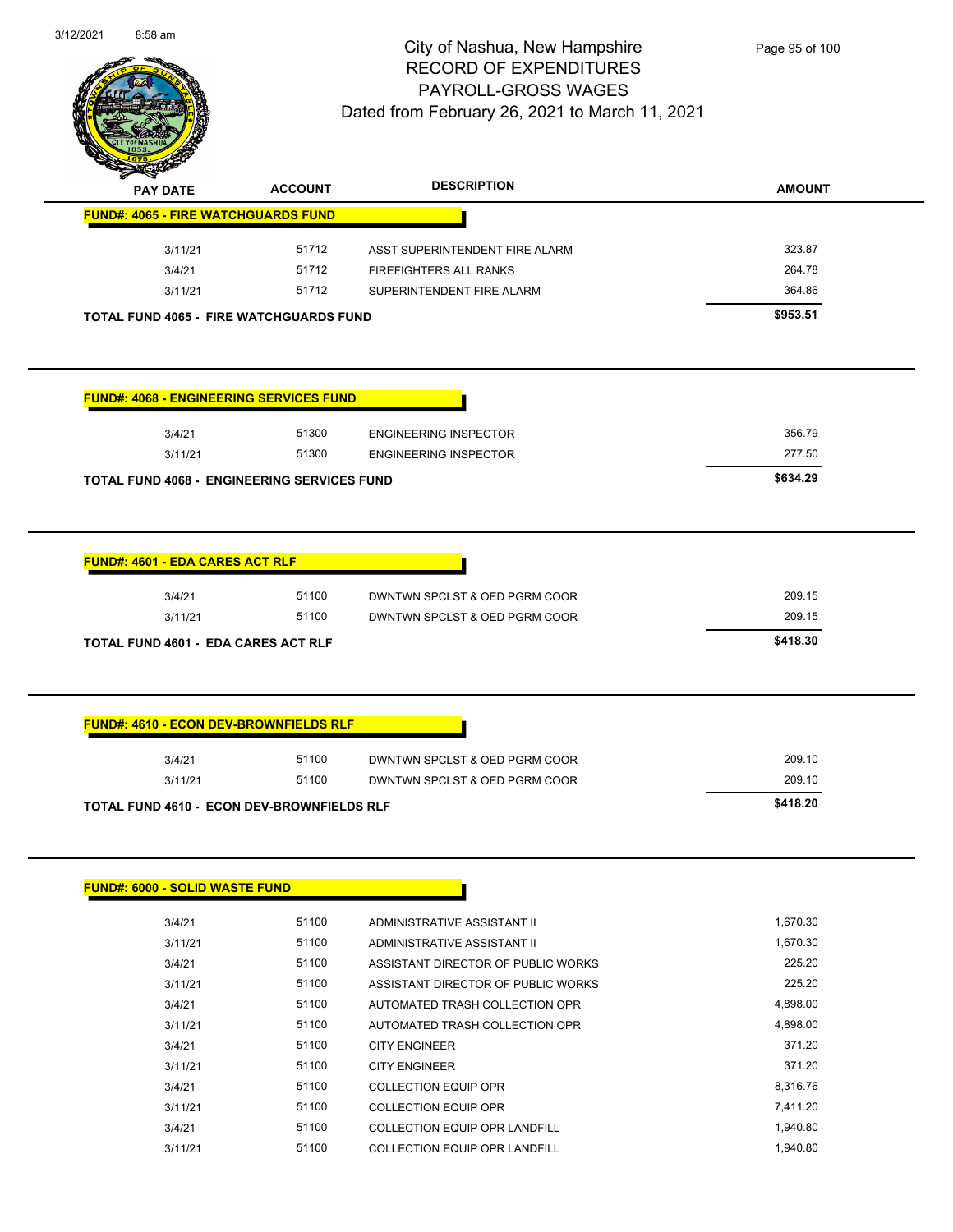# City of Nashua, New Hampshire
## RECORD OF EXPENDITURES
## PAYROLL-GROSS WAGES
### Dated from February 26, 2021 to March 11, 2021

| PAY DATE | ACCOUNT | DESCRIPTION | AMOUNT |
|---|---|---|---|
| **FUND#: 4065 - FIRE WATCHGUARDS FUND** | | | |
| 3/11/21 | 51712 | ASST SUPERINTENDENT FIRE ALARM | 323.87 |
| 3/4/21 | 51712 | FIREFIGHTERS ALL RANKS | 264.78 |
| 3/11/21 | 51712 | SUPERINTENDENT FIRE ALARM | 364.86 |
| **TOTAL FUND 4065 - FIRE WATCHGUARDS FUND** | | | **$953.51** |

| PAY DATE | ACCOUNT | DESCRIPTION | AMOUNT |
|---|---|---|---|
| **FUND#: 4068 - ENGINEERING SERVICES FUND** | | | |
| 3/4/21 | 51300 | ENGINEERING INSPECTOR | 356.79 |
| 3/11/21 | 51300 | ENGINEERING INSPECTOR | 277.50 |
| **TOTAL FUND 4068 - ENGINEERING SERVICES FUND** | | | **$634.29** |

| PAY DATE | ACCOUNT | DESCRIPTION | AMOUNT |
|---|---|---|---|
| **FUND#: 4601 - EDA CARES ACT RLF** | | | |
| 3/4/21 | 51100 | DWNTWN SPCLST & OED PGRM COOR | 209.15 |
| 3/11/21 | 51100 | DWNTWN SPCLST & OED PGRM COOR | 209.15 |
| **TOTAL FUND 4601 - EDA CARES ACT RLF** | | | **$418.30** |

| PAY DATE | ACCOUNT | DESCRIPTION | AMOUNT |
|---|---|---|---|
| **FUND#: 4610 - ECON DEV-BROWNFIELDS RLF** | | | |
| 3/4/21 | 51100 | DWNTWN SPCLST & OED PGRM COOR | 209.10 |
| 3/11/21 | 51100 | DWNTWN SPCLST & OED PGRM COOR | 209.10 |
| **TOTAL FUND 4610 - ECON DEV-BROWNFIELDS RLF** | | | **$418.20** |

| PAY DATE | ACCOUNT | DESCRIPTION | AMOUNT |
|---|---|---|---|
| **FUND#: 6000 - SOLID WASTE FUND** | | | |
| 3/4/21 | 51100 | ADMINISTRATIVE ASSISTANT II | 1,670.30 |
| 3/11/21 | 51100 | ADMINISTRATIVE ASSISTANT II | 1,670.30 |
| 3/4/21 | 51100 | ASSISTANT DIRECTOR OF PUBLIC WORKS | 225.20 |
| 3/11/21 | 51100 | ASSISTANT DIRECTOR OF PUBLIC WORKS | 225.20 |
| 3/4/21 | 51100 | AUTOMATED TRASH COLLECTION OPR | 4,898.00 |
| 3/11/21 | 51100 | AUTOMATED TRASH COLLECTION OPR | 4,898.00 |
| 3/4/21 | 51100 | CITY ENGINEER | 371.20 |
| 3/11/21 | 51100 | CITY ENGINEER | 371.20 |
| 3/4/21 | 51100 | COLLECTION EQUIP OPR | 8,316.76 |
| 3/11/21 | 51100 | COLLECTION EQUIP OPR | 7,411.20 |
| 3/4/21 | 51100 | COLLECTION EQUIP OPR LANDFILL | 1,940.80 |
| 3/11/21 | 51100 | COLLECTION EQUIP OPR LANDFILL | 1,940.80 |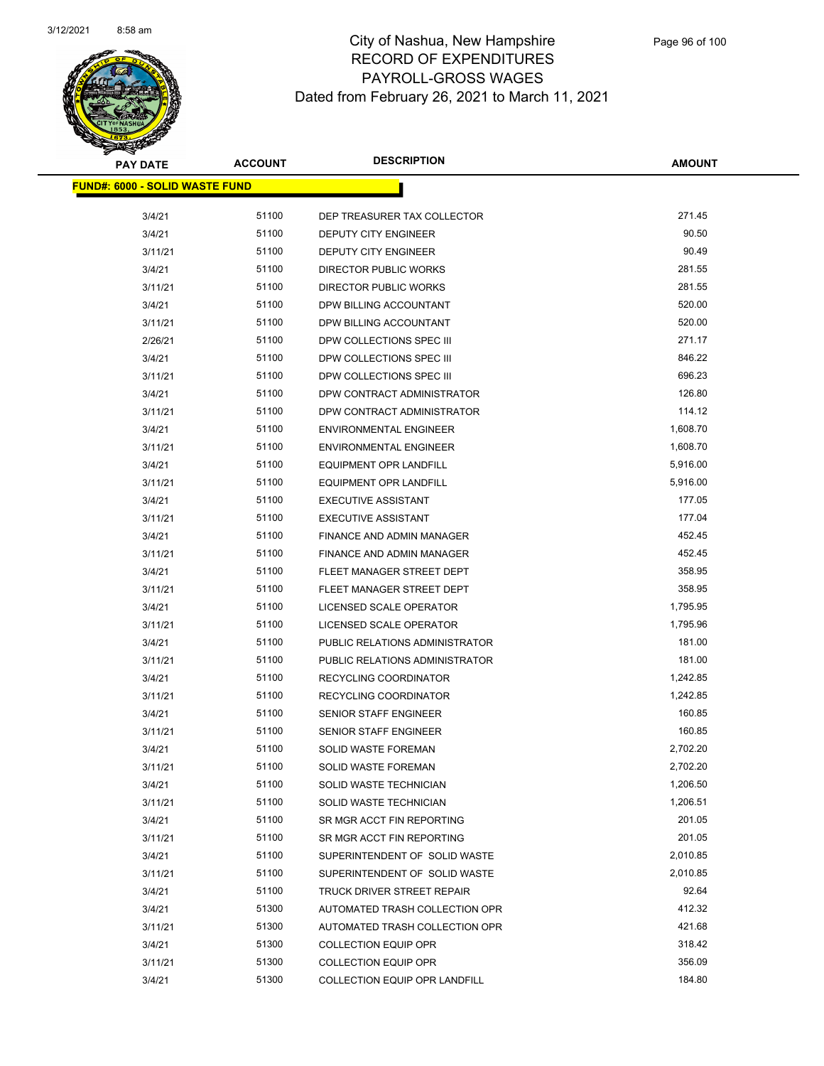# City of Nashua, New Hampshire
## RECORD OF EXPENDITURES
## PAYROLL-GROSS WAGES
## Dated from February 26, 2021 to March 11, 2021

| PAY DATE | ACCOUNT | DESCRIPTION | AMOUNT |
|---|---|---|---|
| **FUND#: 6000 - SOLID WASTE FUND** | | | |
| 3/4/21 | 51100 | DEP TREASURER TAX COLLECTOR | 271.45 |
| 3/4/21 | 51100 | DEPUTY CITY ENGINEER | 90.50 |
| 3/11/21 | 51100 | DEPUTY CITY ENGINEER | 90.49 |
| 3/4/21 | 51100 | DIRECTOR PUBLIC WORKS | 281.55 |
| 3/11/21 | 51100 | DIRECTOR PUBLIC WORKS | 281.55 |
| 3/4/21 | 51100 | DPW BILLING ACCOUNTANT | 520.00 |
| 3/11/21 | 51100 | DPW BILLING ACCOUNTANT | 520.00 |
| 2/26/21 | 51100 | DPW COLLECTIONS SPEC III | 271.17 |
| 3/4/21 | 51100 | DPW COLLECTIONS SPEC III | 846.22 |
| 3/11/21 | 51100 | DPW COLLECTIONS SPEC III | 696.23 |
| 3/4/21 | 51100 | DPW CONTRACT ADMINISTRATOR | 126.80 |
| 3/11/21 | 51100 | DPW CONTRACT ADMINISTRATOR | 114.12 |
| 3/4/21 | 51100 | ENVIRONMENTAL ENGINEER | 1,608.70 |
| 3/11/21 | 51100 | ENVIRONMENTAL ENGINEER | 1,608.70 |
| 3/4/21 | 51100 | EQUIPMENT OPR LANDFILL | 5,916.00 |
| 3/11/21 | 51100 | EQUIPMENT OPR LANDFILL | 5,916.00 |
| 3/4/21 | 51100 | EXECUTIVE ASSISTANT | 177.05 |
| 3/11/21 | 51100 | EXECUTIVE ASSISTANT | 177.04 |
| 3/4/21 | 51100 | FINANCE AND ADMIN MANAGER | 452.45 |
| 3/11/21 | 51100 | FINANCE AND ADMIN MANAGER | 452.45 |
| 3/4/21 | 51100 | FLEET MANAGER STREET DEPT | 358.95 |
| 3/11/21 | 51100 | FLEET MANAGER STREET DEPT | 358.95 |
| 3/4/21 | 51100 | LICENSED SCALE OPERATOR | 1,795.95 |
| 3/11/21 | 51100 | LICENSED SCALE OPERATOR | 1,795.96 |
| 3/4/21 | 51100 | PUBLIC RELATIONS ADMINISTRATOR | 181.00 |
| 3/11/21 | 51100 | PUBLIC RELATIONS ADMINISTRATOR | 181.00 |
| 3/4/21 | 51100 | RECYCLING COORDINATOR | 1,242.85 |
| 3/11/21 | 51100 | RECYCLING COORDINATOR | 1,242.85 |
| 3/4/21 | 51100 | SENIOR STAFF ENGINEER | 160.85 |
| 3/11/21 | 51100 | SENIOR STAFF ENGINEER | 160.85 |
| 3/4/21 | 51100 | SOLID WASTE FOREMAN | 2,702.20 |
| 3/11/21 | 51100 | SOLID WASTE FOREMAN | 2,702.20 |
| 3/4/21 | 51100 | SOLID WASTE TECHNICIAN | 1,206.50 |
| 3/11/21 | 51100 | SOLID WASTE TECHNICIAN | 1,206.51 |
| 3/4/21 | 51100 | SR MGR ACCT FIN REPORTING | 201.05 |
| 3/11/21 | 51100 | SR MGR ACCT FIN REPORTING | 201.05 |
| 3/4/21 | 51100 | SUPERINTENDENT OF SOLID WASTE | 2,010.85 |
| 3/11/21 | 51100 | SUPERINTENDENT OF SOLID WASTE | 2,010.85 |
| 3/4/21 | 51100 | TRUCK DRIVER STREET REPAIR | 92.64 |
| 3/4/21 | 51300 | AUTOMATED TRASH COLLECTION OPR | 412.32 |
| 3/11/21 | 51300 | AUTOMATED TRASH COLLECTION OPR | 421.68 |
| 3/4/21 | 51300 | COLLECTION EQUIP OPR | 318.42 |
| 3/11/21 | 51300 | COLLECTION EQUIP OPR | 356.09 |
| 3/4/21 | 51300 | COLLECTION EQUIP OPR LANDFILL | 184.80 |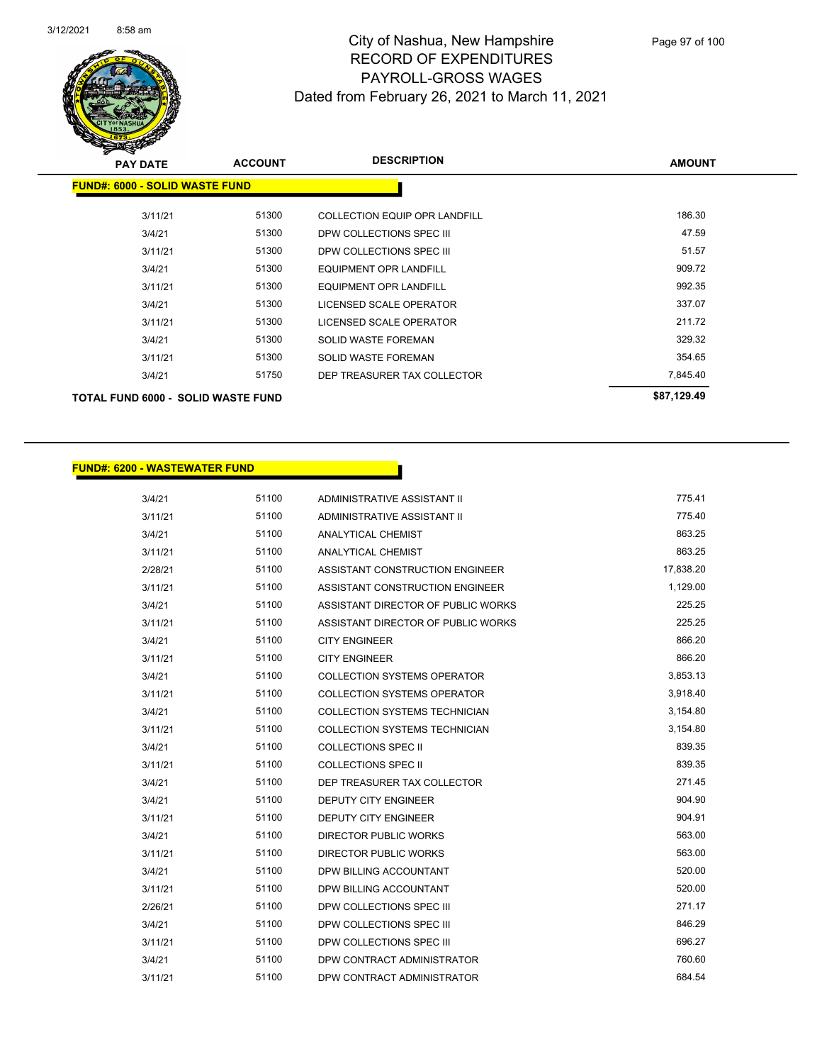# City of Nashua, New Hampshire
## RECORD OF EXPENDITURES
## PAYROLL-GROSS WAGES
### Dated from February 26, 2021 to March 11, 2021

**FUND#: 6000 - SOLID WASTE FUND**

| PAY DATE | ACCOUNT | DESCRIPTION | AMOUNT |
|---|---|---|---|
| 3/11/21 | 51300 | COLLECTION EQUIP OPR LANDFILL | 186.30 |
| 3/4/21 | 51300 | DPW COLLECTIONS SPEC III | 47.59 |
| 3/11/21 | 51300 | DPW COLLECTIONS SPEC III | 51.57 |
| 3/4/21 | 51300 | EQUIPMENT OPR LANDFILL | 909.72 |
| 3/11/21 | 51300 | EQUIPMENT OPR LANDFILL | 992.35 |
| 3/4/21 | 51300 | LICENSED SCALE OPERATOR | 337.07 |
| 3/11/21 | 51300 | LICENSED SCALE OPERATOR | 211.72 |
| 3/4/21 | 51300 | SOLID WASTE FOREMAN | 329.32 |
| 3/11/21 | 51300 | SOLID WASTE FOREMAN | 354.65 |
| 3/4/21 | 51750 | DEP TREASURER TAX COLLECTOR | 7,845.40 |
| **TOTAL FUND 6000 - SOLID WASTE FUND** | | | **$87,129.49** |

**FUND#: 6200 - WASTEWATER FUND**

| PAY DATE | ACCOUNT | DESCRIPTION | AMOUNT |
|---|---|---|---|
| 3/4/21 | 51100 | ADMINISTRATIVE ASSISTANT II | 775.41 |
| 3/11/21 | 51100 | ADMINISTRATIVE ASSISTANT II | 775.40 |
| 3/4/21 | 51100 | ANALYTICAL CHEMIST | 863.25 |
| 3/11/21 | 51100 | ANALYTICAL CHEMIST | 863.25 |
| 2/28/21 | 51100 | ASSISTANT CONSTRUCTION ENGINEER | 17,838.20 |
| 3/11/21 | 51100 | ASSISTANT CONSTRUCTION ENGINEER | 1,129.00 |
| 3/4/21 | 51100 | ASSISTANT DIRECTOR OF PUBLIC WORKS | 225.25 |
| 3/11/21 | 51100 | ASSISTANT DIRECTOR OF PUBLIC WORKS | 225.25 |
| 3/4/21 | 51100 | CITY ENGINEER | 866.20 |
| 3/11/21 | 51100 | CITY ENGINEER | 866.20 |
| 3/4/21 | 51100 | COLLECTION SYSTEMS OPERATOR | 3,853.13 |
| 3/11/21 | 51100 | COLLECTION SYSTEMS OPERATOR | 3,918.40 |
| 3/4/21 | 51100 | COLLECTION SYSTEMS TECHNICIAN | 3,154.80 |
| 3/11/21 | 51100 | COLLECTION SYSTEMS TECHNICIAN | 3,154.80 |
| 3/4/21 | 51100 | COLLECTIONS SPEC II | 839.35 |
| 3/11/21 | 51100 | COLLECTIONS SPEC II | 839.35 |
| 3/4/21 | 51100 | DEP TREASURER TAX COLLECTOR | 271.45 |
| 3/4/21 | 51100 | DEPUTY CITY ENGINEER | 904.90 |
| 3/11/21 | 51100 | DEPUTY CITY ENGINEER | 904.91 |
| 3/4/21 | 51100 | DIRECTOR PUBLIC WORKS | 563.00 |
| 3/11/21 | 51100 | DIRECTOR PUBLIC WORKS | 563.00 |
| 3/4/21 | 51100 | DPW BILLING ACCOUNTANT | 520.00 |
| 3/11/21 | 51100 | DPW BILLING ACCOUNTANT | 520.00 |
| 2/26/21 | 51100 | DPW COLLECTIONS SPEC III | 271.17 |
| 3/4/21 | 51100 | DPW COLLECTIONS SPEC III | 846.29 |
| 3/11/21 | 51100 | DPW COLLECTIONS SPEC III | 696.27 |
| 3/4/21 | 51100 | DPW CONTRACT ADMINISTRATOR | 760.60 |
| 3/11/21 | 51100 | DPW CONTRACT ADMINISTRATOR | 684.54 |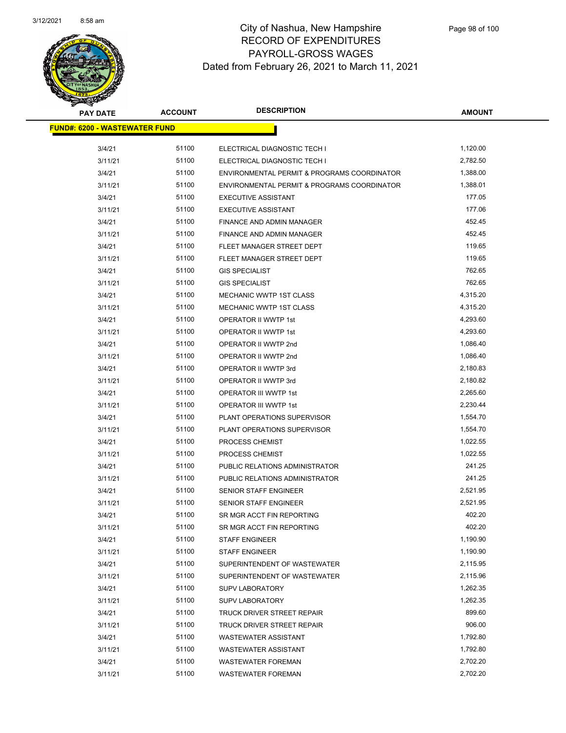# City of Nashua, New Hampshire
## RECORD OF EXPENDITURES
## PAYROLL-GROSS WAGES
### Dated from February 26, 2021 to March 11, 2021

| PAY DATE | ACCOUNT | DESCRIPTION | AMOUNT |
|---|---|---|---|
| **FUND#: 6200 - WASTEWATER FUND** | | | |
| 3/4/21 | 51100 | ELECTRICAL DIAGNOSTIC TECH I | 1,120.00 |
| 3/11/21 | 51100 | ELECTRICAL DIAGNOSTIC TECH I | 2,782.50 |
| 3/4/21 | 51100 | ENVIRONMENTAL PERMIT & PROGRAMS COORDINATOR | 1,388.00 |
| 3/11/21 | 51100 | ENVIRONMENTAL PERMIT & PROGRAMS COORDINATOR | 1,388.01 |
| 3/4/21 | 51100 | EXECUTIVE ASSISTANT | 177.05 |
| 3/11/21 | 51100 | EXECUTIVE ASSISTANT | 177.06 |
| 3/4/21 | 51100 | FINANCE AND ADMIN MANAGER | 452.45 |
| 3/11/21 | 51100 | FINANCE AND ADMIN MANAGER | 452.45 |
| 3/4/21 | 51100 | FLEET MANAGER STREET DEPT | 119.65 |
| 3/11/21 | 51100 | FLEET MANAGER STREET DEPT | 119.65 |
| 3/4/21 | 51100 | GIS SPECIALIST | 762.65 |
| 3/11/21 | 51100 | GIS SPECIALIST | 762.65 |
| 3/4/21 | 51100 | MECHANIC WWTP 1ST CLASS | 4,315.20 |
| 3/11/21 | 51100 | MECHANIC WWTP 1ST CLASS | 4,315.20 |
| 3/4/21 | 51100 | OPERATOR II WWTP 1st | 4,293.60 |
| 3/11/21 | 51100 | OPERATOR II WWTP 1st | 4,293.60 |
| 3/4/21 | 51100 | OPERATOR II WWTP 2nd | 1,086.40 |
| 3/11/21 | 51100 | OPERATOR II WWTP 2nd | 1,086.40 |
| 3/4/21 | 51100 | OPERATOR II WWTP 3rd | 2,180.83 |
| 3/11/21 | 51100 | OPERATOR II WWTP 3rd | 2,180.82 |
| 3/4/21 | 51100 | OPERATOR III WWTP 1st | 2,265.60 |
| 3/11/21 | 51100 | OPERATOR III WWTP 1st | 2,230.44 |
| 3/4/21 | 51100 | PLANT OPERATIONS SUPERVISOR | 1,554.70 |
| 3/11/21 | 51100 | PLANT OPERATIONS SUPERVISOR | 1,554.70 |
| 3/4/21 | 51100 | PROCESS CHEMIST | 1,022.55 |
| 3/11/21 | 51100 | PROCESS CHEMIST | 1,022.55 |
| 3/4/21 | 51100 | PUBLIC RELATIONS ADMINISTRATOR | 241.25 |
| 3/11/21 | 51100 | PUBLIC RELATIONS ADMINISTRATOR | 241.25 |
| 3/4/21 | 51100 | SENIOR STAFF ENGINEER | 2,521.95 |
| 3/11/21 | 51100 | SENIOR STAFF ENGINEER | 2,521.95 |
| 3/4/21 | 51100 | SR MGR ACCT FIN REPORTING | 402.20 |
| 3/11/21 | 51100 | SR MGR ACCT FIN REPORTING | 402.20 |
| 3/4/21 | 51100 | STAFF ENGINEER | 1,190.90 |
| 3/11/21 | 51100 | STAFF ENGINEER | 1,190.90 |
| 3/4/21 | 51100 | SUPERINTENDENT OF WASTEWATER | 2,115.95 |
| 3/11/21 | 51100 | SUPERINTENDENT OF WASTEWATER | 2,115.96 |
| 3/4/21 | 51100 | SUPV LABORATORY | 1,262.35 |
| 3/11/21 | 51100 | SUPV LABORATORY | 1,262.35 |
| 3/4/21 | 51100 | TRUCK DRIVER STREET REPAIR | 899.60 |
| 3/11/21 | 51100 | TRUCK DRIVER STREET REPAIR | 906.00 |
| 3/4/21 | 51100 | WASTEWATER ASSISTANT | 1,792.80 |
| 3/11/21 | 51100 | WASTEWATER ASSISTANT | 1,792.80 |
| 3/4/21 | 51100 | WASTEWATER FOREMAN | 2,702.20 |
| 3/11/21 | 51100 | WASTEWATER FOREMAN | 2,702.20 |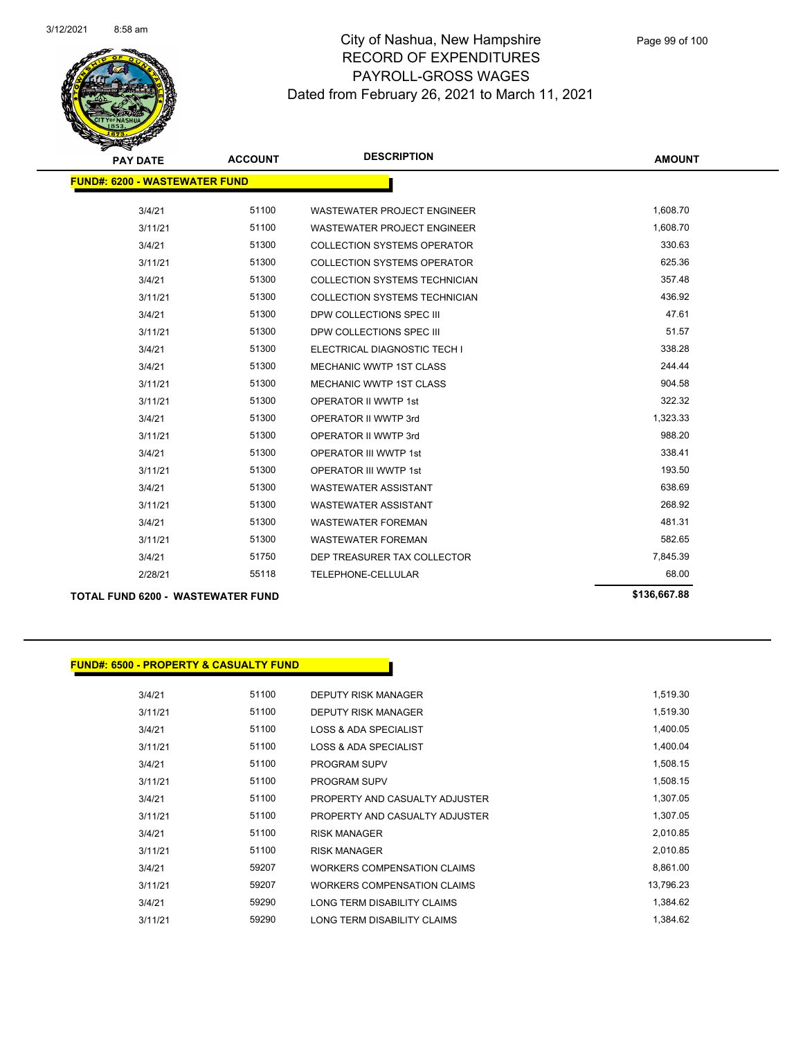# City of Nashua, New Hampshire
## RECORD OF EXPENDITURES
## PAYROLL-GROSS WAGES
### Dated from February 26, 2021 to March 11, 2021

| PAY DATE | ACCOUNT | DESCRIPTION | AMOUNT |
|---|---|---|---|
| **FUND#: 6200 - WASTEWATER FUND** | | | |
| 3/4/21 | 51100 | WASTEWATER PROJECT ENGINEER | 1,608.70 |
| 3/11/21 | 51100 | WASTEWATER PROJECT ENGINEER | 1,608.70 |
| 3/4/21 | 51300 | COLLECTION SYSTEMS OPERATOR | 330.63 |
| 3/11/21 | 51300 | COLLECTION SYSTEMS OPERATOR | 625.36 |
| 3/4/21 | 51300 | COLLECTION SYSTEMS TECHNICIAN | 357.48 |
| 3/11/21 | 51300 | COLLECTION SYSTEMS TECHNICIAN | 436.92 |
| 3/4/21 | 51300 | DPW COLLECTIONS SPEC III | 47.61 |
| 3/11/21 | 51300 | DPW COLLECTIONS SPEC III | 51.57 |
| 3/4/21 | 51300 | ELECTRICAL DIAGNOSTIC TECH I | 338.28 |
| 3/4/21 | 51300 | MECHANIC WWTP 1ST CLASS | 244.44 |
| 3/11/21 | 51300 | MECHANIC WWTP 1ST CLASS | 904.58 |
| 3/11/21 | 51300 | OPERATOR II WWTP 1st | 322.32 |
| 3/4/21 | 51300 | OPERATOR II WWTP 3rd | 1,323.33 |
| 3/11/21 | 51300 | OPERATOR II WWTP 3rd | 988.20 |
| 3/4/21 | 51300 | OPERATOR III WWTP 1st | 338.41 |
| 3/11/21 | 51300 | OPERATOR III WWTP 1st | 193.50 |
| 3/4/21 | 51300 | WASTEWATER ASSISTANT | 638.69 |
| 3/11/21 | 51300 | WASTEWATER ASSISTANT | 268.92 |
| 3/4/21 | 51300 | WASTEWATER FOREMAN | 481.31 |
| 3/11/21 | 51300 | WASTEWATER FOREMAN | 582.65 |
| 3/4/21 | 51750 | DEP TREASURER TAX COLLECTOR | 7,845.39 |
| 2/28/21 | 55118 | TELEPHONE-CELLULAR | 68.00 |
| **TOTAL FUND 6200 - WASTEWATER FUND** | | | **$136,667.88** |

| PAY DATE | ACCOUNT | DESCRIPTION | AMOUNT |
|---|---|---|---|
| **FUND#: 6500 - PROPERTY & CASUALTY FUND** | | | |
| 3/4/21 | 51100 | DEPUTY RISK MANAGER | 1,519.30 |
| 3/11/21 | 51100 | DEPUTY RISK MANAGER | 1,519.30 |
| 3/4/21 | 51100 | LOSS & ADA SPECIALIST | 1,400.05 |
| 3/11/21 | 51100 | LOSS & ADA SPECIALIST | 1,400.04 |
| 3/4/21 | 51100 | PROGRAM SUPV | 1,508.15 |
| 3/11/21 | 51100 | PROGRAM SUPV | 1,508.15 |
| 3/4/21 | 51100 | PROPERTY AND CASUALTY ADJUSTER | 1,307.05 |
| 3/11/21 | 51100 | PROPERTY AND CASUALTY ADJUSTER | 1,307.05 |
| 3/4/21 | 51100 | RISK MANAGER | 2,010.85 |
| 3/11/21 | 51100 | RISK MANAGER | 2,010.85 |
| 3/4/21 | 59207 | WORKERS COMPENSATION CLAIMS | 8,861.00 |
| 3/11/21 | 59207 | WORKERS COMPENSATION CLAIMS | 13,796.23 |
| 3/4/21 | 59290 | LONG TERM DISABILITY CLAIMS | 1,384.62 |
| 3/11/21 | 59290 | LONG TERM DISABILITY CLAIMS | 1,384.62 |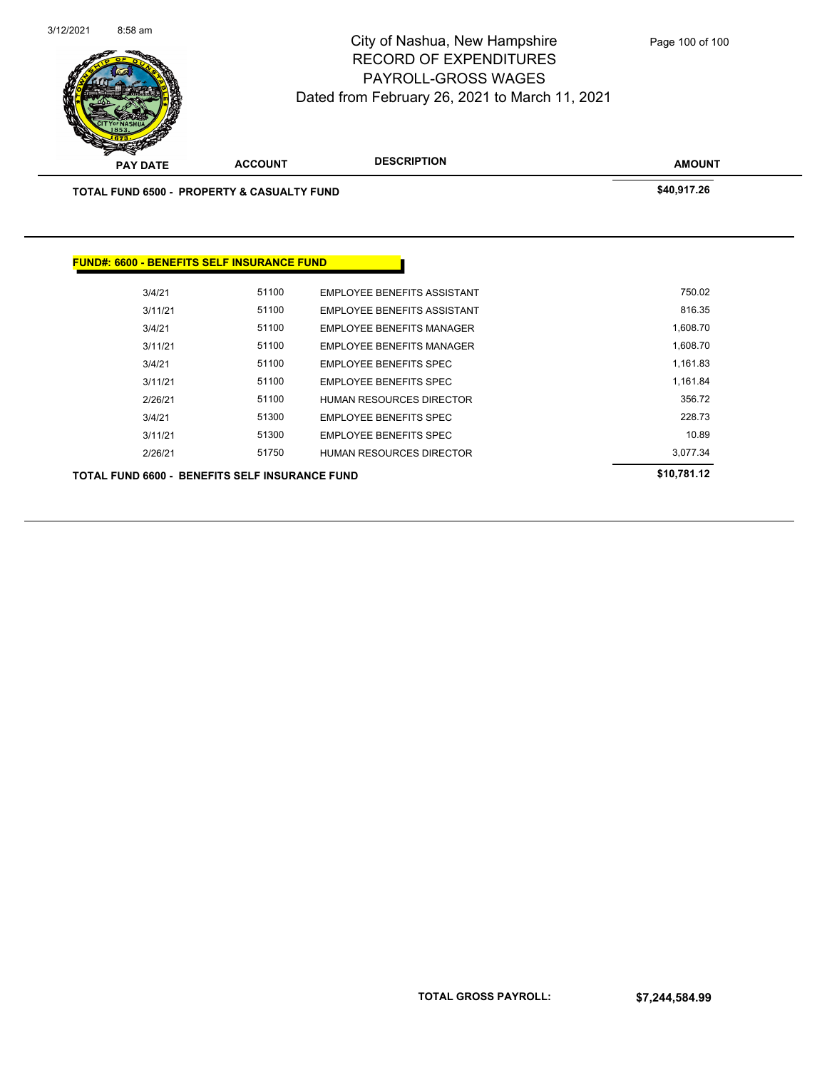City of Nashua, New Hampshire
RECORD OF EXPENDITURES
PAYROLL-GROSS WAGES
Dated from February 26, 2021 to March 11, 2021

| PAY DATE | ACCOUNT | DESCRIPTION | AMOUNT |
|---|---|---|---|
| **TOTAL FUND 6500 - PROPERTY & CASUALTY FUND** | | | **$40,917.26** |

**FUND#: 6600 - BENEFITS SELF INSURANCE FUND**

| PAY DATE | ACCOUNT | DESCRIPTION | AMOUNT |
|---|---|---|---|
| 3/4/21 | 51100 | EMPLOYEE BENEFITS ASSISTANT | 750.02 |
| 3/11/21 | 51100 | EMPLOYEE BENEFITS ASSISTANT | 816.35 |
| 3/4/21 | 51100 | EMPLOYEE BENEFITS MANAGER | 1,608.70 |
| 3/11/21 | 51100 | EMPLOYEE BENEFITS MANAGER | 1,608.70 |
| 3/4/21 | 51100 | EMPLOYEE BENEFITS SPEC | 1,161.83 |
| 3/11/21 | 51100 | EMPLOYEE BENEFITS SPEC | 1,161.84 |
| 2/26/21 | 51100 | HUMAN RESOURCES DIRECTOR | 356.72 |
| 3/4/21 | 51300 | EMPLOYEE BENEFITS SPEC | 228.73 |
| 3/11/21 | 51300 | EMPLOYEE BENEFITS SPEC | 10.89 |
| 2/26/21 | 51750 | HUMAN RESOURCES DIRECTOR | 3,077.34 |
| **TOTAL FUND 6600 - BENEFITS SELF INSURANCE FUND** | | | **$10,781.12** |

**TOTAL GROSS PAYROLL: $7,244,584.99**